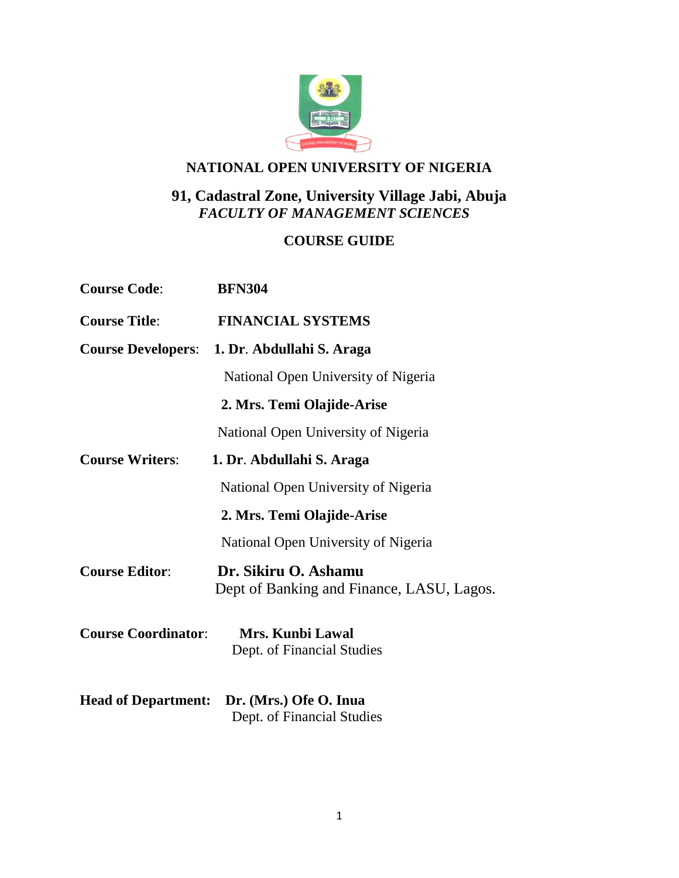# NATIONAL OPEN UNIVERSITY OF NIGERIA

## 91, Cadastral Zone, University Village Jabi, Abuja

***FACULTY OF MANAGEMENT SCIENCES***

## COURSE GUIDE

**Course Code**: **BFN304**

**Course Title**: **FINANCIAL SYSTEMS**

**Course Developers**: **1. Dr. Abdullahi S. Araga**
National Open University of Nigeria
**2. Mrs. Temi Olajide-Arise**
National Open University of Nigeria

**Course Writers**: **1. Dr. Abdullahi S. Araga**
National Open University of Nigeria
**2. Mrs. Temi Olajide-Arise**
National Open University of Nigeria

**Course Editor**: **Dr. Sikiru O. Ashamu**
Dept of Banking and Finance, LASU, Lagos.

**Course Coordinator**: **Mrs. Kunbi Lawal**
Dept. of Financial Studies

**Head of Department: Dr. (Mrs.) Ofe O. Inua**
Dept. of Financial Studies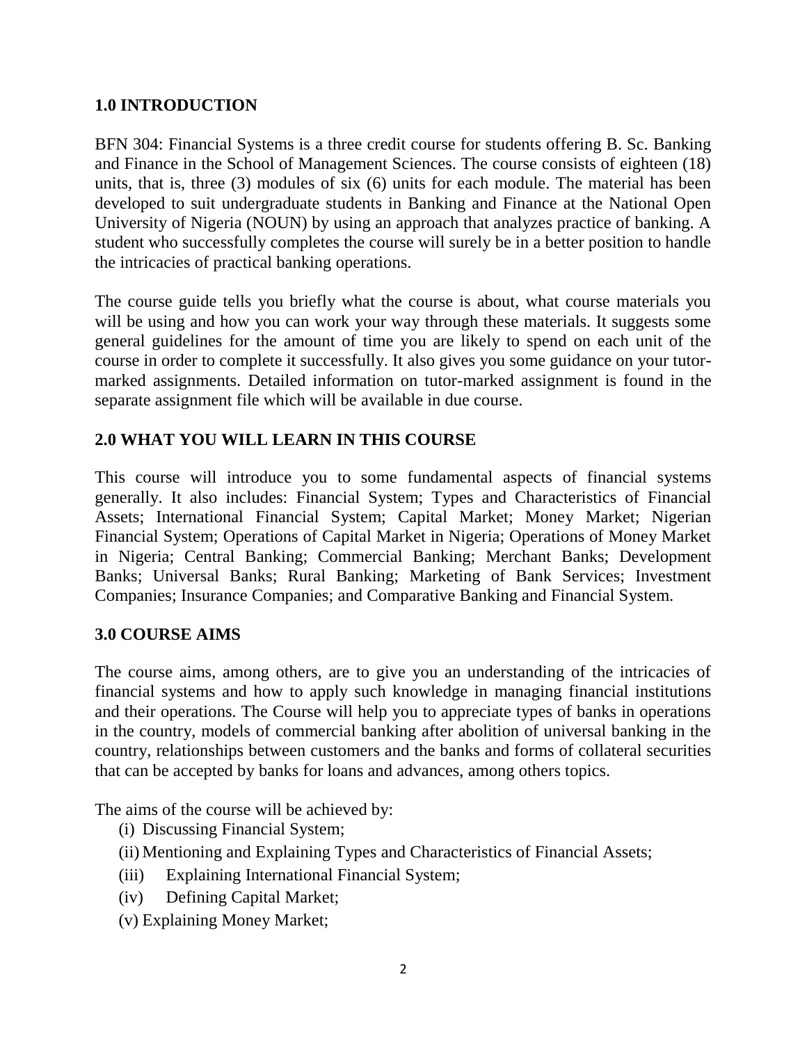## 1.0 INTRODUCTION

BFN 304: Financial Systems is a three credit course for students offering B. Sc. Banking and Finance in the School of Management Sciences. The course consists of eighteen (18) units, that is, three (3) modules of six (6) units for each module. The material has been developed to suit undergraduate students in Banking and Finance at the National Open University of Nigeria (NOUN) by using an approach that analyzes practice of banking. A student who successfully completes the course will surely be in a better position to handle the intricacies of practical banking operations.

The course guide tells you briefly what the course is about, what course materials you will be using and how you can work your way through these materials. It suggests some general guidelines for the amount of time you are likely to spend on each unit of the course in order to complete it successfully. It also gives you some guidance on your tutor-marked assignments. Detailed information on tutor-marked assignment is found in the separate assignment file which will be available in due course.

## 2.0 WHAT YOU WILL LEARN IN THIS COURSE

This course will introduce you to some fundamental aspects of financial systems generally. It also includes: Financial System; Types and Characteristics of Financial Assets; International Financial System; Capital Market; Money Market; Nigerian Financial System; Operations of Capital Market in Nigeria; Operations of Money Market in Nigeria; Central Banking; Commercial Banking; Merchant Banks; Development Banks; Universal Banks; Rural Banking; Marketing of Bank Services; Investment Companies; Insurance Companies; and Comparative Banking and Financial System.

## 3.0 COURSE AIMS

The course aims, among others, are to give you an understanding of the intricacies of financial systems and how to apply such knowledge in managing financial institutions and their operations. The Course will help you to appreciate types of banks in operations in the country, models of commercial banking after abolition of universal banking in the country, relationships between customers and the banks and forms of collateral securities that can be accepted by banks for loans and advances, among others topics.

The aims of the course will be achieved by:

(i) Discussing Financial System;

(ii) Mentioning and Explaining Types and Characteristics of Financial Assets;

(iii) Explaining International Financial System;

(iv) Defining Capital Market;

(v) Explaining Money Market;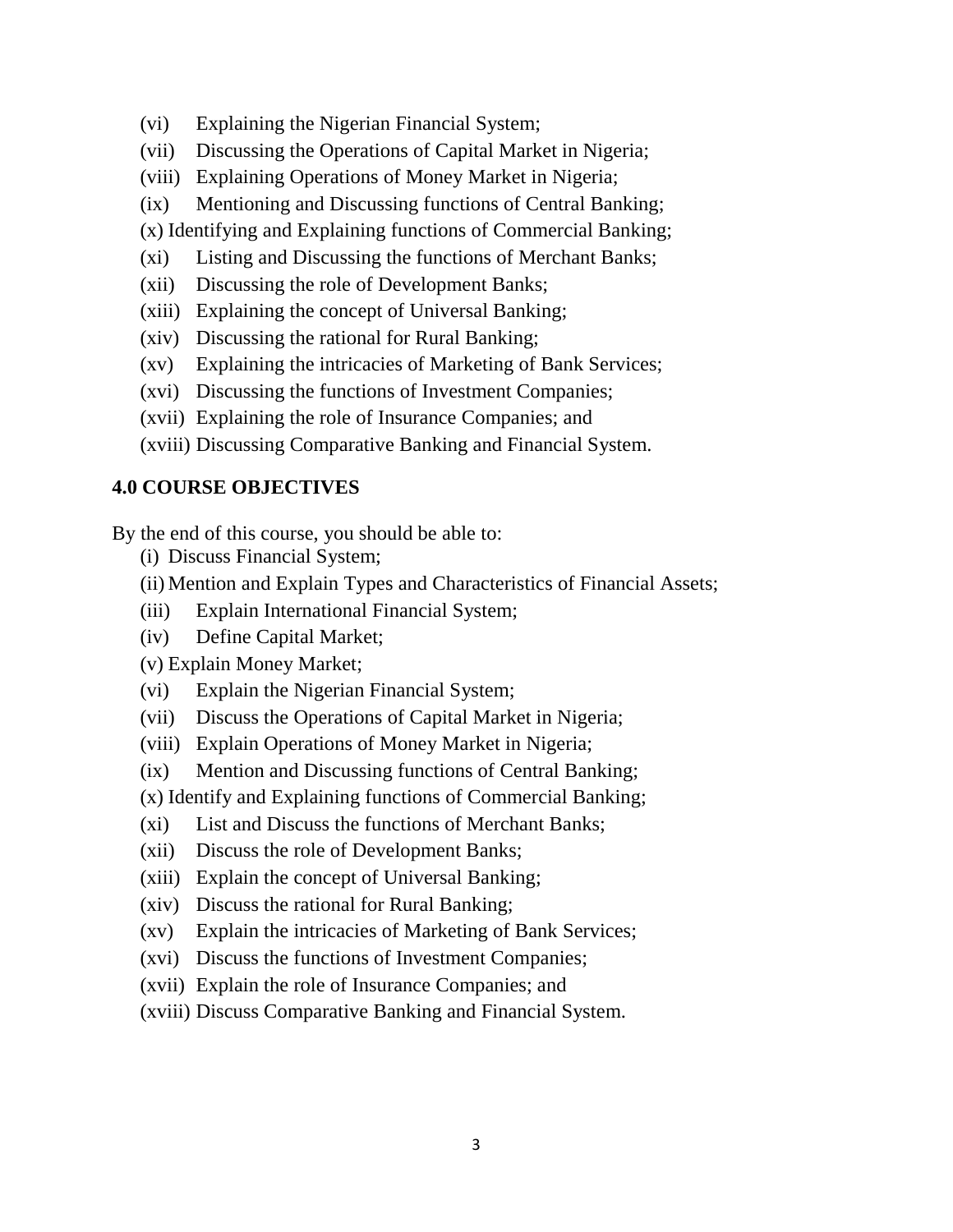(vi) Explaining the Nigerian Financial System;
(vii) Discussing the Operations of Capital Market in Nigeria;
(viii) Explaining Operations of Money Market in Nigeria;
(ix) Mentioning and Discussing functions of Central Banking;
(x) Identifying and Explaining functions of Commercial Banking;
(xi) Listing and Discussing the functions of Merchant Banks;
(xii) Discussing the role of Development Banks;
(xiii) Explaining the concept of Universal Banking;
(xiv) Discussing the rational for Rural Banking;
(xv) Explaining the intricacies of Marketing of Bank Services;
(xvi) Discussing the functions of Investment Companies;
(xvii) Explaining the role of Insurance Companies; and
(xviii) Discussing Comparative Banking and Financial System.

## 4.0 COURSE OBJECTIVES

By the end of this course, you should be able to:

(i) Discuss Financial System;
(ii) Mention and Explain Types and Characteristics of Financial Assets;
(iii) Explain International Financial System;
(iv) Define Capital Market;
(v) Explain Money Market;
(vi) Explain the Nigerian Financial System;
(vii) Discuss the Operations of Capital Market in Nigeria;
(viii) Explain Operations of Money Market in Nigeria;
(ix) Mention and Discussing functions of Central Banking;
(x) Identify and Explaining functions of Commercial Banking;
(xi) List and Discuss the functions of Merchant Banks;
(xii) Discuss the role of Development Banks;
(xiii) Explain the concept of Universal Banking;
(xiv) Discuss the rational for Rural Banking;
(xv) Explain the intricacies of Marketing of Bank Services;
(xvi) Discuss the functions of Investment Companies;
(xvii) Explain the role of Insurance Companies; and
(xviii) Discuss Comparative Banking and Financial System.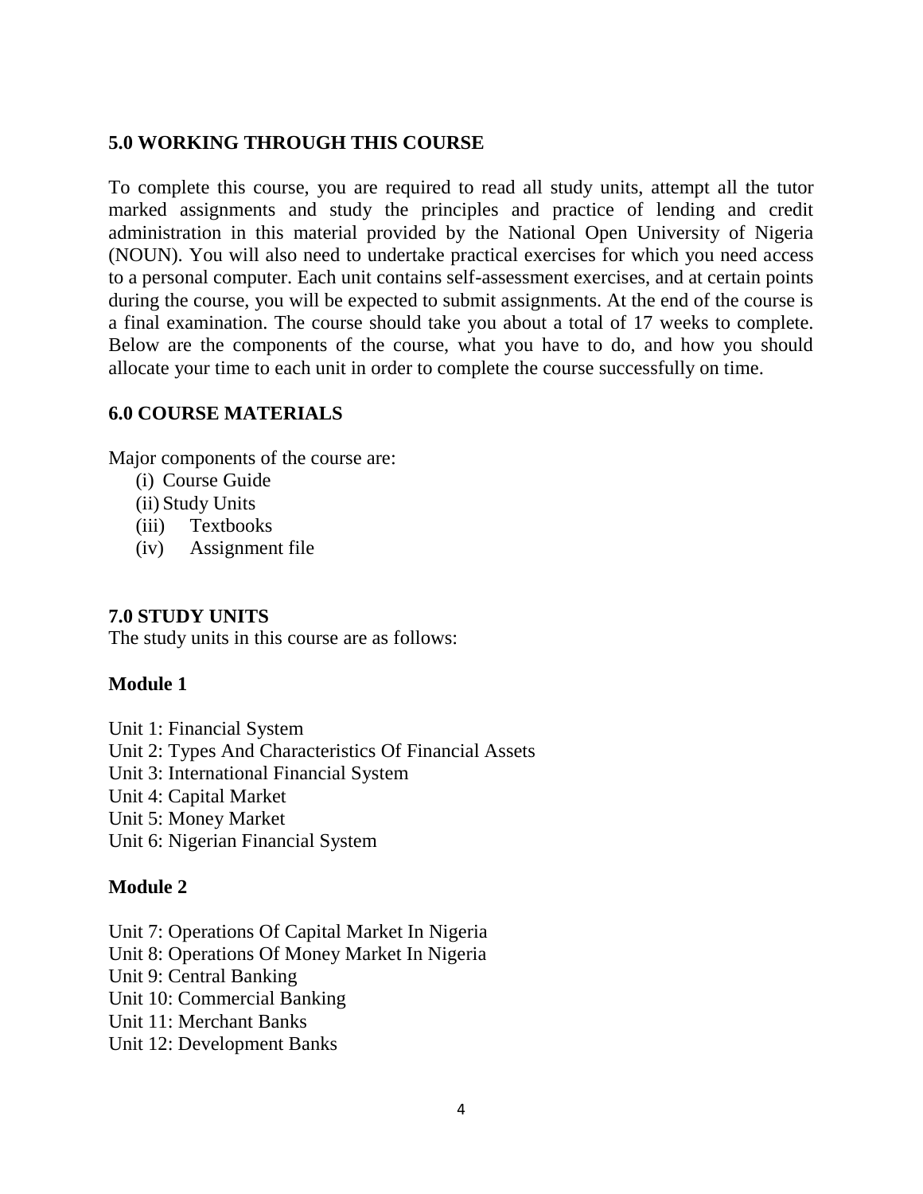## 5.0 WORKING THROUGH THIS COURSE

To complete this course, you are required to read all study units, attempt all the tutor marked assignments and study the principles and practice of lending and credit administration in this material provided by the National Open University of Nigeria (NOUN). You will also need to undertake practical exercises for which you need access to a personal computer. Each unit contains self-assessment exercises, and at certain points during the course, you will be expected to submit assignments. At the end of the course is a final examination. The course should take you about a total of 17 weeks to complete. Below are the components of the course, what you have to do, and how you should allocate your time to each unit in order to complete the course successfully on time.

## 6.0 COURSE MATERIALS

Major components of the course are:

(i) Course Guide
(ii) Study Units
(iii) Textbooks
(iv) Assignment file

## 7.0 STUDY UNITS

The study units in this course are as follows:

**Module 1**

Unit 1: Financial System
Unit 2: Types And Characteristics Of Financial Assets
Unit 3: International Financial System
Unit 4: Capital Market
Unit 5: Money Market
Unit 6: Nigerian Financial System

**Module 2**

Unit 7: Operations Of Capital Market In Nigeria
Unit 8: Operations Of Money Market In Nigeria
Unit 9: Central Banking
Unit 10: Commercial Banking
Unit 11: Merchant Banks
Unit 12: Development Banks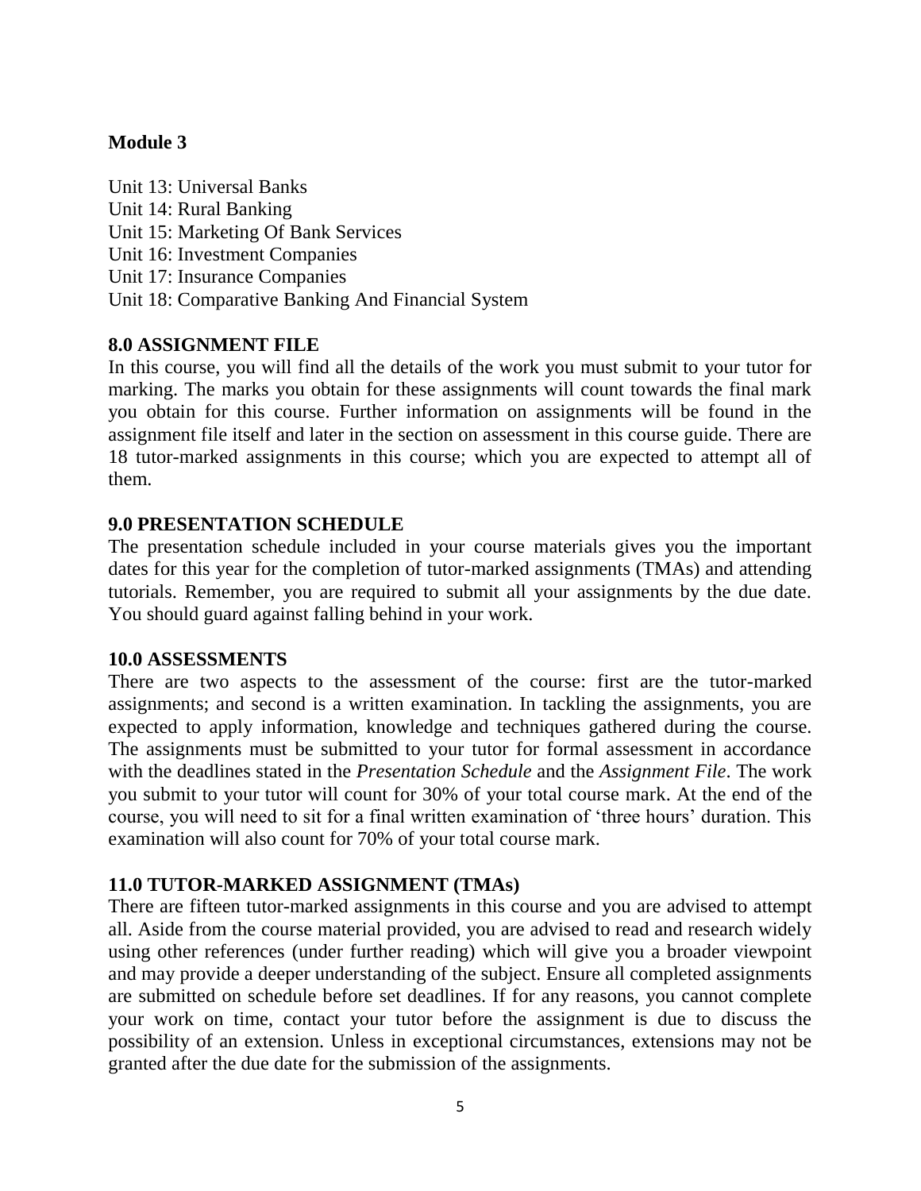**Module 3**

Unit 13: Universal Banks
Unit 14: Rural Banking
Unit 15: Marketing Of Bank Services
Unit 16: Investment Companies
Unit 17: Insurance Companies
Unit 18: Comparative Banking And Financial System

## 8.0 ASSIGNMENT FILE

In this course, you will find all the details of the work you must submit to your tutor for marking. The marks you obtain for these assignments will count towards the final mark you obtain for this course. Further information on assignments will be found in the assignment file itself and later in the section on assessment in this course guide. There are 18 tutor-marked assignments in this course; which you are expected to attempt all of them.

## 9.0 PRESENTATION SCHEDULE

The presentation schedule included in your course materials gives you the important dates for this year for the completion of tutor-marked assignments (TMAs) and attending tutorials. Remember, you are required to submit all your assignments by the due date. You should guard against falling behind in your work.

## 10.0 ASSESSMENTS

There are two aspects to the assessment of the course: first are the tutor-marked assignments; and second is a written examination. In tackling the assignments, you are expected to apply information, knowledge and techniques gathered during the course. The assignments must be submitted to your tutor for formal assessment in accordance with the deadlines stated in the *Presentation Schedule* and the *Assignment File*. The work you submit to your tutor will count for 30% of your total course mark. At the end of the course, you will need to sit for a final written examination of 'three hours' duration. This examination will also count for 70% of your total course mark.

## 11.0 TUTOR-MARKED ASSIGNMENT (TMAs)

There are fifteen tutor-marked assignments in this course and you are advised to attempt all. Aside from the course material provided, you are advised to read and research widely using other references (under further reading) which will give you a broader viewpoint and may provide a deeper understanding of the subject. Ensure all completed assignments are submitted on schedule before set deadlines. If for any reasons, you cannot complete your work on time, contact your tutor before the assignment is due to discuss the possibility of an extension. Unless in exceptional circumstances, extensions may not be granted after the due date for the submission of the assignments.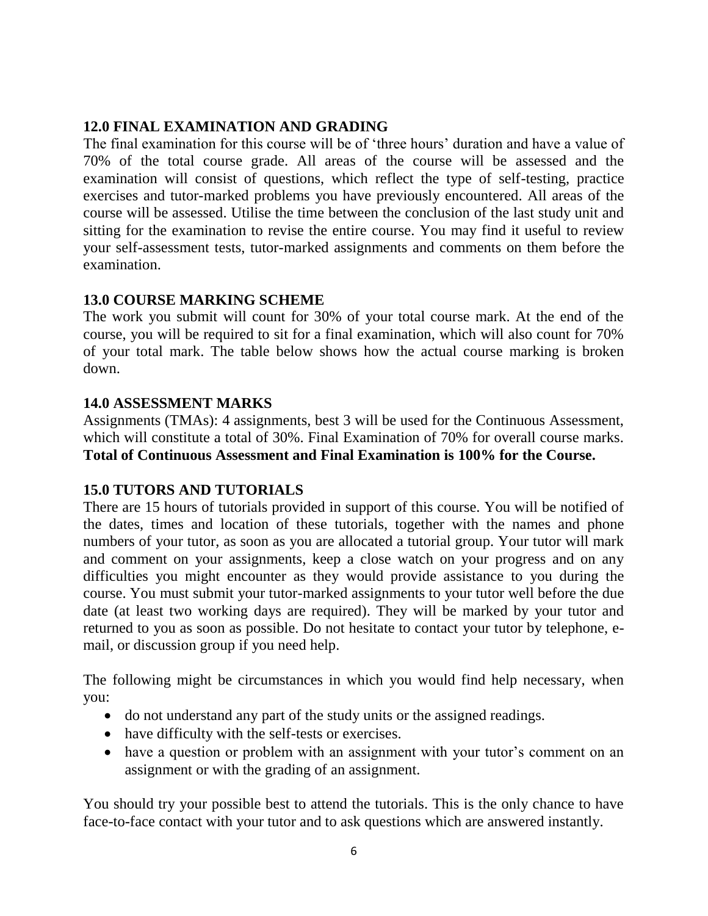## 12.0 FINAL EXAMINATION AND GRADING

The final examination for this course will be of 'three hours' duration and have a value of 70% of the total course grade. All areas of the course will be assessed and the examination will consist of questions, which reflect the type of self-testing, practice exercises and tutor-marked problems you have previously encountered. All areas of the course will be assessed. Utilise the time between the conclusion of the last study unit and sitting for the examination to revise the entire course. You may find it useful to review your self-assessment tests, tutor-marked assignments and comments on them before the examination.

## 13.0 COURSE MARKING SCHEME

The work you submit will count for 30% of your total course mark. At the end of the course, you will be required to sit for a final examination, which will also count for 70% of your total mark. The table below shows how the actual course marking is broken down.

## 14.0 ASSESSMENT MARKS

Assignments (TMAs): 4 assignments, best 3 will be used for the Continuous Assessment, which will constitute a total of 30%. Final Examination of 70% for overall course marks. **Total of Continuous Assessment and Final Examination is 100% for the Course.**

## 15.0 TUTORS AND TUTORIALS

There are 15 hours of tutorials provided in support of this course. You will be notified of the dates, times and location of these tutorials, together with the names and phone numbers of your tutor, as soon as you are allocated a tutorial group. Your tutor will mark and comment on your assignments, keep a close watch on your progress and on any difficulties you might encounter as they would provide assistance to you during the course. You must submit your tutor-marked assignments to your tutor well before the due date (at least two working days are required). They will be marked by your tutor and returned to you as soon as possible. Do not hesitate to contact your tutor by telephone, e-mail, or discussion group if you need help.

The following might be circumstances in which you would find help necessary, when you:

- do not understand any part of the study units or the assigned readings.
- have difficulty with the self-tests or exercises.
- have a question or problem with an assignment with your tutor's comment on an assignment or with the grading of an assignment.

You should try your possible best to attend the tutorials. This is the only chance to have face-to-face contact with your tutor and to ask questions which are answered instantly.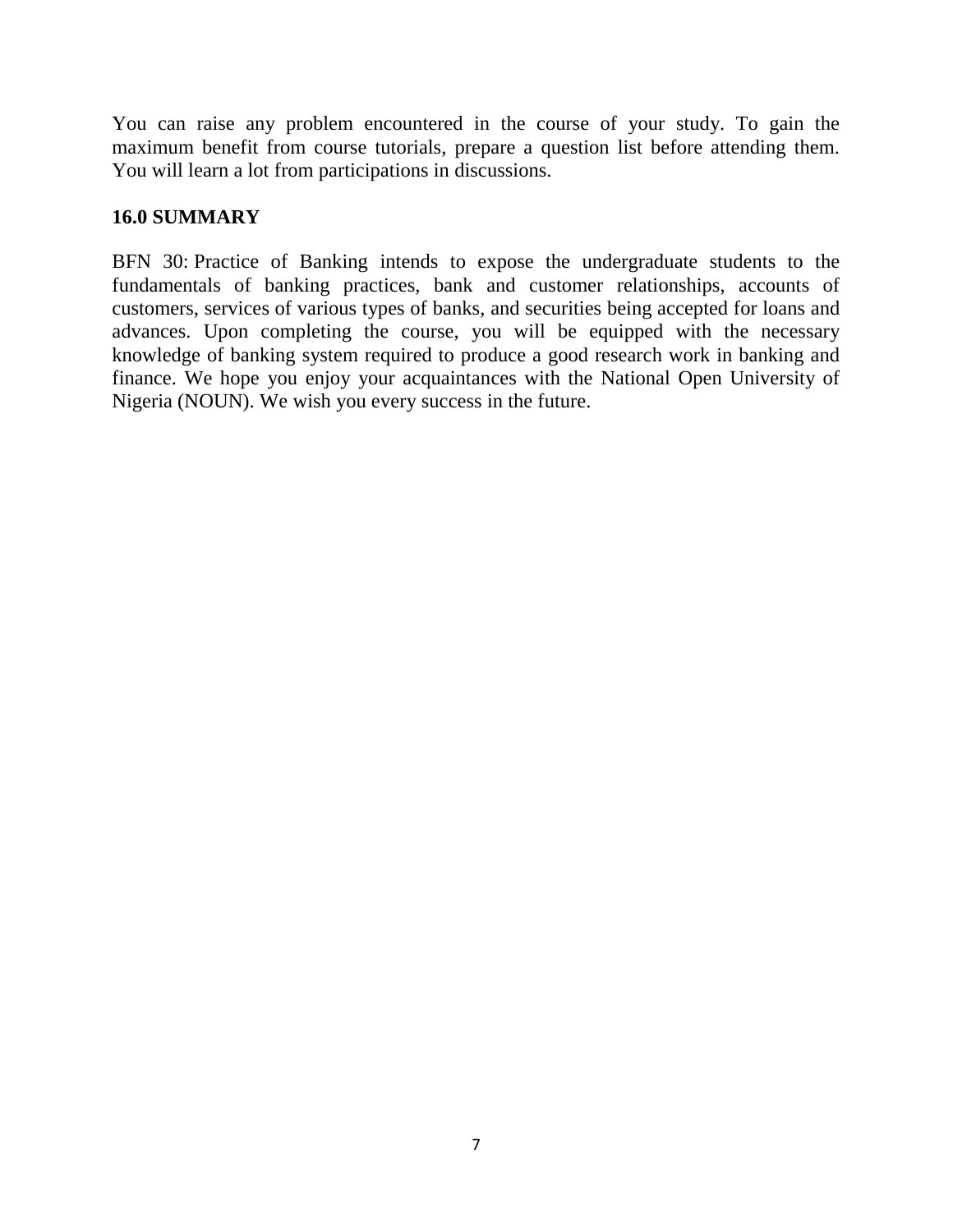You can raise any problem encountered in the course of your study. To gain the maximum benefit from course tutorials, prepare a question list before attending them. You will learn a lot from participations in discussions.

## 16.0 SUMMARY

BFN 30: Practice of Banking intends to expose the undergraduate students to the fundamentals of banking practices, bank and customer relationships, accounts of customers, services of various types of banks, and securities being accepted for loans and advances. Upon completing the course, you will be equipped with the necessary knowledge of banking system required to produce a good research work in banking and finance. We hope you enjoy your acquaintances with the National Open University of Nigeria (NOUN). We wish you every success in the future.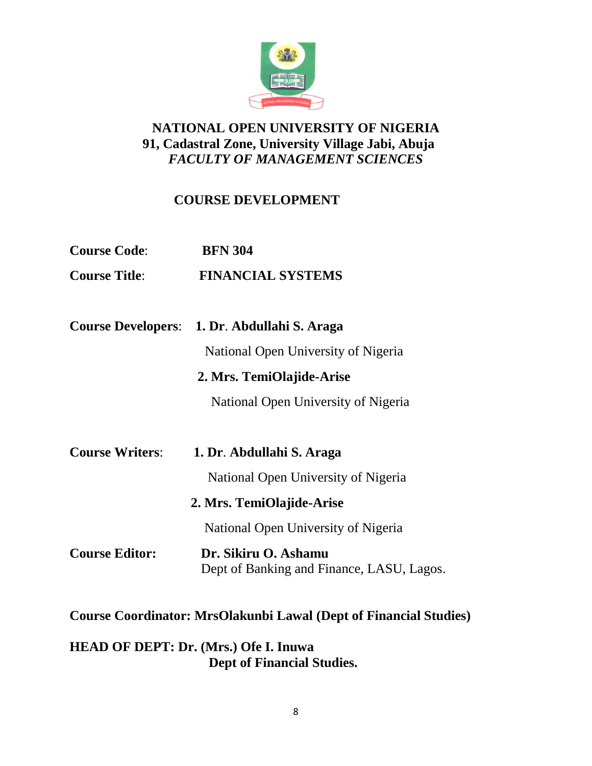# NATIONAL OPEN UNIVERSITY OF NIGERIA

**91, Cadastral Zone, University Village Jabi, Abuja**

***FACULTY OF MANAGEMENT SCIENCES***

## COURSE DEVELOPMENT

**Course Code**: **BFN 304**

**Course Title**: **FINANCIAL SYSTEMS**

**Course Developers**: **1. Dr. Abdullahi S. Araga**
National Open University of Nigeria
**2. Mrs. TemiOlajide-Arise**
National Open University of Nigeria

**Course Writers**: **1. Dr. Abdullahi S. Araga**
National Open University of Nigeria
**2. Mrs. TemiOlajide-Arise**
National Open University of Nigeria

**Course Editor:** **Dr. Sikiru O. Ashamu**
Dept of Banking and Finance, LASU, Lagos.

**Course Coordinator: MrsOlakunbi Lawal (Dept of Financial Studies)**

**HEAD OF DEPT: Dr. (Mrs.) Ofe I. Inuwa**
**Dept of Financial Studies.**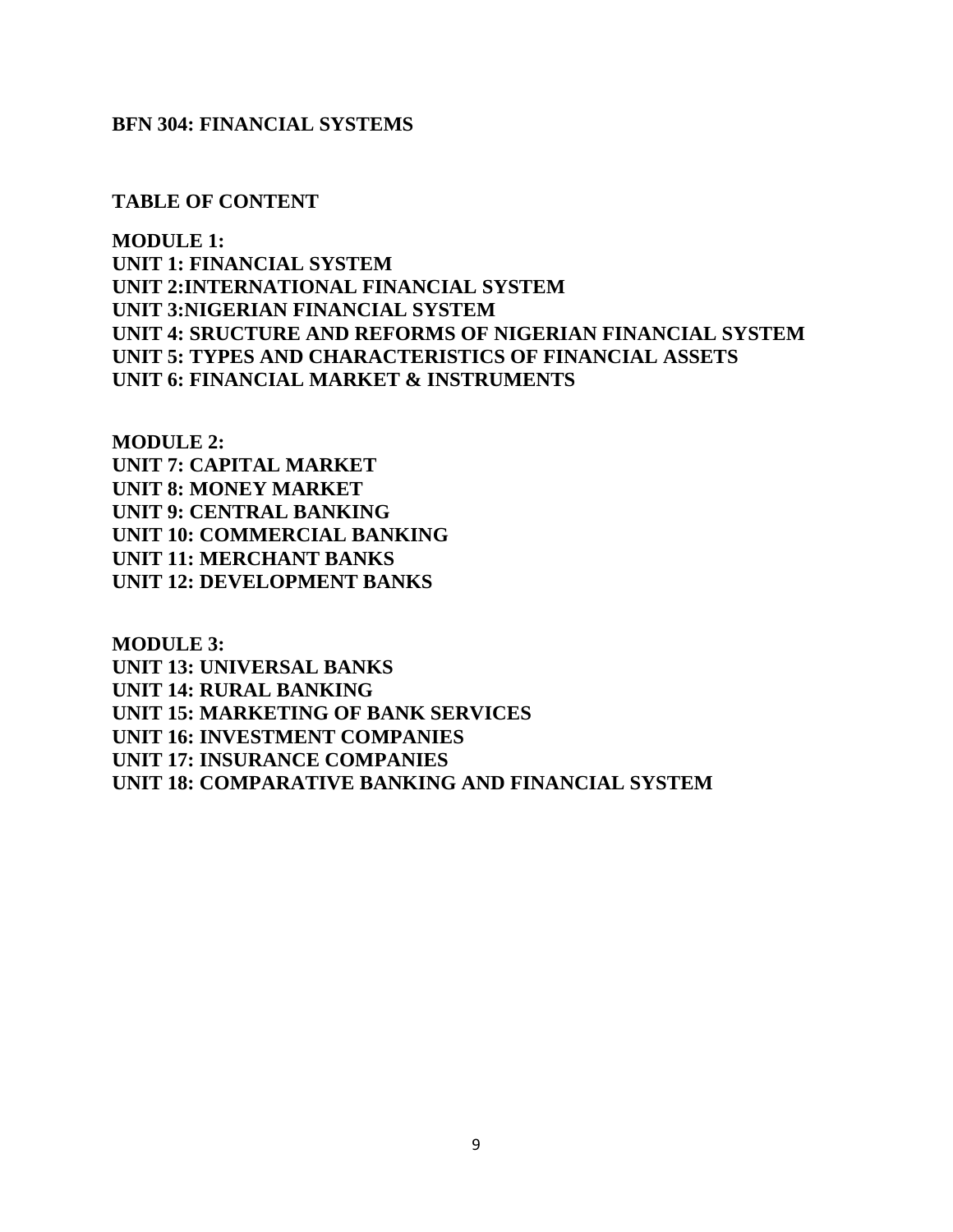**BFN 304: FINANCIAL SYSTEMS**

**TABLE OF CONTENT**

**MODULE 1:**
**UNIT 1: FINANCIAL SYSTEM**
**UNIT 2:INTERNATIONAL FINANCIAL SYSTEM**
**UNIT 3:NIGERIAN FINANCIAL SYSTEM**
**UNIT 4: SRUCTURE AND REFORMS OF NIGERIAN FINANCIAL SYSTEM**
**UNIT 5: TYPES AND CHARACTERISTICS OF FINANCIAL ASSETS**
**UNIT 6: FINANCIAL MARKET & INSTRUMENTS**

**MODULE 2:**
**UNIT 7: CAPITAL MARKET**
**UNIT 8: MONEY MARKET**
**UNIT 9: CENTRAL BANKING**
**UNIT 10: COMMERCIAL BANKING**
**UNIT 11: MERCHANT BANKS**
**UNIT 12: DEVELOPMENT BANKS**

**MODULE 3:**
**UNIT 13: UNIVERSAL BANKS**
**UNIT 14: RURAL BANKING**
**UNIT 15: MARKETING OF BANK SERVICES**
**UNIT 16: INVESTMENT COMPANIES**
**UNIT 17: INSURANCE COMPANIES**
**UNIT 18: COMPARATIVE BANKING AND FINANCIAL SYSTEM**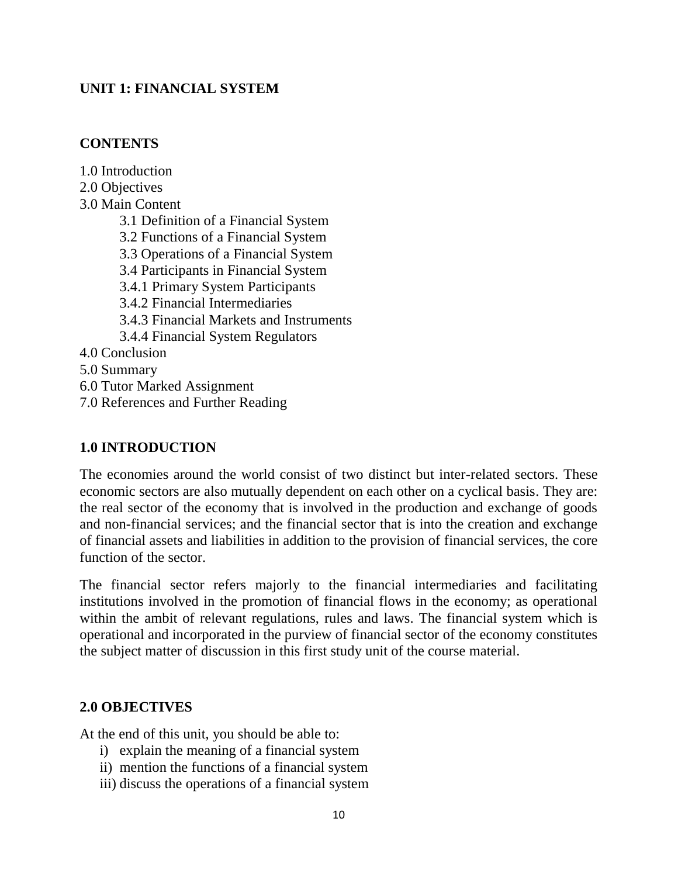## UNIT 1: FINANCIAL SYSTEM

### CONTENTS

1.0 Introduction
2.0 Objectives
3.0 Main Content
  3.1 Definition of a Financial System
  3.2 Functions of a Financial System
  3.3 Operations of a Financial System
  3.4 Participants in Financial System
  3.4.1 Primary System Participants
  3.4.2 Financial Intermediaries
  3.4.3 Financial Markets and Instruments
  3.4.4 Financial System Regulators
4.0 Conclusion
5.0 Summary
6.0 Tutor Marked Assignment
7.0 References and Further Reading

### 1.0 INTRODUCTION

The economies around the world consist of two distinct but inter-related sectors. These economic sectors are also mutually dependent on each other on a cyclical basis. They are: the real sector of the economy that is involved in the production and exchange of goods and non-financial services; and the financial sector that is into the creation and exchange of financial assets and liabilities in addition to the provision of financial services, the core function of the sector.

The financial sector refers majorly to the financial intermediaries and facilitating institutions involved in the promotion of financial flows in the economy; as operational within the ambit of relevant regulations, rules and laws. The financial system which is operational and incorporated in the purview of financial sector of the economy constitutes the subject matter of discussion in this first study unit of the course material.

### 2.0 OBJECTIVES

At the end of this unit, you should be able to:

i) explain the meaning of a financial system
ii) mention the functions of a financial system
iii) discuss the operations of a financial system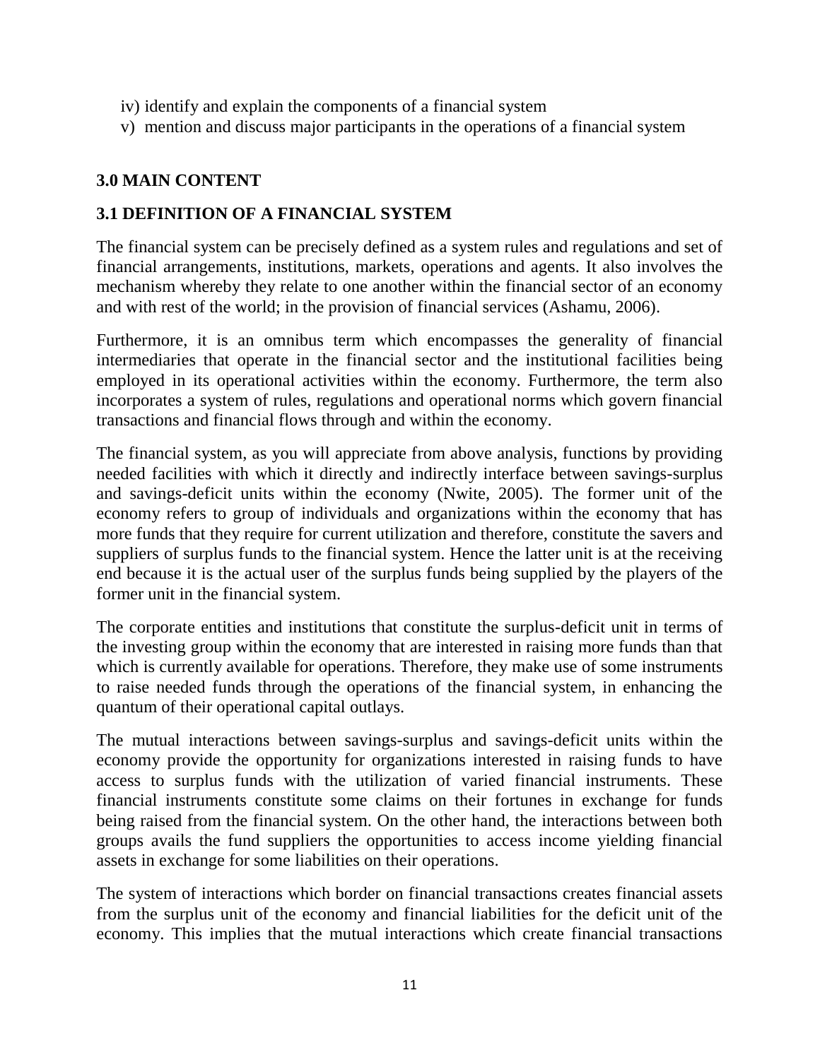iv) identify and explain the components of a financial system
v) mention and discuss major participants in the operations of a financial system

## 3.0 MAIN CONTENT

### 3.1 DEFINITION OF A FINANCIAL SYSTEM

The financial system can be precisely defined as a system rules and regulations and set of financial arrangements, institutions, markets, operations and agents. It also involves the mechanism whereby they relate to one another within the financial sector of an economy and with rest of the world; in the provision of financial services (Ashamu, 2006).

Furthermore, it is an omnibus term which encompasses the generality of financial intermediaries that operate in the financial sector and the institutional facilities being employed in its operational activities within the economy. Furthermore, the term also incorporates a system of rules, regulations and operational norms which govern financial transactions and financial flows through and within the economy.

The financial system, as you will appreciate from above analysis, functions by providing needed facilities with which it directly and indirectly interface between savings-surplus and savings-deficit units within the economy (Nwite, 2005). The former unit of the economy refers to group of individuals and organizations within the economy that has more funds that they require for current utilization and therefore, constitute the savers and suppliers of surplus funds to the financial system. Hence the latter unit is at the receiving end because it is the actual user of the surplus funds being supplied by the players of the former unit in the financial system.

The corporate entities and institutions that constitute the surplus-deficit unit in terms of the investing group within the economy that are interested in raising more funds than that which is currently available for operations. Therefore, they make use of some instruments to raise needed funds through the operations of the financial system, in enhancing the quantum of their operational capital outlays.

The mutual interactions between savings-surplus and savings-deficit units within the economy provide the opportunity for organizations interested in raising funds to have access to surplus funds with the utilization of varied financial instruments. These financial instruments constitute some claims on their fortunes in exchange for funds being raised from the financial system. On the other hand, the interactions between both groups avails the fund suppliers the opportunities to access income yielding financial assets in exchange for some liabilities on their operations.

The system of interactions which border on financial transactions creates financial assets from the surplus unit of the economy and financial liabilities for the deficit unit of the economy. This implies that the mutual interactions which create financial transactions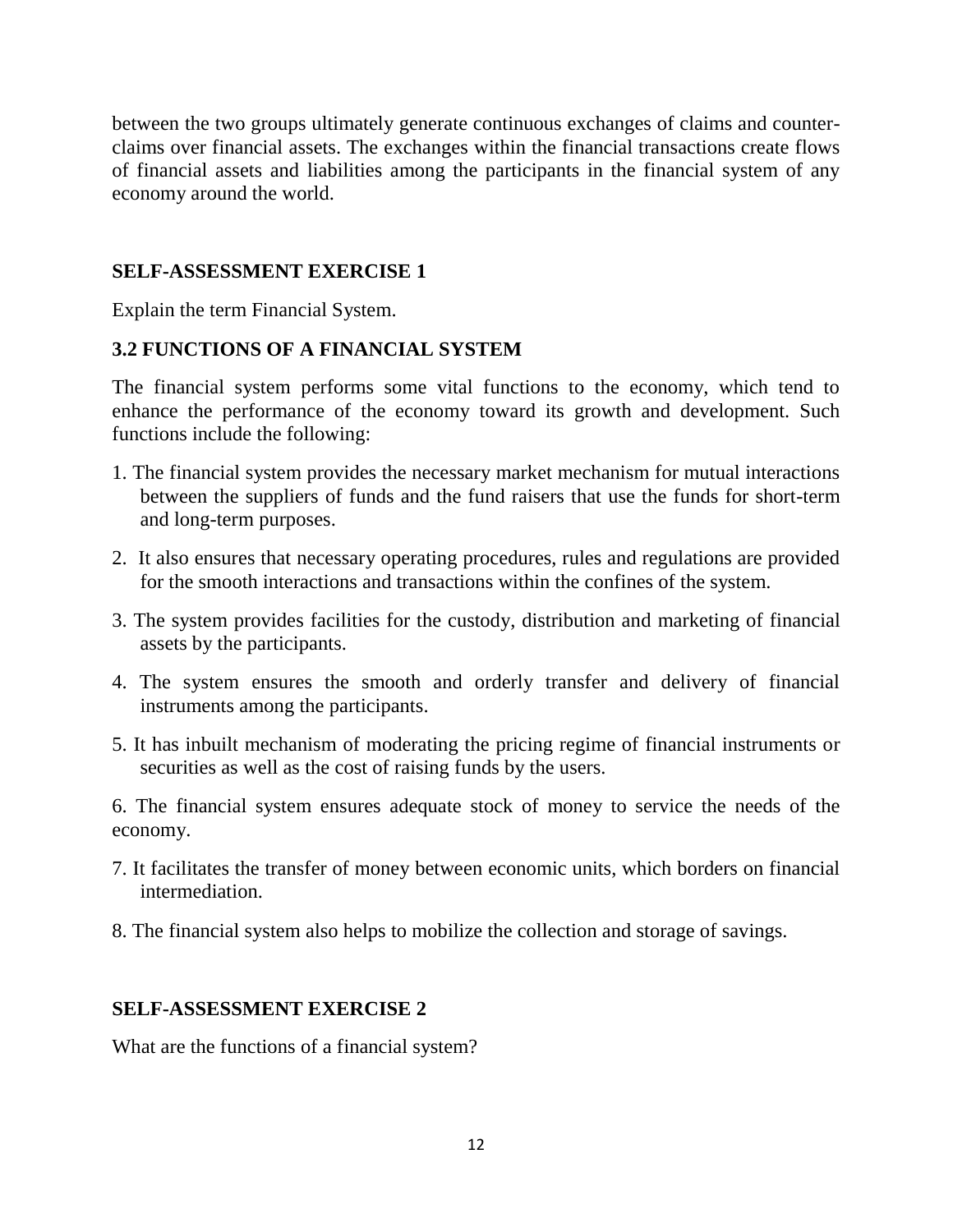between the two groups ultimately generate continuous exchanges of claims and counter-claims over financial assets. The exchanges within the financial transactions create flows of financial assets and liabilities among the participants in the financial system of any economy around the world.

**SELF-ASSESSMENT EXERCISE 1**

Explain the term Financial System.

### 3.2 FUNCTIONS OF A FINANCIAL SYSTEM

The financial system performs some vital functions to the economy, which tend to enhance the performance of the economy toward its growth and development. Such functions include the following:

1. The financial system provides the necessary market mechanism for mutual interactions between the suppliers of funds and the fund raisers that use the funds for short-term and long-term purposes.
2. It also ensures that necessary operating procedures, rules and regulations are provided for the smooth interactions and transactions within the confines of the system.
3. The system provides facilities for the custody, distribution and marketing of financial assets by the participants.
4. The system ensures the smooth and orderly transfer and delivery of financial instruments among the participants.
5. It has inbuilt mechanism of moderating the pricing regime of financial instruments or securities as well as the cost of raising funds by the users.
6. The financial system ensures adequate stock of money to service the needs of the economy.
7. It facilitates the transfer of money between economic units, which borders on financial intermediation.
8. The financial system also helps to mobilize the collection and storage of savings.

**SELF-ASSESSMENT EXERCISE 2**

What are the functions of a financial system?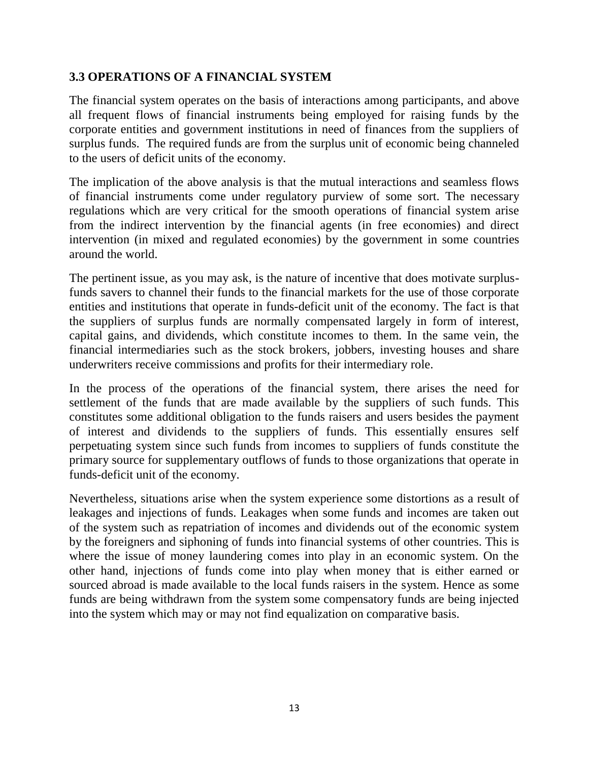### 3.3 OPERATIONS OF A FINANCIAL SYSTEM

The financial system operates on the basis of interactions among participants, and above all frequent flows of financial instruments being employed for raising funds by the corporate entities and government institutions in need of finances from the suppliers of surplus funds. The required funds are from the surplus unit of economic being channeled to the users of deficit units of the economy.

The implication of the above analysis is that the mutual interactions and seamless flows of financial instruments come under regulatory purview of some sort. The necessary regulations which are very critical for the smooth operations of financial system arise from the indirect intervention by the financial agents (in free economies) and direct intervention (in mixed and regulated economies) by the government in some countries around the world.

The pertinent issue, as you may ask, is the nature of incentive that does motivate surplus-funds savers to channel their funds to the financial markets for the use of those corporate entities and institutions that operate in funds-deficit unit of the economy. The fact is that the suppliers of surplus funds are normally compensated largely in form of interest, capital gains, and dividends, which constitute incomes to them. In the same vein, the financial intermediaries such as the stock brokers, jobbers, investing houses and share underwriters receive commissions and profits for their intermediary role.

In the process of the operations of the financial system, there arises the need for settlement of the funds that are made available by the suppliers of such funds. This constitutes some additional obligation to the funds raisers and users besides the payment of interest and dividends to the suppliers of funds. This essentially ensures self perpetuating system since such funds from incomes to suppliers of funds constitute the primary source for supplementary outflows of funds to those organizations that operate in funds-deficit unit of the economy.

Nevertheless, situations arise when the system experience some distortions as a result of leakages and injections of funds. Leakages when some funds and incomes are taken out of the system such as repatriation of incomes and dividends out of the economic system by the foreigners and siphoning of funds into financial systems of other countries. This is where the issue of money laundering comes into play in an economic system. On the other hand, injections of funds come into play when money that is either earned or sourced abroad is made available to the local funds raisers in the system. Hence as some funds are being withdrawn from the system some compensatory funds are being injected into the system which may or may not find equalization on comparative basis.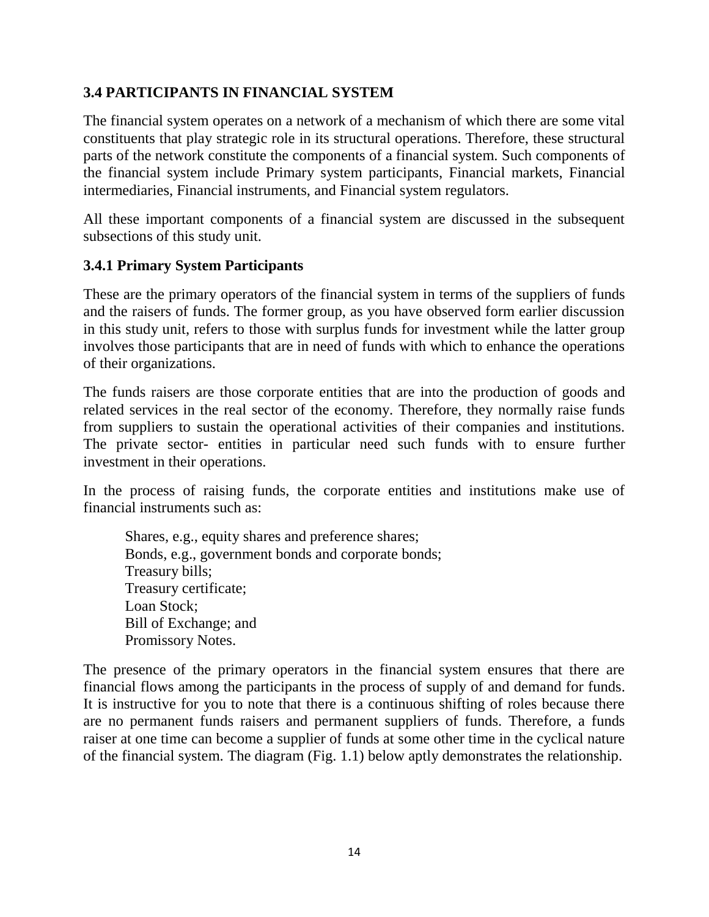### 3.4 PARTICIPANTS IN FINANCIAL SYSTEM

The financial system operates on a network of a mechanism of which there are some vital constituents that play strategic role in its structural operations. Therefore, these structural parts of the network constitute the components of a financial system. Such components of the financial system include Primary system participants, Financial markets, Financial intermediaries, Financial instruments, and Financial system regulators.

All these important components of a financial system are discussed in the subsequent subsections of this study unit.

#### 3.4.1 Primary System Participants

These are the primary operators of the financial system in terms of the suppliers of funds and the raisers of funds. The former group, as you have observed form earlier discussion in this study unit, refers to those with surplus funds for investment while the latter group involves those participants that are in need of funds with which to enhance the operations of their organizations.

The funds raisers are those corporate entities that are into the production of goods and related services in the real sector of the economy. Therefore, they normally raise funds from suppliers to sustain the operational activities of their companies and institutions. The private sector- entities in particular need such funds with to ensure further investment in their operations.

In the process of raising funds, the corporate entities and institutions make use of financial instruments such as:

- Shares, e.g., equity shares and preference shares;
- Bonds, e.g., government bonds and corporate bonds;
- Treasury bills;
- Treasury certificate;
- Loan Stock;
- Bill of Exchange; and
- Promissory Notes.

The presence of the primary operators in the financial system ensures that there are financial flows among the participants in the process of supply of and demand for funds. It is instructive for you to note that there is a continuous shifting of roles because there are no permanent funds raisers and permanent suppliers of funds. Therefore, a funds raiser at one time can become a supplier of funds at some other time in the cyclical nature of the financial system. The diagram (Fig. 1.1) below aptly demonstrates the relationship.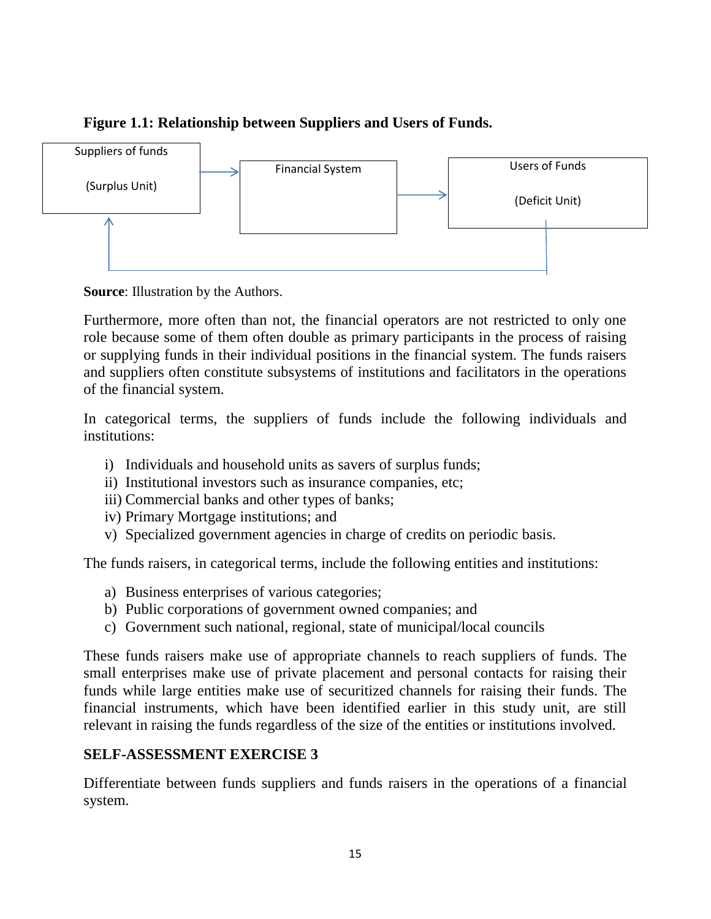**Figure 1.1: Relationship between Suppliers and Users of Funds.**

Suppliers of funds

(Surplus Unit)

Financial System

Users of Funds

(Deficit Unit)

**Source**: Illustration by the Authors.

Furthermore, more often than not, the financial operators are not restricted to only one role because some of them often double as primary participants in the process of raising or supplying funds in their individual positions in the financial system. The funds raisers and suppliers often constitute subsystems of institutions and facilitators in the operations of the financial system.

In categorical terms, the suppliers of funds include the following individuals and institutions:

i) Individuals and household units as savers of surplus funds;
ii) Institutional investors such as insurance companies, etc;
iii) Commercial banks and other types of banks;
iv) Primary Mortgage institutions; and
v) Specialized government agencies in charge of credits on periodic basis.

The funds raisers, in categorical terms, include the following entities and institutions:

a) Business enterprises of various categories;
b) Public corporations of government owned companies; and
c) Government such national, regional, state of municipal/local councils

These funds raisers make use of appropriate channels to reach suppliers of funds. The small enterprises make use of private placement and personal contacts for raising their funds while large entities make use of securitized channels for raising their funds. The financial instruments, which have been identified earlier in this study unit, are still relevant in raising the funds regardless of the size of the entities or institutions involved.

**SELF-ASSESSMENT EXERCISE 3**

Differentiate between funds suppliers and funds raisers in the operations of a financial system.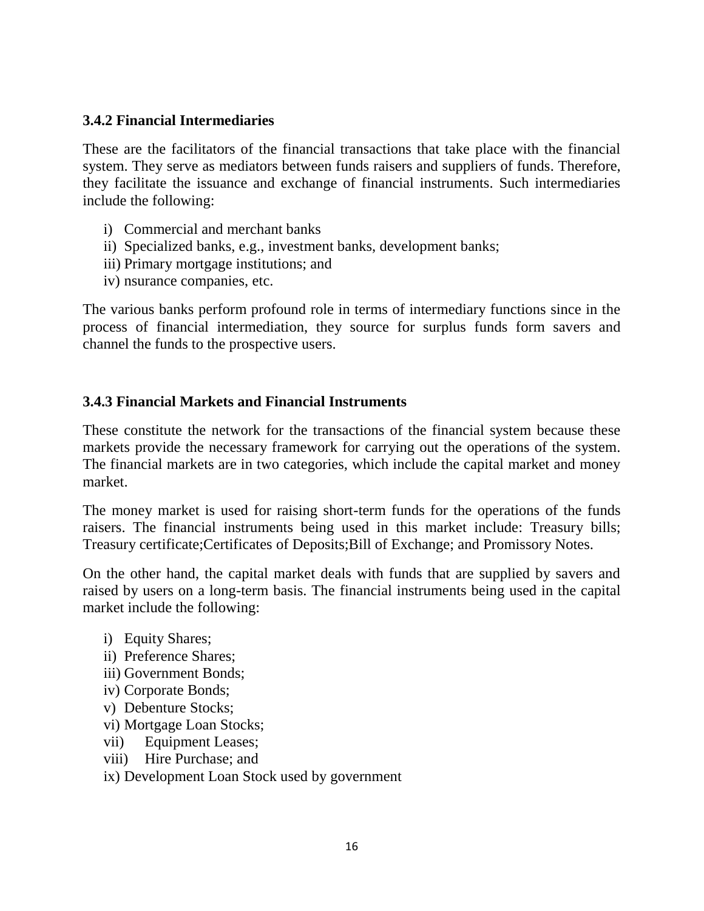### 3.4.2 Financial Intermediaries

These are the facilitators of the financial transactions that take place with the financial system. They serve as mediators between funds raisers and suppliers of funds. Therefore, they facilitate the issuance and exchange of financial instruments. Such intermediaries include the following:

i) Commercial and merchant banks
ii) Specialized banks, e.g., investment banks, development banks;
iii) Primary mortgage institutions; and
iv) nsurance companies, etc.

The various banks perform profound role in terms of intermediary functions since in the process of financial intermediation, they source for surplus funds form savers and channel the funds to the prospective users.

### 3.4.3 Financial Markets and Financial Instruments

These constitute the network for the transactions of the financial system because these markets provide the necessary framework for carrying out the operations of the system. The financial markets are in two categories, which include the capital market and money market.

The money market is used for raising short-term funds for the operations of the funds raisers. The financial instruments being used in this market include: Treasury bills; Treasury certificate;Certificates of Deposits;Bill of Exchange; and Promissory Notes.

On the other hand, the capital market deals with funds that are supplied by savers and raised by users on a long-term basis. The financial instruments being used in the capital market include the following:

i) Equity Shares;
ii) Preference Shares;
iii) Government Bonds;
iv) Corporate Bonds;
v) Debenture Stocks;
vi) Mortgage Loan Stocks;
vii) Equipment Leases;
viii) Hire Purchase; and
ix) Development Loan Stock used by government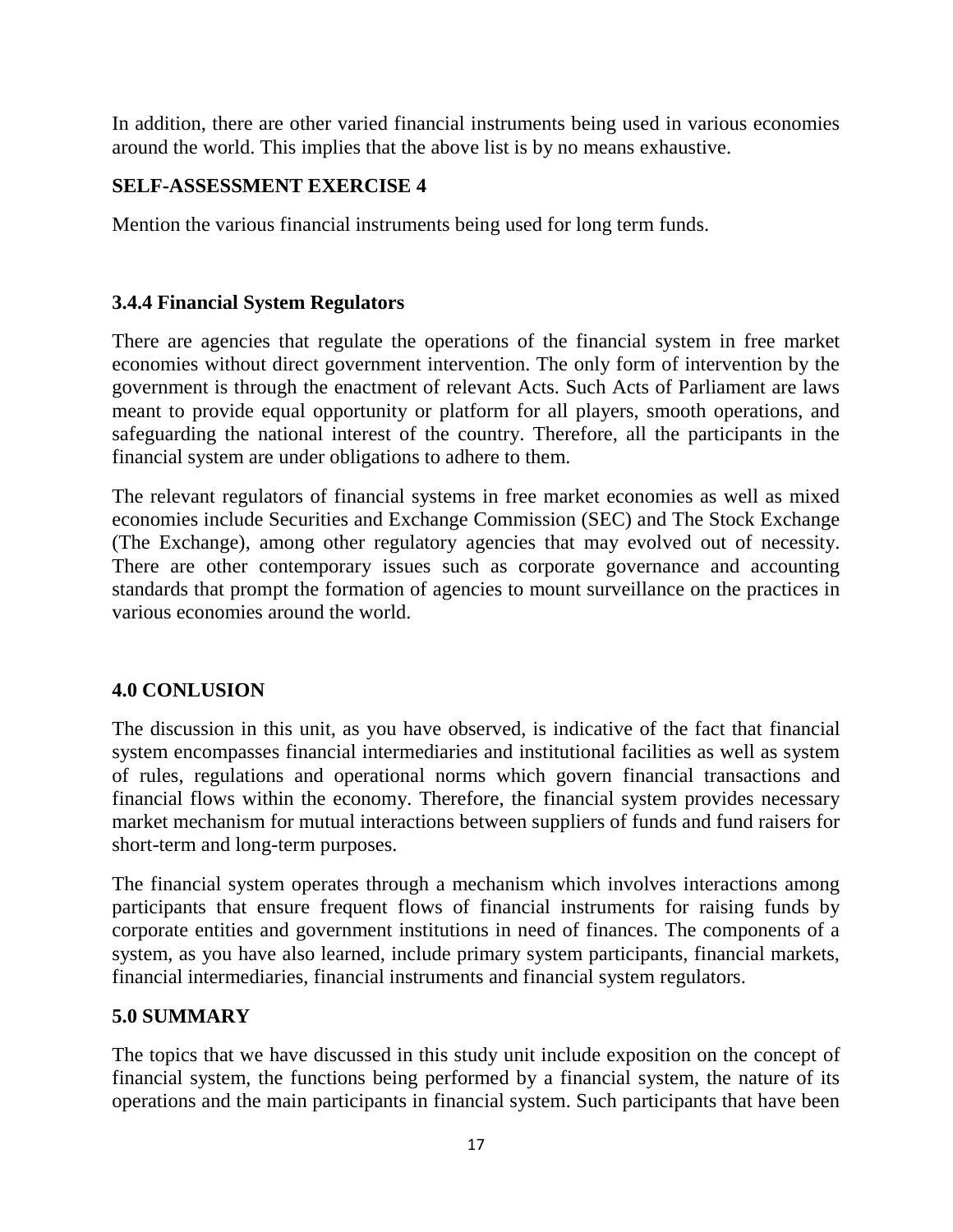In addition, there are other varied financial instruments being used in various economies around the world. This implies that the above list is by no means exhaustive.

**SELF-ASSESSMENT EXERCISE 4**

Mention the various financial instruments being used for long term funds.

### 3.4.4 Financial System Regulators

There are agencies that regulate the operations of the financial system in free market economies without direct government intervention. The only form of intervention by the government is through the enactment of relevant Acts. Such Acts of Parliament are laws meant to provide equal opportunity or platform for all players, smooth operations, and safeguarding the national interest of the country. Therefore, all the participants in the financial system are under obligations to adhere to them.

The relevant regulators of financial systems in free market economies as well as mixed economies include Securities and Exchange Commission (SEC) and The Stock Exchange (The Exchange), among other regulatory agencies that may evolved out of necessity. There are other contemporary issues such as corporate governance and accounting standards that prompt the formation of agencies to mount surveillance on the practices in various economies around the world.

## 4.0 CONLUSION

The discussion in this unit, as you have observed, is indicative of the fact that financial system encompasses financial intermediaries and institutional facilities as well as system of rules, regulations and operational norms which govern financial transactions and financial flows within the economy. Therefore, the financial system provides necessary market mechanism for mutual interactions between suppliers of funds and fund raisers for short-term and long-term purposes.

The financial system operates through a mechanism which involves interactions among participants that ensure frequent flows of financial instruments for raising funds by corporate entities and government institutions in need of finances. The components of a system, as you have also learned, include primary system participants, financial markets, financial intermediaries, financial instruments and financial system regulators.

## 5.0 SUMMARY

The topics that we have discussed in this study unit include exposition on the concept of financial system, the functions being performed by a financial system, the nature of its operations and the main participants in financial system. Such participants that have been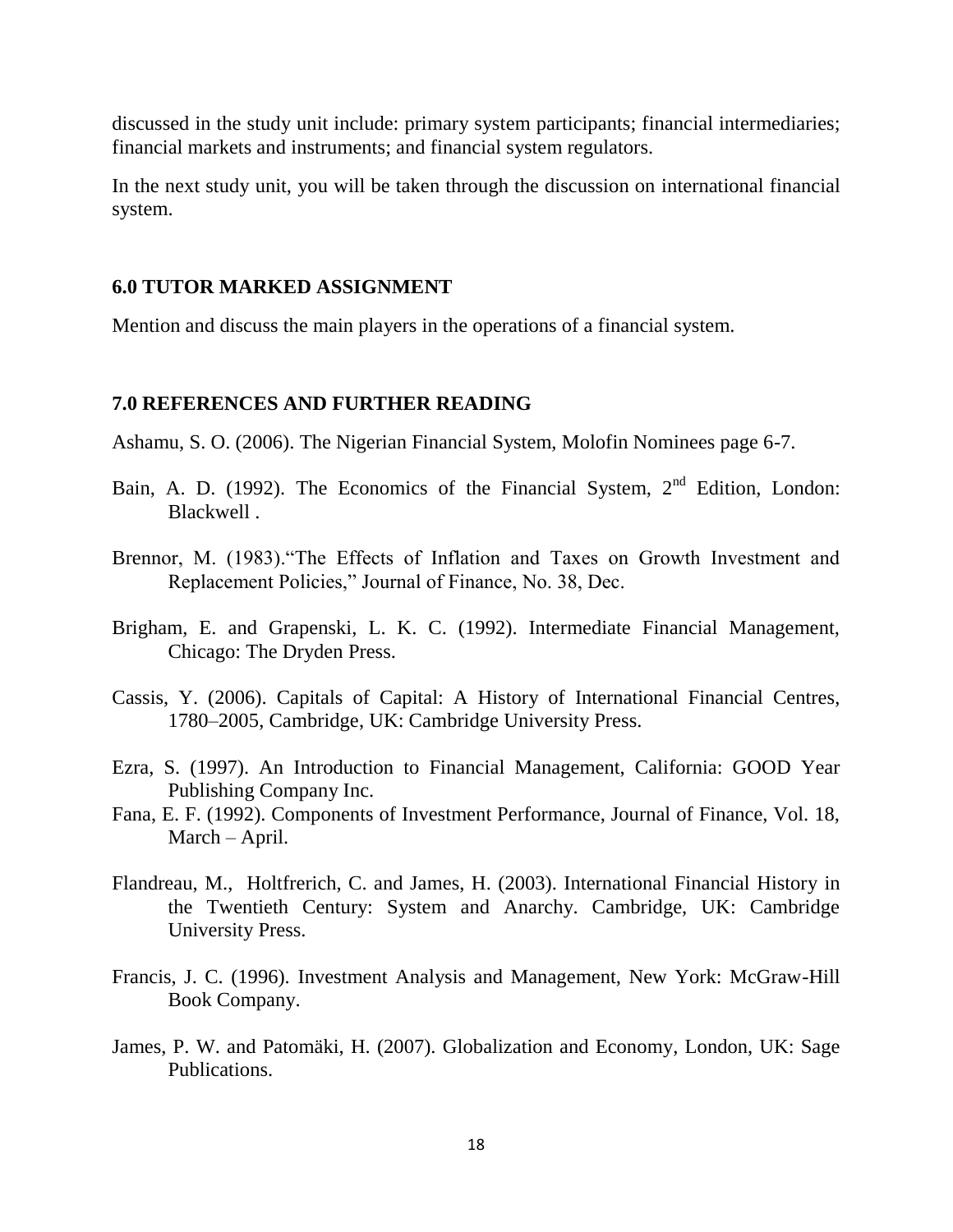discussed in the study unit include: primary system participants; financial intermediaries; financial markets and instruments; and financial system regulators.

In the next study unit, you will be taken through the discussion on international financial system.

## 6.0 TUTOR MARKED ASSIGNMENT

Mention and discuss the main players in the operations of a financial system.

## 7.0 REFERENCES AND FURTHER READING

Ashamu, S. O. (2006). The Nigerian Financial System, Molofin Nominees page 6-7.

Bain, A. D. (1992). The Economics of the Financial System, 2nd Edition, London: Blackwell .

Brennor, M. (1983)."The Effects of Inflation and Taxes on Growth Investment and Replacement Policies," Journal of Finance, No. 38, Dec.

Brigham, E. and Grapenski, L. K. C. (1992). Intermediate Financial Management, Chicago: The Dryden Press.

Cassis, Y. (2006). Capitals of Capital: A History of International Financial Centres, 1780–2005, Cambridge, UK: Cambridge University Press.

Ezra, S. (1997). An Introduction to Financial Management, California: GOOD Year Publishing Company Inc.

Fana, E. F. (1992). Components of Investment Performance, Journal of Finance, Vol. 18, March – April.

Flandreau, M., Holtfrerich, C. and James, H. (2003). International Financial History in the Twentieth Century: System and Anarchy. Cambridge, UK: Cambridge University Press.

Francis, J. C. (1996). Investment Analysis and Management, New York: McGraw-Hill Book Company.

James, P. W. and Patomäki, H. (2007). Globalization and Economy, London, UK: Sage Publications.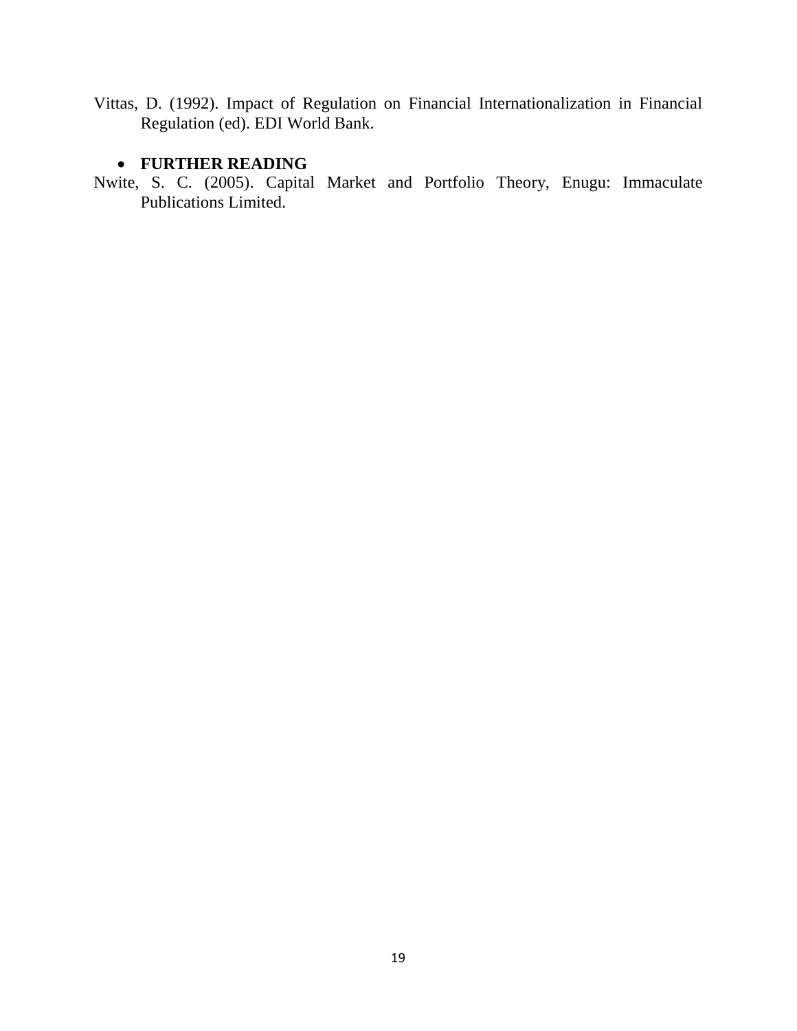Vittas, D. (1992). Impact of Regulation on Financial Internationalization in Financial Regulation (ed). EDI World Bank.

- **FURTHER READING**

Nwite, S. C. (2005). Capital Market and Portfolio Theory, Enugu: Immaculate Publications Limited.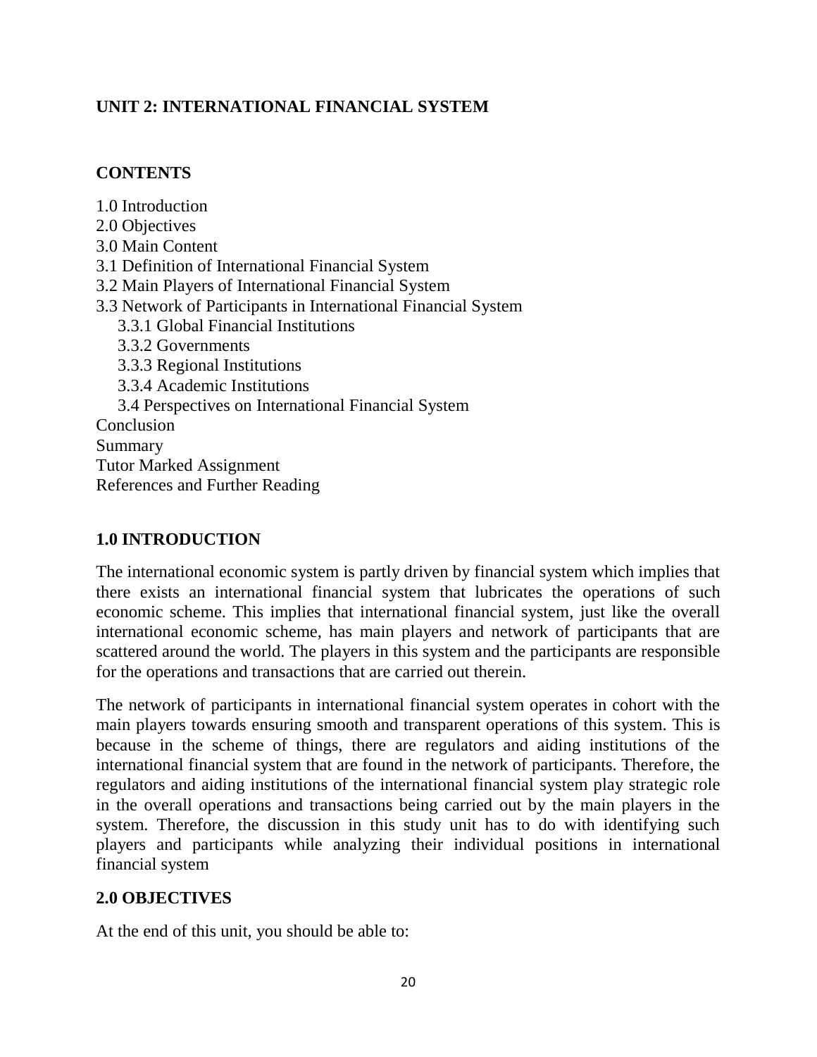## UNIT 2: INTERNATIONAL FINANCIAL SYSTEM

### CONTENTS

1.0 Introduction
2.0 Objectives
3.0 Main Content
3.1 Definition of International Financial System
3.2 Main Players of International Financial System
3.3 Network of Participants in International Financial System
   3.3.1 Global Financial Institutions
   3.3.2 Governments
   3.3.3 Regional Institutions
   3.3.4 Academic Institutions
   3.4 Perspectives on International Financial System
Conclusion
Summary
Tutor Marked Assignment
References and Further Reading

### 1.0 INTRODUCTION

The international economic system is partly driven by financial system which implies that there exists an international financial system that lubricates the operations of such economic scheme. This implies that international financial system, just like the overall international economic scheme, has main players and network of participants that are scattered around the world. The players in this system and the participants are responsible for the operations and transactions that are carried out therein.

The network of participants in international financial system operates in cohort with the main players towards ensuring smooth and transparent operations of this system. This is because in the scheme of things, there are regulators and aiding institutions of the international financial system that are found in the network of participants. Therefore, the regulators and aiding institutions of the international financial system play strategic role in the overall operations and transactions being carried out by the main players in the system. Therefore, the discussion in this study unit has to do with identifying such players and participants while analyzing their individual positions in international financial system

### 2.0 OBJECTIVES

At the end of this unit, you should be able to: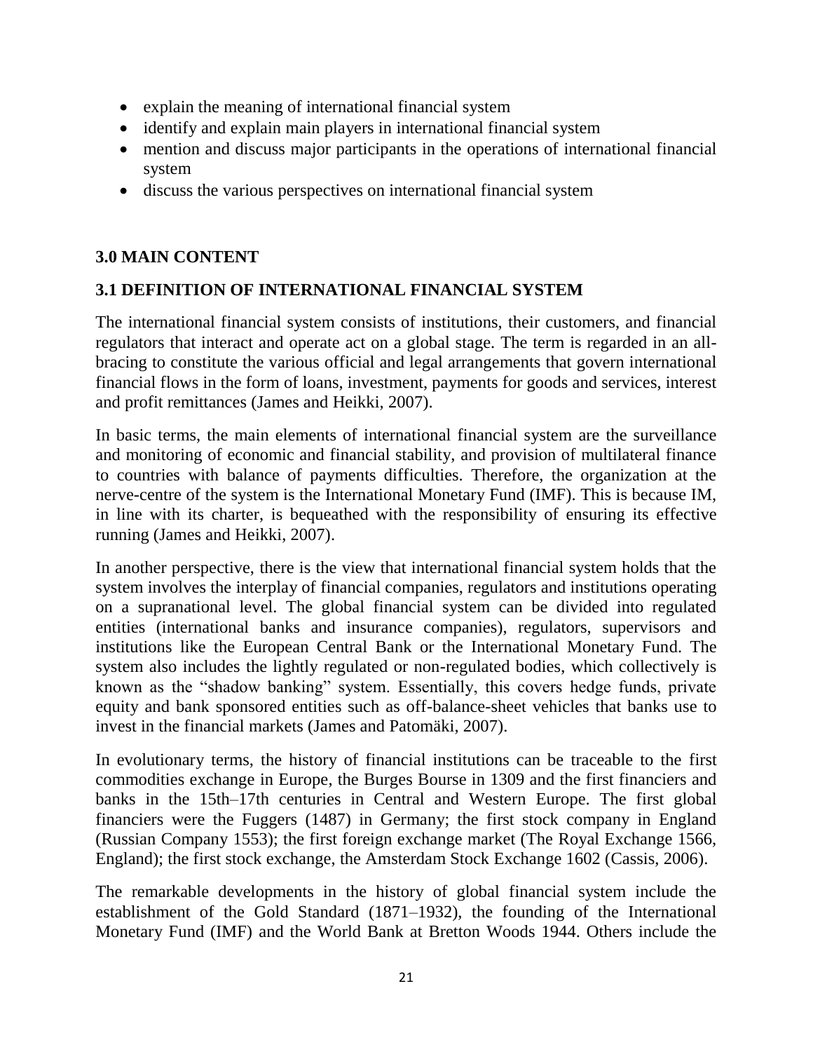- explain the meaning of international financial system
- identify and explain main players in international financial system
- mention and discuss major participants in the operations of international financial system
- discuss the various perspectives on international financial system

## 3.0 MAIN CONTENT

### 3.1 DEFINITION OF INTERNATIONAL FINANCIAL SYSTEM

The international financial system consists of institutions, their customers, and financial regulators that interact and operate act on a global stage. The term is regarded in an all-bracing to constitute the various official and legal arrangements that govern international financial flows in the form of loans, investment, payments for goods and services, interest and profit remittances (James and Heikki, 2007).

In basic terms, the main elements of international financial system are the surveillance and monitoring of economic and financial stability, and provision of multilateral finance to countries with balance of payments difficulties. Therefore, the organization at the nerve-centre of the system is the International Monetary Fund (IMF). This is because IM, in line with its charter, is bequeathed with the responsibility of ensuring its effective running (James and Heikki, 2007).

In another perspective, there is the view that international financial system holds that the system involves the interplay of financial companies, regulators and institutions operating on a supranational level. The global financial system can be divided into regulated entities (international banks and insurance companies), regulators, supervisors and institutions like the European Central Bank or the International Monetary Fund. The system also includes the lightly regulated or non-regulated bodies, which collectively is known as the "shadow banking" system. Essentially, this covers hedge funds, private equity and bank sponsored entities such as off-balance-sheet vehicles that banks use to invest in the financial markets (James and Patomäki, 2007).

In evolutionary terms, the history of financial institutions can be traceable to the first commodities exchange in Europe, the Burges Bourse in 1309 and the first financiers and banks in the 15th–17th centuries in Central and Western Europe. The first global financiers were the Fuggers (1487) in Germany; the first stock company in England (Russian Company 1553); the first foreign exchange market (The Royal Exchange 1566, England); the first stock exchange, the Amsterdam Stock Exchange 1602 (Cassis, 2006).

The remarkable developments in the history of global financial system include the establishment of the Gold Standard (1871–1932), the founding of the International Monetary Fund (IMF) and the World Bank at Bretton Woods 1944. Others include the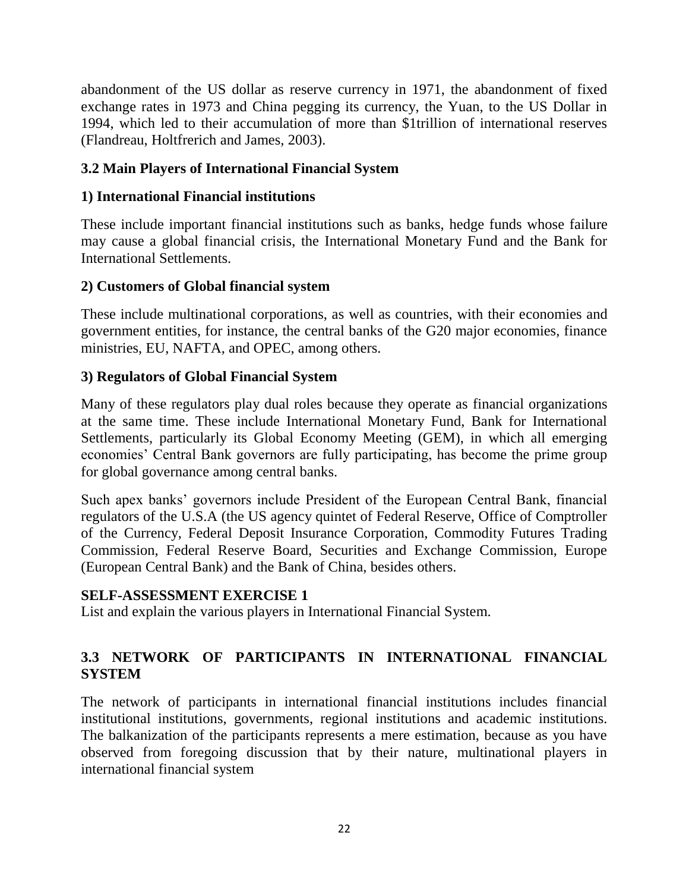abandonment of the US dollar as reserve currency in 1971, the abandonment of fixed exchange rates in 1973 and China pegging its currency, the Yuan, to the US Dollar in 1994, which led to their accumulation of more than $1trillion of international reserves (Flandreau, Holtfrerich and James, 2003).

### 3.2 Main Players of International Financial System

#### 1) International Financial institutions

These include important financial institutions such as banks, hedge funds whose failure may cause a global financial crisis, the International Monetary Fund and the Bank for International Settlements.

#### 2) Customers of Global financial system

These include multinational corporations, as well as countries, with their economies and government entities, for instance, the central banks of the G20 major economies, finance ministries, EU, NAFTA, and OPEC, among others.

#### 3) Regulators of Global Financial System

Many of these regulators play dual roles because they operate as financial organizations at the same time. These include International Monetary Fund, Bank for International Settlements, particularly its Global Economy Meeting (GEM), in which all emerging economies' Central Bank governors are fully participating, has become the prime group for global governance among central banks.

Such apex banks' governors include President of the European Central Bank, financial regulators of the U.S.A (the US agency quintet of Federal Reserve, Office of Comptroller of the Currency, Federal Deposit Insurance Corporation, Commodity Futures Trading Commission, Federal Reserve Board, Securities and Exchange Commission, Europe (European Central Bank) and the Bank of China, besides others.

**SELF-ASSESSMENT EXERCISE 1**

List and explain the various players in International Financial System.

### 3.3 NETWORK OF PARTICIPANTS IN INTERNATIONAL FINANCIAL SYSTEM

The network of participants in international financial institutions includes financial institutional institutions, governments, regional institutions and academic institutions. The balkanization of the participants represents a mere estimation, because as you have observed from foregoing discussion that by their nature, multinational players in international financial system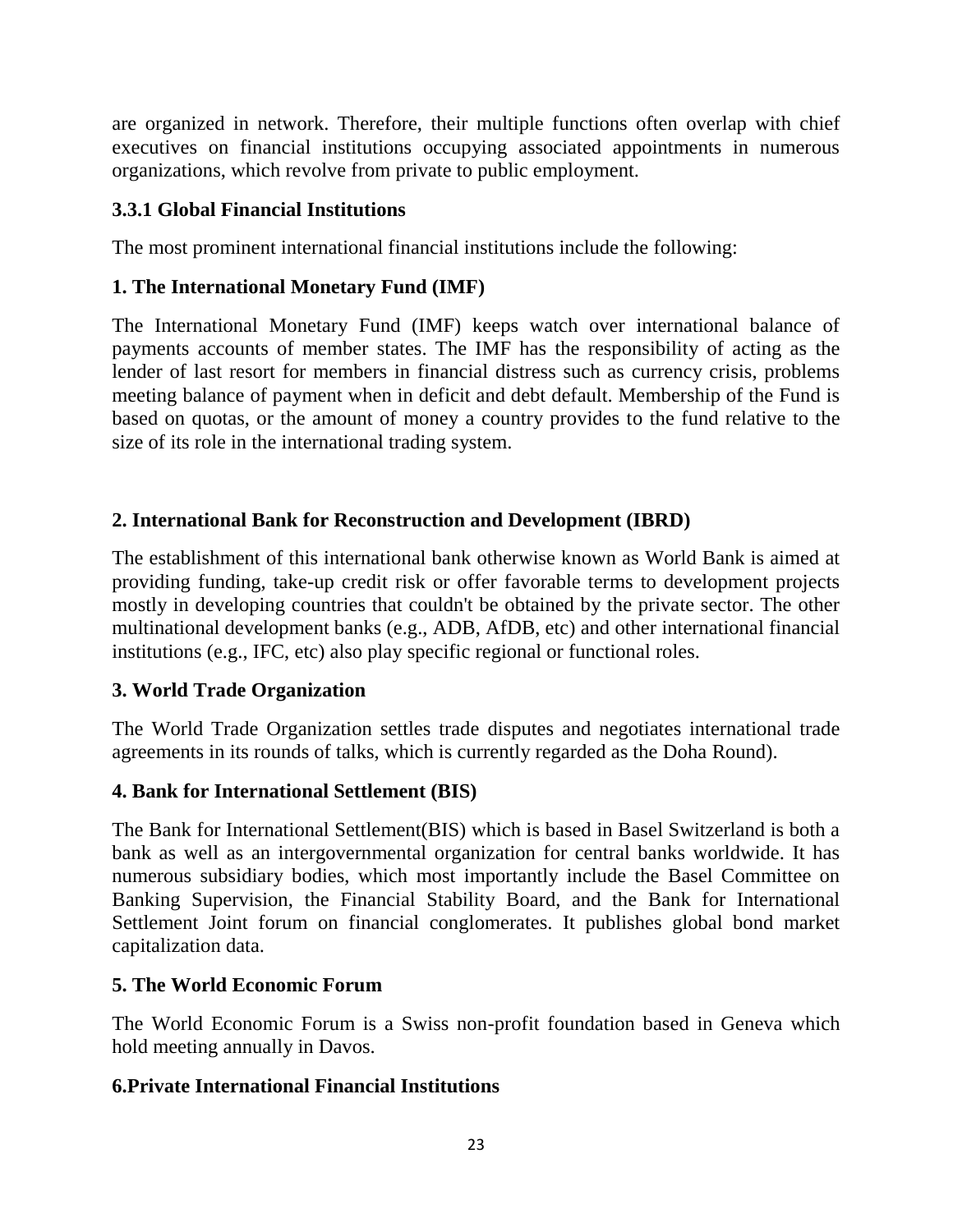are organized in network. Therefore, their multiple functions often overlap with chief executives on financial institutions occupying associated appointments in numerous organizations, which revolve from private to public employment.

### 3.3.1 Global Financial Institutions

The most prominent international financial institutions include the following:

#### 1. The International Monetary Fund (IMF)

The International Monetary Fund (IMF) keeps watch over international balance of payments accounts of member states. The IMF has the responsibility of acting as the lender of last resort for members in financial distress such as currency crisis, problems meeting balance of payment when in deficit and debt default. Membership of the Fund is based on quotas, or the amount of money a country provides to the fund relative to the size of its role in the international trading system.

#### 2. International Bank for Reconstruction and Development (IBRD)

The establishment of this international bank otherwise known as World Bank is aimed at providing funding, take-up credit risk or offer favorable terms to development projects mostly in developing countries that couldn't be obtained by the private sector. The other multinational development banks (e.g., ADB, AfDB, etc) and other international financial institutions (e.g., IFC, etc) also play specific regional or functional roles.

#### 3. World Trade Organization

The World Trade Organization settles trade disputes and negotiates international trade agreements in its rounds of talks, which is currently regarded as the Doha Round).

#### 4. Bank for International Settlement (BIS)

The Bank for International Settlement(BIS) which is based in Basel Switzerland is both a bank as well as an intergovernmental organization for central banks worldwide. It has numerous subsidiary bodies, which most importantly include the Basel Committee on Banking Supervision, the Financial Stability Board, and the Bank for International Settlement Joint forum on financial conglomerates. It publishes global bond market capitalization data.

#### 5. The World Economic Forum

The World Economic Forum is a Swiss non-profit foundation based in Geneva which hold meeting annually in Davos.

#### 6.Private International Financial Institutions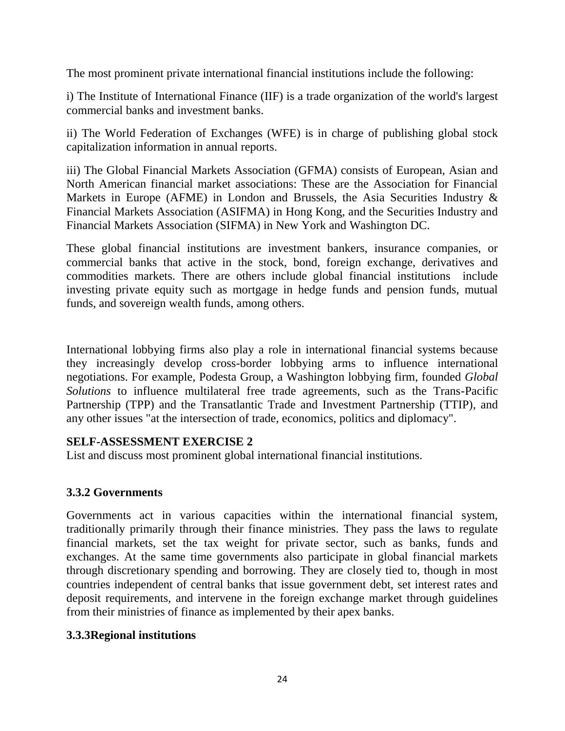The most prominent private international financial institutions include the following:

i) The Institute of International Finance (IIF) is a trade organization of the world's largest commercial banks and investment banks.

ii) The World Federation of Exchanges (WFE) is in charge of publishing global stock capitalization information in annual reports.

iii) The Global Financial Markets Association (GFMA) consists of European, Asian and North American financial market associations: These are the Association for Financial Markets in Europe (AFME) in London and Brussels, the Asia Securities Industry & Financial Markets Association (ASIFMA) in Hong Kong, and the Securities Industry and Financial Markets Association (SIFMA) in New York and Washington DC.

These global financial institutions are investment bankers, insurance companies, or commercial banks that active in the stock, bond, foreign exchange, derivatives and commodities markets. There are others include global financial institutions include investing private equity such as mortgage in hedge funds and pension funds, mutual funds, and sovereign wealth funds, among others.

International lobbying firms also play a role in international financial systems because they increasingly develop cross-border lobbying arms to influence international negotiations. For example, Podesta Group, a Washington lobbying firm, founded *Global Solutions* to influence multilateral free trade agreements, such as the Trans-Pacific Partnership (TPP) and the Transatlantic Trade and Investment Partnership (TTIP), and any other issues "at the intersection of trade, economics, politics and diplomacy".

**SELF-ASSESSMENT EXERCISE 2**

List and discuss most prominent global international financial institutions.

### 3.3.2 Governments

Governments act in various capacities within the international financial system, traditionally primarily through their finance ministries. They pass the laws to regulate financial markets, set the tax weight for private sector, such as banks, funds and exchanges. At the same time governments also participate in global financial markets through discretionary spending and borrowing. They are closely tied to, though in most countries independent of central banks that issue government debt, set interest rates and deposit requirements, and intervene in the foreign exchange market through guidelines from their ministries of finance as implemented by their apex banks.

### 3.3.3Regional institutions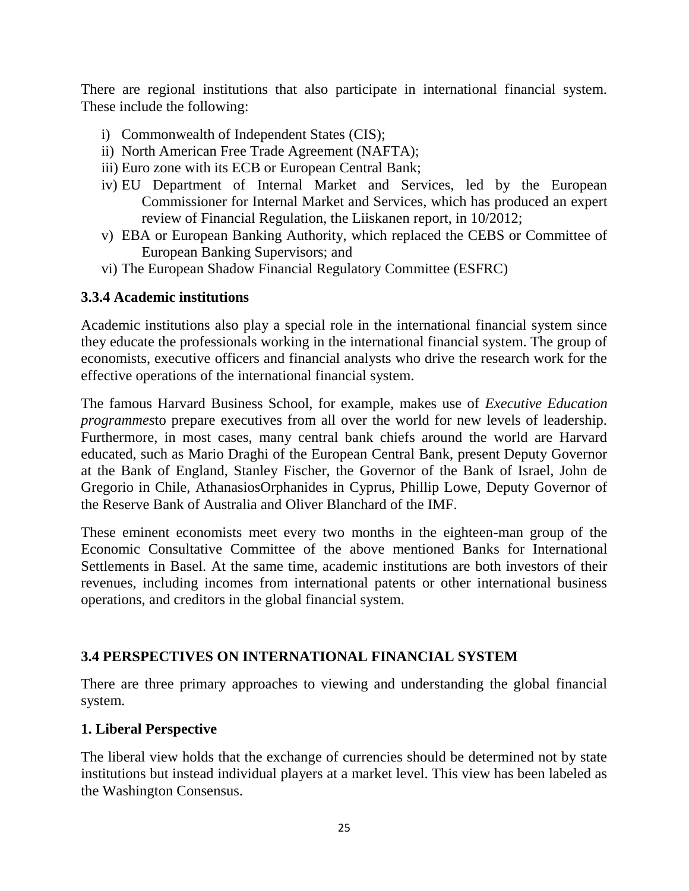There are regional institutions that also participate in international financial system. These include the following:

i) Commonwealth of Independent States (CIS);
ii) North American Free Trade Agreement (NAFTA);
iii) Euro zone with its ECB or European Central Bank;
iv) EU Department of Internal Market and Services, led by the European Commissioner for Internal Market and Services, which has produced an expert review of Financial Regulation, the Liiskanen report, in 10/2012;
v) EBA or European Banking Authority, which replaced the CEBS or Committee of European Banking Supervisors; and
vi) The European Shadow Financial Regulatory Committee (ESFRC)

### 3.3.4 Academic institutions

Academic institutions also play a special role in the international financial system since they educate the professionals working in the international financial system. The group of economists, executive officers and financial analysts who drive the research work for the effective operations of the international financial system.

The famous Harvard Business School, for example, makes use of *Executive Education programmes*to prepare executives from all over the world for new levels of leadership. Furthermore, in most cases, many central bank chiefs around the world are Harvard educated, such as Mario Draghi of the European Central Bank, present Deputy Governor at the Bank of England, Stanley Fischer, the Governor of the Bank of Israel, John de Gregorio in Chile, AthanasiosOrphanides in Cyprus, Phillip Lowe, Deputy Governor of the Reserve Bank of Australia and Oliver Blanchard of the IMF.

These eminent economists meet every two months in the eighteen-man group of the Economic Consultative Committee of the above mentioned Banks for International Settlements in Basel. At the same time, academic institutions are both investors of their revenues, including incomes from international patents or other international business operations, and creditors in the global financial system.

## 3.4 PERSPECTIVES ON INTERNATIONAL FINANCIAL SYSTEM

There are three primary approaches to viewing and understanding the global financial system.

### 1. Liberal Perspective

The liberal view holds that the exchange of currencies should be determined not by state institutions but instead individual players at a market level. This view has been labeled as the Washington Consensus.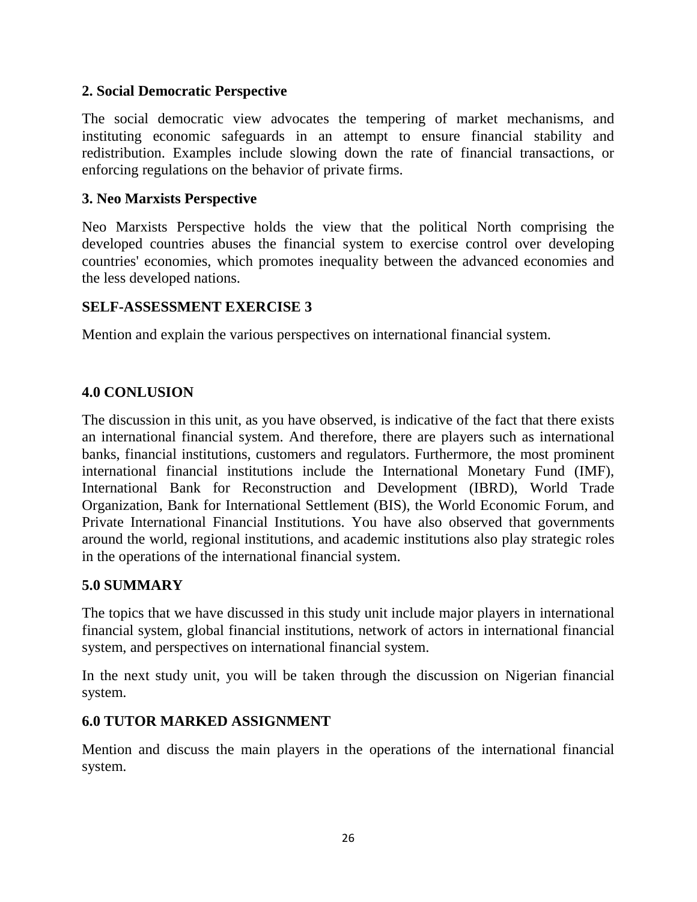### 2. Social Democratic Perspective

The social democratic view advocates the tempering of market mechanisms, and instituting economic safeguards in an attempt to ensure financial stability and redistribution. Examples include slowing down the rate of financial transactions, or enforcing regulations on the behavior of private firms.

### 3. Neo Marxists Perspective

Neo Marxists Perspective holds the view that the political North comprising the developed countries abuses the financial system to exercise control over developing countries' economies, which promotes inequality between the advanced economies and the less developed nations.

### SELF-ASSESSMENT EXERCISE 3

Mention and explain the various perspectives on international financial system.

## 4.0 CONLUSION

The discussion in this unit, as you have observed, is indicative of the fact that there exists an international financial system. And therefore, there are players such as international banks, financial institutions, customers and regulators. Furthermore, the most prominent international financial institutions include the International Monetary Fund (IMF), International Bank for Reconstruction and Development (IBRD), World Trade Organization, Bank for International Settlement (BIS), the World Economic Forum, and Private International Financial Institutions. You have also observed that governments around the world, regional institutions, and academic institutions also play strategic roles in the operations of the international financial system.

## 5.0 SUMMARY

The topics that we have discussed in this study unit include major players in international financial system, global financial institutions, network of actors in international financial system, and perspectives on international financial system.

In the next study unit, you will be taken through the discussion on Nigerian financial system.

## 6.0 TUTOR MARKED ASSIGNMENT

Mention and discuss the main players in the operations of the international financial system.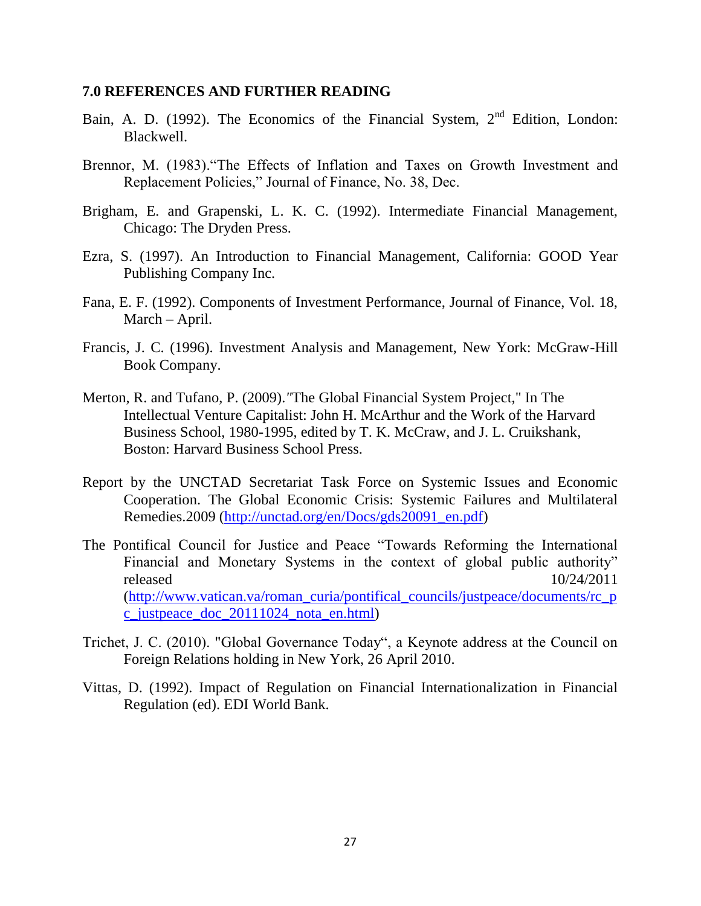### 7.0 REFERENCES AND FURTHER READING

Bain, A. D. (1992). The Economics of the Financial System, 2nd Edition, London: Blackwell.

Brennor, M. (1983).“The Effects of Inflation and Taxes on Growth Investment and Replacement Policies,” Journal of Finance, No. 38, Dec.

Brigham, E. and Grapenski, L. K. C. (1992). Intermediate Financial Management, Chicago: The Dryden Press.

Ezra, S. (1997). An Introduction to Financial Management, California: GOOD Year Publishing Company Inc.

Fana, E. F. (1992). Components of Investment Performance, Journal of Finance, Vol. 18, March – April.

Francis, J. C. (1996). Investment Analysis and Management, New York: McGraw-Hill Book Company.

Merton, R. and Tufano, P. (2009).″The Global Financial System Project," In The Intellectual Venture Capitalist: John H. McArthur and the Work of the Harvard Business School, 1980-1995, edited by T. K. McCraw, and J. L. Cruikshank, Boston: Harvard Business School Press.

Report by the UNCTAD Secretariat Task Force on Systemic Issues and Economic Cooperation. The Global Economic Crisis: Systemic Failures and Multilateral Remedies.2009 (http://unctad.org/en/Docs/gds20091_en.pdf)

The Pontifical Council for Justice and Peace “Towards Reforming the International Financial and Monetary Systems in the context of global public authority” released 10/24/2011 (http://www.vatican.va/roman_curia/pontifical_councils/justpeace/documents/rc_pc_justpeace_doc_20111024_nota_en.html)

Trichet, J. C. (2010). "Global Governance Today“, a Keynote address at the Council on Foreign Relations holding in New York, 26 April 2010.

Vittas, D. (1992). Impact of Regulation on Financial Internationalization in Financial Regulation (ed). EDI World Bank.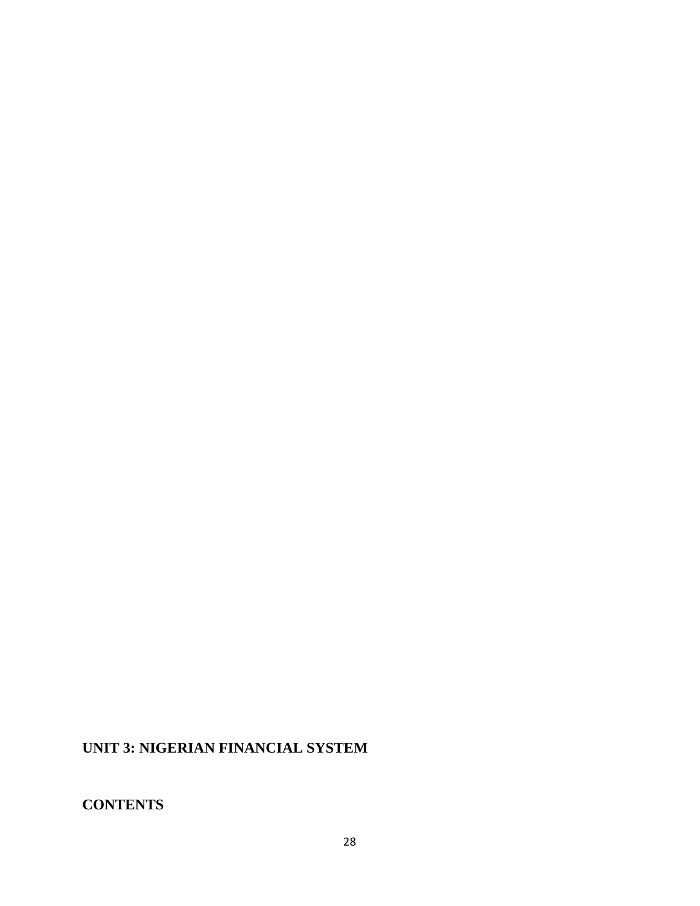## UNIT 3: NIGERIAN FINANCIAL SYSTEM

### CONTENTS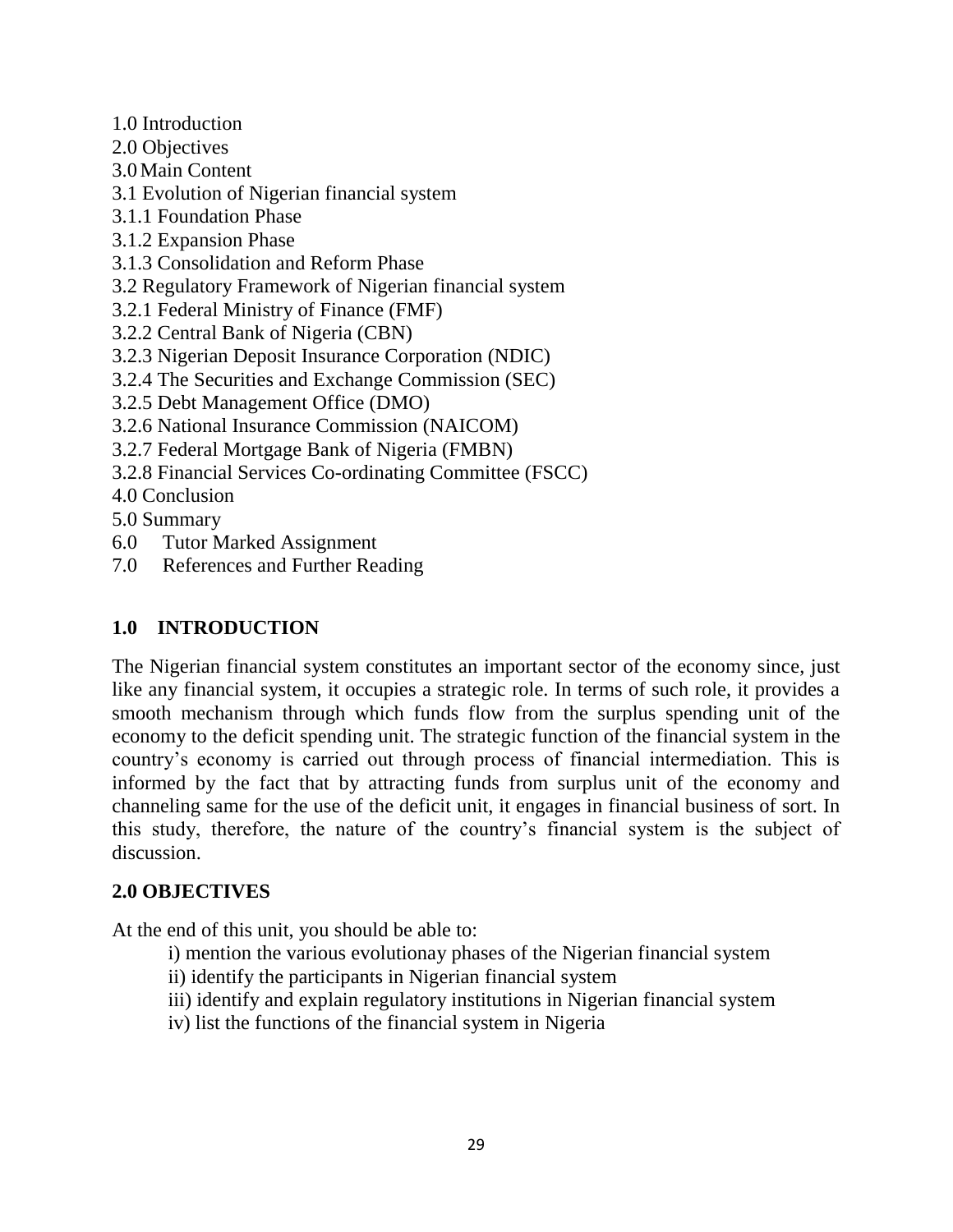1.0 Introduction
2.0 Objectives
3.0 Main Content
3.1 Evolution of Nigerian financial system
3.1.1 Foundation Phase
3.1.2 Expansion Phase
3.1.3 Consolidation and Reform Phase
3.2 Regulatory Framework of Nigerian financial system
3.2.1 Federal Ministry of Finance (FMF)
3.2.2 Central Bank of Nigeria (CBN)
3.2.3 Nigerian Deposit Insurance Corporation (NDIC)
3.2.4 The Securities and Exchange Commission (SEC)
3.2.5 Debt Management Office (DMO)
3.2.6 National Insurance Commission (NAICOM)
3.2.7 Federal Mortgage Bank of Nigeria (FMBN)
3.2.8 Financial Services Co-ordinating Committee (FSCC)
4.0 Conclusion
5.0 Summary
6.0 Tutor Marked Assignment
7.0 References and Further Reading

## 1.0 INTRODUCTION

The Nigerian financial system constitutes an important sector of the economy since, just like any financial system, it occupies a strategic role. In terms of such role, it provides a smooth mechanism through which funds flow from the surplus spending unit of the economy to the deficit spending unit. The strategic function of the financial system in the country's economy is carried out through process of financial intermediation. This is informed by the fact that by attracting funds from surplus unit of the economy and channeling same for the use of the deficit unit, it engages in financial business of sort. In this study, therefore, the nature of the country's financial system is the subject of discussion.

## 2.0 OBJECTIVES

At the end of this unit, you should be able to:

i) mention the various evolutionay phases of the Nigerian financial system
ii) identify the participants in Nigerian financial system
iii) identify and explain regulatory institutions in Nigerian financial system
iv) list the functions of the financial system in Nigeria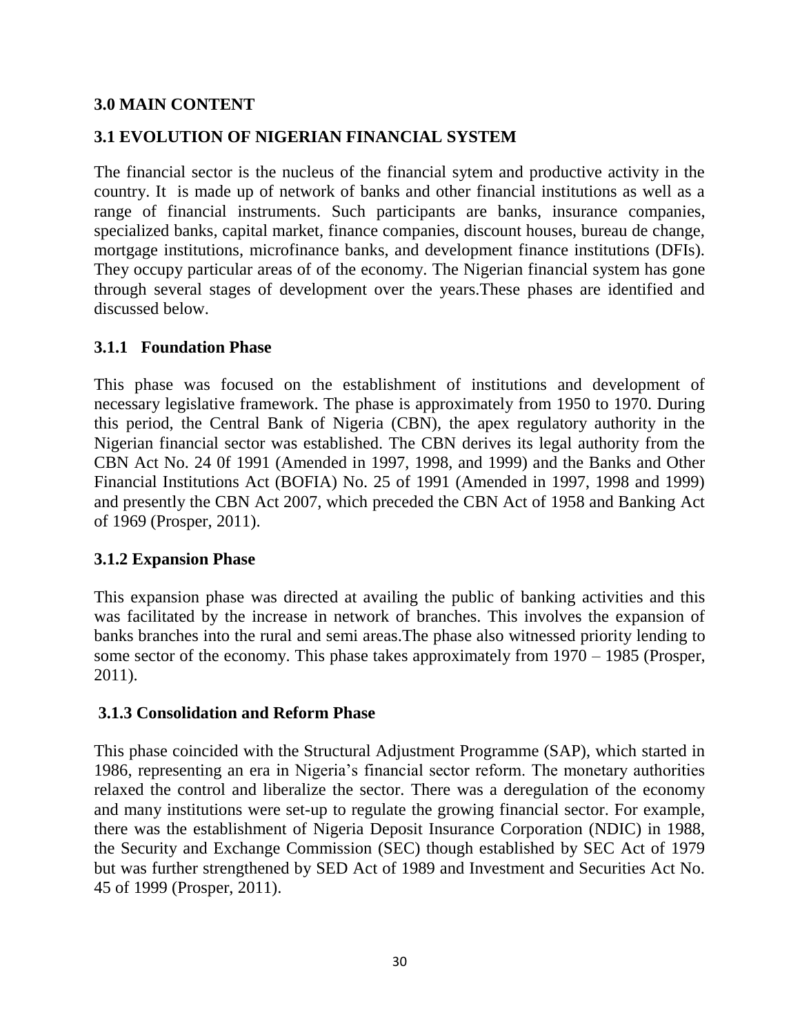## 3.0 MAIN CONTENT

### 3.1 EVOLUTION OF NIGERIAN FINANCIAL SYSTEM

The financial sector is the nucleus of the financial sytem and productive activity in the country. It is made up of network of banks and other financial institutions as well as a range of financial instruments. Such participants are banks, insurance companies, specialized banks, capital market, finance companies, discount houses, bureau de change, mortgage institutions, microfinance banks, and development finance institutions (DFIs). They occupy particular areas of of the economy. The Nigerian financial system has gone through several stages of development over the years.These phases are identified and discussed below.

#### 3.1.1 Foundation Phase

This phase was focused on the establishment of institutions and development of necessary legislative framework. The phase is approximately from 1950 to 1970. During this period, the Central Bank of Nigeria (CBN), the apex regulatory authority in the Nigerian financial sector was established. The CBN derives its legal authority from the CBN Act No. 24 0f 1991 (Amended in 1997, 1998, and 1999) and the Banks and Other Financial Institutions Act (BOFIA) No. 25 of 1991 (Amended in 1997, 1998 and 1999) and presently the CBN Act 2007, which preceded the CBN Act of 1958 and Banking Act of 1969 (Prosper, 2011).

#### 3.1.2 Expansion Phase

This expansion phase was directed at availing the public of banking activities and this was facilitated by the increase in network of branches. This involves the expansion of banks branches into the rural and semi areas.The phase also witnessed priority lending to some sector of the economy. This phase takes approximately from 1970 – 1985 (Prosper, 2011).

#### 3.1.3 Consolidation and Reform Phase

This phase coincided with the Structural Adjustment Programme (SAP), which started in 1986, representing an era in Nigeria's financial sector reform. The monetary authorities relaxed the control and liberalize the sector. There was a deregulation of the economy and many institutions were set-up to regulate the growing financial sector. For example, there was the establishment of Nigeria Deposit Insurance Corporation (NDIC) in 1988, the Security and Exchange Commission (SEC) though established by SEC Act of 1979 but was further strengthened by SED Act of 1989 and Investment and Securities Act No. 45 of 1999 (Prosper, 2011).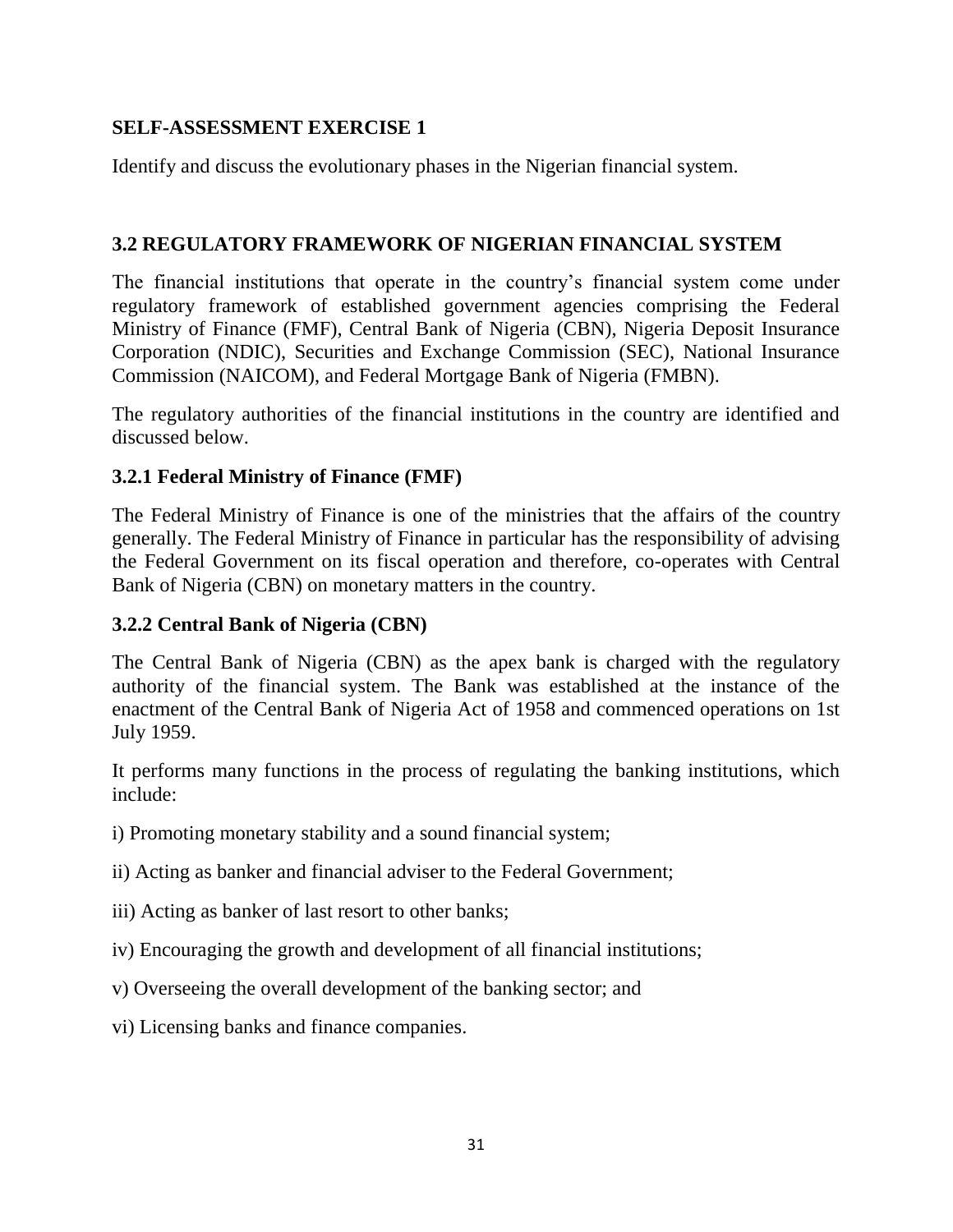**SELF-ASSESSMENT EXERCISE 1**

Identify and discuss the evolutionary phases in the Nigerian financial system.

## 3.2 REGULATORY FRAMEWORK OF NIGERIAN FINANCIAL SYSTEM

The financial institutions that operate in the country's financial system come under regulatory framework of established government agencies comprising the Federal Ministry of Finance (FMF), Central Bank of Nigeria (CBN), Nigeria Deposit Insurance Corporation (NDIC), Securities and Exchange Commission (SEC), National Insurance Commission (NAICOM), and Federal Mortgage Bank of Nigeria (FMBN).

The regulatory authorities of the financial institutions in the country are identified and discussed below.

### 3.2.1 Federal Ministry of Finance (FMF)

The Federal Ministry of Finance is one of the ministries that the affairs of the country generally. The Federal Ministry of Finance in particular has the responsibility of advising the Federal Government on its fiscal operation and therefore, co-operates with Central Bank of Nigeria (CBN) on monetary matters in the country.

### 3.2.2 Central Bank of Nigeria (CBN)

The Central Bank of Nigeria (CBN) as the apex bank is charged with the regulatory authority of the financial system. The Bank was established at the instance of the enactment of the Central Bank of Nigeria Act of 1958 and commenced operations on 1st July 1959.

It performs many functions in the process of regulating the banking institutions, which include:

i) Promoting monetary stability and a sound financial system;

ii) Acting as banker and financial adviser to the Federal Government;

iii) Acting as banker of last resort to other banks;

iv) Encouraging the growth and development of all financial institutions;

v) Overseeing the overall development of the banking sector; and

vi) Licensing banks and finance companies.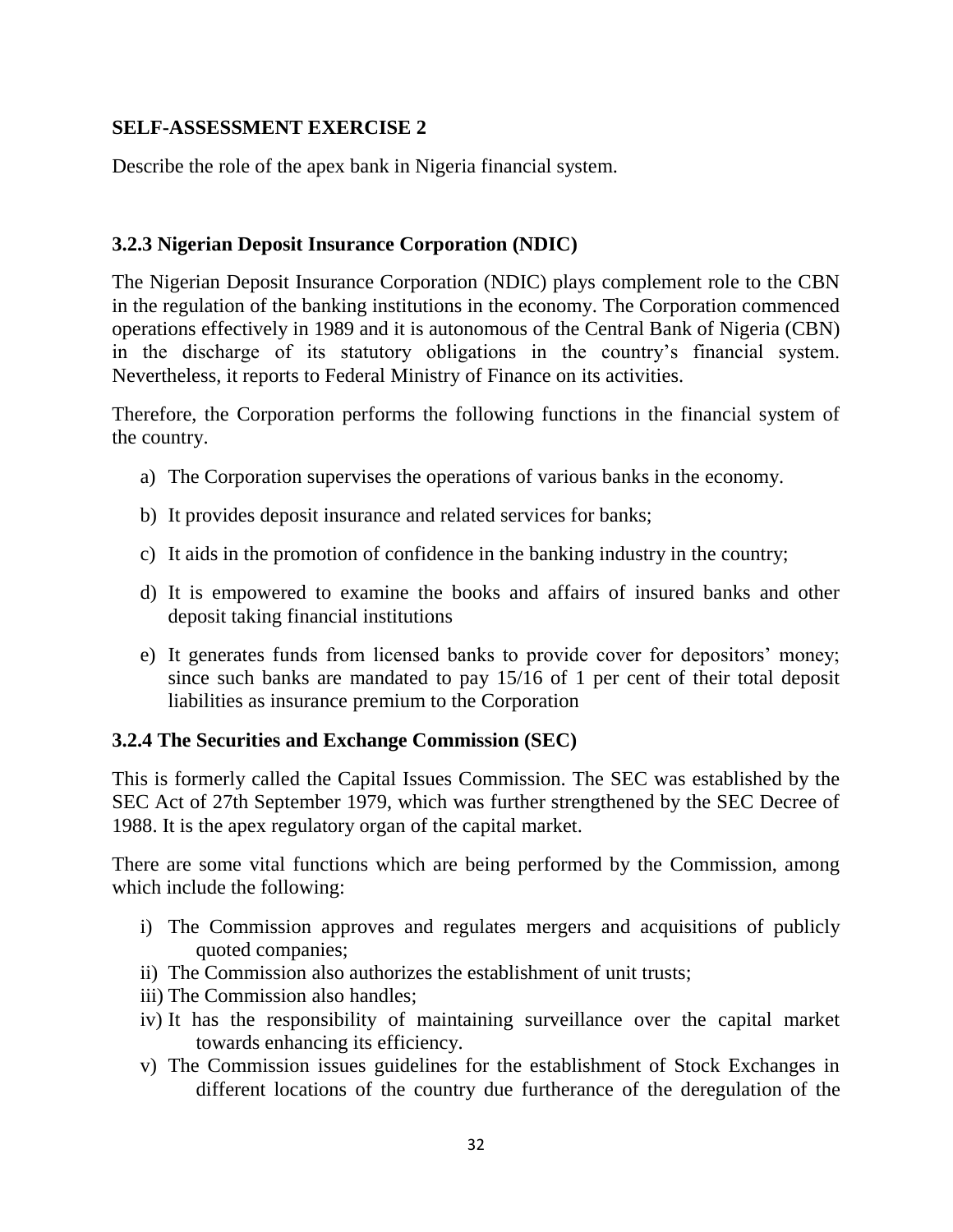**SELF-ASSESSMENT EXERCISE 2**

Describe the role of the apex bank in Nigeria financial system.

### 3.2.3 Nigerian Deposit Insurance Corporation (NDIC)

The Nigerian Deposit Insurance Corporation (NDIC) plays complement role to the CBN in the regulation of the banking institutions in the economy. The Corporation commenced operations effectively in 1989 and it is autonomous of the Central Bank of Nigeria (CBN) in the discharge of its statutory obligations in the country's financial system. Nevertheless, it reports to Federal Ministry of Finance on its activities.

Therefore, the Corporation performs the following functions in the financial system of the country.

a) The Corporation supervises the operations of various banks in the economy.

b) It provides deposit insurance and related services for banks;

c) It aids in the promotion of confidence in the banking industry in the country;

d) It is empowered to examine the books and affairs of insured banks and other deposit taking financial institutions

e) It generates funds from licensed banks to provide cover for depositors' money; since such banks are mandated to pay 15/16 of 1 per cent of their total deposit liabilities as insurance premium to the Corporation

### 3.2.4 The Securities and Exchange Commission (SEC)

This is formerly called the Capital Issues Commission. The SEC was established by the SEC Act of 27th September 1979, which was further strengthened by the SEC Decree of 1988. It is the apex regulatory organ of the capital market.

There are some vital functions which are being performed by the Commission, among which include the following:

i) The Commission approves and regulates mergers and acquisitions of publicly quoted companies;
ii) The Commission also authorizes the establishment of unit trusts;
iii) The Commission also handles;
iv) It has the responsibility of maintaining surveillance over the capital market towards enhancing its efficiency.
v) The Commission issues guidelines for the establishment of Stock Exchanges in different locations of the country due furtherance of the deregulation of the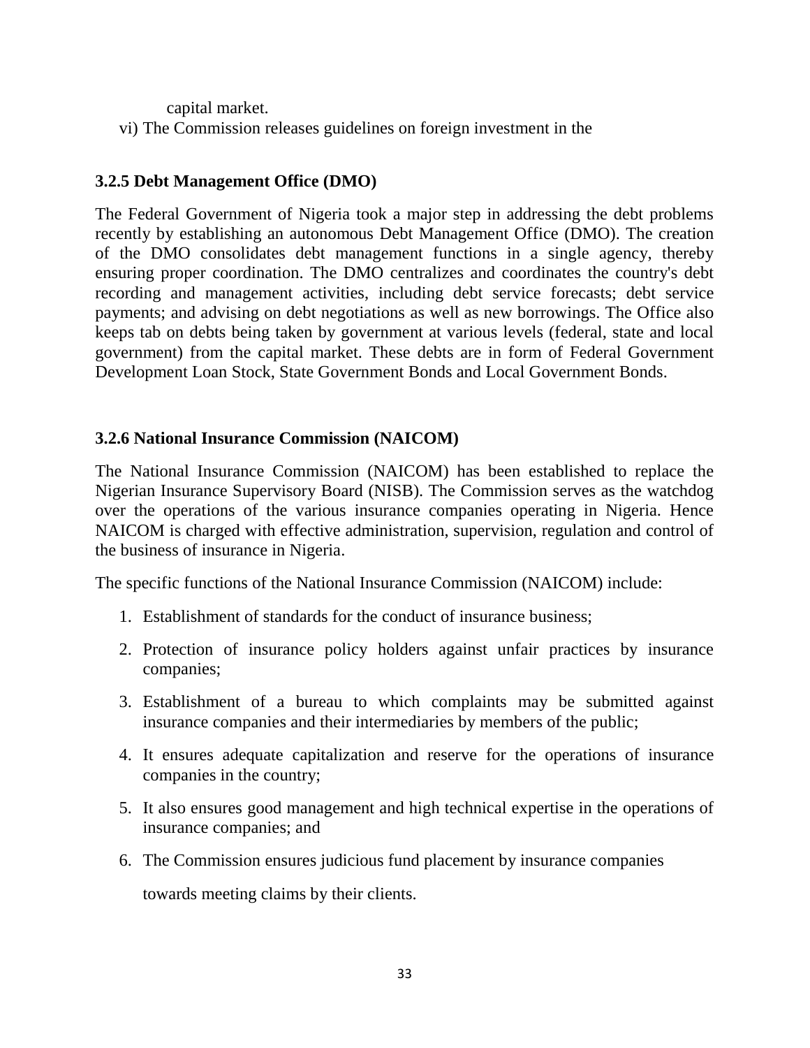capital market.

vi) The Commission releases guidelines on foreign investment in the

### 3.2.5 Debt Management Office (DMO)

The Federal Government of Nigeria took a major step in addressing the debt problems recently by establishing an autonomous Debt Management Office (DMO). The creation of the DMO consolidates debt management functions in a single agency, thereby ensuring proper coordination. The DMO centralizes and coordinates the country's debt recording and management activities, including debt service forecasts; debt service payments; and advising on debt negotiations as well as new borrowings. The Office also keeps tab on debts being taken by government at various levels (federal, state and local government) from the capital market. These debts are in form of Federal Government Development Loan Stock, State Government Bonds and Local Government Bonds.

### 3.2.6 National Insurance Commission (NAICOM)

The National Insurance Commission (NAICOM) has been established to replace the Nigerian Insurance Supervisory Board (NISB). The Commission serves as the watchdog over the operations of the various insurance companies operating in Nigeria. Hence NAICOM is charged with effective administration, supervision, regulation and control of the business of insurance in Nigeria.

The specific functions of the National Insurance Commission (NAICOM) include:

1. Establishment of standards for the conduct of insurance business;
2. Protection of insurance policy holders against unfair practices by insurance companies;
3. Establishment of a bureau to which complaints may be submitted against insurance companies and their intermediaries by members of the public;
4. It ensures adequate capitalization and reserve for the operations of insurance companies in the country;
5. It also ensures good management and high technical expertise in the operations of insurance companies; and
6. The Commission ensures judicious fund placement by insurance companies towards meeting claims by their clients.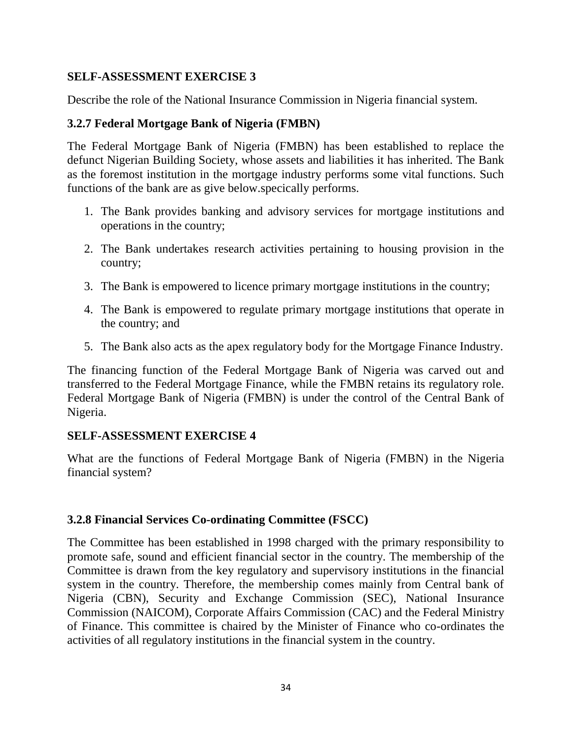**SELF-ASSESSMENT EXERCISE 3**

Describe the role of the National Insurance Commission in Nigeria financial system.

### 3.2.7 Federal Mortgage Bank of Nigeria (FMBN)

The Federal Mortgage Bank of Nigeria (FMBN) has been established to replace the defunct Nigerian Building Society, whose assets and liabilities it has inherited. The Bank as the foremost institution in the mortgage industry performs some vital functions. Such functions of the bank are as give below.specically performs.

1. The Bank provides banking and advisory services for mortgage institutions and operations in the country;
2. The Bank undertakes research activities pertaining to housing provision in the country;
3. The Bank is empowered to licence primary mortgage institutions in the country;
4. The Bank is empowered to regulate primary mortgage institutions that operate in the country; and
5. The Bank also acts as the apex regulatory body for the Mortgage Finance Industry.

The financing function of the Federal Mortgage Bank of Nigeria was carved out and transferred to the Federal Mortgage Finance, while the FMBN retains its regulatory role. Federal Mortgage Bank of Nigeria (FMBN) is under the control of the Central Bank of Nigeria.

**SELF-ASSESSMENT EXERCISE 4**

What are the functions of Federal Mortgage Bank of Nigeria (FMBN) in the Nigeria financial system?

### 3.2.8 Financial Services Co-ordinating Committee (FSCC)

The Committee has been established in 1998 charged with the primary responsibility to promote safe, sound and efficient financial sector in the country. The membership of the Committee is drawn from the key regulatory and supervisory institutions in the financial system in the country. Therefore, the membership comes mainly from Central bank of Nigeria (CBN), Security and Exchange Commission (SEC), National Insurance Commission (NAICOM), Corporate Affairs Commission (CAC) and the Federal Ministry of Finance. This committee is chaired by the Minister of Finance who co-ordinates the activities of all regulatory institutions in the financial system in the country.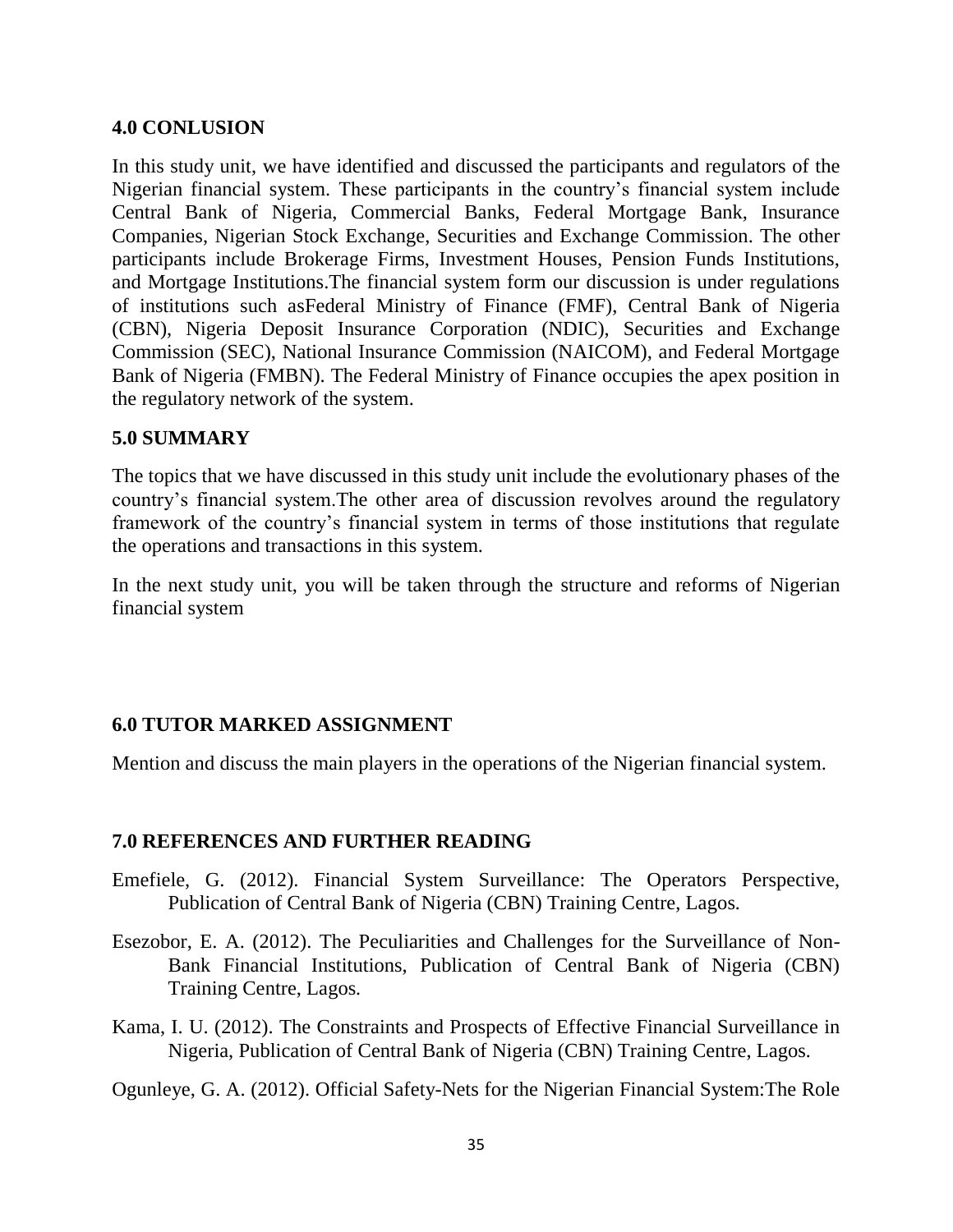## 4.0 CONLUSION

In this study unit, we have identified and discussed the participants and regulators of the Nigerian financial system. These participants in the country's financial system include Central Bank of Nigeria, Commercial Banks, Federal Mortgage Bank, Insurance Companies, Nigerian Stock Exchange, Securities and Exchange Commission. The other participants include Brokerage Firms, Investment Houses, Pension Funds Institutions, and Mortgage Institutions.The financial system form our discussion is under regulations of institutions such asFederal Ministry of Finance (FMF), Central Bank of Nigeria (CBN), Nigeria Deposit Insurance Corporation (NDIC), Securities and Exchange Commission (SEC), National Insurance Commission (NAICOM), and Federal Mortgage Bank of Nigeria (FMBN). The Federal Ministry of Finance occupies the apex position in the regulatory network of the system.

## 5.0 SUMMARY

The topics that we have discussed in this study unit include the evolutionary phases of the country's financial system.The other area of discussion revolves around the regulatory framework of the country's financial system in terms of those institutions that regulate the operations and transactions in this system.

In the next study unit, you will be taken through the structure and reforms of Nigerian financial system

## 6.0 TUTOR MARKED ASSIGNMENT

Mention and discuss the main players in the operations of the Nigerian financial system.

## 7.0 REFERENCES AND FURTHER READING

Emefiele, G. (2012). Financial System Surveillance: The Operators Perspective, Publication of Central Bank of Nigeria (CBN) Training Centre, Lagos.

Esezobor, E. A. (2012). The Peculiarities and Challenges for the Surveillance of Non-Bank Financial Institutions, Publication of Central Bank of Nigeria (CBN) Training Centre, Lagos.

Kama, I. U. (2012). The Constraints and Prospects of Effective Financial Surveillance in Nigeria, Publication of Central Bank of Nigeria (CBN) Training Centre, Lagos.

Ogunleye, G. A. (2012). Official Safety-Nets for the Nigerian Financial System:The Role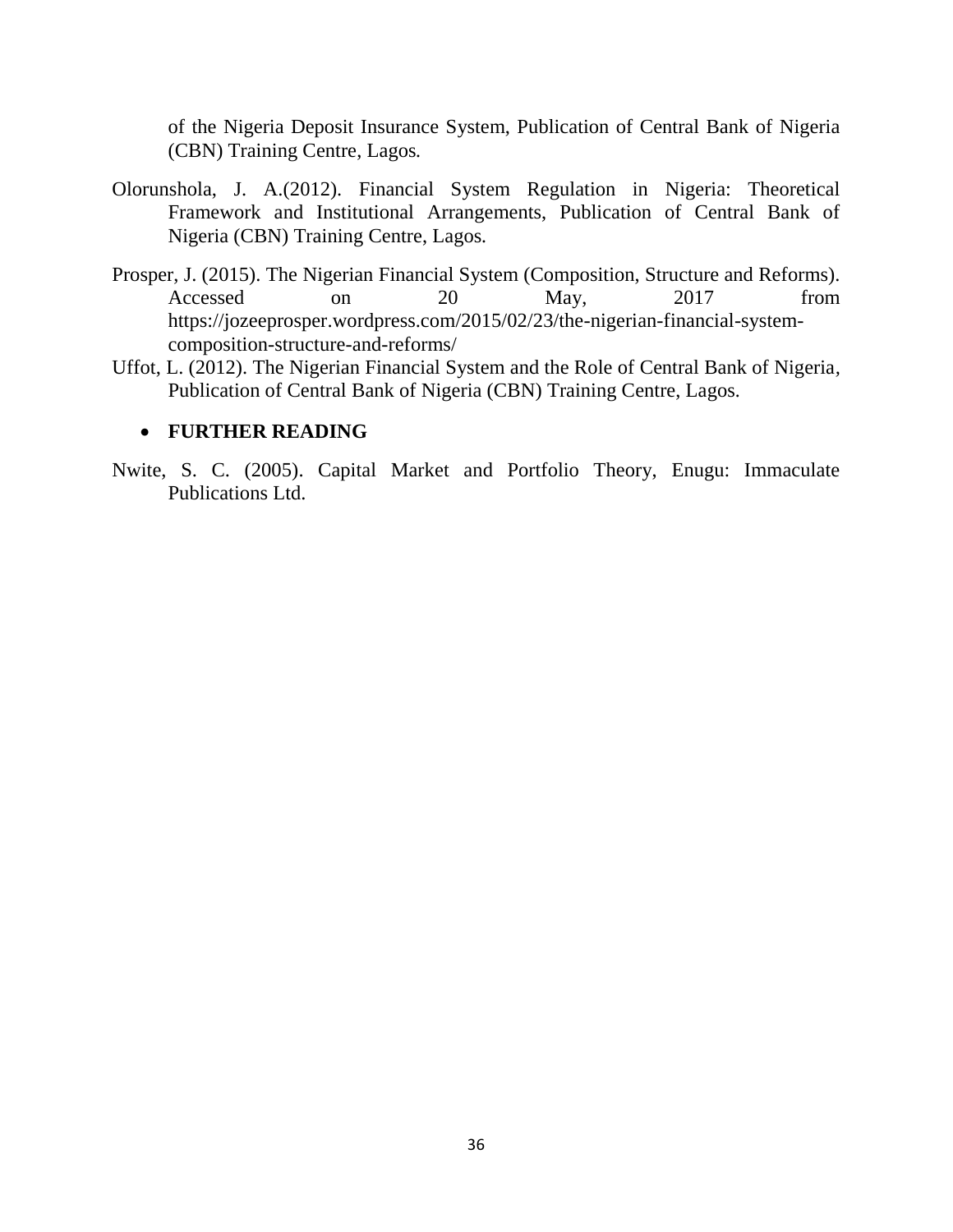of the Nigeria Deposit Insurance System, Publication of Central Bank of Nigeria (CBN) Training Centre, Lagos.

Olorunshola, J. A.(2012). Financial System Regulation in Nigeria: Theoretical Framework and Institutional Arrangements, Publication of Central Bank of Nigeria (CBN) Training Centre, Lagos.

Prosper, J. (2015). The Nigerian Financial System (Composition, Structure and Reforms). Accessed on 20 May, 2017 from https://jozeeprosper.wordpress.com/2015/02/23/the-nigerian-financial-system-composition-structure-and-reforms/

Uffot, L. (2012). The Nigerian Financial System and the Role of Central Bank of Nigeria, Publication of Central Bank of Nigeria (CBN) Training Centre, Lagos.

- **FURTHER READING**

Nwite, S. C. (2005). Capital Market and Portfolio Theory, Enugu: Immaculate Publications Ltd.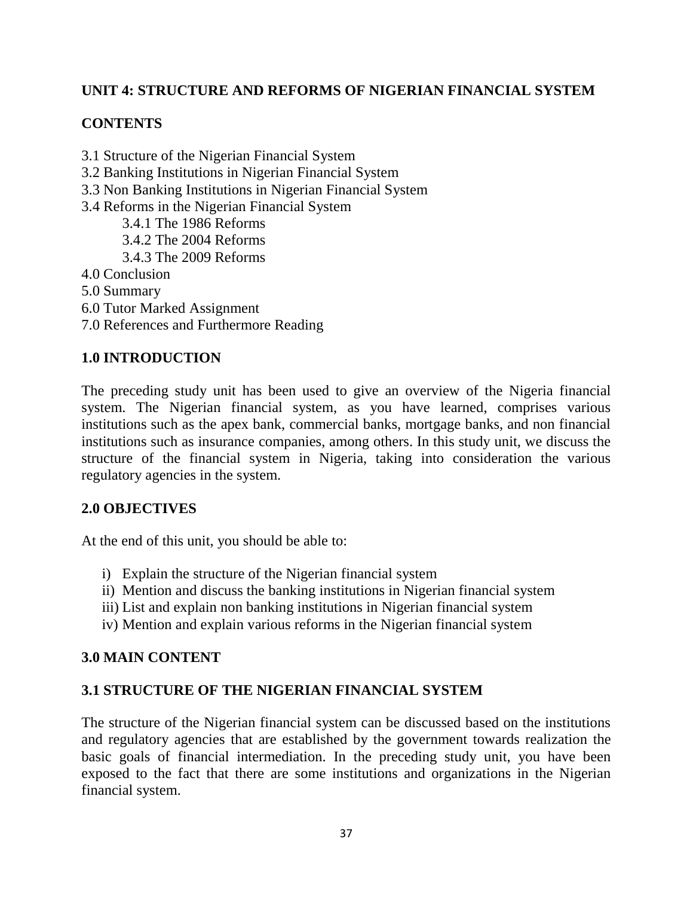## UNIT 4: STRUCTURE AND REFORMS OF NIGERIAN FINANCIAL SYSTEM

### CONTENTS

3.1 Structure of the Nigerian Financial System
3.2 Banking Institutions in Nigerian Financial System
3.3 Non Banking Institutions in Nigerian Financial System
3.4 Reforms in the Nigerian Financial System
    3.4.1 The 1986 Reforms
    3.4.2 The 2004 Reforms
    3.4.3 The 2009 Reforms
4.0 Conclusion
5.0 Summary
6.0 Tutor Marked Assignment
7.0 References and Furthermore Reading

### 1.0 INTRODUCTION

The preceding study unit has been used to give an overview of the Nigeria financial system. The Nigerian financial system, as you have learned, comprises various institutions such as the apex bank, commercial banks, mortgage banks, and non financial institutions such as insurance companies, among others. In this study unit, we discuss the structure of the financial system in Nigeria, taking into consideration the various regulatory agencies in the system.

### 2.0 OBJECTIVES

At the end of this unit, you should be able to:

i) Explain the structure of the Nigerian financial system
ii) Mention and discuss the banking institutions in Nigerian financial system
iii) List and explain non banking institutions in Nigerian financial system
iv) Mention and explain various reforms in the Nigerian financial system

### 3.0 MAIN CONTENT

### 3.1 STRUCTURE OF THE NIGERIAN FINANCIAL SYSTEM

The structure of the Nigerian financial system can be discussed based on the institutions and regulatory agencies that are established by the government towards realization the basic goals of financial intermediation. In the preceding study unit, you have been exposed to the fact that there are some institutions and organizations in the Nigerian financial system.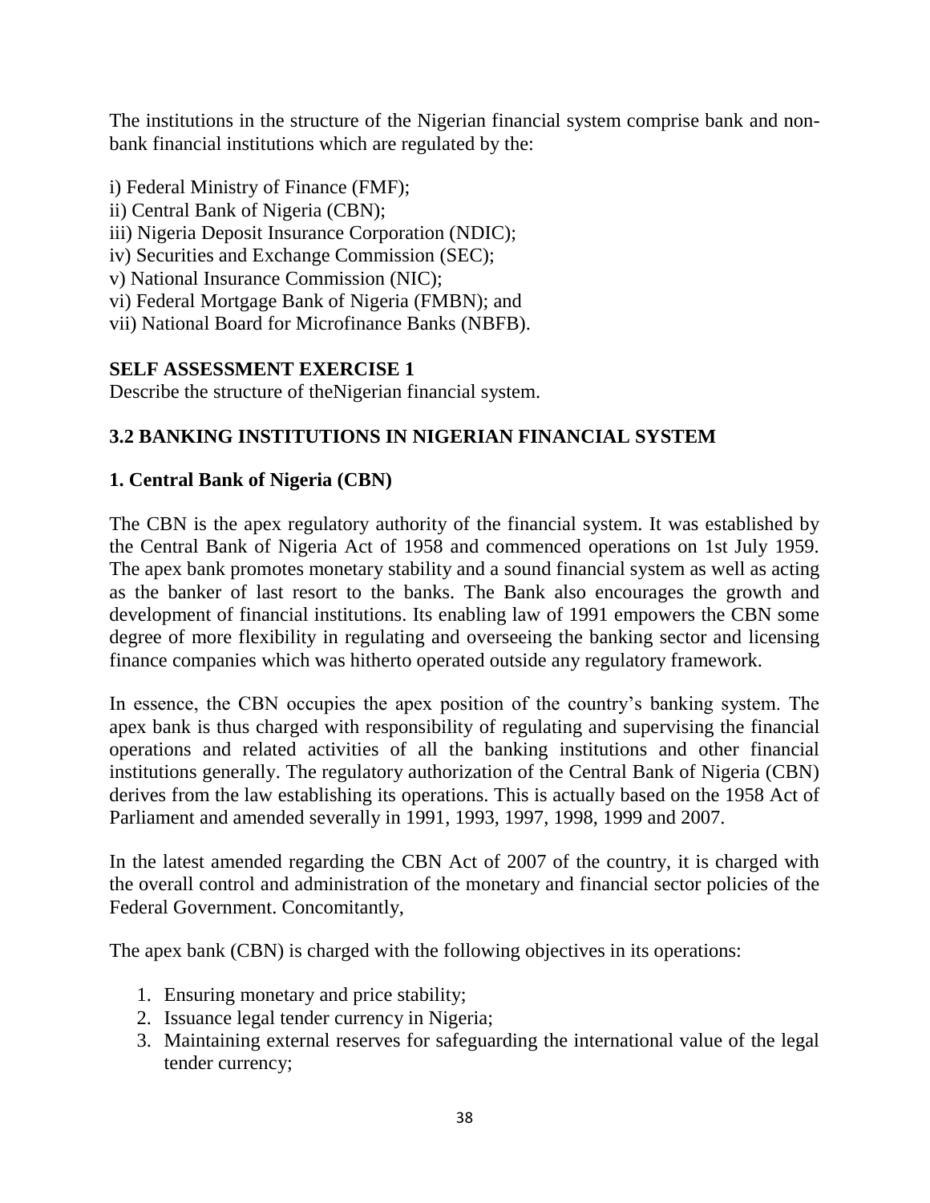The institutions in the structure of the Nigerian financial system comprise bank and non-bank financial institutions which are regulated by the:

i) Federal Ministry of Finance (FMF);
ii) Central Bank of Nigeria (CBN);
iii) Nigeria Deposit Insurance Corporation (NDIC);
iv) Securities and Exchange Commission (SEC);
v) National Insurance Commission (NIC);
vi) Federal Mortgage Bank of Nigeria (FMBN); and
vii) National Board for Microfinance Banks (NBFB).

**SELF ASSESSMENT EXERCISE 1**

Describe the structure of theNigerian financial system.

### 3.2 BANKING INSTITUTIONS IN NIGERIAN FINANCIAL SYSTEM

#### 1. Central Bank of Nigeria (CBN)

The CBN is the apex regulatory authority of the financial system. It was established by the Central Bank of Nigeria Act of 1958 and commenced operations on 1st July 1959. The apex bank promotes monetary stability and a sound financial system as well as acting as the banker of last resort to the banks. The Bank also encourages the growth and development of financial institutions. Its enabling law of 1991 empowers the CBN some degree of more flexibility in regulating and overseeing the banking sector and licensing finance companies which was hitherto operated outside any regulatory framework.

In essence, the CBN occupies the apex position of the country's banking system. The apex bank is thus charged with responsibility of regulating and supervising the financial operations and related activities of all the banking institutions and other financial institutions generally. The regulatory authorization of the Central Bank of Nigeria (CBN) derives from the law establishing its operations. This is actually based on the 1958 Act of Parliament and amended severally in 1991, 1993, 1997, 1998, 1999 and 2007.

In the latest amended regarding the CBN Act of 2007 of the country, it is charged with the overall control and administration of the monetary and financial sector policies of the Federal Government. Concomitantly,

The apex bank (CBN) is charged with the following objectives in its operations:

1. Ensuring monetary and price stability;
2. Issuance legal tender currency in Nigeria;
3. Maintaining external reserves for safeguarding the international value of the legal tender currency;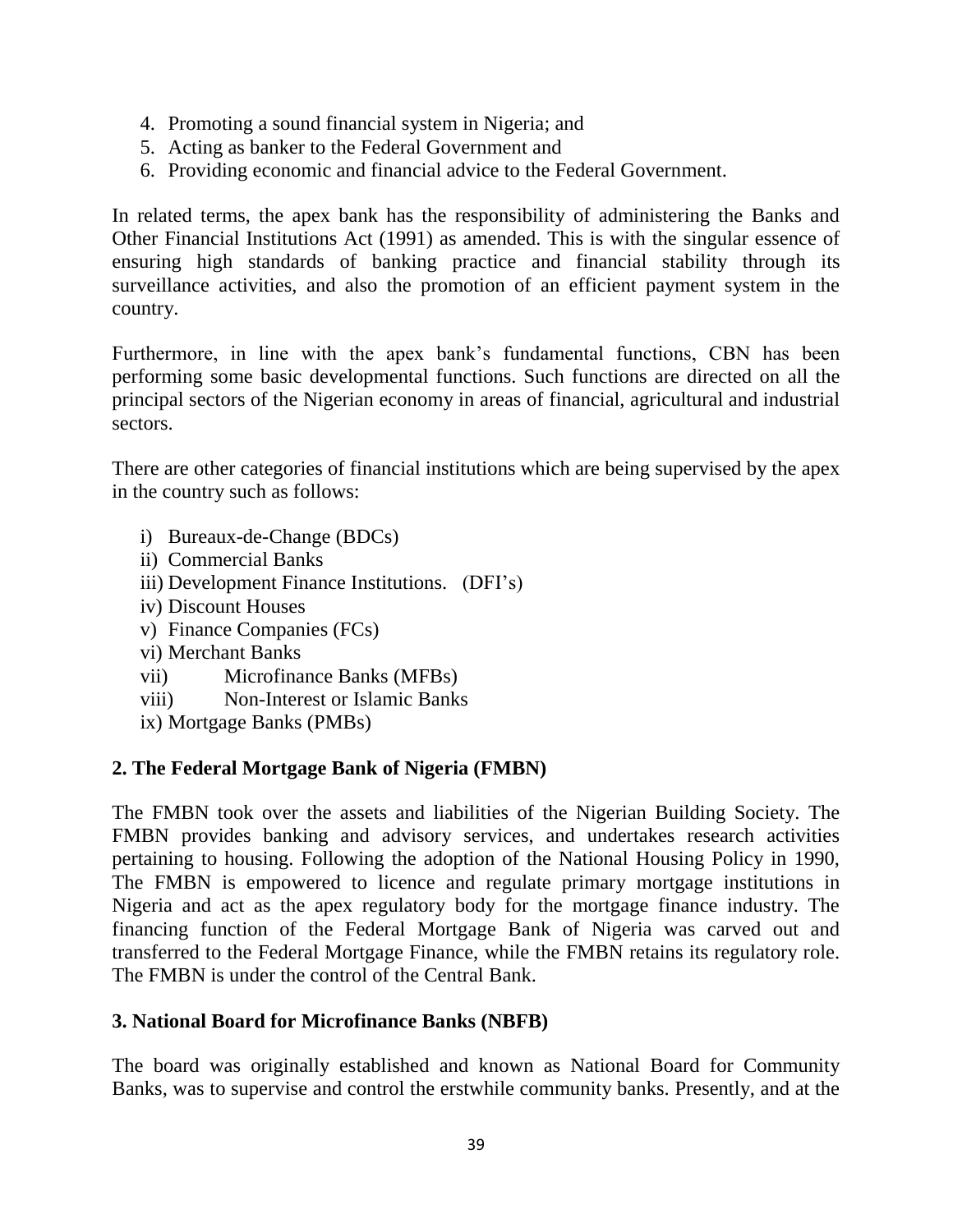4. Promoting a sound financial system in Nigeria; and
5. Acting as banker to the Federal Government and
6. Providing economic and financial advice to the Federal Government.

In related terms, the apex bank has the responsibility of administering the Banks and Other Financial Institutions Act (1991) as amended. This is with the singular essence of ensuring high standards of banking practice and financial stability through its surveillance activities, and also the promotion of an efficient payment system in the country.

Furthermore, in line with the apex bank's fundamental functions, CBN has been performing some basic developmental functions. Such functions are directed on all the principal sectors of the Nigerian economy in areas of financial, agricultural and industrial sectors.

There are other categories of financial institutions which are being supervised by the apex in the country such as follows:

i) Bureaux-de-Change (BDCs)
ii) Commercial Banks
iii) Development Finance Institutions. (DFI's)
iv) Discount Houses
v) Finance Companies (FCs)
vi) Merchant Banks
vii) Microfinance Banks (MFBs)
viii) Non-Interest or Islamic Banks
ix) Mortgage Banks (PMBs)

**2. The Federal Mortgage Bank of Nigeria (FMBN)**

The FMBN took over the assets and liabilities of the Nigerian Building Society. The FMBN provides banking and advisory services, and undertakes research activities pertaining to housing. Following the adoption of the National Housing Policy in 1990, The FMBN is empowered to licence and regulate primary mortgage institutions in Nigeria and act as the apex regulatory body for the mortgage finance industry. The financing function of the Federal Mortgage Bank of Nigeria was carved out and transferred to the Federal Mortgage Finance, while the FMBN retains its regulatory role. The FMBN is under the control of the Central Bank.

**3. National Board for Microfinance Banks (NBFB)**

The board was originally established and known as National Board for Community Banks, was to supervise and control the erstwhile community banks. Presently, and at the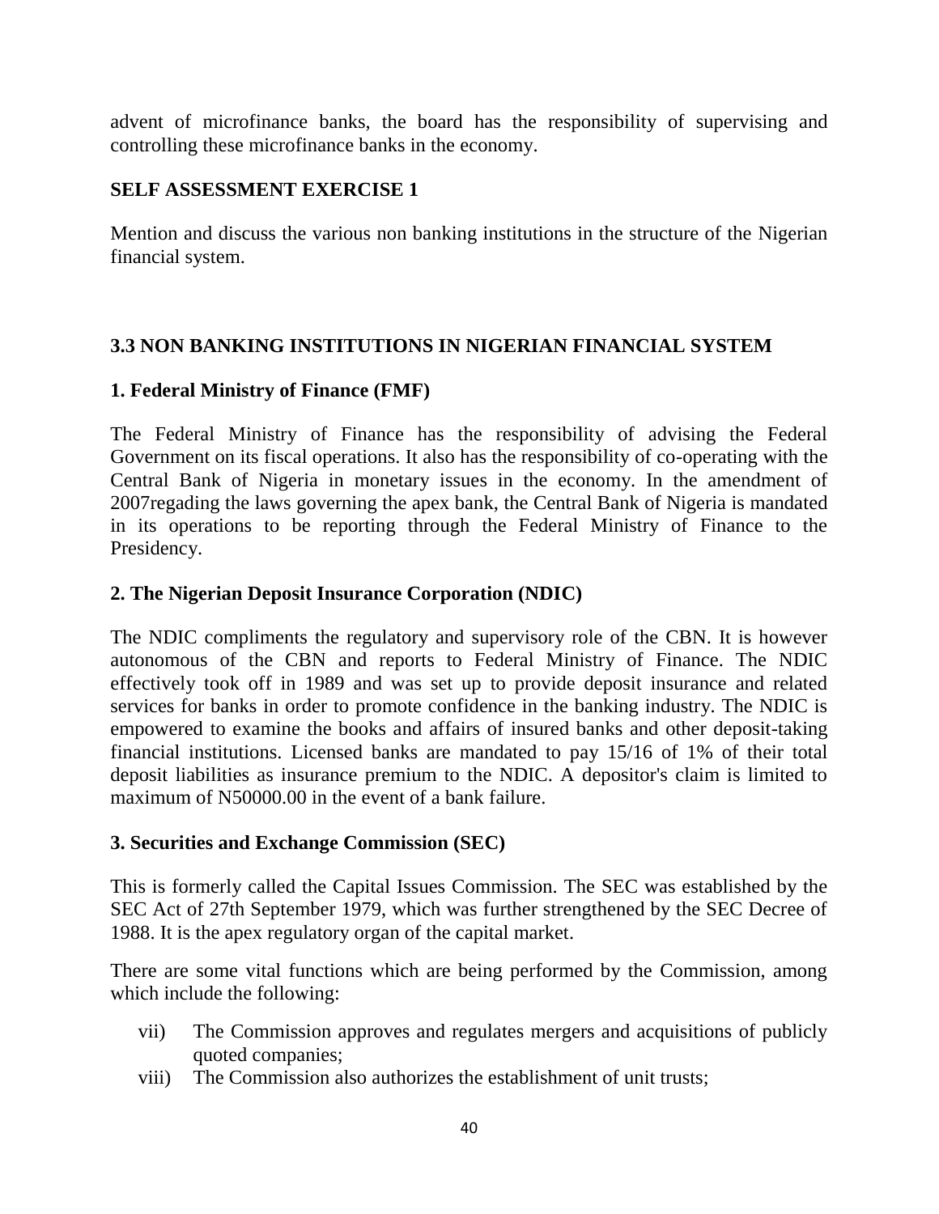advent of microfinance banks, the board has the responsibility of supervising and controlling these microfinance banks in the economy.

**SELF ASSESSMENT EXERCISE 1**

Mention and discuss the various non banking institutions in the structure of the Nigerian financial system.

### 3.3 NON BANKING INSTITUTIONS IN NIGERIAN FINANCIAL SYSTEM

**1. Federal Ministry of Finance (FMF)**

The Federal Ministry of Finance has the responsibility of advising the Federal Government on its fiscal operations. It also has the responsibility of co-operating with the Central Bank of Nigeria in monetary issues in the economy. In the amendment of 2007regading the laws governing the apex bank, the Central Bank of Nigeria is mandated in its operations to be reporting through the Federal Ministry of Finance to the Presidency.

**2. The Nigerian Deposit Insurance Corporation (NDIC)**

The NDIC compliments the regulatory and supervisory role of the CBN. It is however autonomous of the CBN and reports to Federal Ministry of Finance. The NDIC effectively took off in 1989 and was set up to provide deposit insurance and related services for banks in order to promote confidence in the banking industry. The NDIC is empowered to examine the books and affairs of insured banks and other deposit-taking financial institutions. Licensed banks are mandated to pay 15/16 of 1% of their total deposit liabilities as insurance premium to the NDIC. A depositor's claim is limited to maximum of N50000.00 in the event of a bank failure.

**3. Securities and Exchange Commission (SEC)**

This is formerly called the Capital Issues Commission. The SEC was established by the SEC Act of 27th September 1979, which was further strengthened by the SEC Decree of 1988. It is the apex regulatory organ of the capital market.

There are some vital functions which are being performed by the Commission, among which include the following:

vii) The Commission approves and regulates mergers and acquisitions of publicly quoted companies;

viii) The Commission also authorizes the establishment of unit trusts;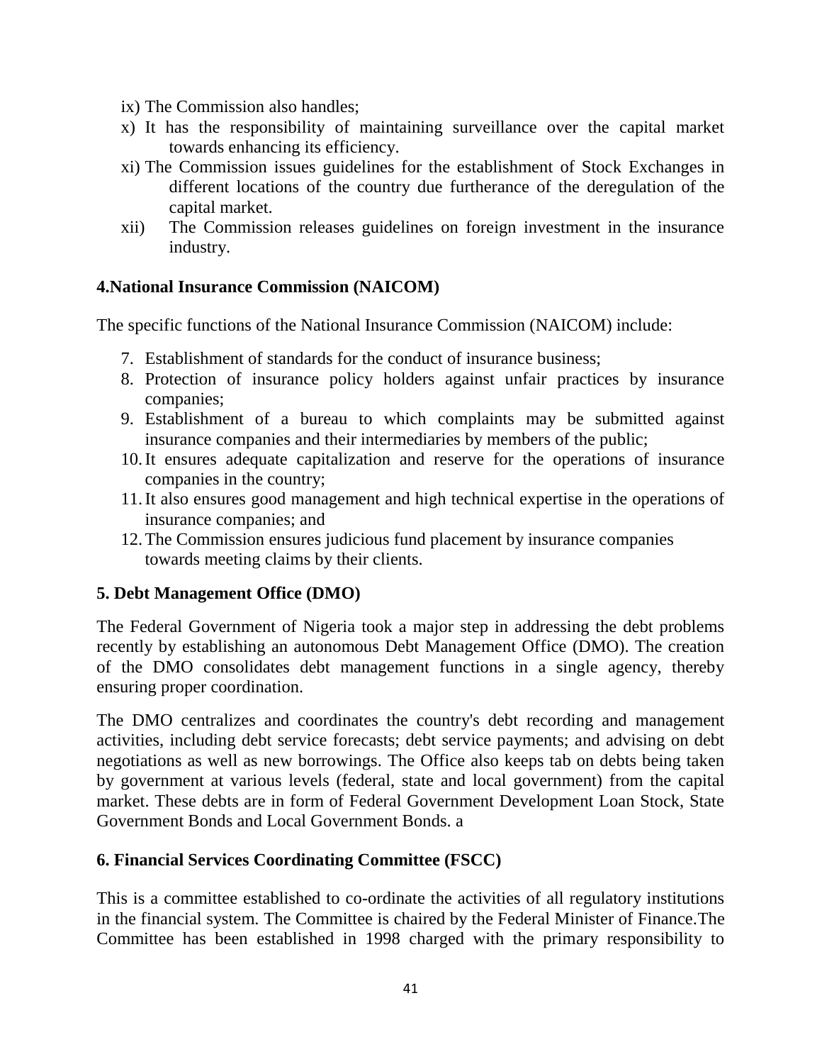ix) The Commission also handles;

x) It has the responsibility of maintaining surveillance over the capital market towards enhancing its efficiency.

xi) The Commission issues guidelines for the establishment of Stock Exchanges in different locations of the country due furtherance of the deregulation of the capital market.

xii) The Commission releases guidelines on foreign investment in the insurance industry.

**4.National Insurance Commission (NAICOM)**

The specific functions of the National Insurance Commission (NAICOM) include:

7. Establishment of standards for the conduct of insurance business;
8. Protection of insurance policy holders against unfair practices by insurance companies;
9. Establishment of a bureau to which complaints may be submitted against insurance companies and their intermediaries by members of the public;
10. It ensures adequate capitalization and reserve for the operations of insurance companies in the country;
11. It also ensures good management and high technical expertise in the operations of insurance companies; and
12. The Commission ensures judicious fund placement by insurance companies towards meeting claims by their clients.

**5. Debt Management Office (DMO)**

The Federal Government of Nigeria took a major step in addressing the debt problems recently by establishing an autonomous Debt Management Office (DMO). The creation of the DMO consolidates debt management functions in a single agency, thereby ensuring proper coordination.

The DMO centralizes and coordinates the country's debt recording and management activities, including debt service forecasts; debt service payments; and advising on debt negotiations as well as new borrowings. The Office also keeps tab on debts being taken by government at various levels (federal, state and local government) from the capital market. These debts are in form of Federal Government Development Loan Stock, State Government Bonds and Local Government Bonds. a

**6. Financial Services Coordinating Committee (FSCC)**

This is a committee established to co-ordinate the activities of all regulatory institutions in the financial system. The Committee is chaired by the Federal Minister of Finance.The Committee has been established in 1998 charged with the primary responsibility to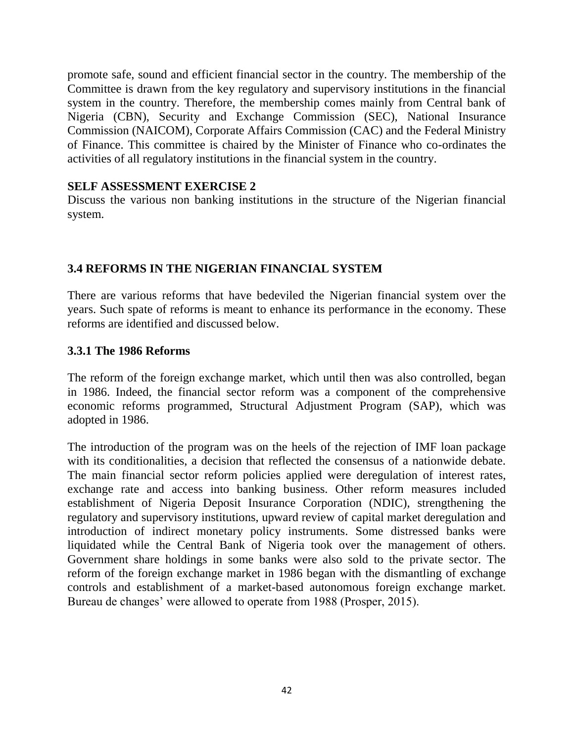promote safe, sound and efficient financial sector in the country. The membership of the Committee is drawn from the key regulatory and supervisory institutions in the financial system in the country. Therefore, the membership comes mainly from Central bank of Nigeria (CBN), Security and Exchange Commission (SEC), National Insurance Commission (NAICOM), Corporate Affairs Commission (CAC) and the Federal Ministry of Finance. This committee is chaired by the Minister of Finance who co-ordinates the activities of all regulatory institutions in the financial system in the country.

**SELF ASSESSMENT EXERCISE 2**

Discuss the various non banking institutions in the structure of the Nigerian financial system.

## 3.4 REFORMS IN THE NIGERIAN FINANCIAL SYSTEM

There are various reforms that have bedeviled the Nigerian financial system over the years. Such spate of reforms is meant to enhance its performance in the economy. These reforms are identified and discussed below.

### 3.3.1 The 1986 Reforms

The reform of the foreign exchange market, which until then was also controlled, began in 1986. Indeed, the financial sector reform was a component of the comprehensive economic reforms programmed, Structural Adjustment Program (SAP), which was adopted in 1986.

The introduction of the program was on the heels of the rejection of IMF loan package with its conditionalities, a decision that reflected the consensus of a nationwide debate. The main financial sector reform policies applied were deregulation of interest rates, exchange rate and access into banking business. Other reform measures included establishment of Nigeria Deposit Insurance Corporation (NDIC), strengthening the regulatory and supervisory institutions, upward review of capital market deregulation and introduction of indirect monetary policy instruments. Some distressed banks were liquidated while the Central Bank of Nigeria took over the management of others. Government share holdings in some banks were also sold to the private sector. The reform of the foreign exchange market in 1986 began with the dismantling of exchange controls and establishment of a market-based autonomous foreign exchange market. Bureau de changes' were allowed to operate from 1988 (Prosper, 2015).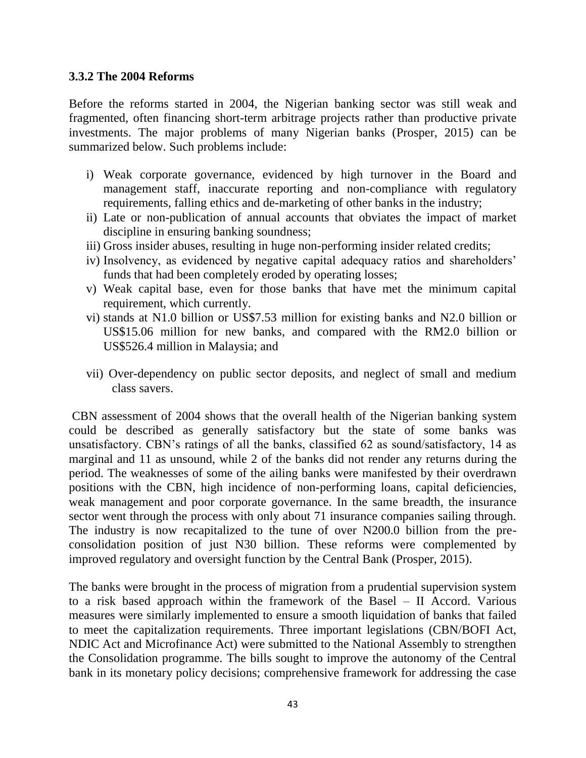### 3.3.2 The 2004 Reforms

Before the reforms started in 2004, the Nigerian banking sector was still weak and fragmented, often financing short-term arbitrage projects rather than productive private investments. The major problems of many Nigerian banks (Prosper, 2015) can be summarized below. Such problems include:

i) Weak corporate governance, evidenced by high turnover in the Board and management staff, inaccurate reporting and non-compliance with regulatory requirements, falling ethics and de-marketing of other banks in the industry;
ii) Late or non-publication of annual accounts that obviates the impact of market discipline in ensuring banking soundness;
iii) Gross insider abuses, resulting in huge non-performing insider related credits;
iv) Insolvency, as evidenced by negative capital adequacy ratios and shareholders' funds that had been completely eroded by operating losses;
v) Weak capital base, even for those banks that have met the minimum capital requirement, which currently.
vi) stands at N1.0 billion or US$7.53 million for existing banks and N2.0 billion or US$15.06 million for new banks, and compared with the RM2.0 billion or US$526.4 million in Malaysia; and
vii) Over-dependency on public sector deposits, and neglect of small and medium class savers.

CBN assessment of 2004 shows that the overall health of the Nigerian banking system could be described as generally satisfactory but the state of some banks was unsatisfactory. CBN's ratings of all the banks, classified 62 as sound/satisfactory, 14 as marginal and 11 as unsound, while 2 of the banks did not render any returns during the period. The weaknesses of some of the ailing banks were manifested by their overdrawn positions with the CBN, high incidence of non-performing loans, capital deficiencies, weak management and poor corporate governance. In the same breadth, the insurance sector went through the process with only about 71 insurance companies sailing through. The industry is now recapitalized to the tune of over N200.0 billion from the pre-consolidation position of just N30 billion. These reforms were complemented by improved regulatory and oversight function by the Central Bank (Prosper, 2015).

The banks were brought in the process of migration from a prudential supervision system to a risk based approach within the framework of the Basel – II Accord. Various measures were similarly implemented to ensure a smooth liquidation of banks that failed to meet the capitalization requirements. Three important legislations (CBN/BOFI Act, NDIC Act and Microfinance Act) were submitted to the National Assembly to strengthen the Consolidation programme. The bills sought to improve the autonomy of the Central bank in its monetary policy decisions; comprehensive framework for addressing the case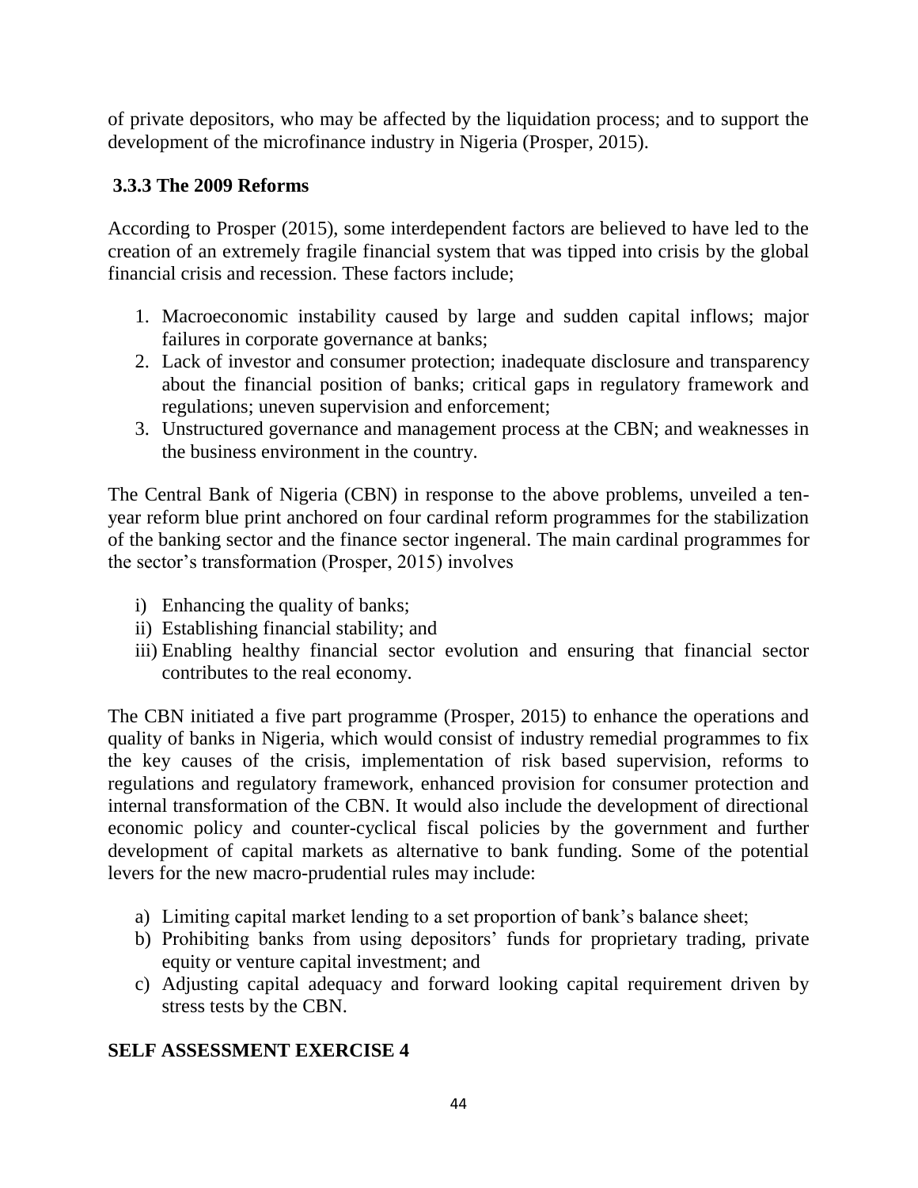of private depositors, who may be affected by the liquidation process; and to support the development of the microfinance industry in Nigeria (Prosper, 2015).

### 3.3.3 The 2009 Reforms

According to Prosper (2015), some interdependent factors are believed to have led to the creation of an extremely fragile financial system that was tipped into crisis by the global financial crisis and recession. These factors include;

1. Macroeconomic instability caused by large and sudden capital inflows; major failures in corporate governance at banks;
2. Lack of investor and consumer protection; inadequate disclosure and transparency about the financial position of banks; critical gaps in regulatory framework and regulations; uneven supervision and enforcement;
3. Unstructured governance and management process at the CBN; and weaknesses in the business environment in the country.

The Central Bank of Nigeria (CBN) in response to the above problems, unveiled a ten-year reform blue print anchored on four cardinal reform programmes for the stabilization of the banking sector and the finance sector ingeneral. The main cardinal programmes for the sector's transformation (Prosper, 2015) involves

i) Enhancing the quality of banks;
ii) Establishing financial stability; and
iii) Enabling healthy financial sector evolution and ensuring that financial sector contributes to the real economy.

The CBN initiated a five part programme (Prosper, 2015) to enhance the operations and quality of banks in Nigeria, which would consist of industry remedial programmes to fix the key causes of the crisis, implementation of risk based supervision, reforms to regulations and regulatory framework, enhanced provision for consumer protection and internal transformation of the CBN. It would also include the development of directional economic policy and counter-cyclical fiscal policies by the government and further development of capital markets as alternative to bank funding. Some of the potential levers for the new macro-prudential rules may include:

a) Limiting capital market lending to a set proportion of bank's balance sheet;
b) Prohibiting banks from using depositors' funds for proprietary trading, private equity or venture capital investment; and
c) Adjusting capital adequacy and forward looking capital requirement driven by stress tests by the CBN.

**SELF ASSESSMENT EXERCISE 4**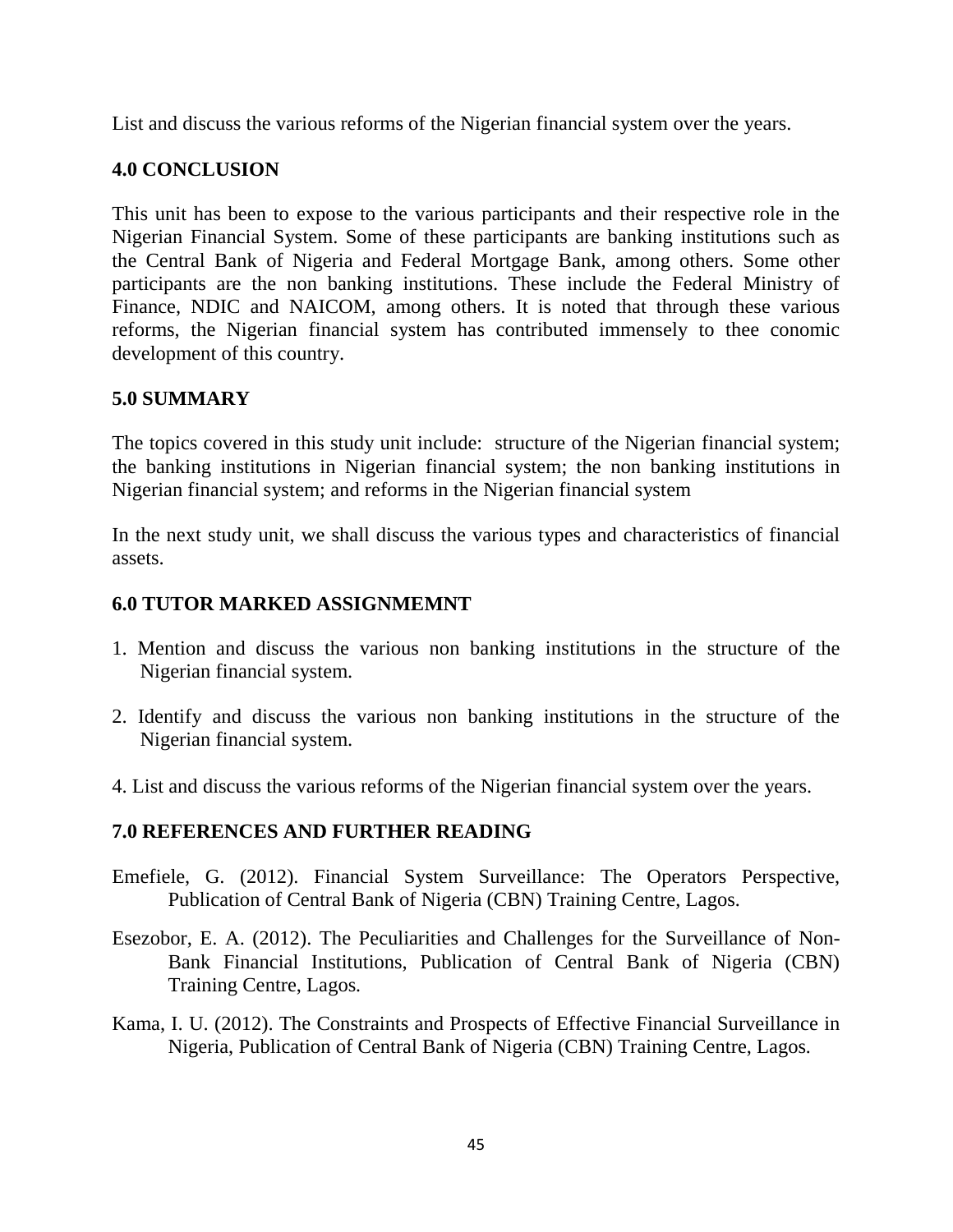List and discuss the various reforms of the Nigerian financial system over the years.

## 4.0 CONCLUSION

This unit has been to expose to the various participants and their respective role in the Nigerian Financial System. Some of these participants are banking institutions such as the Central Bank of Nigeria and Federal Mortgage Bank, among others. Some other participants are the non banking institutions. These include the Federal Ministry of Finance, NDIC and NAICOM, among others. It is noted that through these various reforms, the Nigerian financial system has contributed immensely to thee conomic development of this country.

## 5.0 SUMMARY

The topics covered in this study unit include:  structure of the Nigerian financial system; the banking institutions in Nigerian financial system; the non banking institutions in Nigerian financial system; and reforms in the Nigerian financial system

In the next study unit, we shall discuss the various types and characteristics of financial assets.

## 6.0 TUTOR MARKED ASSIGNMEMNT

1. Mention and discuss the various non banking institutions in the structure of the Nigerian financial system.

2. Identify and discuss the various non banking institutions in the structure of the Nigerian financial system.

4. List and discuss the various reforms of the Nigerian financial system over the years.

## 7.0 REFERENCES AND FURTHER READING

Emefiele, G. (2012). Financial System Surveillance: The Operators Perspective, Publication of Central Bank of Nigeria (CBN) Training Centre, Lagos.

Esezobor, E. A. (2012). The Peculiarities and Challenges for the Surveillance of Non-Bank Financial Institutions, Publication of Central Bank of Nigeria (CBN) Training Centre, Lagos.

Kama, I. U. (2012). The Constraints and Prospects of Effective Financial Surveillance in Nigeria, Publication of Central Bank of Nigeria (CBN) Training Centre, Lagos.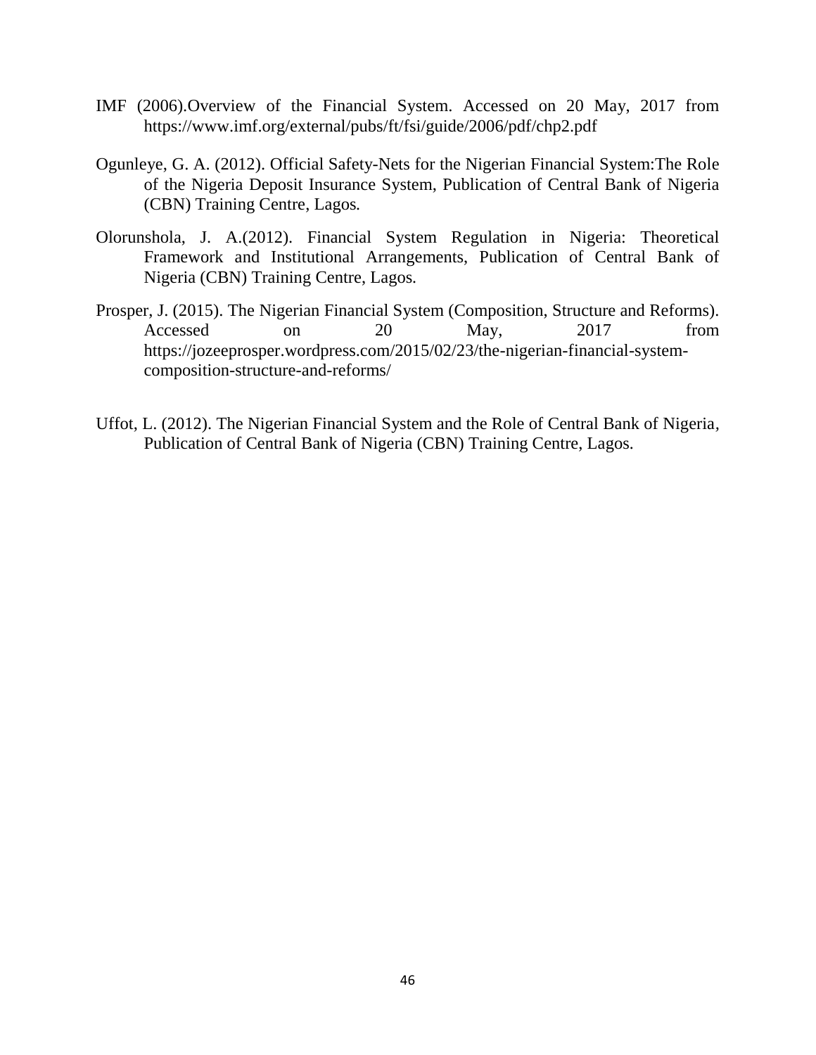IMF (2006).Overview of the Financial System. Accessed on 20 May, 2017 from https://www.imf.org/external/pubs/ft/fsi/guide/2006/pdf/chp2.pdf

Ogunleye, G. A. (2012). Official Safety-Nets for the Nigerian Financial System:The Role of the Nigeria Deposit Insurance System, Publication of Central Bank of Nigeria (CBN) Training Centre, Lagos.

Olorunshola, J. A.(2012). Financial System Regulation in Nigeria: Theoretical Framework and Institutional Arrangements, Publication of Central Bank of Nigeria (CBN) Training Centre, Lagos.

Prosper, J. (2015). The Nigerian Financial System (Composition, Structure and Reforms). Accessed on 20 May, 2017 from https://jozeeprosper.wordpress.com/2015/02/23/the-nigerian-financial-system-composition-structure-and-reforms/

Uffot, L. (2012). The Nigerian Financial System and the Role of Central Bank of Nigeria, Publication of Central Bank of Nigeria (CBN) Training Centre, Lagos.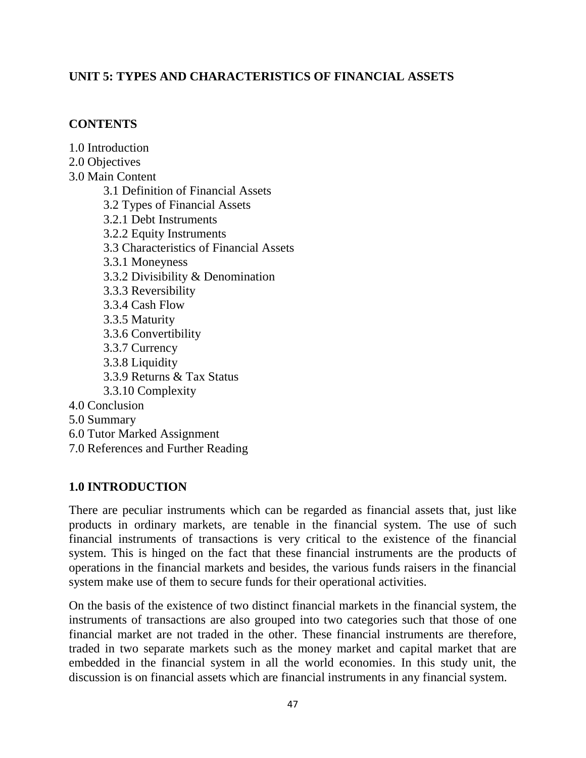## UNIT 5: TYPES AND CHARACTERISTICS OF FINANCIAL ASSETS

### CONTENTS

1.0 Introduction
2.0 Objectives
3.0 Main Content
    3.1 Definition of Financial Assets
    3.2 Types of Financial Assets
    3.2.1 Debt Instruments
    3.2.2 Equity Instruments
    3.3 Characteristics of Financial Assets
    3.3.1 Moneyness
    3.3.2 Divisibility & Denomination
    3.3.3 Reversibility
    3.3.4 Cash Flow
    3.3.5 Maturity
    3.3.6 Convertibility
    3.3.7 Currency
    3.3.8 Liquidity
    3.3.9 Returns & Tax Status
    3.3.10 Complexity
4.0 Conclusion
5.0 Summary
6.0 Tutor Marked Assignment
7.0 References and Further Reading

### 1.0 INTRODUCTION

There are peculiar instruments which can be regarded as financial assets that, just like products in ordinary markets, are tenable in the financial system. The use of such financial instruments of transactions is very critical to the existence of the financial system. This is hinged on the fact that these financial instruments are the products of operations in the financial markets and besides, the various funds raisers in the financial system make use of them to secure funds for their operational activities.

On the basis of the existence of two distinct financial markets in the financial system, the instruments of transactions are also grouped into two categories such that those of one financial market are not traded in the other. These financial instruments are therefore, traded in two separate markets such as the money market and capital market that are embedded in the financial system in all the world economies. In this study unit, the discussion is on financial assets which are financial instruments in any financial system.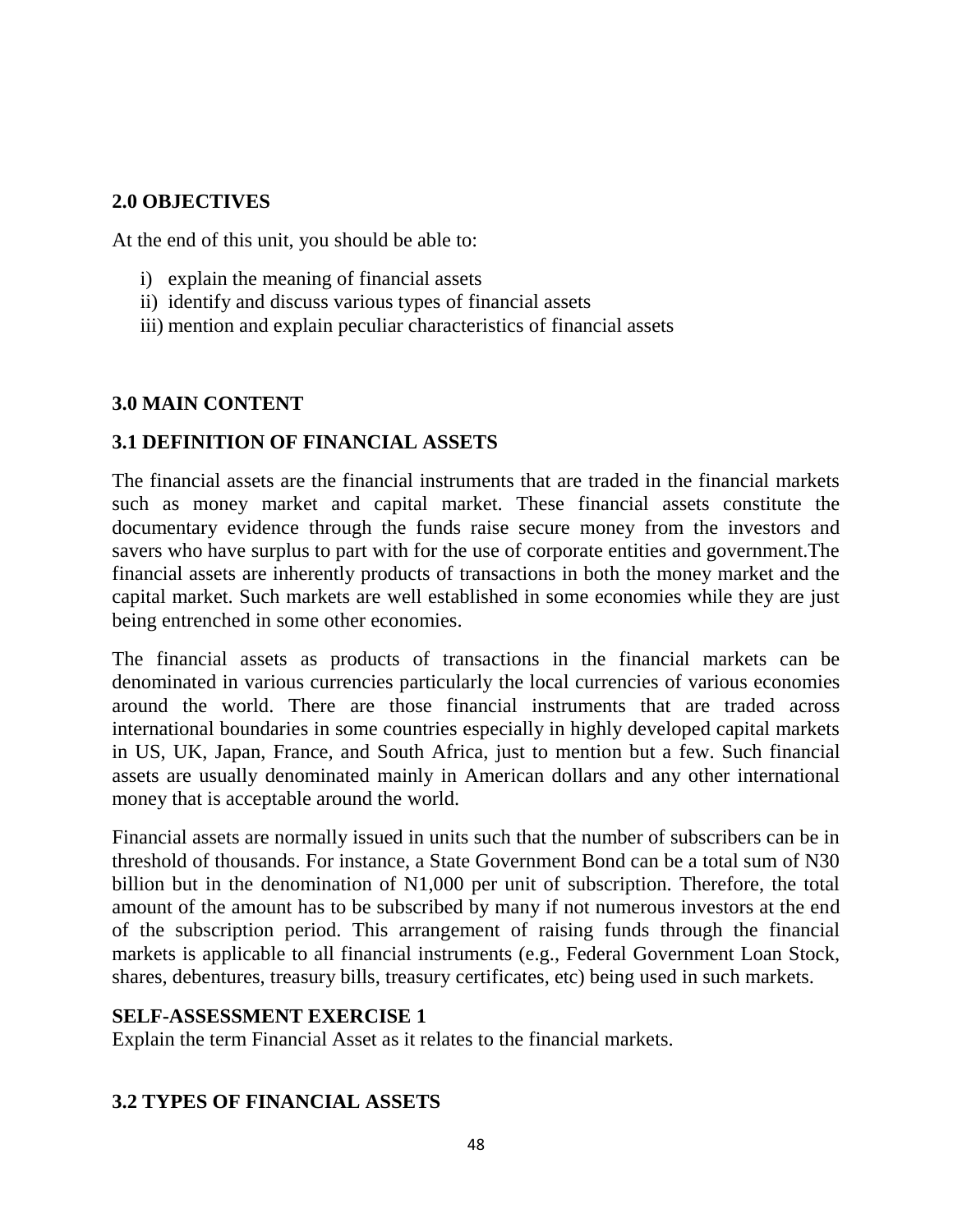## 2.0 OBJECTIVES

At the end of this unit, you should be able to:

i) explain the meaning of financial assets
ii) identify and discuss various types of financial assets
iii) mention and explain peculiar characteristics of financial assets

## 3.0 MAIN CONTENT

### 3.1 DEFINITION OF FINANCIAL ASSETS

The financial assets are the financial instruments that are traded in the financial markets such as money market and capital market. These financial assets constitute the documentary evidence through the funds raise secure money from the investors and savers who have surplus to part with for the use of corporate entities and government.The financial assets are inherently products of transactions in both the money market and the capital market. Such markets are well established in some economies while they are just being entrenched in some other economies.

The financial assets as products of transactions in the financial markets can be denominated in various currencies particularly the local currencies of various economies around the world. There are those financial instruments that are traded across international boundaries in some countries especially in highly developed capital markets in US, UK, Japan, France, and South Africa, just to mention but a few. Such financial assets are usually denominated mainly in American dollars and any other international money that is acceptable around the world.

Financial assets are normally issued in units such that the number of subscribers can be in threshold of thousands. For instance, a State Government Bond can be a total sum of N30 billion but in the denomination of N1,000 per unit of subscription. Therefore, the total amount of the amount has to be subscribed by many if not numerous investors at the end of the subscription period. This arrangement of raising funds through the financial markets is applicable to all financial instruments (e.g., Federal Government Loan Stock, shares, debentures, treasury bills, treasury certificates, etc) being used in such markets.

**SELF-ASSESSMENT EXERCISE 1**
Explain the term Financial Asset as it relates to the financial markets.

### 3.2 TYPES OF FINANCIAL ASSETS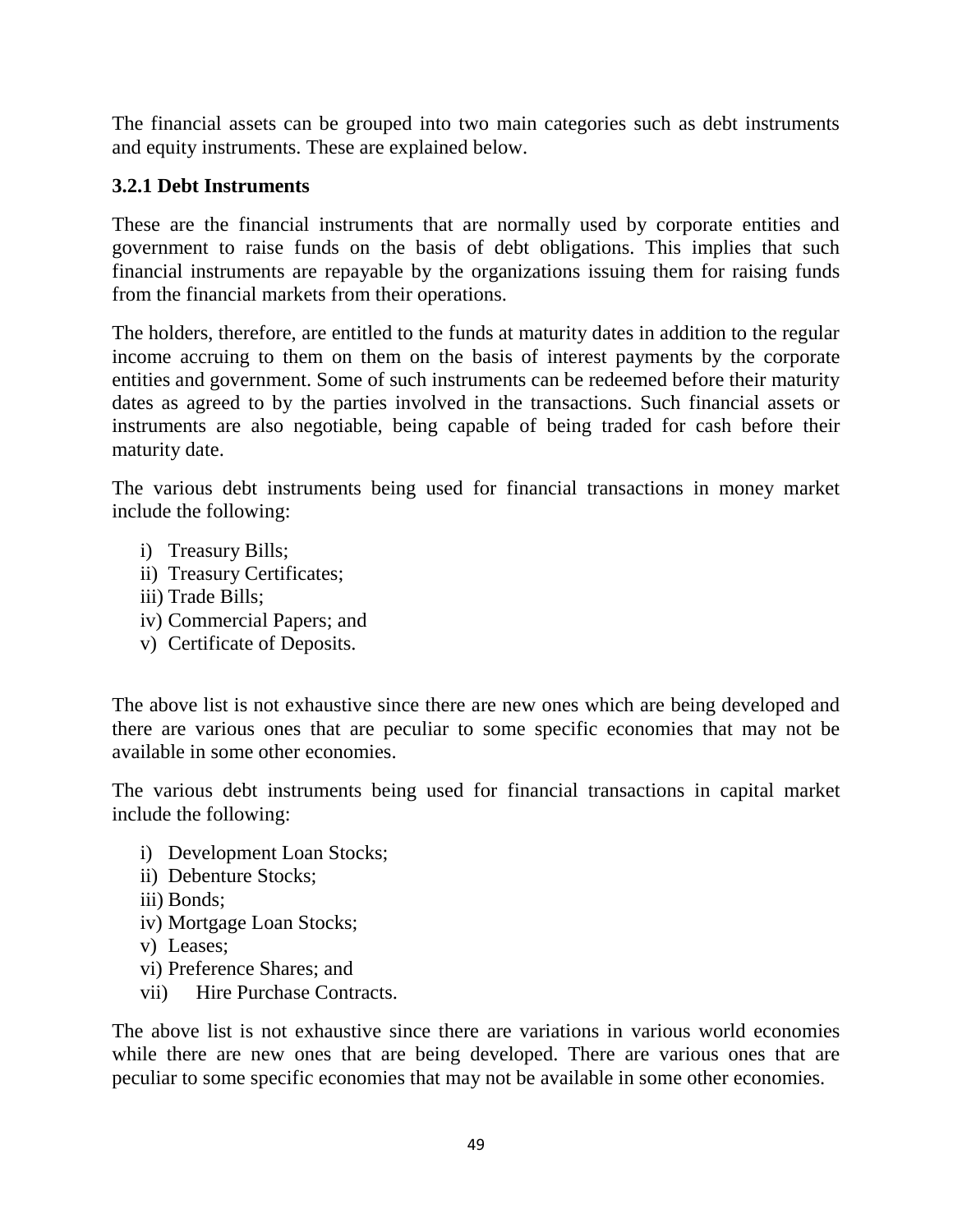The financial assets can be grouped into two main categories such as debt instruments and equity instruments. These are explained below.

### 3.2.1 Debt Instruments

These are the financial instruments that are normally used by corporate entities and government to raise funds on the basis of debt obligations. This implies that such financial instruments are repayable by the organizations issuing them for raising funds from the financial markets from their operations.

The holders, therefore, are entitled to the funds at maturity dates in addition to the regular income accruing to them on them on the basis of interest payments by the corporate entities and government. Some of such instruments can be redeemed before their maturity dates as agreed to by the parties involved in the transactions. Such financial assets or instruments are also negotiable, being capable of being traded for cash before their maturity date.

The various debt instruments being used for financial transactions in money market include the following:

i) Treasury Bills;
ii) Treasury Certificates;
iii) Trade Bills;
iv) Commercial Papers; and
v) Certificate of Deposits.

The above list is not exhaustive since there are new ones which are being developed and there are various ones that are peculiar to some specific economies that may not be available in some other economies.

The various debt instruments being used for financial transactions in capital market include the following:

i) Development Loan Stocks;
ii) Debenture Stocks;
iii) Bonds;
iv) Mortgage Loan Stocks;
v) Leases;
vi) Preference Shares; and
vii) Hire Purchase Contracts.

The above list is not exhaustive since there are variations in various world economies while there are new ones that are being developed. There are various ones that are peculiar to some specific economies that may not be available in some other economies.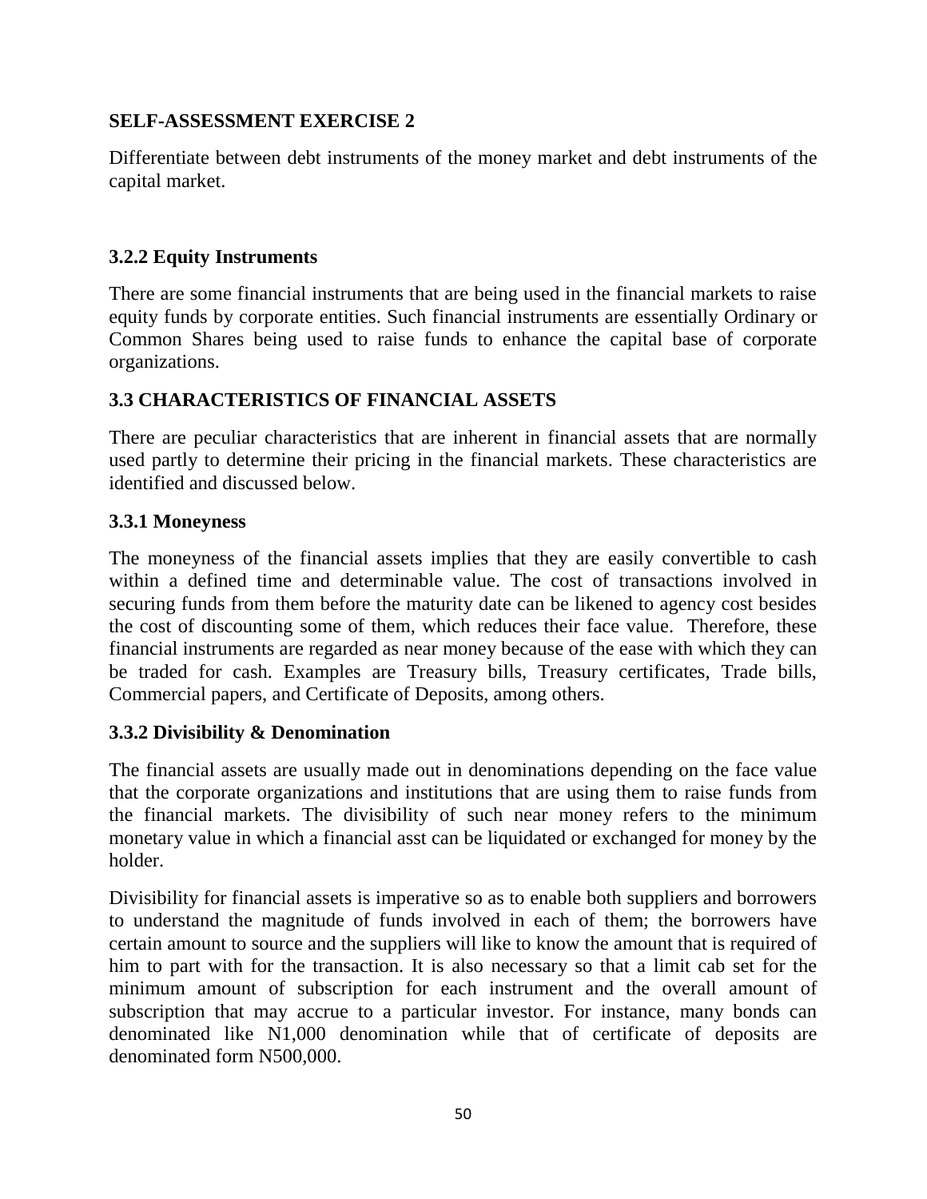**SELF-ASSESSMENT EXERCISE 2**

Differentiate between debt instruments of the money market and debt instruments of the capital market.

### 3.2.2 Equity Instruments

There are some financial instruments that are being used in the financial markets to raise equity funds by corporate entities. Such financial instruments are essentially Ordinary or Common Shares being used to raise funds to enhance the capital base of corporate organizations.

## 3.3 CHARACTERISTICS OF FINANCIAL ASSETS

There are peculiar characteristics that are inherent in financial assets that are normally used partly to determine their pricing in the financial markets. These characteristics are identified and discussed below.

### 3.3.1 Moneyness

The moneyness of the financial assets implies that they are easily convertible to cash within a defined time and determinable value. The cost of transactions involved in securing funds from them before the maturity date can be likened to agency cost besides the cost of discounting some of them, which reduces their face value. Therefore, these financial instruments are regarded as near money because of the ease with which they can be traded for cash. Examples are Treasury bills, Treasury certificates, Trade bills, Commercial papers, and Certificate of Deposits, among others.

### 3.3.2 Divisibility & Denomination

The financial assets are usually made out in denominations depending on the face value that the corporate organizations and institutions that are using them to raise funds from the financial markets. The divisibility of such near money refers to the minimum monetary value in which a financial asst can be liquidated or exchanged for money by the holder.

Divisibility for financial assets is imperative so as to enable both suppliers and borrowers to understand the magnitude of funds involved in each of them; the borrowers have certain amount to source and the suppliers will like to know the amount that is required of him to part with for the transaction. It is also necessary so that a limit cab set for the minimum amount of subscription for each instrument and the overall amount of subscription that may accrue to a particular investor. For instance, many bonds can denominated like N1,000 denomination while that of certificate of deposits are denominated form N500,000.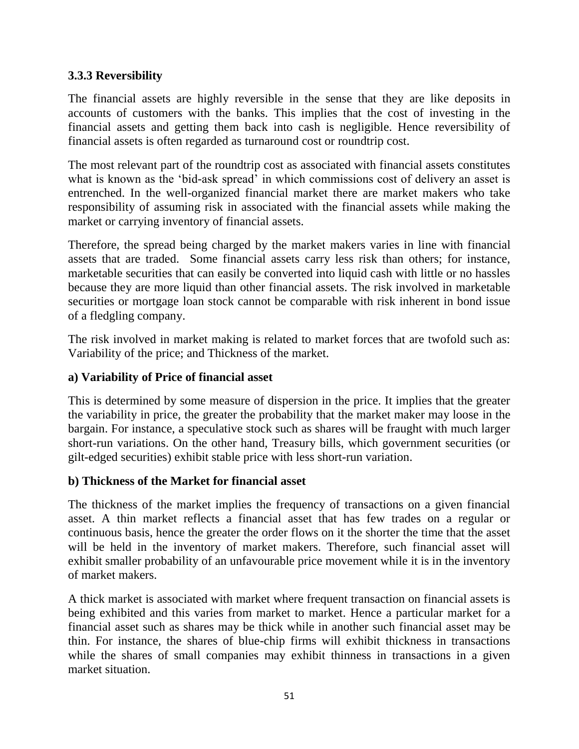### 3.3.3 Reversibility

The financial assets are highly reversible in the sense that they are like deposits in accounts of customers with the banks. This implies that the cost of investing in the financial assets and getting them back into cash is negligible. Hence reversibility of financial assets is often regarded as turnaround cost or roundtrip cost.

The most relevant part of the roundtrip cost as associated with financial assets constitutes what is known as the 'bid-ask spread' in which commissions cost of delivery an asset is entrenched. In the well-organized financial market there are market makers who take responsibility of assuming risk in associated with the financial assets while making the market or carrying inventory of financial assets.

Therefore, the spread being charged by the market makers varies in line with financial assets that are traded. Some financial assets carry less risk than others; for instance, marketable securities that can easily be converted into liquid cash with little or no hassles because they are more liquid than other financial assets. The risk involved in marketable securities or mortgage loan stock cannot be comparable with risk inherent in bond issue of a fledgling company.

The risk involved in market making is related to market forces that are twofold such as: Variability of the price; and Thickness of the market.

**a) Variability of Price of financial asset**

This is determined by some measure of dispersion in the price. It implies that the greater the variability in price, the greater the probability that the market maker may loose in the bargain. For instance, a speculative stock such as shares will be fraught with much larger short-run variations. On the other hand, Treasury bills, which government securities (or gilt-edged securities) exhibit stable price with less short-run variation.

**b) Thickness of the Market for financial asset**

The thickness of the market implies the frequency of transactions on a given financial asset. A thin market reflects a financial asset that has few trades on a regular or continuous basis, hence the greater the order flows on it the shorter the time that the asset will be held in the inventory of market makers. Therefore, such financial asset will exhibit smaller probability of an unfavourable price movement while it is in the inventory of market makers.

A thick market is associated with market where frequent transaction on financial assets is being exhibited and this varies from market to market. Hence a particular market for a financial asset such as shares may be thick while in another such financial asset may be thin. For instance, the shares of blue-chip firms will exhibit thickness in transactions while the shares of small companies may exhibit thinness in transactions in a given market situation.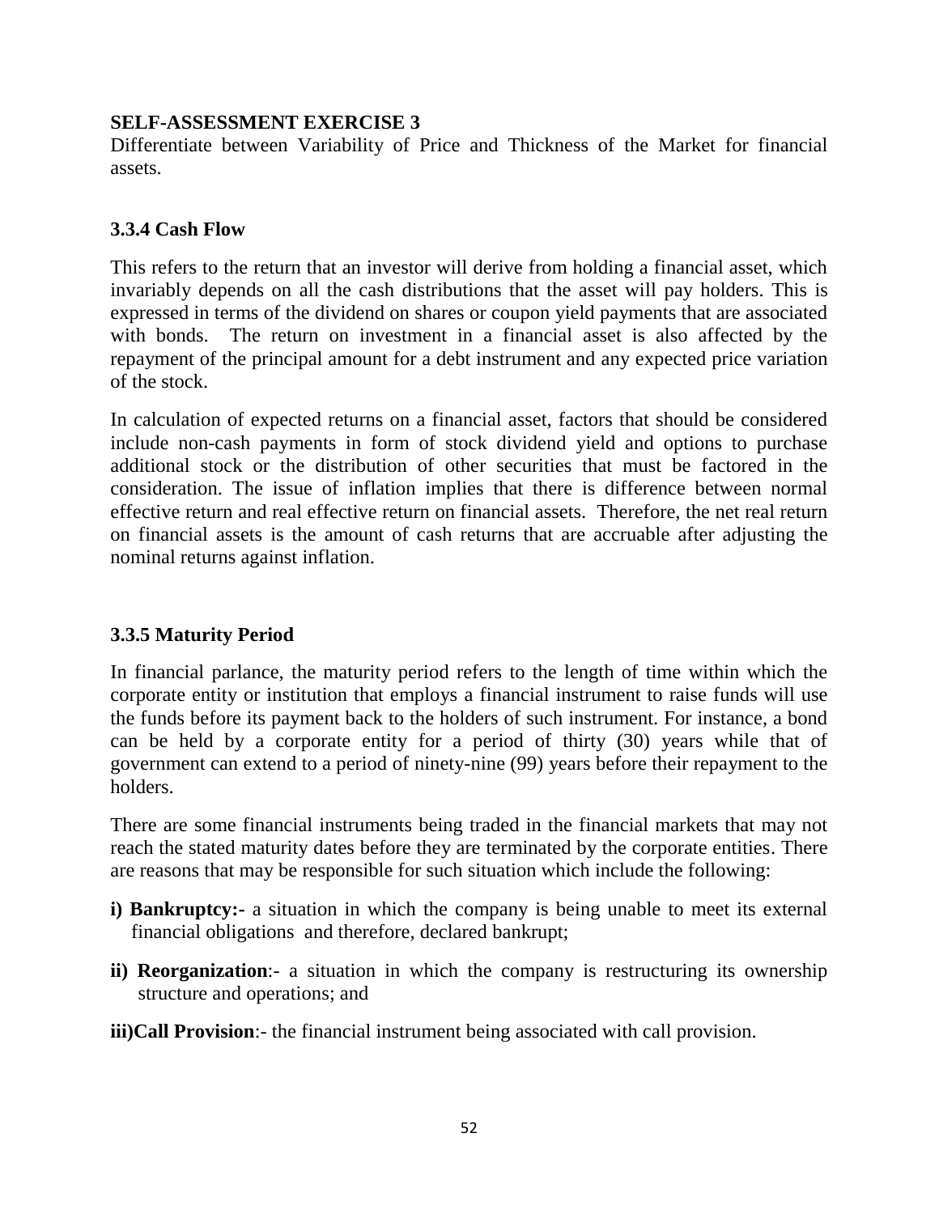**SELF-ASSESSMENT EXERCISE 3**

Differentiate between Variability of Price and Thickness of the Market for financial assets.

### 3.3.4 Cash Flow

This refers to the return that an investor will derive from holding a financial asset, which invariably depends on all the cash distributions that the asset will pay holders. This is expressed in terms of the dividend on shares or coupon yield payments that are associated with bonds. The return on investment in a financial asset is also affected by the repayment of the principal amount for a debt instrument and any expected price variation of the stock.

In calculation of expected returns on a financial asset, factors that should be considered include non-cash payments in form of stock dividend yield and options to purchase additional stock or the distribution of other securities that must be factored in the consideration. The issue of inflation implies that there is difference between normal effective return and real effective return on financial assets. Therefore, the net real return on financial assets is the amount of cash returns that are accruable after adjusting the nominal returns against inflation.

### 3.3.5 Maturity Period

In financial parlance, the maturity period refers to the length of time within which the corporate entity or institution that employs a financial instrument to raise funds will use the funds before its payment back to the holders of such instrument. For instance, a bond can be held by a corporate entity for a period of thirty (30) years while that of government can extend to a period of ninety-nine (99) years before their repayment to the holders.

There are some financial instruments being traded in the financial markets that may not reach the stated maturity dates before they are terminated by the corporate entities. There are reasons that may be responsible for such situation which include the following:

**i) Bankruptcy:-** a situation in which the company is being unable to meet its external financial obligations and therefore, declared bankrupt;

**ii) Reorganization**:- a situation in which the company is restructuring its ownership structure and operations; and

**iii)Call Provision**:- the financial instrument being associated with call provision.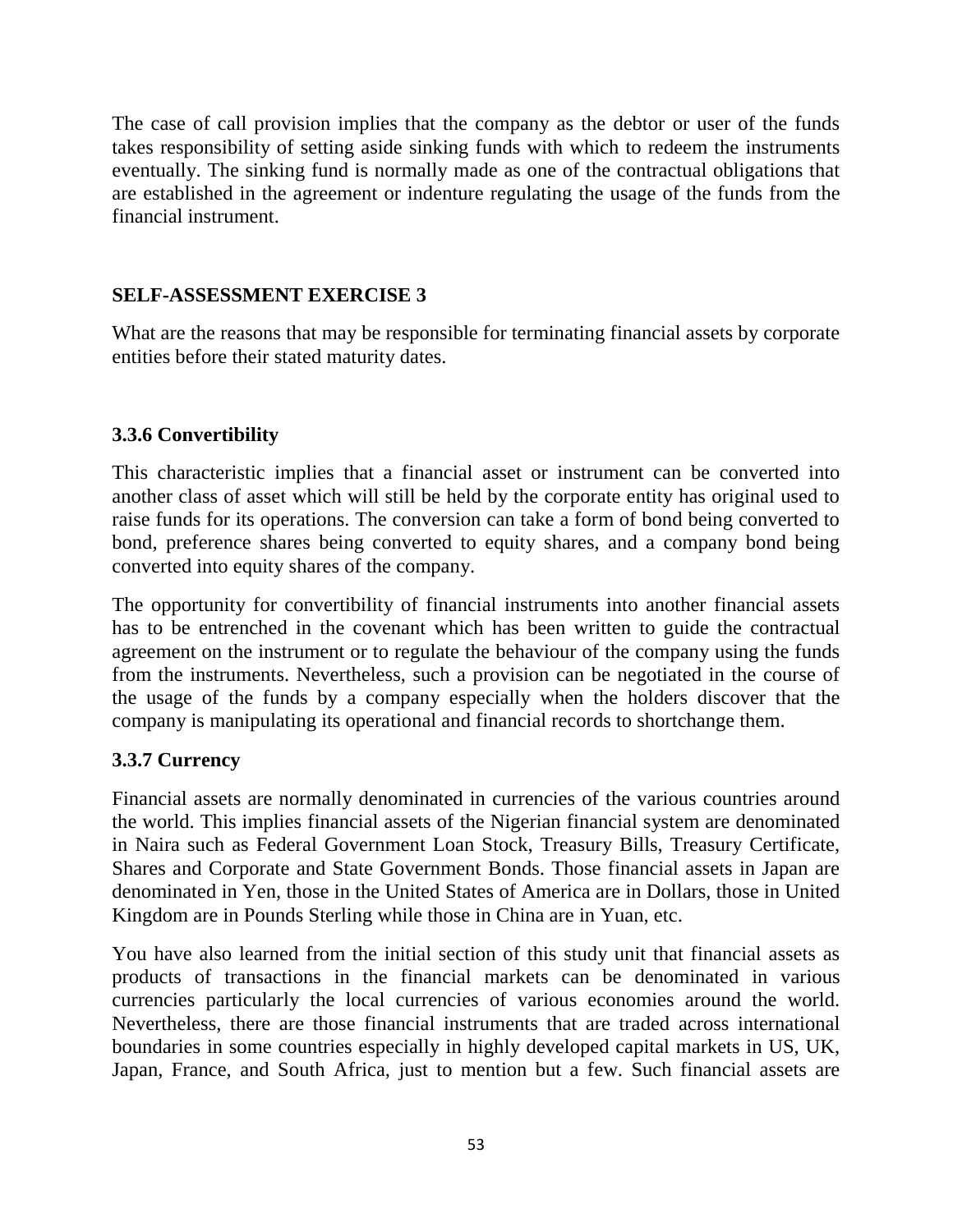The case of call provision implies that the company as the debtor or user of the funds takes responsibility of setting aside sinking funds with which to redeem the instruments eventually. The sinking fund is normally made as one of the contractual obligations that are established in the agreement or indenture regulating the usage of the funds from the financial instrument.

**SELF-ASSESSMENT EXERCISE 3**

What are the reasons that may be responsible for terminating financial assets by corporate entities before their stated maturity dates.

### 3.3.6 Convertibility

This characteristic implies that a financial asset or instrument can be converted into another class of asset which will still be held by the corporate entity has original used to raise funds for its operations. The conversion can take a form of bond being converted to bond, preference shares being converted to equity shares, and a company bond being converted into equity shares of the company.

The opportunity for convertibility of financial instruments into another financial assets has to be entrenched in the covenant which has been written to guide the contractual agreement on the instrument or to regulate the behaviour of the company using the funds from the instruments. Nevertheless, such a provision can be negotiated in the course of the usage of the funds by a company especially when the holders discover that the company is manipulating its operational and financial records to shortchange them.

### 3.3.7 Currency

Financial assets are normally denominated in currencies of the various countries around the world. This implies financial assets of the Nigerian financial system are denominated in Naira such as Federal Government Loan Stock, Treasury Bills, Treasury Certificate, Shares and Corporate and State Government Bonds. Those financial assets in Japan are denominated in Yen, those in the United States of America are in Dollars, those in United Kingdom are in Pounds Sterling while those in China are in Yuan, etc.

You have also learned from the initial section of this study unit that financial assets as products of transactions in the financial markets can be denominated in various currencies particularly the local currencies of various economies around the world. Nevertheless, there are those financial instruments that are traded across international boundaries in some countries especially in highly developed capital markets in US, UK, Japan, France, and South Africa, just to mention but a few. Such financial assets are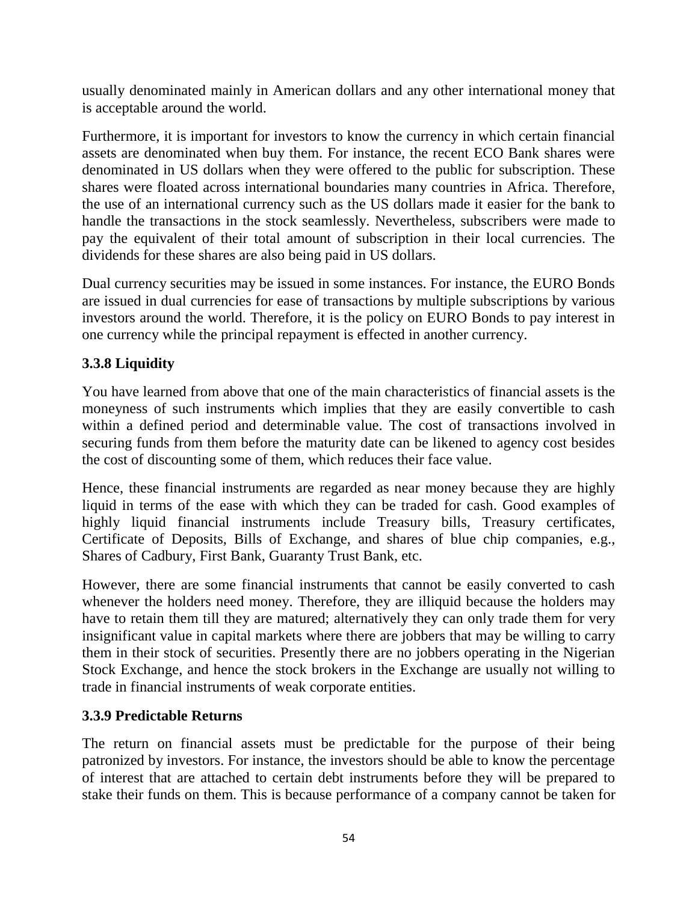usually denominated mainly in American dollars and any other international money that is acceptable around the world.

Furthermore, it is important for investors to know the currency in which certain financial assets are denominated when buy them. For instance, the recent ECO Bank shares were denominated in US dollars when they were offered to the public for subscription. These shares were floated across international boundaries many countries in Africa. Therefore, the use of an international currency such as the US dollars made it easier for the bank to handle the transactions in the stock seamlessly. Nevertheless, subscribers were made to pay the equivalent of their total amount of subscription in their local currencies. The dividends for these shares are also being paid in US dollars.

Dual currency securities may be issued in some instances. For instance, the EURO Bonds are issued in dual currencies for ease of transactions by multiple subscriptions by various investors around the world. Therefore, it is the policy on EURO Bonds to pay interest in one currency while the principal repayment is effected in another currency.

### 3.3.8 Liquidity

You have learned from above that one of the main characteristics of financial assets is the moneyness of such instruments which implies that they are easily convertible to cash within a defined period and determinable value. The cost of transactions involved in securing funds from them before the maturity date can be likened to agency cost besides the cost of discounting some of them, which reduces their face value.

Hence, these financial instruments are regarded as near money because they are highly liquid in terms of the ease with which they can be traded for cash. Good examples of highly liquid financial instruments include Treasury bills, Treasury certificates, Certificate of Deposits, Bills of Exchange, and shares of blue chip companies, e.g., Shares of Cadbury, First Bank, Guaranty Trust Bank, etc.

However, there are some financial instruments that cannot be easily converted to cash whenever the holders need money. Therefore, they are illiquid because the holders may have to retain them till they are matured; alternatively they can only trade them for very insignificant value in capital markets where there are jobbers that may be willing to carry them in their stock of securities. Presently there are no jobbers operating in the Nigerian Stock Exchange, and hence the stock brokers in the Exchange are usually not willing to trade in financial instruments of weak corporate entities.

### 3.3.9 Predictable Returns

The return on financial assets must be predictable for the purpose of their being patronized by investors. For instance, the investors should be able to know the percentage of interest that are attached to certain debt instruments before they will be prepared to stake their funds on them. This is because performance of a company cannot be taken for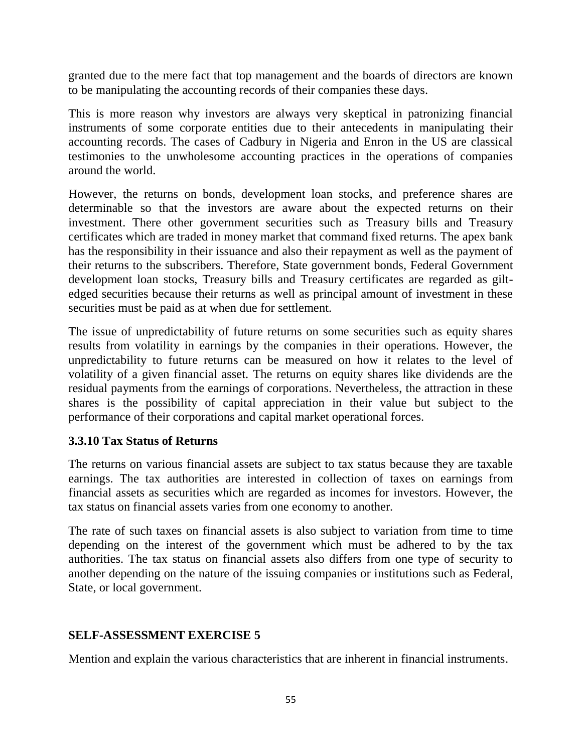granted due to the mere fact that top management and the boards of directors are known to be manipulating the accounting records of their companies these days.

This is more reason why investors are always very skeptical in patronizing financial instruments of some corporate entities due to their antecedents in manipulating their accounting records. The cases of Cadbury in Nigeria and Enron in the US are classical testimonies to the unwholesome accounting practices in the operations of companies around the world.

However, the returns on bonds, development loan stocks, and preference shares are determinable so that the investors are aware about the expected returns on their investment. There other government securities such as Treasury bills and Treasury certificates which are traded in money market that command fixed returns. The apex bank has the responsibility in their issuance and also their repayment as well as the payment of their returns to the subscribers. Therefore, State government bonds, Federal Government development loan stocks, Treasury bills and Treasury certificates are regarded as gilt-edged securities because their returns as well as principal amount of investment in these securities must be paid as at when due for settlement.

The issue of unpredictability of future returns on some securities such as equity shares results from volatility in earnings by the companies in their operations. However, the unpredictability to future returns can be measured on how it relates to the level of volatility of a given financial asset. The returns on equity shares like dividends are the residual payments from the earnings of corporations. Nevertheless, the attraction in these shares is the possibility of capital appreciation in their value but subject to the performance of their corporations and capital market operational forces.

### 3.3.10 Tax Status of Returns

The returns on various financial assets are subject to tax status because they are taxable earnings. The tax authorities are interested in collection of taxes on earnings from financial assets as securities which are regarded as incomes for investors. However, the tax status on financial assets varies from one economy to another.

The rate of such taxes on financial assets is also subject to variation from time to time depending on the interest of the government which must be adhered to by the tax authorities. The tax status on financial assets also differs from one type of security to another depending on the nature of the issuing companies or institutions such as Federal, State, or local government.

### SELF-ASSESSMENT EXERCISE 5

Mention and explain the various characteristics that are inherent in financial instruments.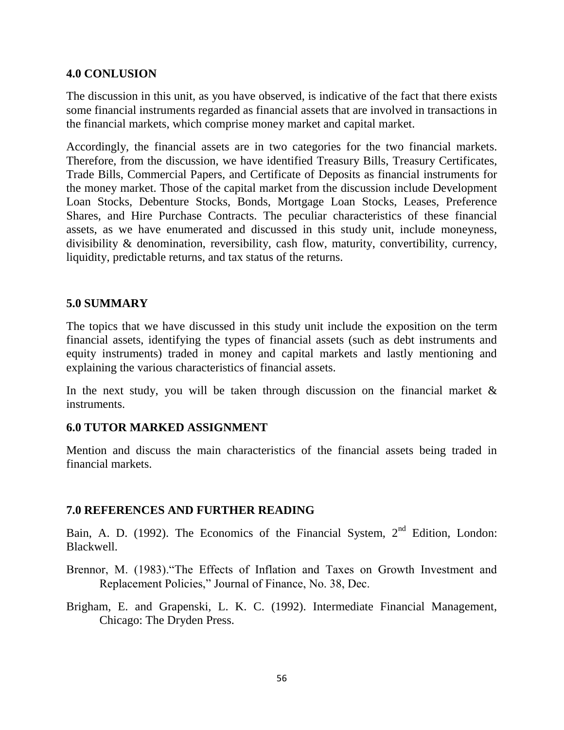## 4.0 CONLUSION

The discussion in this unit, as you have observed, is indicative of the fact that there exists some financial instruments regarded as financial assets that are involved in transactions in the financial markets, which comprise money market and capital market.

Accordingly, the financial assets are in two categories for the two financial markets. Therefore, from the discussion, we have identified Treasury Bills, Treasury Certificates, Trade Bills, Commercial Papers, and Certificate of Deposits as financial instruments for the money market. Those of the capital market from the discussion include Development Loan Stocks, Debenture Stocks, Bonds, Mortgage Loan Stocks, Leases, Preference Shares, and Hire Purchase Contracts. The peculiar characteristics of these financial assets, as we have enumerated and discussed in this study unit, include moneyness, divisibility & denomination, reversibility, cash flow, maturity, convertibility, currency, liquidity, predictable returns, and tax status of the returns.

## 5.0 SUMMARY

The topics that we have discussed in this study unit include the exposition on the term financial assets, identifying the types of financial assets (such as debt instruments and equity instruments) traded in money and capital markets and lastly mentioning and explaining the various characteristics of financial assets.

In the next study, you will be taken through discussion on the financial market & instruments.

## 6.0 TUTOR MARKED ASSIGNMENT

Mention and discuss the main characteristics of the financial assets being traded in financial markets.

## 7.0 REFERENCES AND FURTHER READING

Bain, A. D. (1992). The Economics of the Financial System, 2nd Edition, London: Blackwell.

Brennor, M. (1983).“The Effects of Inflation and Taxes on Growth Investment and Replacement Policies,” Journal of Finance, No. 38, Dec.

Brigham, E. and Grapenski, L. K. C. (1992). Intermediate Financial Management, Chicago: The Dryden Press.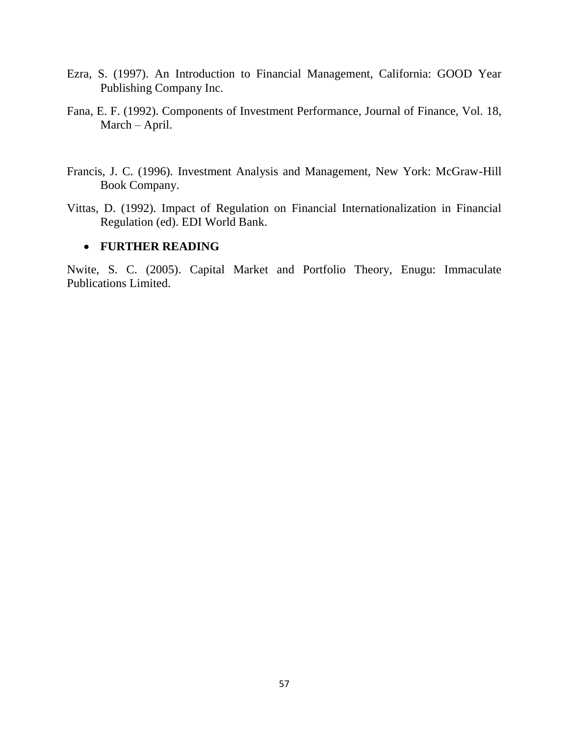Ezra, S. (1997). An Introduction to Financial Management, California: GOOD Year Publishing Company Inc.

Fana, E. F. (1992). Components of Investment Performance, Journal of Finance, Vol. 18, March – April.

Francis, J. C. (1996). Investment Analysis and Management, New York: McGraw-Hill Book Company.

Vittas, D. (1992). Impact of Regulation on Financial Internationalization in Financial Regulation (ed). EDI World Bank.

- **FURTHER READING**

Nwite, S. C. (2005). Capital Market and Portfolio Theory, Enugu: Immaculate Publications Limited.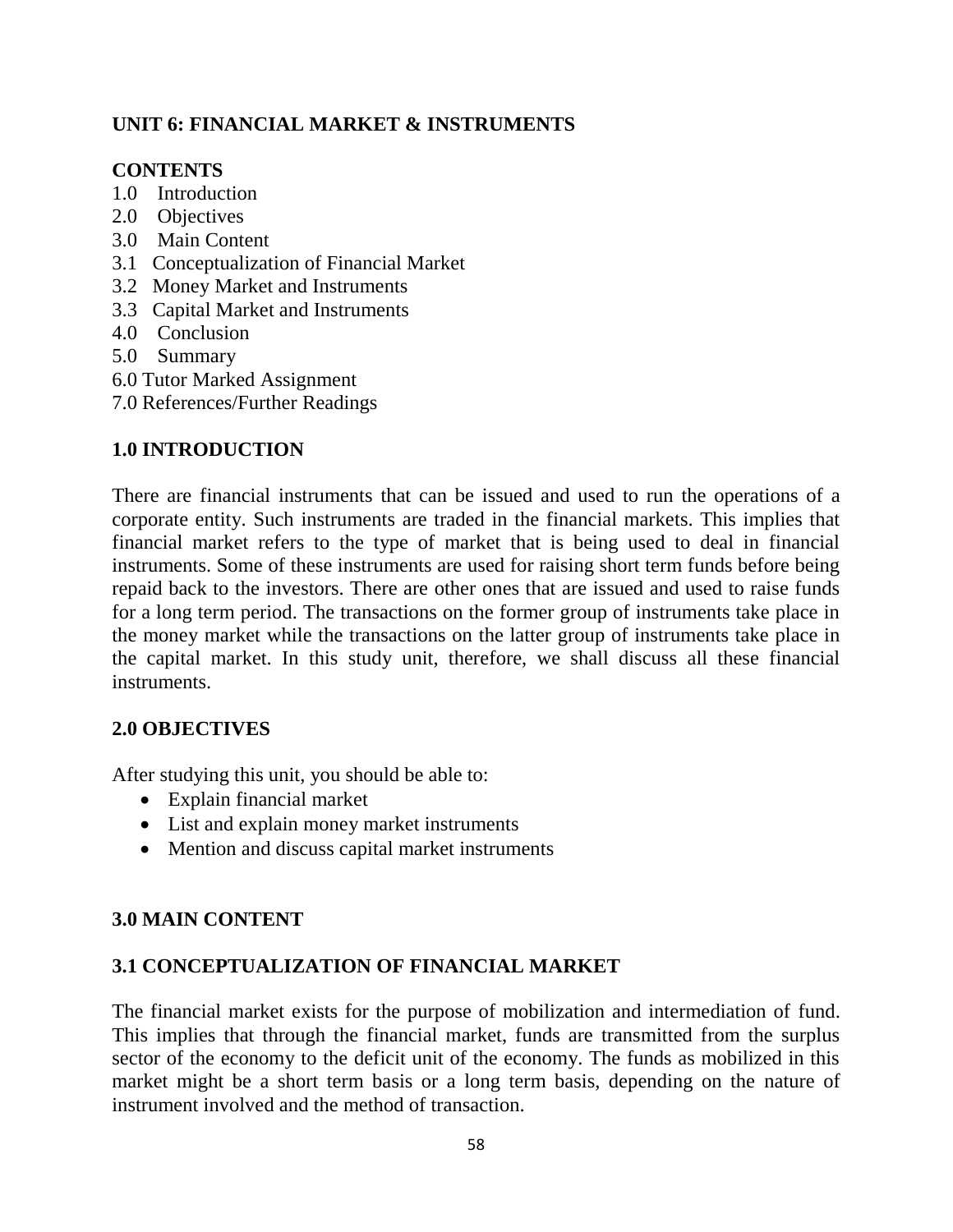## UNIT 6: FINANCIAL MARKET & INSTRUMENTS

**CONTENTS**

1.0 Introduction
2.0 Objectives
3.0 Main Content
3.1 Conceptualization of Financial Market
3.2 Money Market and Instruments
3.3 Capital Market and Instruments
4.0 Conclusion
5.0 Summary
6.0 Tutor Marked Assignment
7.0 References/Further Readings

### 1.0 INTRODUCTION

There are financial instruments that can be issued and used to run the operations of a corporate entity. Such instruments are traded in the financial markets. This implies that financial market refers to the type of market that is being used to deal in financial instruments. Some of these instruments are used for raising short term funds before being repaid back to the investors. There are other ones that are issued and used to raise funds for a long term period. The transactions on the former group of instruments take place in the money market while the transactions on the latter group of instruments take place in the capital market. In this study unit, therefore, we shall discuss all these financial instruments.

### 2.0 OBJECTIVES

After studying this unit, you should be able to:

- Explain financial market
- List and explain money market instruments
- Mention and discuss capital market instruments

### 3.0 MAIN CONTENT

### 3.1 CONCEPTUALIZATION OF FINANCIAL MARKET

The financial market exists for the purpose of mobilization and intermediation of fund. This implies that through the financial market, funds are transmitted from the surplus sector of the economy to the deficit unit of the economy. The funds as mobilized in this market might be a short term basis or a long term basis, depending on the nature of instrument involved and the method of transaction.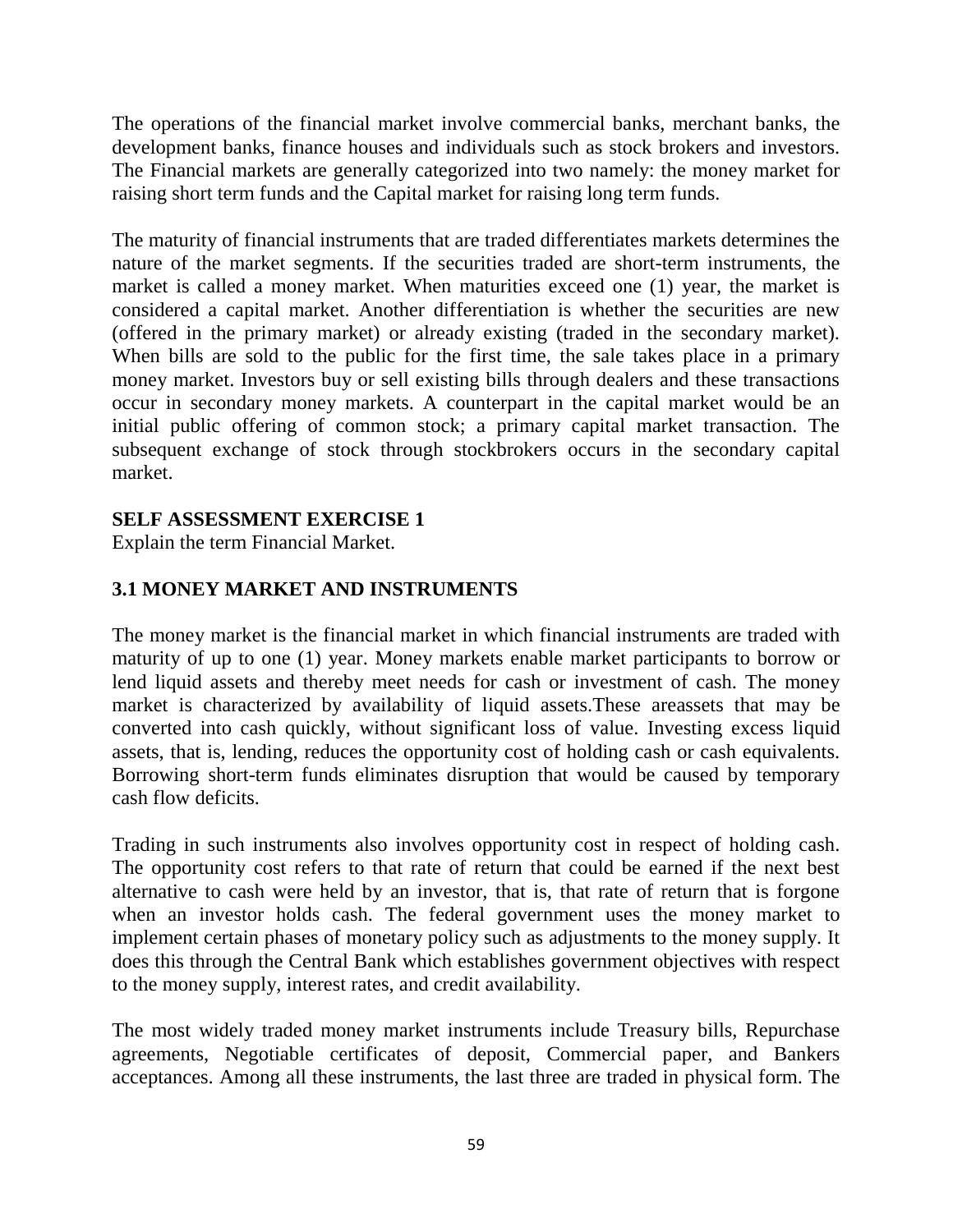The operations of the financial market involve commercial banks, merchant banks, the development banks, finance houses and individuals such as stock brokers and investors. The Financial markets are generally categorized into two namely: the money market for raising short term funds and the Capital market for raising long term funds.

The maturity of financial instruments that are traded differentiates markets determines the nature of the market segments. If the securities traded are short-term instruments, the market is called a money market. When maturities exceed one (1) year, the market is considered a capital market. Another differentiation is whether the securities are new (offered in the primary market) or already existing (traded in the secondary market). When bills are sold to the public for the first time, the sale takes place in a primary money market. Investors buy or sell existing bills through dealers and these transactions occur in secondary money markets. A counterpart in the capital market would be an initial public offering of common stock; a primary capital market transaction. The subsequent exchange of stock through stockbrokers occurs in the secondary capital market.

**SELF ASSESSMENT EXERCISE 1**

Explain the term Financial Market.

### 3.1 MONEY MARKET AND INSTRUMENTS

The money market is the financial market in which financial instruments are traded with maturity of up to one (1) year. Money markets enable market participants to borrow or lend liquid assets and thereby meet needs for cash or investment of cash. The money market is characterized by availability of liquid assets.These areassets that may be converted into cash quickly, without significant loss of value. Investing excess liquid assets, that is, lending, reduces the opportunity cost of holding cash or cash equivalents. Borrowing short-term funds eliminates disruption that would be caused by temporary cash flow deficits.

Trading in such instruments also involves opportunity cost in respect of holding cash. The opportunity cost refers to that rate of return that could be earned if the next best alternative to cash were held by an investor, that is, that rate of return that is forgone when an investor holds cash. The federal government uses the money market to implement certain phases of monetary policy such as adjustments to the money supply. It does this through the Central Bank which establishes government objectives with respect to the money supply, interest rates, and credit availability.

The most widely traded money market instruments include Treasury bills, Repurchase agreements, Negotiable certificates of deposit, Commercial paper, and Bankers acceptances. Among all these instruments, the last three are traded in physical form. The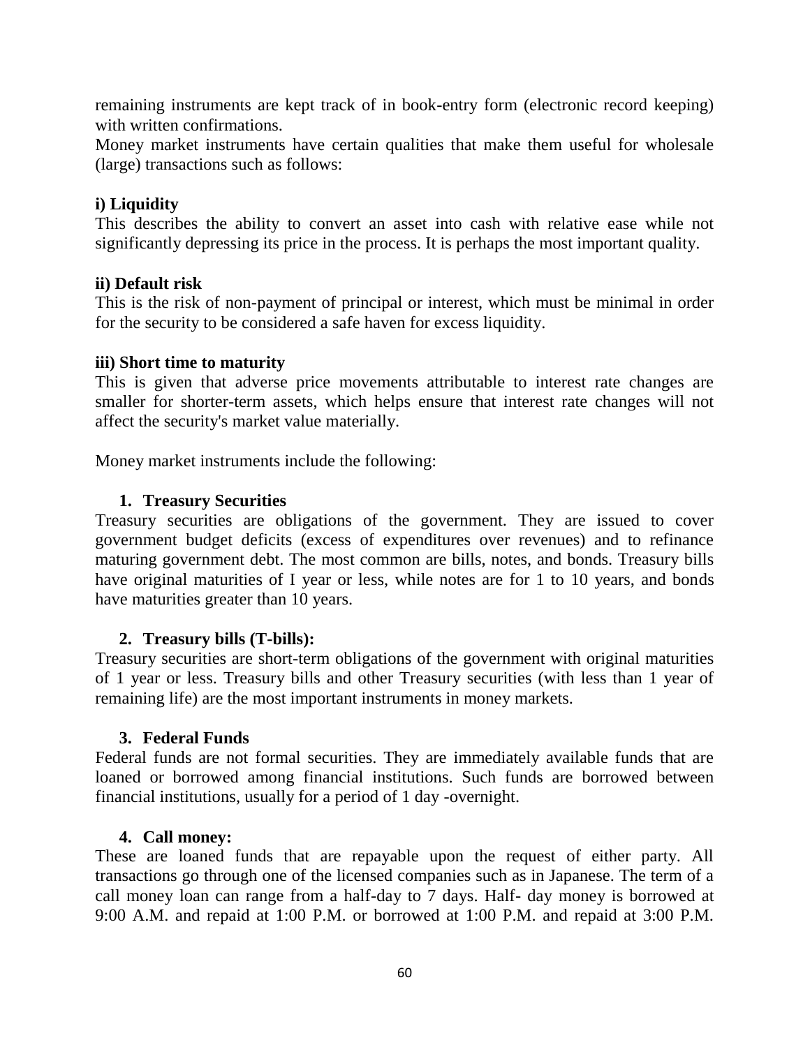remaining instruments are kept track of in book-entry form (electronic record keeping) with written confirmations.

Money market instruments have certain qualities that make them useful for wholesale (large) transactions such as follows:

**i) Liquidity**

This describes the ability to convert an asset into cash with relative ease while not significantly depressing its price in the process. It is perhaps the most important quality.

**ii) Default risk**

This is the risk of non-payment of principal or interest, which must be minimal in order for the security to be considered a safe haven for excess liquidity.

**iii) Short time to maturity**

This is given that adverse price movements attributable to interest rate changes are smaller for shorter-term assets, which helps ensure that interest rate changes will not affect the security's market value materially.

Money market instruments include the following:

1. **Treasury Securities**

Treasury securities are obligations of the government. They are issued to cover government budget deficits (excess of expenditures over revenues) and to refinance maturing government debt. The most common are bills, notes, and bonds. Treasury bills have original maturities of I year or less, while notes are for 1 to 10 years, and bonds have maturities greater than 10 years.

2. **Treasury bills (T-bills):**

Treasury securities are short-term obligations of the government with original maturities of 1 year or less. Treasury bills and other Treasury securities (with less than 1 year of remaining life) are the most important instruments in money markets.

3. **Federal Funds**

Federal funds are not formal securities. They are immediately available funds that are loaned or borrowed among financial institutions. Such funds are borrowed between financial institutions, usually for a period of 1 day -overnight.

4. **Call money:**

These are loaned funds that are repayable upon the request of either party. All transactions go through one of the licensed companies such as in Japanese. The term of a call money loan can range from a half-day to 7 days. Half- day money is borrowed at 9:00 A.M. and repaid at 1:00 P.M. or borrowed at 1:00 P.M. and repaid at 3:00 P.M.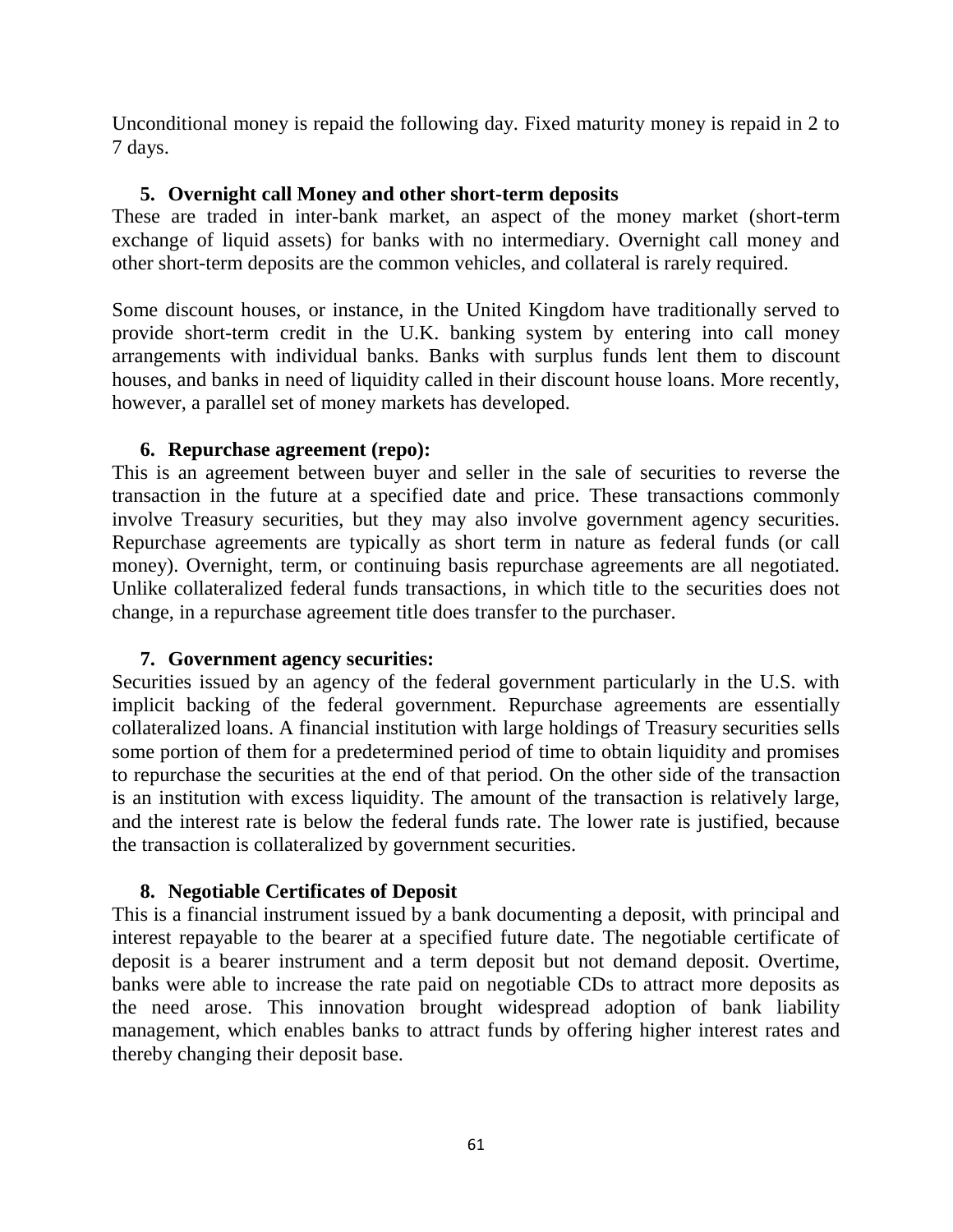Unconditional money is repaid the following day. Fixed maturity money is repaid in 2 to 7 days.

5. **Overnight call Money and other short-term deposits**

These are traded in inter-bank market, an aspect of the money market (short-term exchange of liquid assets) for banks with no intermediary. Overnight call money and other short-term deposits are the common vehicles, and collateral is rarely required.

Some discount houses, or instance, in the United Kingdom have traditionally served to provide short-term credit in the U.K. banking system by entering into call money arrangements with individual banks. Banks with surplus funds lent them to discount houses, and banks in need of liquidity called in their discount house loans. More recently, however, a parallel set of money markets has developed.

6. **Repurchase agreement (repo):**

This is an agreement between buyer and seller in the sale of securities to reverse the transaction in the future at a specified date and price. These transactions commonly involve Treasury securities, but they may also involve government agency securities. Repurchase agreements are typically as short term in nature as federal funds (or call money). Overnight, term, or continuing basis repurchase agreements are all negotiated. Unlike collateralized federal funds transactions, in which title to the securities does not change, in a repurchase agreement title does transfer to the purchaser.

7. **Government agency securities:**

Securities issued by an agency of the federal government particularly in the U.S. with implicit backing of the federal government. Repurchase agreements are essentially collateralized loans. A financial institution with large holdings of Treasury securities sells some portion of them for a predetermined period of time to obtain liquidity and promises to repurchase the securities at the end of that period. On the other side of the transaction is an institution with excess liquidity. The amount of the transaction is relatively large, and the interest rate is below the federal funds rate. The lower rate is justified, because the transaction is collateralized by government securities.

8. **Negotiable Certificates of Deposit**

This is a financial instrument issued by a bank documenting a deposit, with principal and interest repayable to the bearer at a specified future date. The negotiable certificate of deposit is a bearer instrument and a term deposit but not demand deposit. Overtime, banks were able to increase the rate paid on negotiable CDs to attract more deposits as the need arose. This innovation brought widespread adoption of bank liability management, which enables banks to attract funds by offering higher interest rates and thereby changing their deposit base.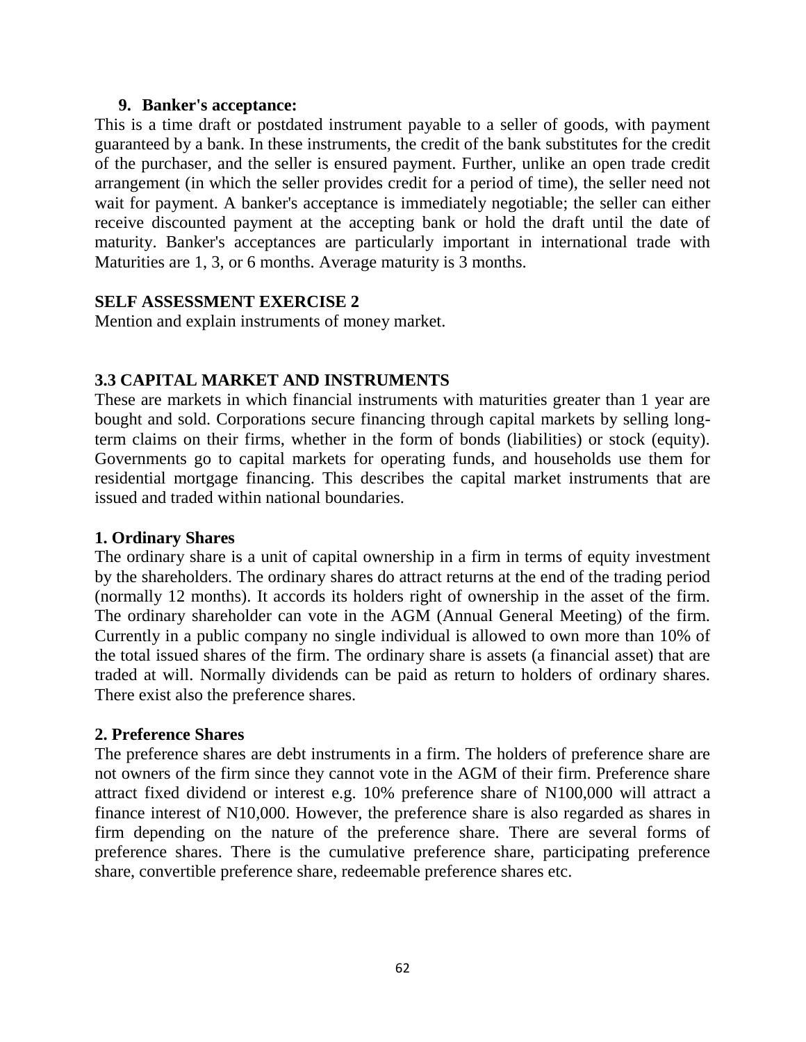**9. Banker's acceptance:**

This is a time draft or postdated instrument payable to a seller of goods, with payment guaranteed by a bank. In these instruments, the credit of the bank substitutes for the credit of the purchaser, and the seller is ensured payment. Further, unlike an open trade credit arrangement (in which the seller provides credit for a period of time), the seller need not wait for payment. A banker's acceptance is immediately negotiable; the seller can either receive discounted payment at the accepting bank or hold the draft until the date of maturity. Banker's acceptances are particularly important in international trade with Maturities are 1, 3, or 6 months. Average maturity is 3 months.

**SELF ASSESSMENT EXERCISE 2**

Mention and explain instruments of money market.

## 3.3 CAPITAL MARKET AND INSTRUMENTS

These are markets in which financial instruments with maturities greater than 1 year are bought and sold. Corporations secure financing through capital markets by selling long-term claims on their firms, whether in the form of bonds (liabilities) or stock (equity). Governments go to capital markets for operating funds, and households use them for residential mortgage financing. This describes the capital market instruments that are issued and traded within national boundaries.

**1. Ordinary Shares**

The ordinary share is a unit of capital ownership in a firm in terms of equity investment by the shareholders. The ordinary shares do attract returns at the end of the trading period (normally 12 months). It accords its holders right of ownership in the asset of the firm. The ordinary shareholder can vote in the AGM (Annual General Meeting) of the firm. Currently in a public company no single individual is allowed to own more than 10% of the total issued shares of the firm. The ordinary share is assets (a financial asset) that are traded at will. Normally dividends can be paid as return to holders of ordinary shares. There exist also the preference shares.

**2. Preference Shares**

The preference shares are debt instruments in a firm. The holders of preference share are not owners of the firm since they cannot vote in the AGM of their firm. Preference share attract fixed dividend or interest e.g. 10% preference share of N100,000 will attract a finance interest of N10,000. However, the preference share is also regarded as shares in firm depending on the nature of the preference share. There are several forms of preference shares. There is the cumulative preference share, participating preference share, convertible preference share, redeemable preference shares etc.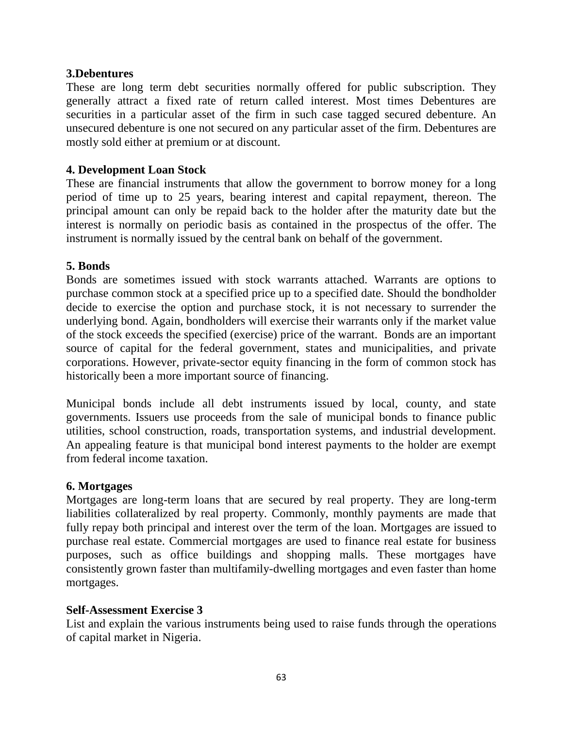**3.Debentures**

These are long term debt securities normally offered for public subscription. They generally attract a fixed rate of return called interest. Most times Debentures are securities in a particular asset of the firm in such case tagged secured debenture. An unsecured debenture is one not secured on any particular asset of the firm. Debentures are mostly sold either at premium or at discount.

**4. Development Loan Stock**

These are financial instruments that allow the government to borrow money for a long period of time up to 25 years, bearing interest and capital repayment, thereon. The principal amount can only be repaid back to the holder after the maturity date but the interest is normally on periodic basis as contained in the prospectus of the offer. The instrument is normally issued by the central bank on behalf of the government.

**5. Bonds**

Bonds are sometimes issued with stock warrants attached. Warrants are options to purchase common stock at a specified price up to a specified date. Should the bondholder decide to exercise the option and purchase stock, it is not necessary to surrender the underlying bond. Again, bondholders will exercise their warrants only if the market value of the stock exceeds the specified (exercise) price of the warrant. Bonds are an important source of capital for the federal government, states and municipalities, and private corporations. However, private-sector equity financing in the form of common stock has historically been a more important source of financing.

Municipal bonds include all debt instruments issued by local, county, and state governments. Issuers use proceeds from the sale of municipal bonds to finance public utilities, school construction, roads, transportation systems, and industrial development. An appealing feature is that municipal bond interest payments to the holder are exempt from federal income taxation.

**6. Mortgages**

Mortgages are long-term loans that are secured by real property. They are long-term liabilities collateralized by real property. Commonly, monthly payments are made that fully repay both principal and interest over the term of the loan. Mortgages are issued to purchase real estate. Commercial mortgages are used to finance real estate for business purposes, such as office buildings and shopping malls. These mortgages have consistently grown faster than multifamily-dwelling mortgages and even faster than home mortgages.

**Self-Assessment Exercise 3**

List and explain the various instruments being used to raise funds through the operations of capital market in Nigeria.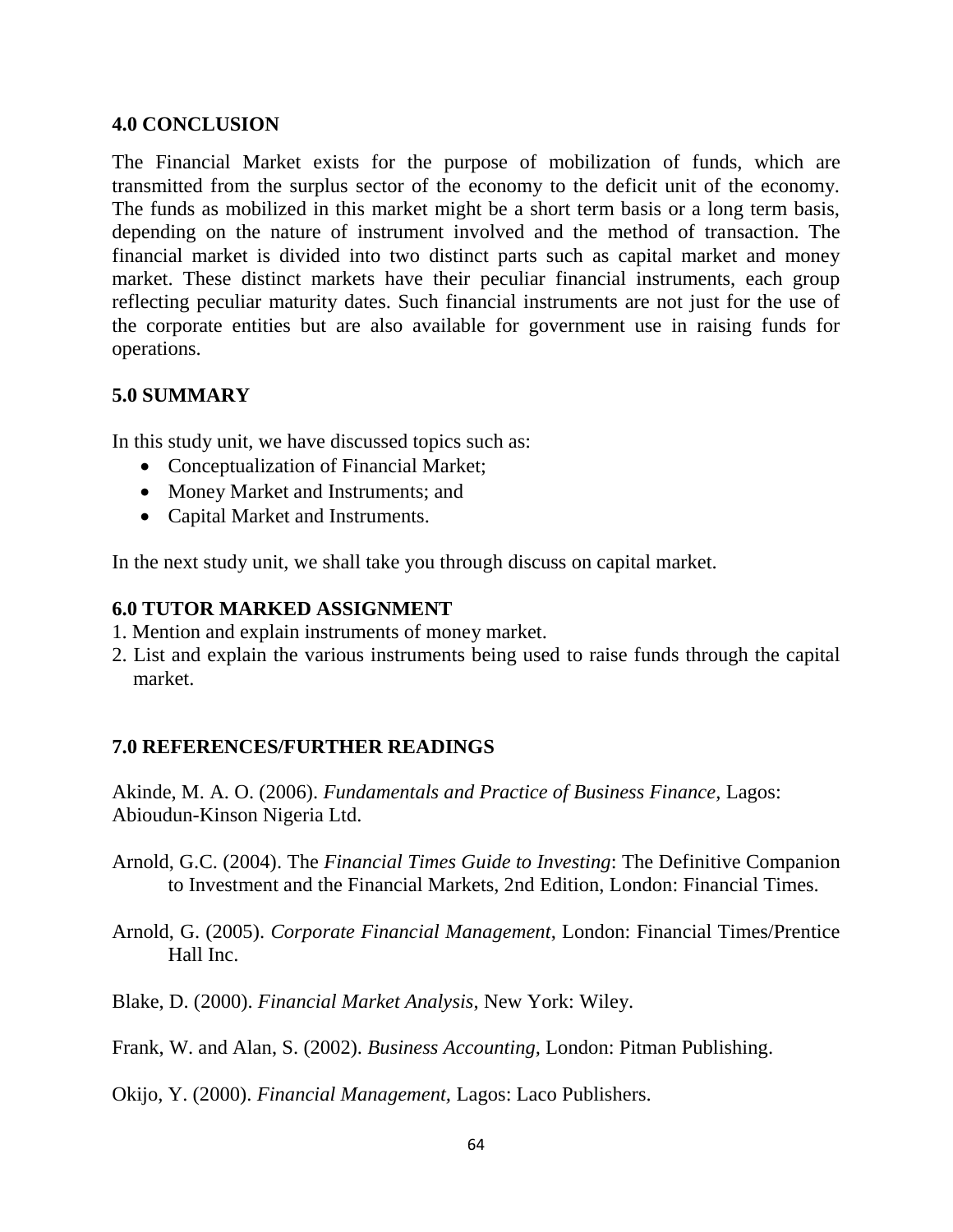## 4.0 CONCLUSION

The Financial Market exists for the purpose of mobilization of funds, which are transmitted from the surplus sector of the economy to the deficit unit of the economy. The funds as mobilized in this market might be a short term basis or a long term basis, depending on the nature of instrument involved and the method of transaction. The financial market is divided into two distinct parts such as capital market and money market. These distinct markets have their peculiar financial instruments, each group reflecting peculiar maturity dates. Such financial instruments are not just for the use of the corporate entities but are also available for government use in raising funds for operations.

## 5.0 SUMMARY

In this study unit, we have discussed topics such as:

- Conceptualization of Financial Market;
- Money Market and Instruments; and
- Capital Market and Instruments.

In the next study unit, we shall take you through discuss on capital market.

## 6.0 TUTOR MARKED ASSIGNMENT

1. Mention and explain instruments of money market.
2. List and explain the various instruments being used to raise funds through the capital market.

## 7.0 REFERENCES/FURTHER READINGS

Akinde, M. A. O. (2006). *Fundamentals and Practice of Business Finance,* Lagos: Abioudun-Kinson Nigeria Ltd.

Arnold, G.C. (2004). The *Financial Times Guide to Investing*: The Definitive Companion to Investment and the Financial Markets, 2nd Edition, London: Financial Times.

Arnold, G. (2005). *Corporate Financial Management*, London: Financial Times/Prentice Hall Inc.

Blake, D. (2000). *Financial Market Analysis*, New York: Wiley.

Frank, W. and Alan, S. (2002). *Business Accounting,* London: Pitman Publishing.

Okijo, Y. (2000). *Financial Management,* Lagos: Laco Publishers.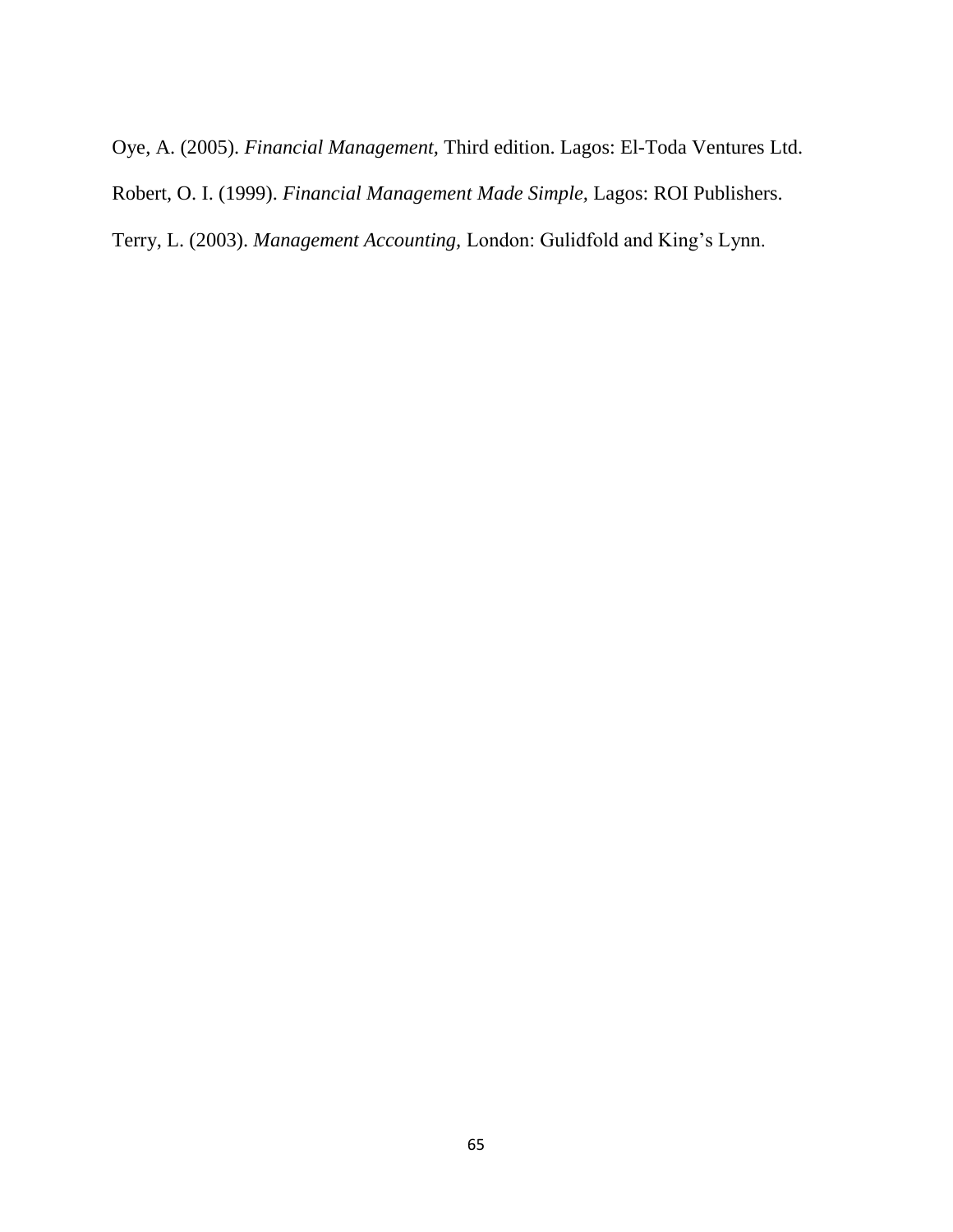Oye, A. (2005). *Financial Management,* Third edition. Lagos: El-Toda Ventures Ltd.

Robert, O. I. (1999). *Financial Management Made Simple,* Lagos: ROI Publishers.

Terry, L. (2003). *Management Accounting,* London: Gulidfold and King's Lynn.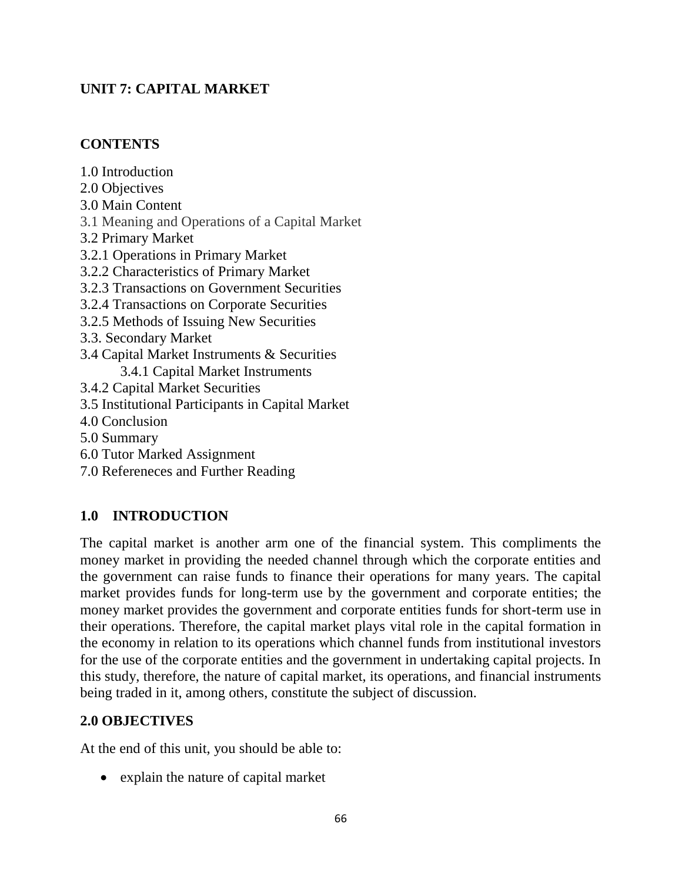## UNIT 7: CAPITAL MARKET

### CONTENTS

1.0 Introduction
2.0 Objectives
3.0 Main Content
3.1 Meaning and Operations of a Capital Market
3.2 Primary Market
3.2.1 Operations in Primary Market
3.2.2 Characteristics of Primary Market
3.2.3 Transactions on Government Securities
3.2.4 Transactions on Corporate Securities
3.2.5 Methods of Issuing New Securities
3.3. Secondary Market
3.4 Capital Market Instruments & Securities
 3.4.1 Capital Market Instruments
3.4.2 Capital Market Securities
3.5 Institutional Participants in Capital Market
4.0 Conclusion
5.0 Summary
6.0 Tutor Marked Assignment
7.0 Refereneces and Further Reading

### 1.0 INTRODUCTION

The capital market is another arm one of the financial system. This compliments the money market in providing the needed channel through which the corporate entities and the government can raise funds to finance their operations for many years. The capital market provides funds for long-term use by the government and corporate entities; the money market provides the government and corporate entities funds for short-term use in their operations. Therefore, the capital market plays vital role in the capital formation in the economy in relation to its operations which channel funds from institutional investors for the use of the corporate entities and the government in undertaking capital projects. In this study, therefore, the nature of capital market, its operations, and financial instruments being traded in it, among others, constitute the subject of discussion.

### 2.0 OBJECTIVES

At the end of this unit, you should be able to:

- explain the nature of capital market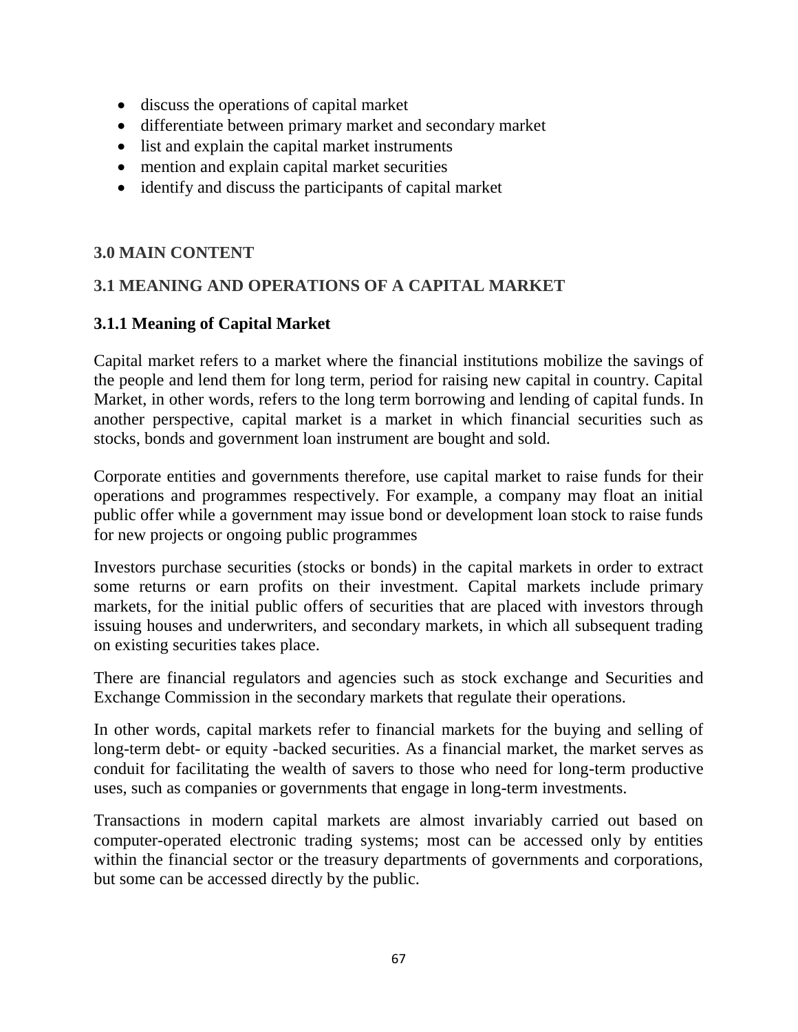- discuss the operations of capital market
- differentiate between primary market and secondary market
- list and explain the capital market instruments
- mention and explain capital market securities
- identify and discuss the participants of capital market

## 3.0 MAIN CONTENT

## 3.1 MEANING AND OPERATIONS OF A CAPITAL MARKET

### 3.1.1 Meaning of Capital Market

Capital market refers to a market where the financial institutions mobilize the savings of the people and lend them for long term, period for raising new capital in country. Capital Market, in other words, refers to the long term borrowing and lending of capital funds. In another perspective, capital market is a market in which financial securities such as stocks, bonds and government loan instrument are bought and sold.

Corporate entities and governments therefore, use capital market to raise funds for their operations and programmes respectively. For example, a company may float an initial public offer while a government may issue bond or development loan stock to raise funds for new projects or ongoing public programmes

Investors purchase securities (stocks or bonds) in the capital markets in order to extract some returns or earn profits on their investment. Capital markets include primary markets, for the initial public offers of securities that are placed with investors through issuing houses and underwriters, and secondary markets, in which all subsequent trading on existing securities takes place.

There are financial regulators and agencies such as stock exchange and Securities and Exchange Commission in the secondary markets that regulate their operations.

In other words, capital markets refer to financial markets for the buying and selling of long-term debt- or equity -backed securities. As a financial market, the market serves as conduit for facilitating the wealth of savers to those who need for long-term productive uses, such as companies or governments that engage in long-term investments.

Transactions in modern capital markets are almost invariably carried out based on computer-operated electronic trading systems; most can be accessed only by entities within the financial sector or the treasury departments of governments and corporations, but some can be accessed directly by the public.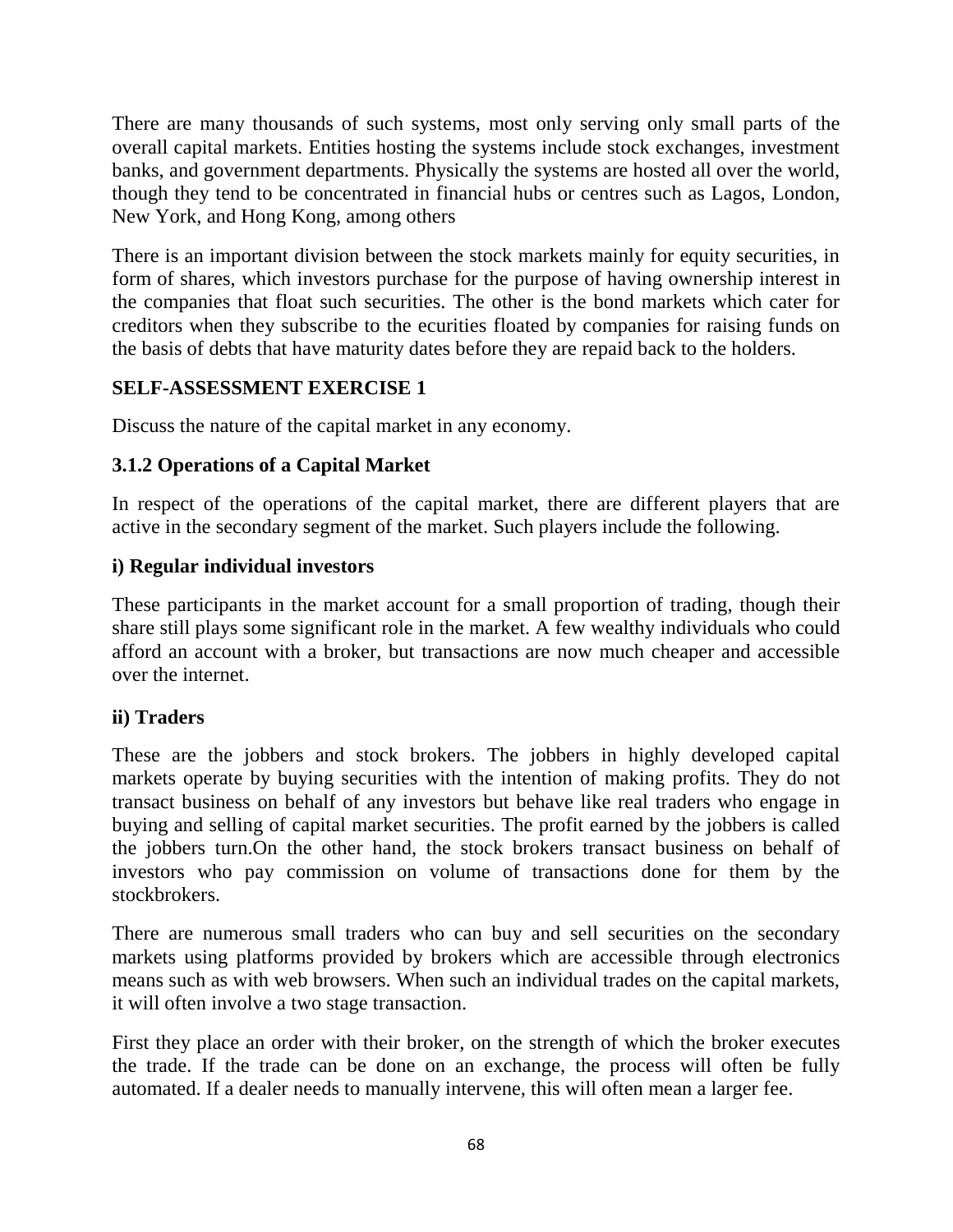There are many thousands of such systems, most only serving only small parts of the overall capital markets. Entities hosting the systems include stock exchanges, investment banks, and government departments. Physically the systems are hosted all over the world, though they tend to be concentrated in financial hubs or centres such as Lagos, London, New York, and Hong Kong, among others

There is an important division between the stock markets mainly for equity securities, in form of shares, which investors purchase for the purpose of having ownership interest in the companies that float such securities. The other is the bond markets which cater for creditors when they subscribe to the ecurities floated by companies for raising funds on the basis of debts that have maturity dates before they are repaid back to the holders.

**SELF-ASSESSMENT EXERCISE 1**

Discuss the nature of the capital market in any economy.

### 3.1.2 Operations of a Capital Market

In respect of the operations of the capital market, there are different players that are active in the secondary segment of the market. Such players include the following.

**i) Regular individual investors**

These participants in the market account for a small proportion of trading, though their share still plays some significant role in the market. A few wealthy individuals who could afford an account with a broker, but transactions are now much cheaper and accessible over the internet.

**ii) Traders**

These are the jobbers and stock brokers. The jobbers in highly developed capital markets operate by buying securities with the intention of making profits. They do not transact business on behalf of any investors but behave like real traders who engage in buying and selling of capital market securities. The profit earned by the jobbers is called the jobbers turn.On the other hand, the stock brokers transact business on behalf of investors who pay commission on volume of transactions done for them by the stockbrokers.

There are numerous small traders who can buy and sell securities on the secondary markets using platforms provided by brokers which are accessible through electronics means such as with web browsers. When such an individual trades on the capital markets, it will often involve a two stage transaction.

First they place an order with their broker, on the strength of which the broker executes the trade. If the trade can be done on an exchange, the process will often be fully automated. If a dealer needs to manually intervene, this will often mean a larger fee.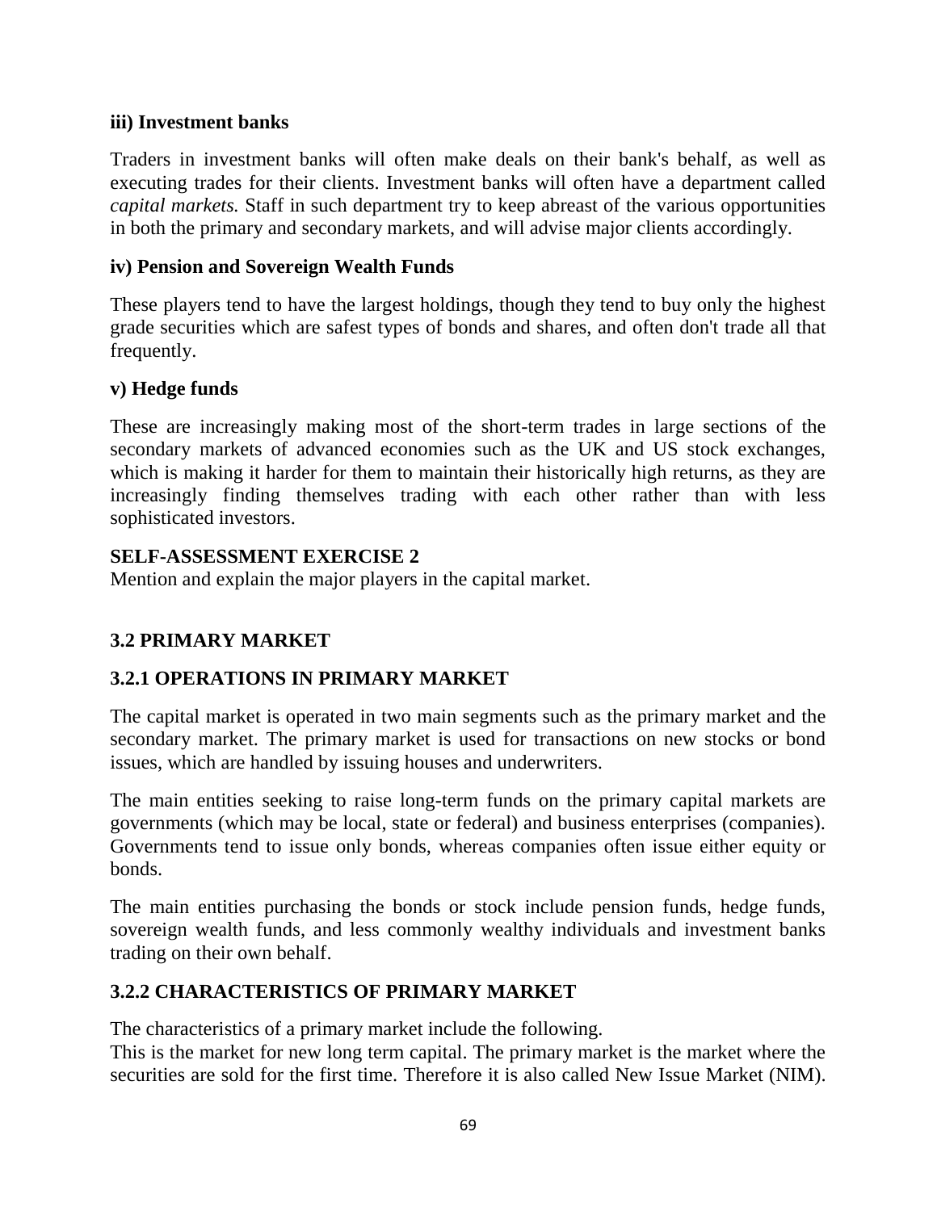**iii) Investment banks**

Traders in investment banks will often make deals on their bank's behalf, as well as executing trades for their clients. Investment banks will often have a department called *capital markets.* Staff in such department try to keep abreast of the various opportunities in both the primary and secondary markets, and will advise major clients accordingly.

**iv) Pension and Sovereign Wealth Funds**

These players tend to have the largest holdings, though they tend to buy only the highest grade securities which are safest types of bonds and shares, and often don't trade all that frequently.

**v) Hedge funds**

These are increasingly making most of the short-term trades in large sections of the secondary markets of advanced economies such as the UK and US stock exchanges, which is making it harder for them to maintain their historically high returns, as they are increasingly finding themselves trading with each other rather than with less sophisticated investors.

**SELF-ASSESSMENT EXERCISE 2**

Mention and explain the major players in the capital market.

## 3.2 PRIMARY MARKET

### 3.2.1 OPERATIONS IN PRIMARY MARKET

The capital market is operated in two main segments such as the primary market and the secondary market. The primary market is used for transactions on new stocks or bond issues, which are handled by issuing houses and underwriters.

The main entities seeking to raise long-term funds on the primary capital markets are governments (which may be local, state or federal) and business enterprises (companies). Governments tend to issue only bonds, whereas companies often issue either equity or bonds.

The main entities purchasing the bonds or stock include pension funds, hedge funds, sovereign wealth funds, and less commonly wealthy individuals and investment banks trading on their own behalf.

### 3.2.2 CHARACTERISTICS OF PRIMARY MARKET

The characteristics of a primary market include the following.

This is the market for new long term capital. The primary market is the market where the securities are sold for the first time. Therefore it is also called New Issue Market (NIM).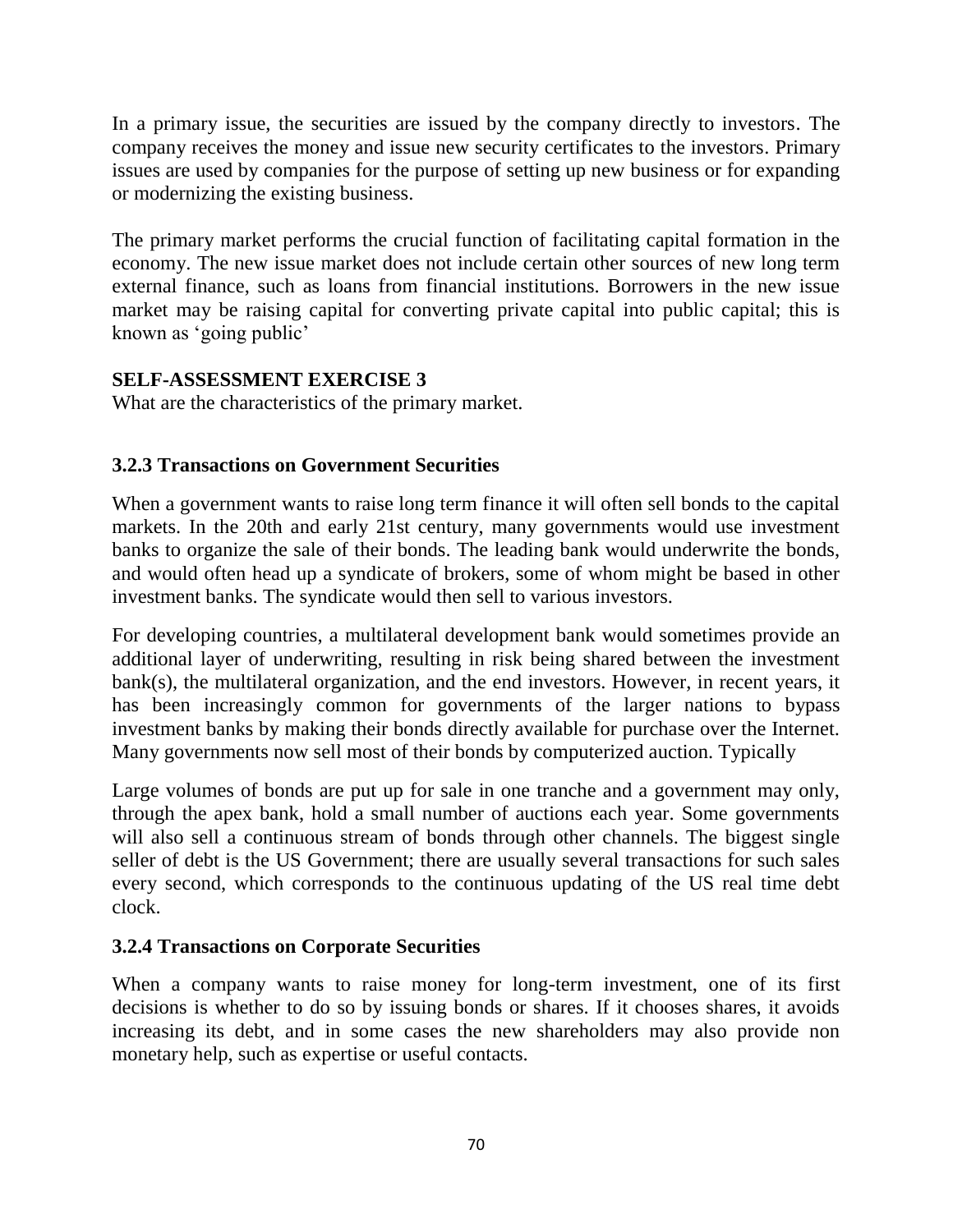In a primary issue, the securities are issued by the company directly to investors. The company receives the money and issue new security certificates to the investors. Primary issues are used by companies for the purpose of setting up new business or for expanding or modernizing the existing business.

The primary market performs the crucial function of facilitating capital formation in the economy. The new issue market does not include certain other sources of new long term external finance, such as loans from financial institutions. Borrowers in the new issue market may be raising capital for converting private capital into public capital; this is known as 'going public'

**SELF-ASSESSMENT EXERCISE 3**

What are the characteristics of the primary market.

### 3.2.3 Transactions on Government Securities

When a government wants to raise long term finance it will often sell bonds to the capital markets. In the 20th and early 21st century, many governments would use investment banks to organize the sale of their bonds. The leading bank would underwrite the bonds, and would often head up a syndicate of brokers, some of whom might be based in other investment banks. The syndicate would then sell to various investors.

For developing countries, a multilateral development bank would sometimes provide an additional layer of underwriting, resulting in risk being shared between the investment bank(s), the multilateral organization, and the end investors. However, in recent years, it has been increasingly common for governments of the larger nations to bypass investment banks by making their bonds directly available for purchase over the Internet. Many governments now sell most of their bonds by computerized auction. Typically

Large volumes of bonds are put up for sale in one tranche and a government may only, through the apex bank, hold a small number of auctions each year. Some governments will also sell a continuous stream of bonds through other channels. The biggest single seller of debt is the US Government; there are usually several transactions for such sales every second, which corresponds to the continuous updating of the US real time debt clock.

### 3.2.4 Transactions on Corporate Securities

When a company wants to raise money for long-term investment, one of its first decisions is whether to do so by issuing bonds or shares. If it chooses shares, it avoids increasing its debt, and in some cases the new shareholders may also provide non monetary help, such as expertise or useful contacts.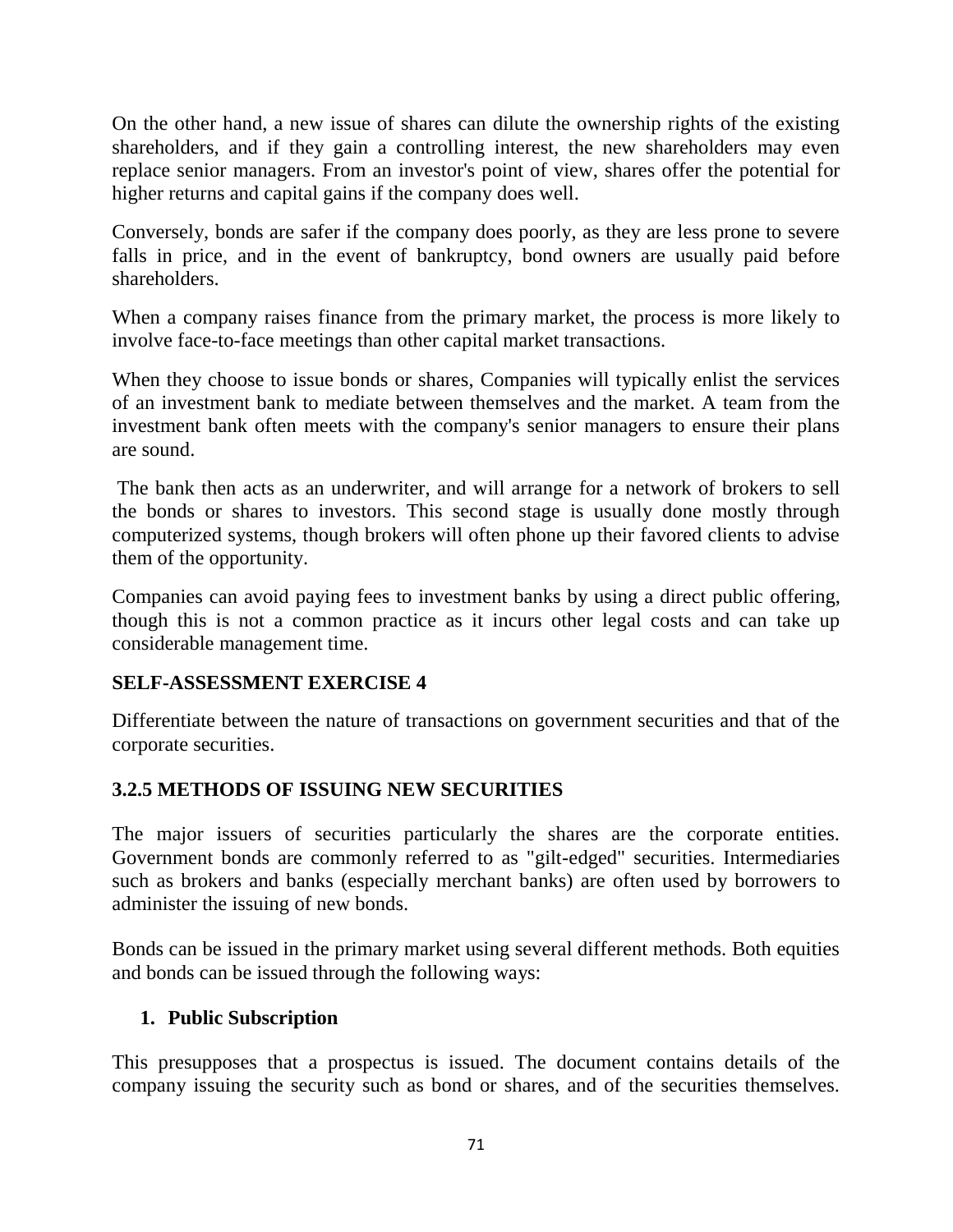On the other hand, a new issue of shares can dilute the ownership rights of the existing shareholders, and if they gain a controlling interest, the new shareholders may even replace senior managers. From an investor's point of view, shares offer the potential for higher returns and capital gains if the company does well.

Conversely, bonds are safer if the company does poorly, as they are less prone to severe falls in price, and in the event of bankruptcy, bond owners are usually paid before shareholders.

When a company raises finance from the primary market, the process is more likely to involve face-to-face meetings than other capital market transactions.

When they choose to issue bonds or shares, Companies will typically enlist the services of an investment bank to mediate between themselves and the market. A team from the investment bank often meets with the company's senior managers to ensure their plans are sound.

The bank then acts as an underwriter, and will arrange for a network of brokers to sell the bonds or shares to investors. This second stage is usually done mostly through computerized systems, though brokers will often phone up their favored clients to advise them of the opportunity.

Companies can avoid paying fees to investment banks by using a direct public offering, though this is not a common practice as it incurs other legal costs and can take up considerable management time.

**SELF-ASSESSMENT EXERCISE 4**

Differentiate between the nature of transactions on government securities and that of the corporate securities.

### 3.2.5 METHODS OF ISSUING NEW SECURITIES

The major issuers of securities particularly the shares are the corporate entities. Government bonds are commonly referred to as "gilt-edged" securities. Intermediaries such as brokers and banks (especially merchant banks) are often used by borrowers to administer the issuing of new bonds.

Bonds can be issued in the primary market using several different methods. Both equities and bonds can be issued through the following ways:

1. **Public Subscription**

This presupposes that a prospectus is issued. The document contains details of the company issuing the security such as bond or shares, and of the securities themselves.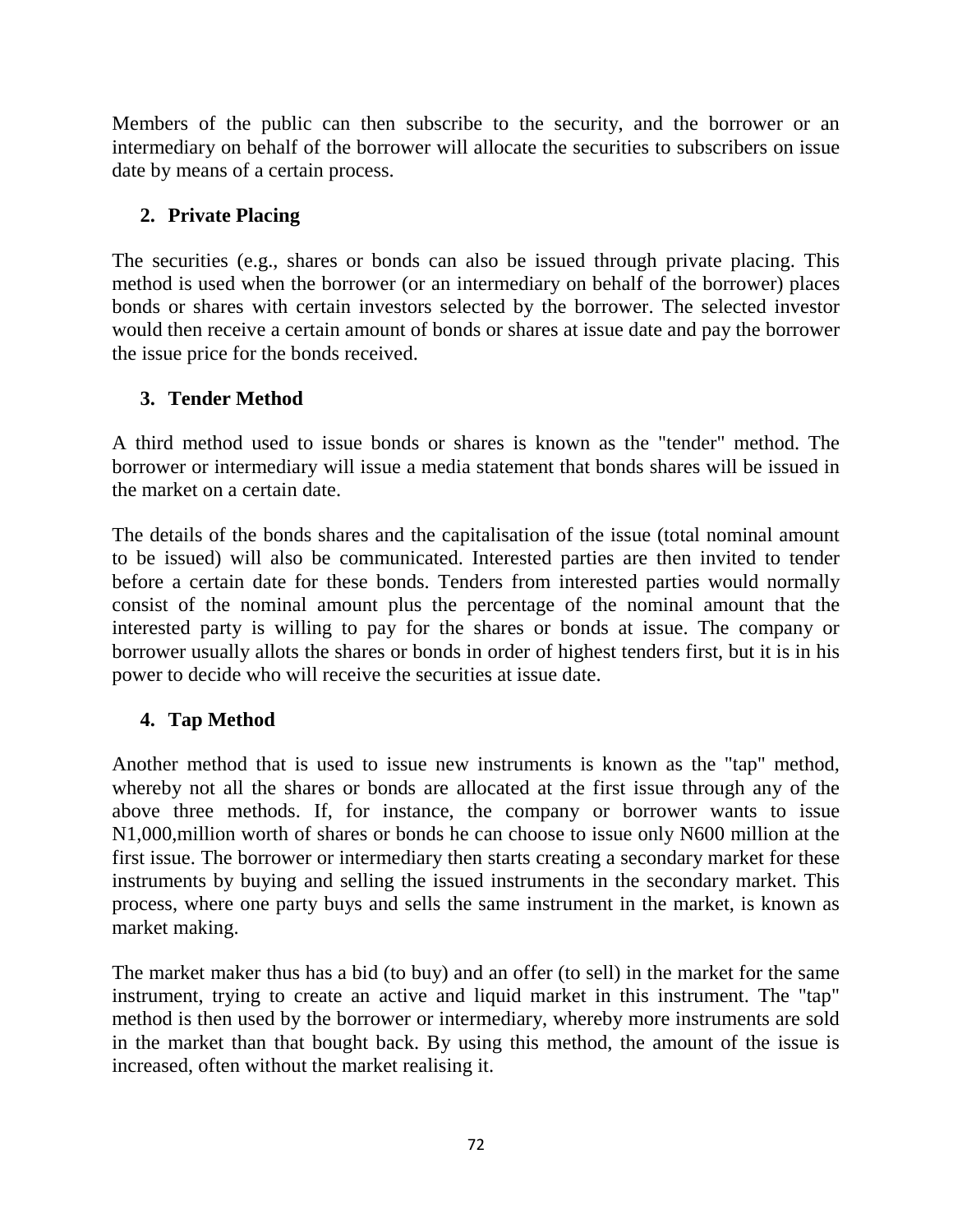Members of the public can then subscribe to the security, and the borrower or an intermediary on behalf of the borrower will allocate the securities to subscribers on issue date by means of a certain process.

2. **Private Placing**

The securities (e.g., shares or bonds can also be issued through private placing. This method is used when the borrower (or an intermediary on behalf of the borrower) places bonds or shares with certain investors selected by the borrower. The selected investor would then receive a certain amount of bonds or shares at issue date and pay the borrower the issue price for the bonds received.

3. **Tender Method**

A third method used to issue bonds or shares is known as the "tender" method. The borrower or intermediary will issue a media statement that bonds shares will be issued in the market on a certain date.

The details of the bonds shares and the capitalisation of the issue (total nominal amount to be issued) will also be communicated. Interested parties are then invited to tender before a certain date for these bonds. Tenders from interested parties would normally consist of the nominal amount plus the percentage of the nominal amount that the interested party is willing to pay for the shares or bonds at issue. The company or borrower usually allots the shares or bonds in order of highest tenders first, but it is in his power to decide who will receive the securities at issue date.

4. **Tap Method**

Another method that is used to issue new instruments is known as the "tap" method, whereby not all the shares or bonds are allocated at the first issue through any of the above three methods. If, for instance, the company or borrower wants to issue N1,000,million worth of shares or bonds he can choose to issue only N600 million at the first issue. The borrower or intermediary then starts creating a secondary market for these instruments by buying and selling the issued instruments in the secondary market. This process, where one party buys and sells the same instrument in the market, is known as market making.

The market maker thus has a bid (to buy) and an offer (to sell) in the market for the same instrument, trying to create an active and liquid market in this instrument. The "tap" method is then used by the borrower or intermediary, whereby more instruments are sold in the market than that bought back. By using this method, the amount of the issue is increased, often without the market realising it.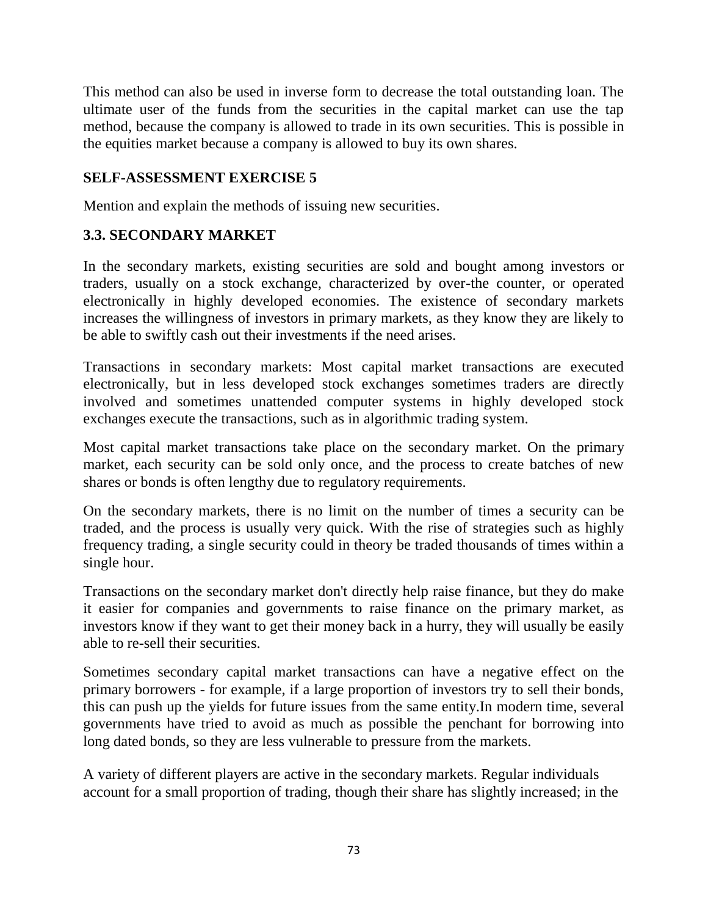This method can also be used in inverse form to decrease the total outstanding loan. The ultimate user of the funds from the securities in the capital market can use the tap method, because the company is allowed to trade in its own securities. This is possible in the equities market because a company is allowed to buy its own shares.

**SELF-ASSESSMENT EXERCISE 5**

Mention and explain the methods of issuing new securities.

### 3.3. SECONDARY MARKET

In the secondary markets, existing securities are sold and bought among investors or traders, usually on a stock exchange, characterized by over-the counter, or operated electronically in highly developed economies. The existence of secondary markets increases the willingness of investors in primary markets, as they know they are likely to be able to swiftly cash out their investments if the need arises.

Transactions in secondary markets: Most capital market transactions are executed electronically, but in less developed stock exchanges sometimes traders are directly involved and sometimes unattended computer systems in highly developed stock exchanges execute the transactions, such as in algorithmic trading system.

Most capital market transactions take place on the secondary market. On the primary market, each security can be sold only once, and the process to create batches of new shares or bonds is often lengthy due to regulatory requirements.

On the secondary markets, there is no limit on the number of times a security can be traded, and the process is usually very quick. With the rise of strategies such as highly frequency trading, a single security could in theory be traded thousands of times within a single hour.

Transactions on the secondary market don't directly help raise finance, but they do make it easier for companies and governments to raise finance on the primary market, as investors know if they want to get their money back in a hurry, they will usually be easily able to re-sell their securities.

Sometimes secondary capital market transactions can have a negative effect on the primary borrowers - for example, if a large proportion of investors try to sell their bonds, this can push up the yields for future issues from the same entity.In modern time, several governments have tried to avoid as much as possible the penchant for borrowing into long dated bonds, so they are less vulnerable to pressure from the markets.

A variety of different players are active in the secondary markets. Regular individuals account for a small proportion of trading, though their share has slightly increased; in the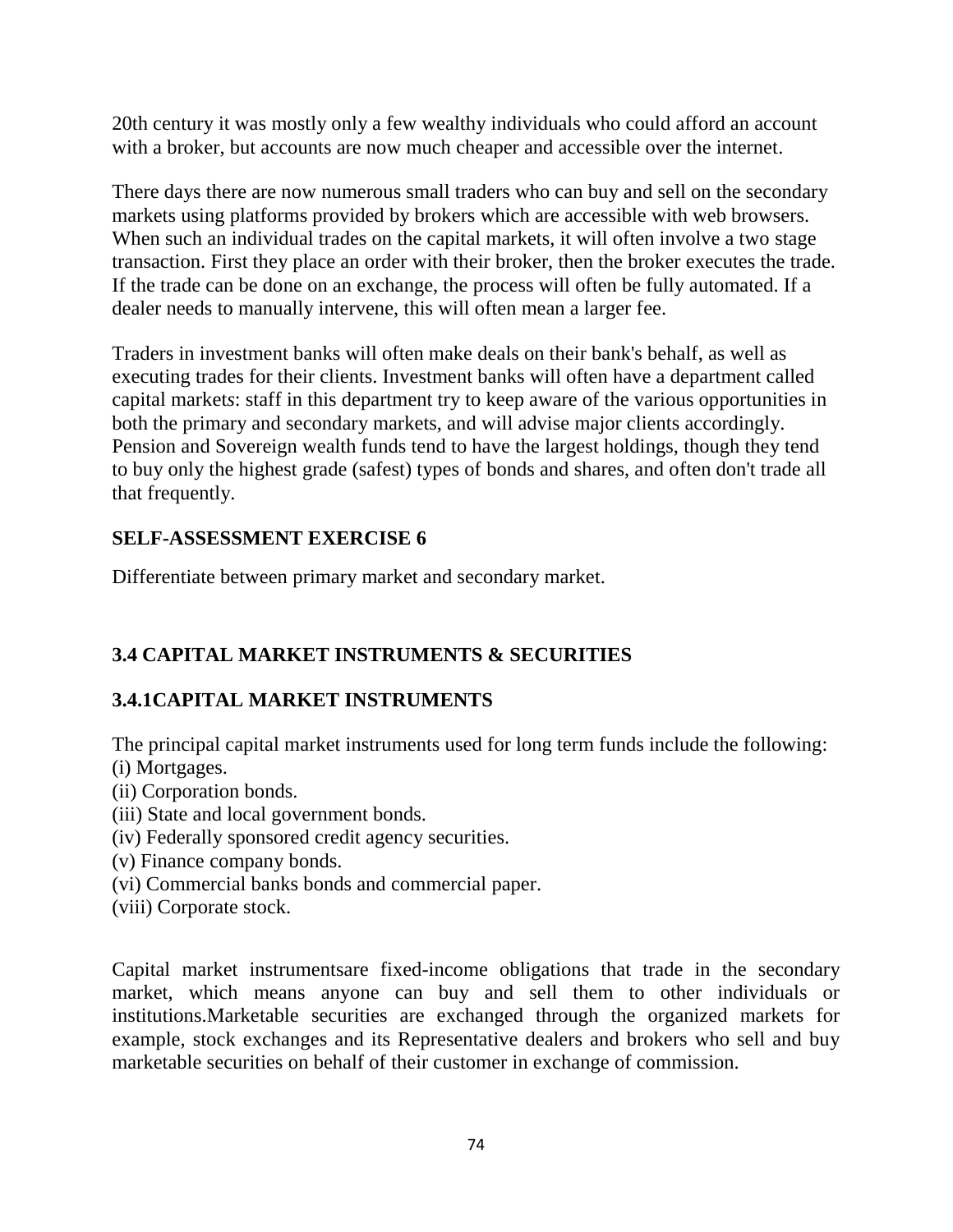20th century it was mostly only a few wealthy individuals who could afford an account with a broker, but accounts are now much cheaper and accessible over the internet.

There days there are now numerous small traders who can buy and sell on the secondary markets using platforms provided by brokers which are accessible with web browsers. When such an individual trades on the capital markets, it will often involve a two stage transaction. First they place an order with their broker, then the broker executes the trade. If the trade can be done on an exchange, the process will often be fully automated. If a dealer needs to manually intervene, this will often mean a larger fee.

Traders in investment banks will often make deals on their bank's behalf, as well as executing trades for their clients. Investment banks will often have a department called capital markets: staff in this department try to keep aware of the various opportunities in both the primary and secondary markets, and will advise major clients accordingly. Pension and Sovereign wealth funds tend to have the largest holdings, though they tend to buy only the highest grade (safest) types of bonds and shares, and often don't trade all that frequently.

**SELF-ASSESSMENT EXERCISE 6**

Differentiate between primary market and secondary market.

## 3.4 CAPITAL MARKET INSTRUMENTS & SECURITIES

### 3.4.1CAPITAL MARKET INSTRUMENTS

The principal capital market instruments used for long term funds include the following:

(i) Mortgages.
(ii) Corporation bonds.
(iii) State and local government bonds.
(iv) Federally sponsored credit agency securities.
(v) Finance company bonds.
(vi) Commercial banks bonds and commercial paper.
(viii) Corporate stock.

Capital market instrumentsare fixed-income obligations that trade in the secondary market, which means anyone can buy and sell them to other individuals or institutions.Marketable securities are exchanged through the organized markets for example, stock exchanges and its Representative dealers and brokers who sell and buy marketable securities on behalf of their customer in exchange of commission.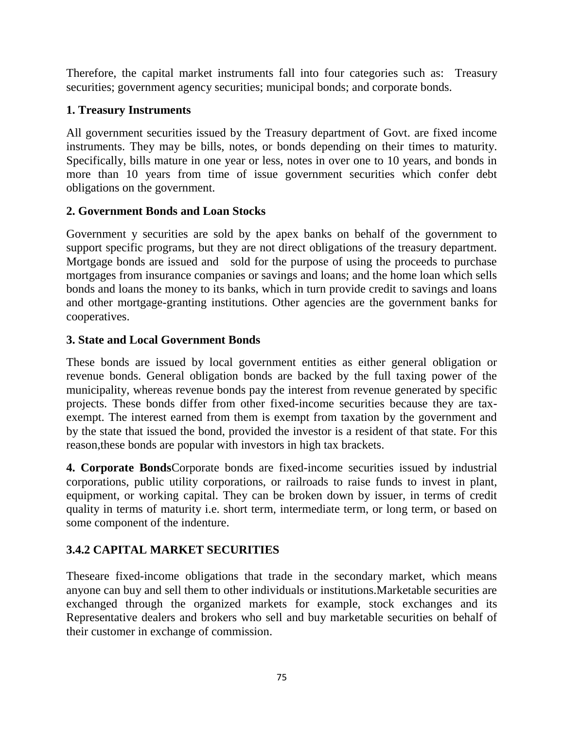Therefore, the capital market instruments fall into four categories such as: Treasury securities; government agency securities; municipal bonds; and corporate bonds.

**1. Treasury Instruments**

All government securities issued by the Treasury department of Govt. are fixed income instruments. They may be bills, notes, or bonds depending on their times to maturity. Specifically, bills mature in one year or less, notes in over one to 10 years, and bonds in more than 10 years from time of issue government securities which confer debt obligations on the government.

**2. Government Bonds and Loan Stocks**

Government y securities are sold by the apex banks on behalf of the government to support specific programs, but they are not direct obligations of the treasury department. Mortgage bonds are issued and sold for the purpose of using the proceeds to purchase mortgages from insurance companies or savings and loans; and the home loan which sells bonds and loans the money to its banks, which in turn provide credit to savings and loans and other mortgage-granting institutions. Other agencies are the government banks for cooperatives.

**3. State and Local Government Bonds**

These bonds are issued by local government entities as either general obligation or revenue bonds. General obligation bonds are backed by the full taxing power of the municipality, whereas revenue bonds pay the interest from revenue generated by specific projects. These bonds differ from other fixed-income securities because they are tax-exempt. The interest earned from them is exempt from taxation by the government and by the state that issued the bond, provided the investor is a resident of that state. For this reason,these bonds are popular with investors in high tax brackets.

**4. Corporate Bonds**Corporate bonds are fixed-income securities issued by industrial corporations, public utility corporations, or railroads to raise funds to invest in plant, equipment, or working capital. They can be broken down by issuer, in terms of credit quality in terms of maturity i.e. short term, intermediate term, or long term, or based on some component of the indenture.

## 3.4.2 CAPITAL MARKET SECURITIES

Theseare fixed-income obligations that trade in the secondary market, which means anyone can buy and sell them to other individuals or institutions.Marketable securities are exchanged through the organized markets for example, stock exchanges and its Representative dealers and brokers who sell and buy marketable securities on behalf of their customer in exchange of commission.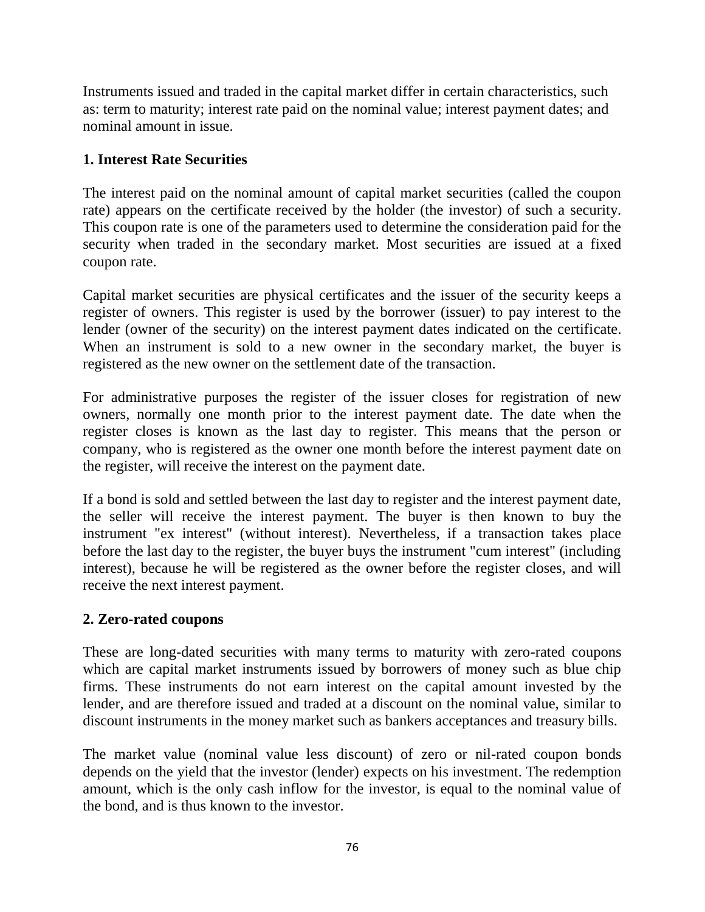Instruments issued and traded in the capital market differ in certain characteristics, such as: term to maturity; interest rate paid on the nominal value; interest payment dates; and nominal amount in issue.

**1. Interest Rate Securities**

The interest paid on the nominal amount of capital market securities (called the coupon rate) appears on the certificate received by the holder (the investor) of such a security. This coupon rate is one of the parameters used to determine the consideration paid for the security when traded in the secondary market. Most securities are issued at a fixed coupon rate.

Capital market securities are physical certificates and the issuer of the security keeps a register of owners. This register is used by the borrower (issuer) to pay interest to the lender (owner of the security) on the interest payment dates indicated on the certificate. When an instrument is sold to a new owner in the secondary market, the buyer is registered as the new owner on the settlement date of the transaction.

For administrative purposes the register of the issuer closes for registration of new owners, normally one month prior to the interest payment date. The date when the register closes is known as the last day to register. This means that the person or company, who is registered as the owner one month before the interest payment date on the register, will receive the interest on the payment date.

If a bond is sold and settled between the last day to register and the interest payment date, the seller will receive the interest payment. The buyer is then known to buy the instrument "ex interest" (without interest). Nevertheless, if a transaction takes place before the last day to the register, the buyer buys the instrument "cum interest" (including interest), because he will be registered as the owner before the register closes, and will receive the next interest payment.

**2. Zero-rated coupons**

These are long-dated securities with many terms to maturity with zero-rated coupons which are capital market instruments issued by borrowers of money such as blue chip firms. These instruments do not earn interest on the capital amount invested by the lender, and are therefore issued and traded at a discount on the nominal value, similar to discount instruments in the money market such as bankers acceptances and treasury bills.

The market value (nominal value less discount) of zero or nil-rated coupon bonds depends on the yield that the investor (lender) expects on his investment. The redemption amount, which is the only cash inflow for the investor, is equal to the nominal value of the bond, and is thus known to the investor.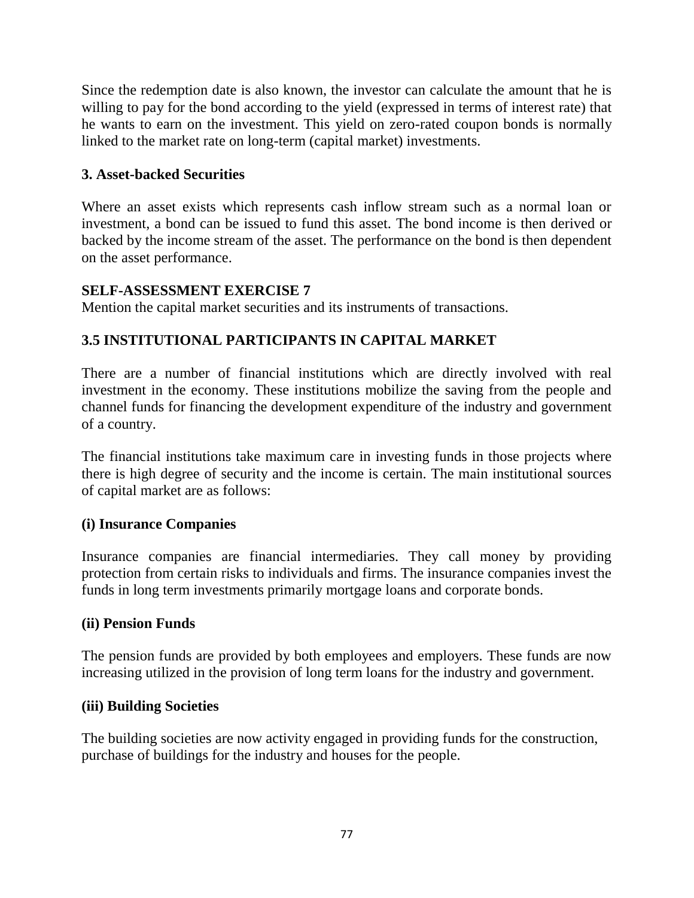Since the redemption date is also known, the investor can calculate the amount that he is willing to pay for the bond according to the yield (expressed in terms of interest rate) that he wants to earn on the investment. This yield on zero-rated coupon bonds is normally linked to the market rate on long-term (capital market) investments.

**3. Asset-backed Securities**

Where an asset exists which represents cash inflow stream such as a normal loan or investment, a bond can be issued to fund this asset. The bond income is then derived or backed by the income stream of the asset. The performance on the bond is then dependent on the asset performance.

**SELF-ASSESSMENT EXERCISE 7**

Mention the capital market securities and its instruments of transactions.

## 3.5 INSTITUTIONAL PARTICIPANTS IN CAPITAL MARKET

There are a number of financial institutions which are directly involved with real investment in the economy. These institutions mobilize the saving from the people and channel funds for financing the development expenditure of the industry and government of a country.

The financial institutions take maximum care in investing funds in those projects where there is high degree of security and the income is certain. The main institutional sources of capital market are as follows:

**(i) Insurance Companies**

Insurance companies are financial intermediaries. They call money by providing protection from certain risks to individuals and firms. The insurance companies invest the funds in long term investments primarily mortgage loans and corporate bonds.

**(ii) Pension Funds**

The pension funds are provided by both employees and employers. These funds are now increasing utilized in the provision of long term loans for the industry and government.

**(iii) Building Societies**

The building societies are now activity engaged in providing funds for the construction, purchase of buildings for the industry and houses for the people.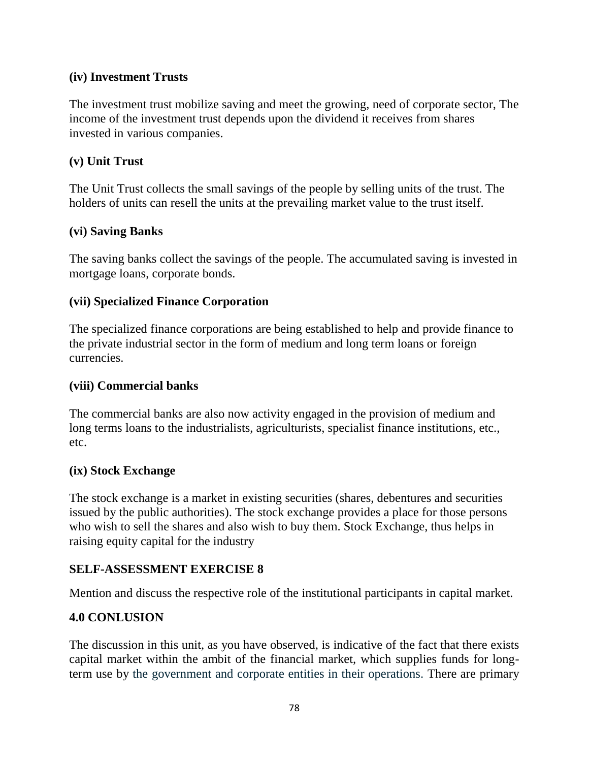**(iv) Investment Trusts**

The investment trust mobilize saving and meet the growing, need of corporate sector, The income of the investment trust depends upon the dividend it receives from shares invested in various companies.

**(v) Unit Trust**

The Unit Trust collects the small savings of the people by selling units of the trust. The holders of units can resell the units at the prevailing market value to the trust itself.

**(vi) Saving Banks**

The saving banks collect the savings of the people. The accumulated saving is invested in mortgage loans, corporate bonds.

**(vii) Specialized Finance Corporation**

The specialized finance corporations are being established to help and provide finance to the private industrial sector in the form of medium and long term loans or foreign currencies.

**(viii) Commercial banks**

The commercial banks are also now activity engaged in the provision of medium and long terms loans to the industrialists, agriculturists, specialist finance institutions, etc., etc.

**(ix) Stock Exchange**

The stock exchange is a market in existing securities (shares, debentures and securities issued by the public authorities). The stock exchange provides a place for those persons who wish to sell the shares and also wish to buy them. Stock Exchange, thus helps in raising equity capital for the industry

**SELF-ASSESSMENT EXERCISE 8**

Mention and discuss the respective role of the institutional participants in capital market.

## 4.0 CONLUSION

The discussion in this unit, as you have observed, is indicative of the fact that there exists capital market within the ambit of the financial market, which supplies funds for long-term use by the government and corporate entities in their operations. There are primary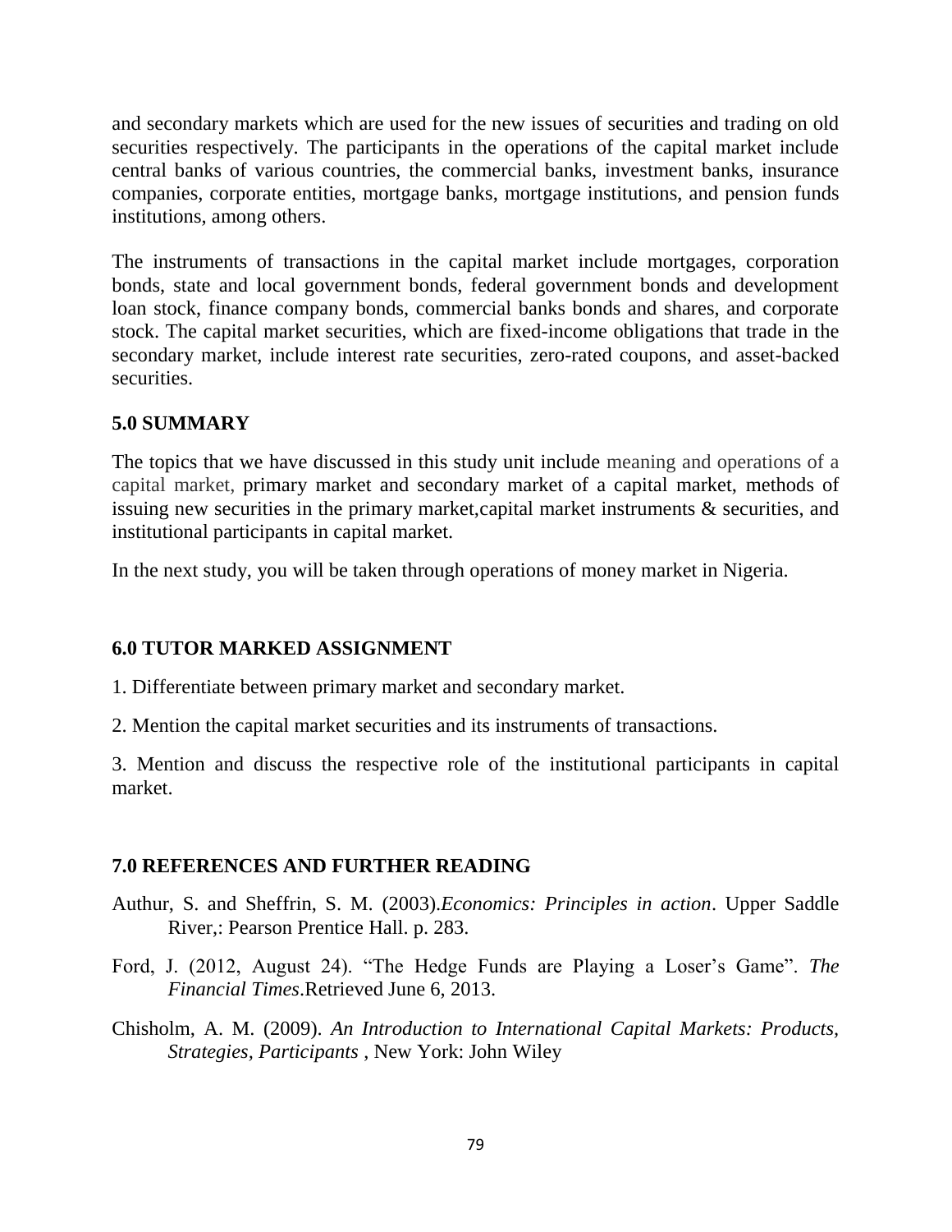and secondary markets which are used for the new issues of securities and trading on old securities respectively. The participants in the operations of the capital market include central banks of various countries, the commercial banks, investment banks, insurance companies, corporate entities, mortgage banks, mortgage institutions, and pension funds institutions, among others.

The instruments of transactions in the capital market include mortgages, corporation bonds, state and local government bonds, federal government bonds and development loan stock, finance company bonds, commercial banks bonds and shares, and corporate stock. The capital market securities, which are fixed-income obligations that trade in the secondary market, include interest rate securities, zero-rated coupons, and asset-backed securities.

## 5.0 SUMMARY

The topics that we have discussed in this study unit include meaning and operations of a capital market, primary market and secondary market of a capital market, methods of issuing new securities in the primary market,capital market instruments & securities, and institutional participants in capital market.

In the next study, you will be taken through operations of money market in Nigeria.

## 6.0 TUTOR MARKED ASSIGNMENT

1. Differentiate between primary market and secondary market.

2. Mention the capital market securities and its instruments of transactions.

3. Mention and discuss the respective role of the institutional participants in capital market.

## 7.0 REFERENCES AND FURTHER READING

Authur, S. and Sheffrin, S. M. (2003).*Economics: Principles in action*. Upper Saddle River,: Pearson Prentice Hall. p. 283.

Ford, J. (2012, August 24). "The Hedge Funds are Playing a Loser's Game". *The Financial Times*.Retrieved June 6, 2013.

Chisholm, A. M. (2009). *An Introduction to International Capital Markets: Products, Strategies, Participants* , New York: John Wiley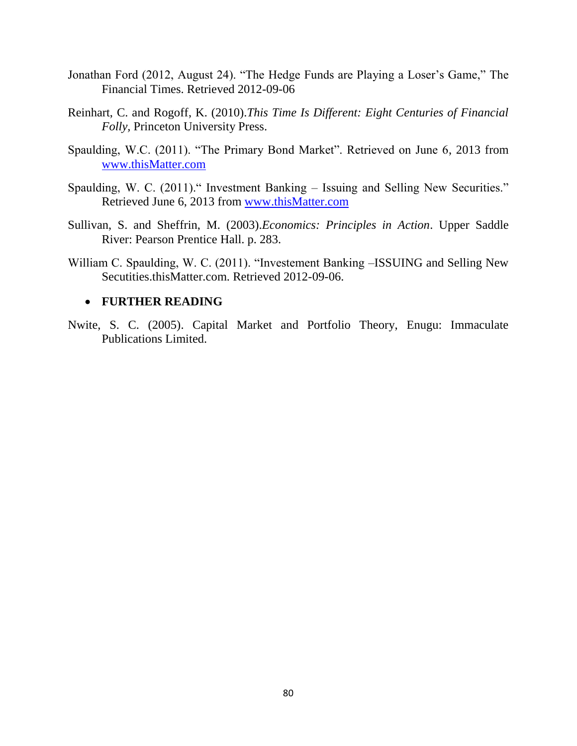Jonathan Ford (2012, August 24). "The Hedge Funds are Playing a Loser's Game," The Financial Times. Retrieved 2012-09-06

Reinhart, C. and Rogoff, K. (2010).*This Time Is Different: Eight Centuries of Financial Folly,* Princeton University Press.

Spaulding, W.C. (2011). "The Primary Bond Market". Retrieved on June 6, 2013 from www.thisMatter.com

Spaulding, W. C. (2011)." Investment Banking – Issuing and Selling New Securities." Retrieved June 6, 2013 from www.thisMatter.com

Sullivan, S. and Sheffrin, M. (2003).*Economics: Principles in Action*. Upper Saddle River: Pearson Prentice Hall. p. 283.

William C. Spaulding, W. C. (2011). "Investement Banking –ISSUING and Selling New Secutities.thisMatter.com. Retrieved 2012-09-06.

- **FURTHER READING**

Nwite, S. C. (2005). Capital Market and Portfolio Theory, Enugu: Immaculate Publications Limited.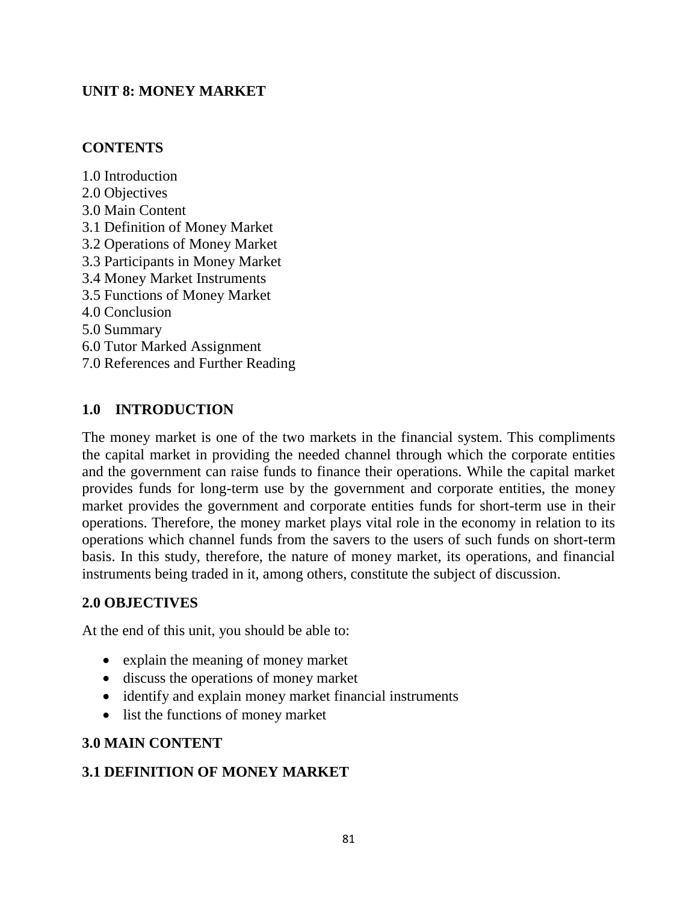# UNIT 8: MONEY MARKET

## CONTENTS

1.0 Introduction
2.0 Objectives
3.0 Main Content
3.1 Definition of Money Market
3.2 Operations of Money Market
3.3 Participants in Money Market
3.4 Money Market Instruments
3.5 Functions of Money Market
4.0 Conclusion
5.0 Summary
6.0 Tutor Marked Assignment
7.0 References and Further Reading

## 1.0 INTRODUCTION

The money market is one of the two markets in the financial system. This compliments the capital market in providing the needed channel through which the corporate entities and the government can raise funds to finance their operations. While the capital market provides funds for long-term use by the government and corporate entities, the money market provides the government and corporate entities funds for short-term use in their operations. Therefore, the money market plays vital role in the economy in relation to its operations which channel funds from the savers to the users of such funds on short-term basis. In this study, therefore, the nature of money market, its operations, and financial instruments being traded in it, among others, constitute the subject of discussion.

## 2.0 OBJECTIVES

At the end of this unit, you should be able to:

- explain the meaning of money market
- discuss the operations of money market
- identify and explain money market financial instruments
- list the functions of money market

## 3.0 MAIN CONTENT

### 3.1 DEFINITION OF MONEY MARKET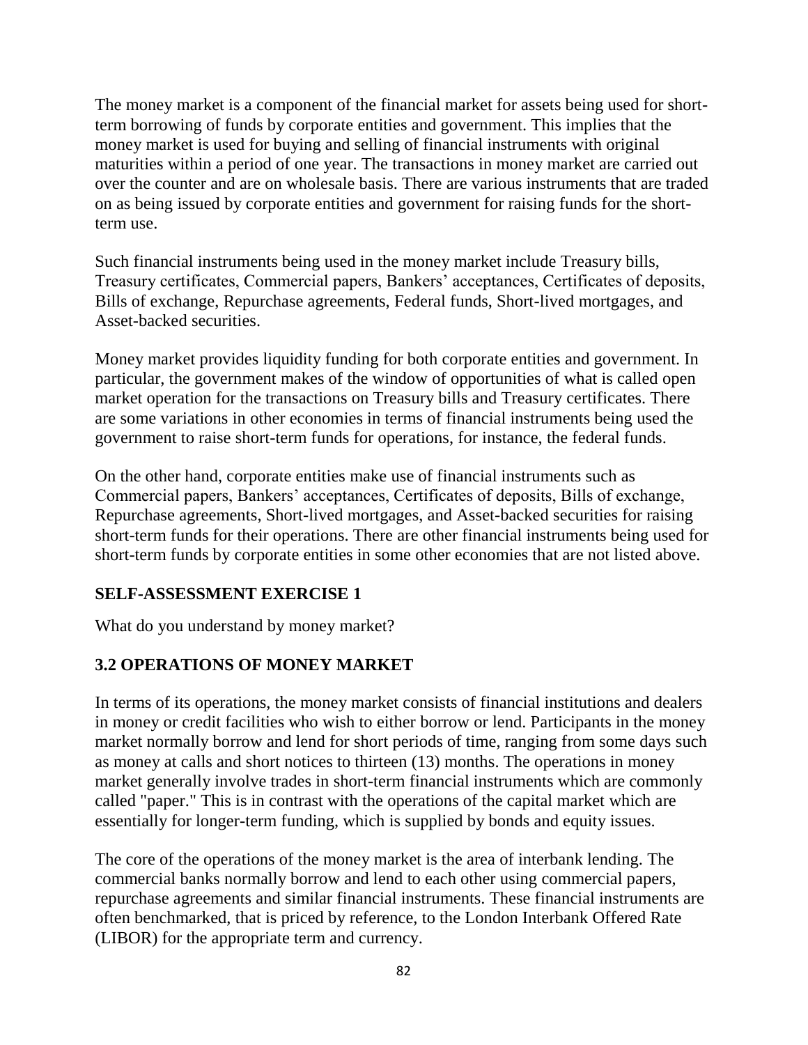The money market is a component of the financial market for assets being used for short-term borrowing of funds by corporate entities and government. This implies that the money market is used for buying and selling of financial instruments with original maturities within a period of one year. The transactions in money market are carried out over the counter and are on wholesale basis. There are various instruments that are traded on as being issued by corporate entities and government for raising funds for the short-term use.

Such financial instruments being used in the money market include Treasury bills, Treasury certificates, Commercial papers, Bankers' acceptances, Certificates of deposits, Bills of exchange, Repurchase agreements, Federal funds, Short-lived mortgages, and Asset-backed securities.

Money market provides liquidity funding for both corporate entities and government. In particular, the government makes of the window of opportunities of what is called open market operation for the transactions on Treasury bills and Treasury certificates. There are some variations in other economies in terms of financial instruments being used the government to raise short-term funds for operations, for instance, the federal funds.

On the other hand, corporate entities make use of financial instruments such as Commercial papers, Bankers' acceptances, Certificates of deposits, Bills of exchange, Repurchase agreements, Short-lived mortgages, and Asset-backed securities for raising short-term funds for their operations. There are other financial instruments being used for short-term funds by corporate entities in some other economies that are not listed above.

## SELF-ASSESSMENT EXERCISE 1

What do you understand by money market?

## 3.2 OPERATIONS OF MONEY MARKET

In terms of its operations, the money market consists of financial institutions and dealers in money or credit facilities who wish to either borrow or lend. Participants in the money market normally borrow and lend for short periods of time, ranging from some days such as money at calls and short notices to thirteen (13) months. The operations in money market generally involve trades in short-term financial instruments which are commonly called "paper." This is in contrast with the operations of the capital market which are essentially for longer-term funding, which is supplied by bonds and equity issues.

The core of the operations of the money market is the area of interbank lending. The commercial banks normally borrow and lend to each other using commercial papers, repurchase agreements and similar financial instruments. These financial instruments are often benchmarked, that is priced by reference, to the London Interbank Offered Rate (LIBOR) for the appropriate term and currency.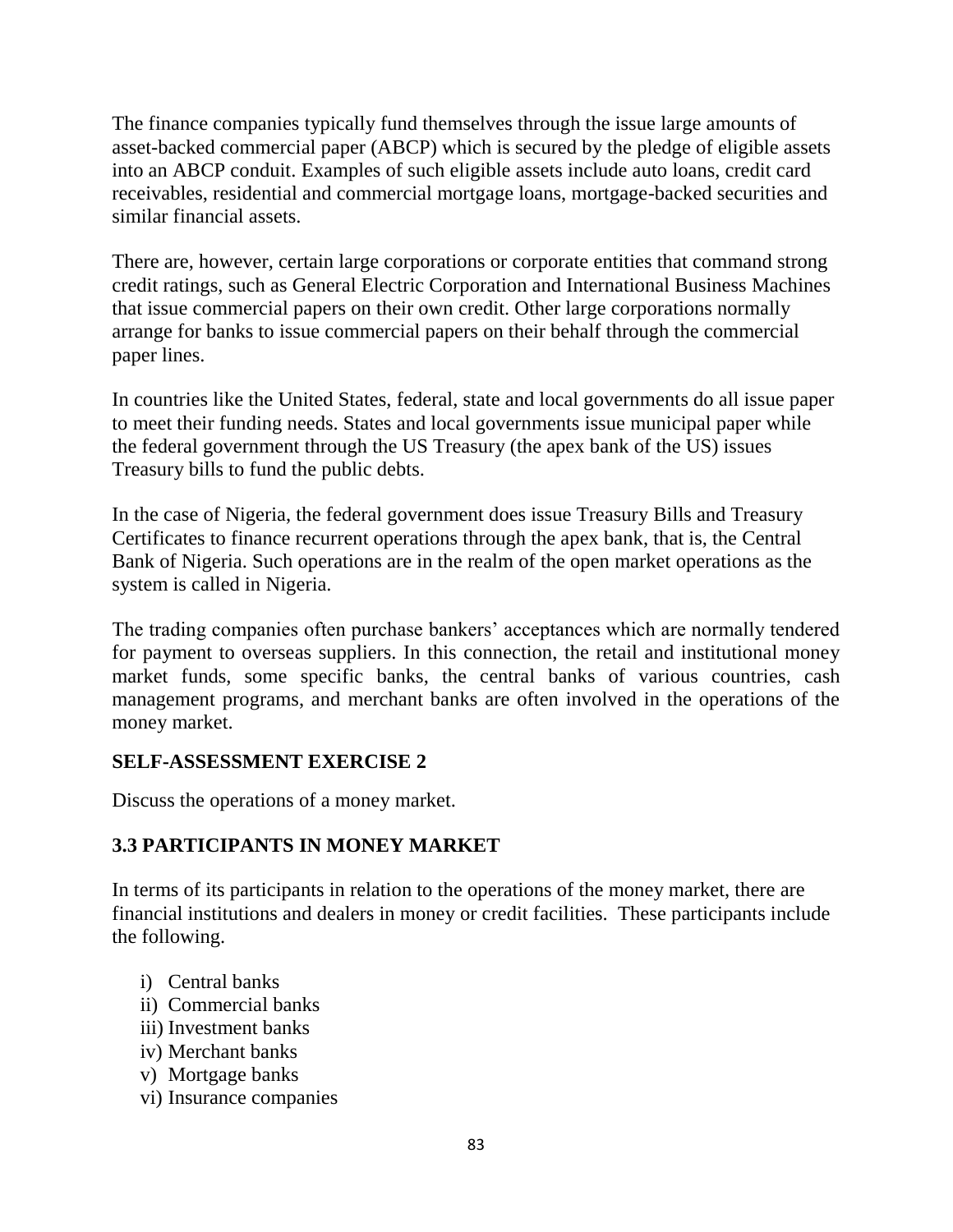The finance companies typically fund themselves through the issue large amounts of asset-backed commercial paper (ABCP) which is secured by the pledge of eligible assets into an ABCP conduit. Examples of such eligible assets include auto loans, credit card receivables, residential and commercial mortgage loans, mortgage-backed securities and similar financial assets.

There are, however, certain large corporations or corporate entities that command strong credit ratings, such as General Electric Corporation and International Business Machines that issue commercial papers on their own credit. Other large corporations normally arrange for banks to issue commercial papers on their behalf through the commercial paper lines.

In countries like the United States, federal, state and local governments do all issue paper to meet their funding needs. States and local governments issue municipal paper while the federal government through the US Treasury (the apex bank of the US) issues Treasury bills to fund the public debts.

In the case of Nigeria, the federal government does issue Treasury Bills and Treasury Certificates to finance recurrent operations through the apex bank, that is, the Central Bank of Nigeria. Such operations are in the realm of the open market operations as the system is called in Nigeria.

The trading companies often purchase bankers' acceptances which are normally tendered for payment to overseas suppliers. In this connection, the retail and institutional money market funds, some specific banks, the central banks of various countries, cash management programs, and merchant banks are often involved in the operations of the money market.

**SELF-ASSESSMENT EXERCISE 2**

Discuss the operations of a money market.

### 3.3 PARTICIPANTS IN MONEY MARKET

In terms of its participants in relation to the operations of the money market, there are financial institutions and dealers in money or credit facilities. These participants include the following.

i) Central banks
ii) Commercial banks
iii) Investment banks
iv) Merchant banks
v) Mortgage banks
vi) Insurance companies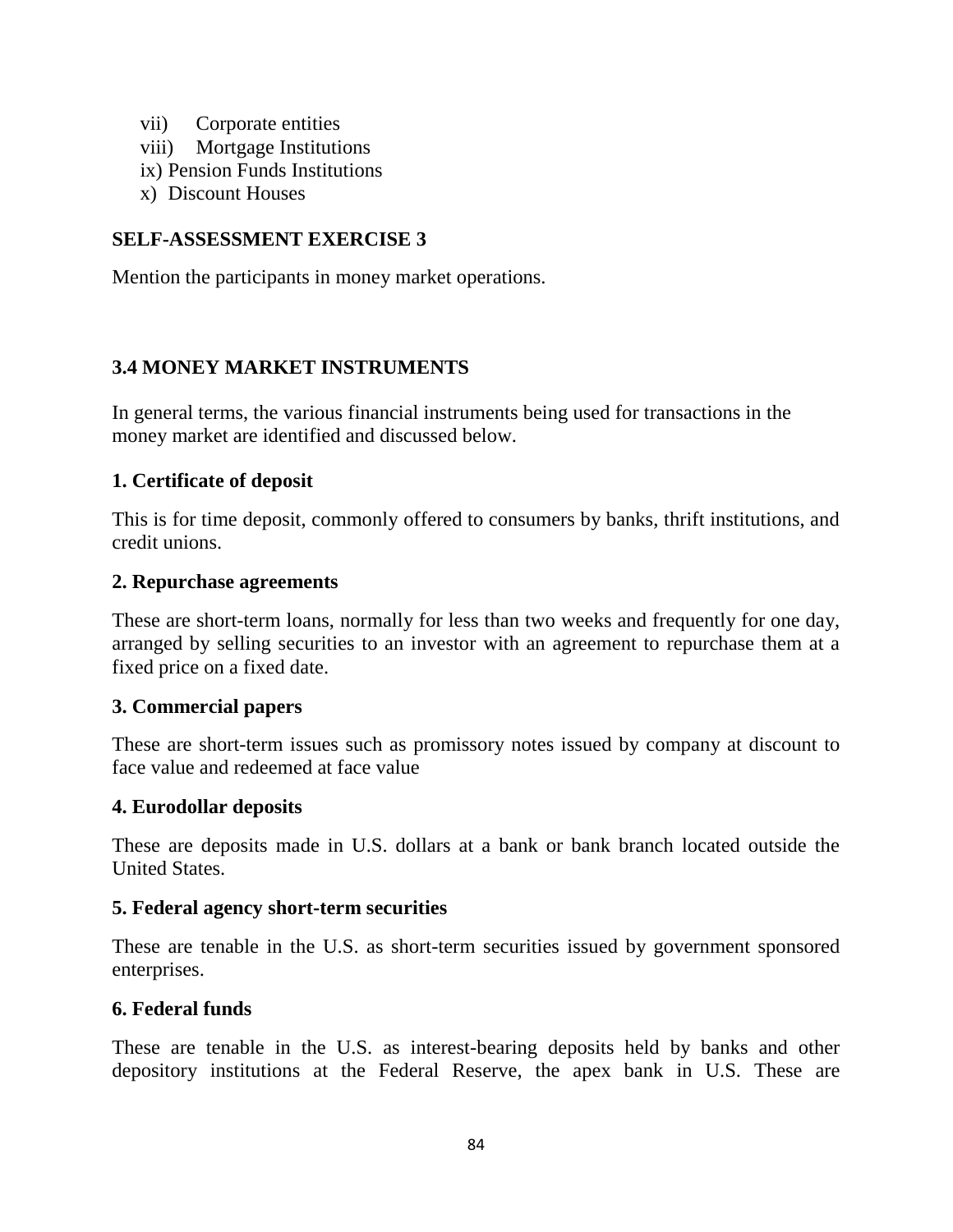vii) Corporate entities
viii) Mortgage Institutions
ix) Pension Funds Institutions
x) Discount Houses

**SELF-ASSESSMENT EXERCISE 3**

Mention the participants in money market operations.

### 3.4 MONEY MARKET INSTRUMENTS

In general terms, the various financial instruments being used for transactions in the money market are identified and discussed below.

**1. Certificate of deposit**

This is for time deposit, commonly offered to consumers by banks, thrift institutions, and credit unions.

**2. Repurchase agreements**

These are short-term loans, normally for less than two weeks and frequently for one day, arranged by selling securities to an investor with an agreement to repurchase them at a fixed price on a fixed date.

**3. Commercial papers**

These are short-term issues such as promissory notes issued by company at discount to face value and redeemed at face value

**4. Eurodollar deposits**

These are deposits made in U.S. dollars at a bank or bank branch located outside the United States.

**5. Federal agency short-term securities**

These are tenable in the U.S. as short-term securities issued by government sponsored enterprises.

**6. Federal funds**

These are tenable in the U.S. as interest-bearing deposits held by banks and other depository institutions at the Federal Reserve, the apex bank in U.S. These are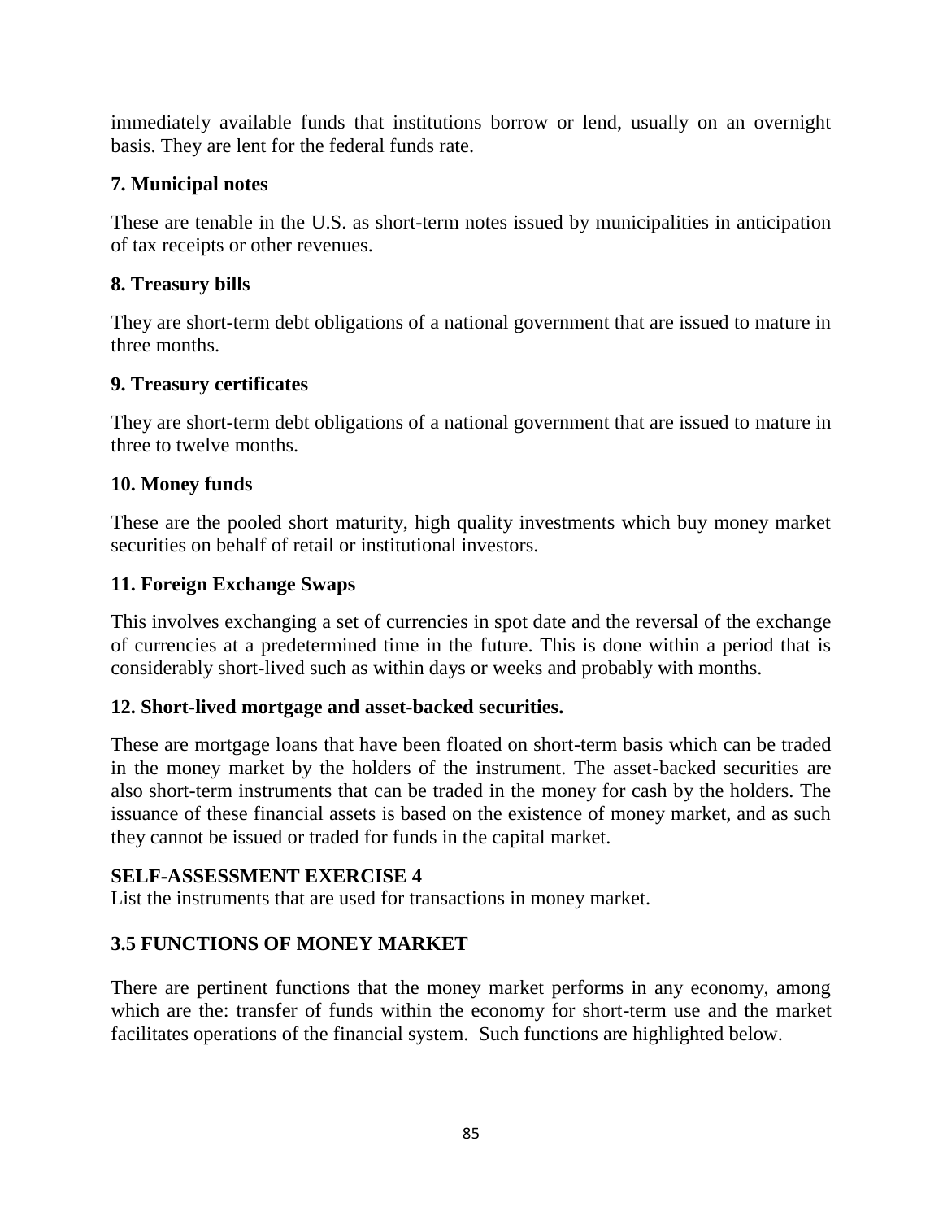immediately available funds that institutions borrow or lend, usually on an overnight basis. They are lent for the federal funds rate.

### 7. Municipal notes

These are tenable in the U.S. as short-term notes issued by municipalities in anticipation of tax receipts or other revenues.

### 8. Treasury bills

They are short-term debt obligations of a national government that are issued to mature in three months.

### 9. Treasury certificates

They are short-term debt obligations of a national government that are issued to mature in three to twelve months.

### 10. Money funds

These are the pooled short maturity, high quality investments which buy money market securities on behalf of retail or institutional investors.

### 11. Foreign Exchange Swaps

This involves exchanging a set of currencies in spot date and the reversal of the exchange of currencies at a predetermined time in the future. This is done within a period that is considerably short-lived such as within days or weeks and probably with months.

### 12. Short-lived mortgage and asset-backed securities.

These are mortgage loans that have been floated on short-term basis which can be traded in the money market by the holders of the instrument. The asset-backed securities are also short-term instruments that can be traded in the money for cash by the holders. The issuance of these financial assets is based on the existence of money market, and as such they cannot be issued or traded for funds in the capital market.

**SELF-ASSESSMENT EXERCISE 4**
List the instruments that are used for transactions in money market.

## 3.5 FUNCTIONS OF MONEY MARKET

There are pertinent functions that the money market performs in any economy, among which are the: transfer of funds within the economy for short-term use and the market facilitates operations of the financial system. Such functions are highlighted below.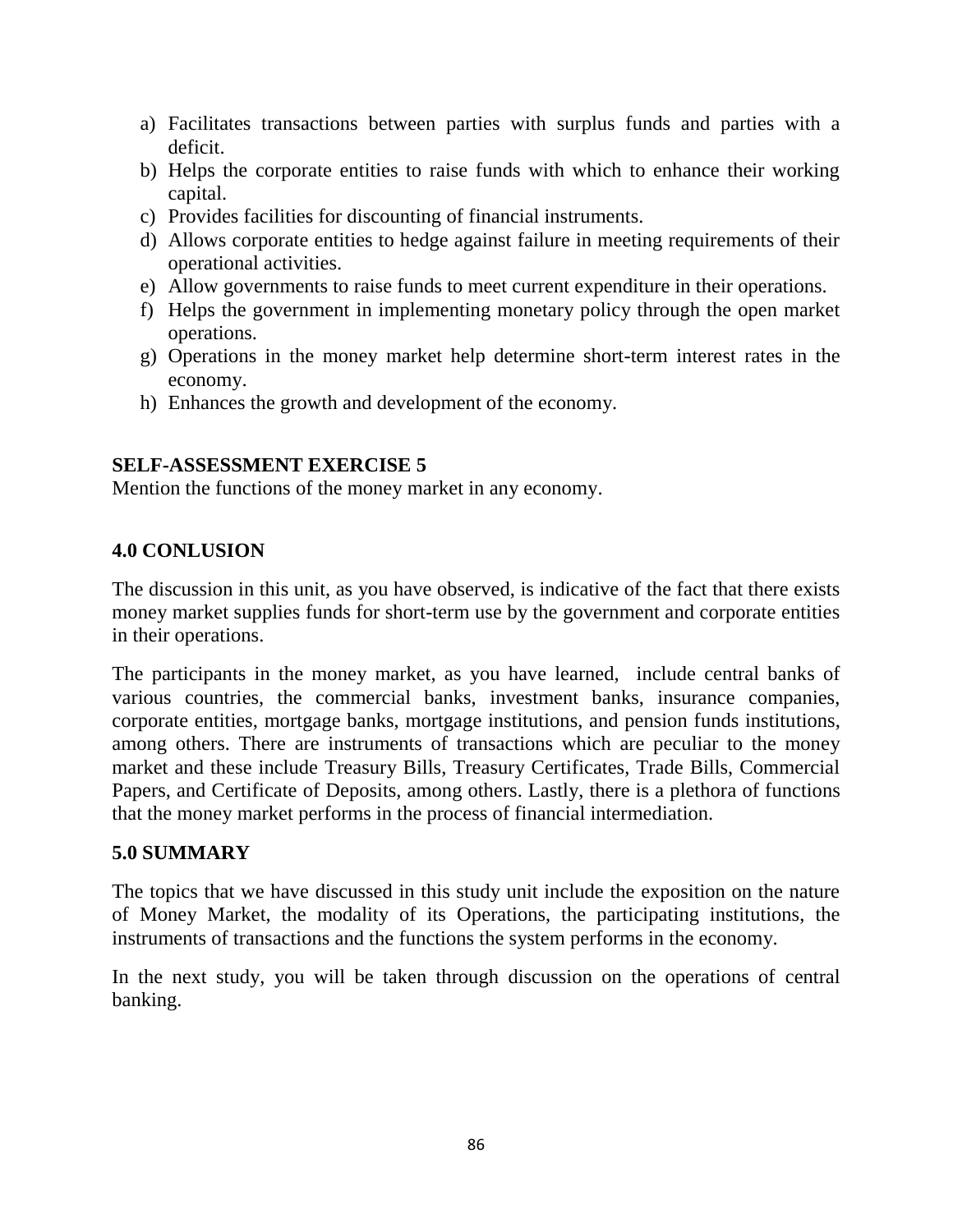a) Facilitates transactions between parties with surplus funds and parties with a deficit.
b) Helps the corporate entities to raise funds with which to enhance their working capital.
c) Provides facilities for discounting of financial instruments.
d) Allows corporate entities to hedge against failure in meeting requirements of their operational activities.
e) Allow governments to raise funds to meet current expenditure in their operations.
f) Helps the government in implementing monetary policy through the open market operations.
g) Operations in the money market help determine short-term interest rates in the economy.
h) Enhances the growth and development of the economy.

**SELF-ASSESSMENT EXERCISE 5**

Mention the functions of the money market in any economy.

## 4.0 CONLUSION

The discussion in this unit, as you have observed, is indicative of the fact that there exists money market supplies funds for short-term use by the government and corporate entities in their operations.

The participants in the money market, as you have learned, include central banks of various countries, the commercial banks, investment banks, insurance companies, corporate entities, mortgage banks, mortgage institutions, and pension funds institutions, among others. There are instruments of transactions which are peculiar to the money market and these include Treasury Bills, Treasury Certificates, Trade Bills, Commercial Papers, and Certificate of Deposits, among others. Lastly, there is a plethora of functions that the money market performs in the process of financial intermediation.

## 5.0 SUMMARY

The topics that we have discussed in this study unit include the exposition on the nature of Money Market, the modality of its Operations, the participating institutions, the instruments of transactions and the functions the system performs in the economy.

In the next study, you will be taken through discussion on the operations of central banking.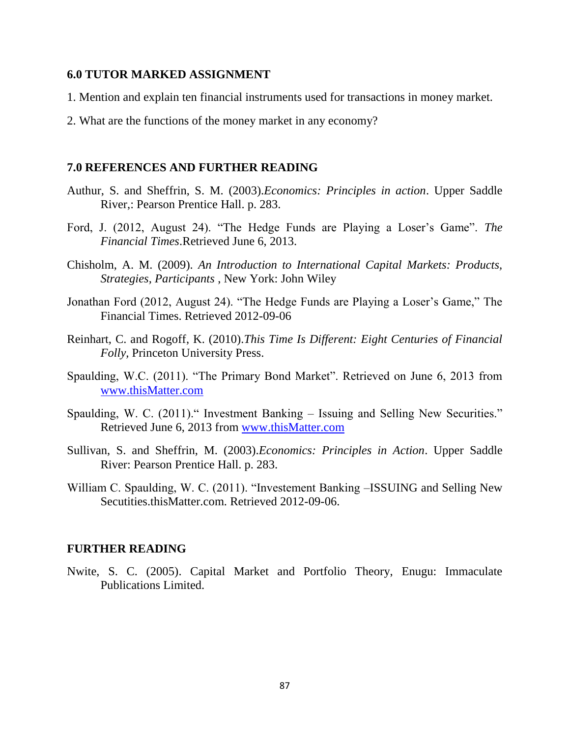## 6.0 TUTOR MARKED ASSIGNMENT

1. Mention and explain ten financial instruments used for transactions in money market.

2. What are the functions of the money market in any economy?

## 7.0 REFERENCES AND FURTHER READING

Authur, S. and Sheffrin, S. M. (2003).*Economics: Principles in action*. Upper Saddle River,: Pearson Prentice Hall. p. 283.

Ford, J. (2012, August 24). "The Hedge Funds are Playing a Loser's Game". *The Financial Times*.Retrieved June 6, 2013.

Chisholm, A. M. (2009). *An Introduction to International Capital Markets: Products, Strategies, Participants* , New York: John Wiley

Jonathan Ford (2012, August 24). "The Hedge Funds are Playing a Loser's Game," The Financial Times. Retrieved 2012-09-06

Reinhart, C. and Rogoff, K. (2010).*This Time Is Different: Eight Centuries of Financial Folly,* Princeton University Press.

Spaulding, W.C. (2011). "The Primary Bond Market". Retrieved on June 6, 2013 from www.thisMatter.com

Spaulding, W. C. (2011).“ Investment Banking – Issuing and Selling New Securities.” Retrieved June 6, 2013 from www.thisMatter.com

Sullivan, S. and Sheffrin, M. (2003).*Economics: Principles in Action*. Upper Saddle River: Pearson Prentice Hall. p. 283.

William C. Spaulding, W. C. (2011). “Investement Banking –ISSUING and Selling New Secutities.thisMatter.com. Retrieved 2012-09-06.

## FURTHER READING

Nwite, S. C. (2005). Capital Market and Portfolio Theory, Enugu: Immaculate Publications Limited.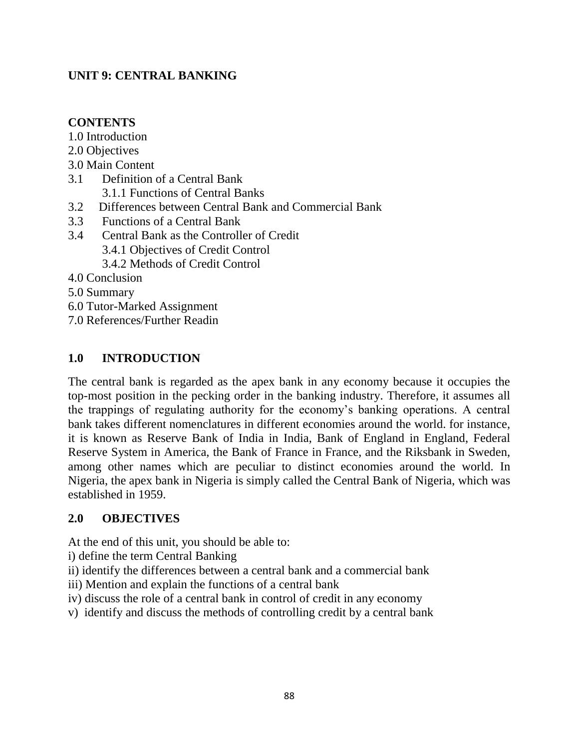# UNIT 9: CENTRAL BANKING

**CONTENTS**

1.0 Introduction
2.0 Objectives
3.0 Main Content
3.1 Definition of a Central Bank
  3.1.1 Functions of Central Banks
3.2 Differences between Central Bank and Commercial Bank
3.3 Functions of a Central Bank
3.4 Central Bank as the Controller of Credit
  3.4.1 Objectives of Credit Control
  3.4.2 Methods of Credit Control
4.0 Conclusion
5.0 Summary
6.0 Tutor-Marked Assignment
7.0 References/Further Readin

## 1.0 INTRODUCTION

The central bank is regarded as the apex bank in any economy because it occupies the top-most position in the pecking order in the banking industry. Therefore, it assumes all the trappings of regulating authority for the economy's banking operations. A central bank takes different nomenclatures in different economies around the world. for instance, it is known as Reserve Bank of India in India, Bank of England in England, Federal Reserve System in America, the Bank of France in France, and the Riksbank in Sweden, among other names which are peculiar to distinct economies around the world. In Nigeria, the apex bank in Nigeria is simply called the Central Bank of Nigeria, which was established in 1959.

## 2.0 OBJECTIVES

At the end of this unit, you should be able to:

i) define the term Central Banking
ii) identify the differences between a central bank and a commercial bank
iii) Mention and explain the functions of a central bank
iv) discuss the role of a central bank in control of credit in any economy
v) identify and discuss the methods of controlling credit by a central bank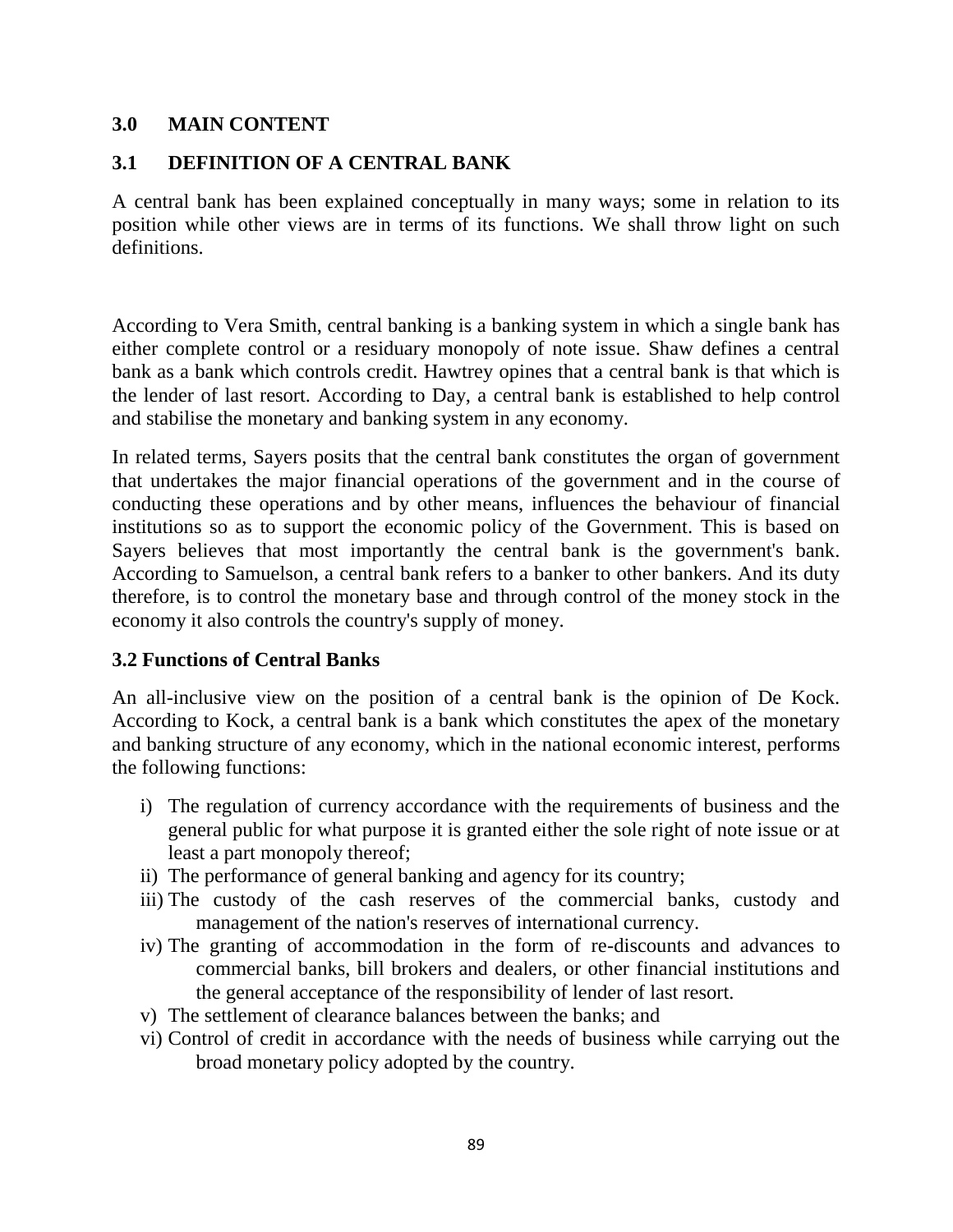## 3.0 MAIN CONTENT

## 3.1 DEFINITION OF A CENTRAL BANK

A central bank has been explained conceptually in many ways; some in relation to its position while other views are in terms of its functions. We shall throw light on such definitions.

According to Vera Smith, central banking is a banking system in which a single bank has either complete control or a residuary monopoly of note issue. Shaw defines a central bank as a bank which controls credit. Hawtrey opines that a central bank is that which is the lender of last resort. According to Day, a central bank is established to help control and stabilise the monetary and banking system in any economy.

In related terms, Sayers posits that the central bank constitutes the organ of government that undertakes the major financial operations of the government and in the course of conducting these operations and by other means, influences the behaviour of financial institutions so as to support the economic policy of the Government. This is based on Sayers believes that most importantly the central bank is the government's bank. According to Samuelson, a central bank refers to a banker to other bankers. And its duty therefore, is to control the monetary base and through control of the money stock in the economy it also controls the country's supply of money.

### 3.2 Functions of Central Banks

An all-inclusive view on the position of a central bank is the opinion of De Kock. According to Kock, a central bank is a bank which constitutes the apex of the monetary and banking structure of any economy, which in the national economic interest, performs the following functions:

i) The regulation of currency accordance with the requirements of business and the general public for what purpose it is granted either the sole right of note issue or at least a part monopoly thereof;
ii) The performance of general banking and agency for its country;
iii) The custody of the cash reserves of the commercial banks, custody and management of the nation's reserves of international currency.
iv) The granting of accommodation in the form of re-discounts and advances to commercial banks, bill brokers and dealers, or other financial institutions and the general acceptance of the responsibility of lender of last resort.
v) The settlement of clearance balances between the banks; and
vi) Control of credit in accordance with the needs of business while carrying out the broad monetary policy adopted by the country.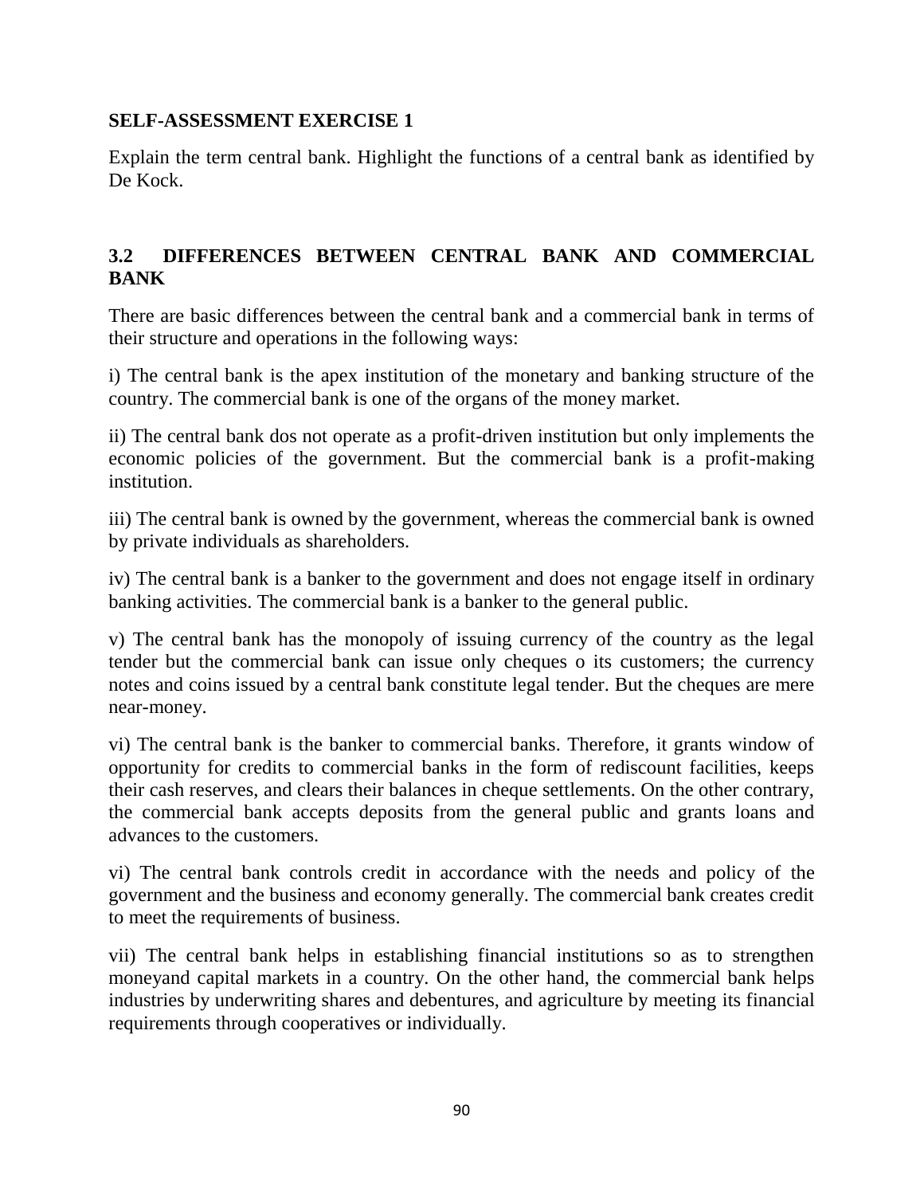**SELF-ASSESSMENT EXERCISE 1**

Explain the term central bank. Highlight the functions of a central bank as identified by De Kock.

### 3.2 DIFFERENCES BETWEEN CENTRAL BANK AND COMMERCIAL BANK

There are basic differences between the central bank and a commercial bank in terms of their structure and operations in the following ways:

i) The central bank is the apex institution of the monetary and banking structure of the country. The commercial bank is one of the organs of the money market.

ii) The central bank dos not operate as a profit-driven institution but only implements the economic policies of the government. But the commercial bank is a profit-making institution.

iii) The central bank is owned by the government, whereas the commercial bank is owned by private individuals as shareholders.

iv) The central bank is a banker to the government and does not engage itself in ordinary banking activities. The commercial bank is a banker to the general public.

v) The central bank has the monopoly of issuing currency of the country as the legal tender but the commercial bank can issue only cheques o its customers; the currency notes and coins issued by a central bank constitute legal tender. But the cheques are mere near-money.

vi) The central bank is the banker to commercial banks. Therefore, it grants window of opportunity for credits to commercial banks in the form of rediscount facilities, keeps their cash reserves, and clears their balances in cheque settlements. On the other contrary, the commercial bank accepts deposits from the general public and grants loans and advances to the customers.

vi) The central bank controls credit in accordance with the needs and policy of the government and the business and economy generally. The commercial bank creates credit to meet the requirements of business.

vii) The central bank helps in establishing financial institutions so as to strengthen moneyand capital markets in a country. On the other hand, the commercial bank helps industries by underwriting shares and debentures, and agriculture by meeting its financial requirements through cooperatives or individually.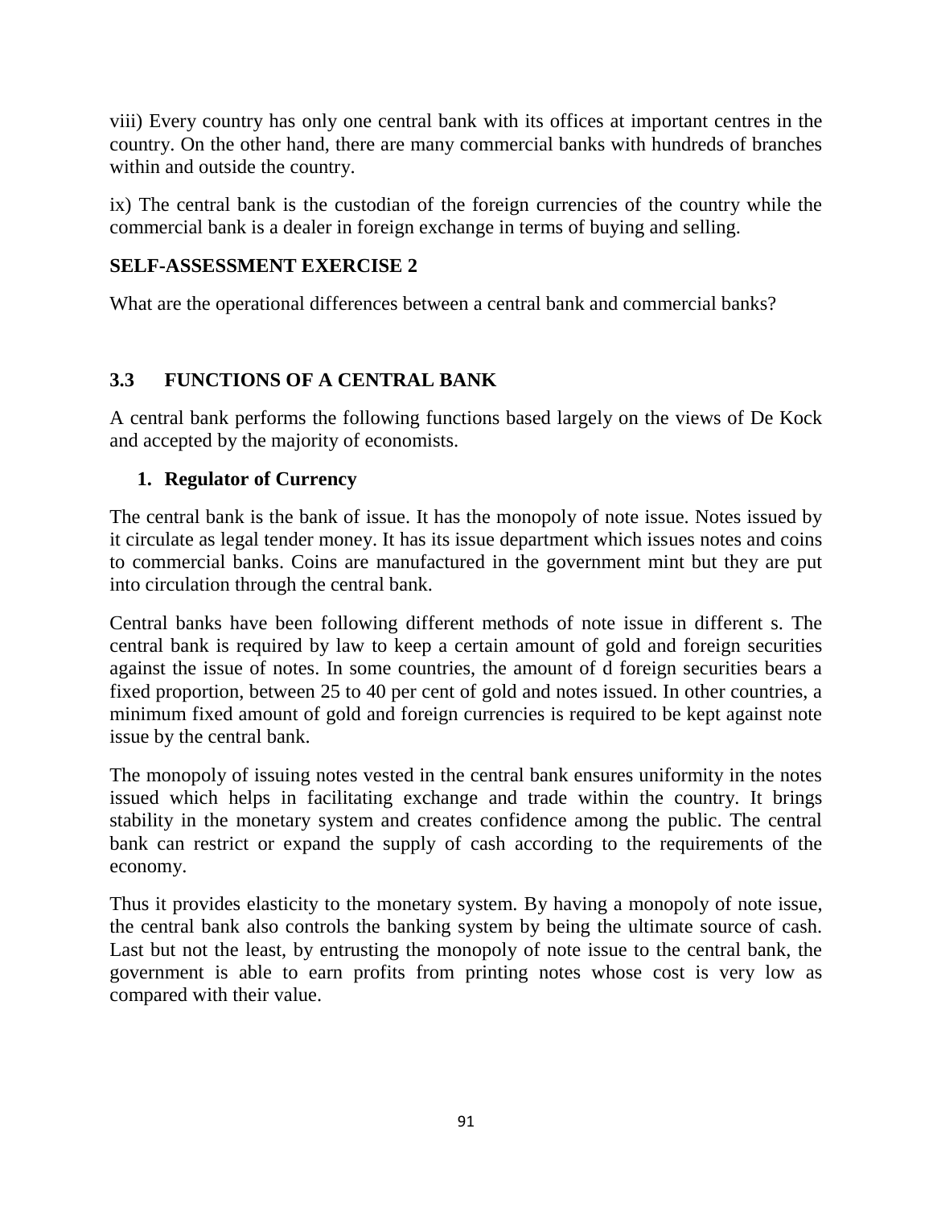viii) Every country has only one central bank with its offices at important centres in the country. On the other hand, there are many commercial banks with hundreds of branches within and outside the country.

ix) The central bank is the custodian of the foreign currencies of the country while the commercial bank is a dealer in foreign exchange in terms of buying and selling.

**SELF-ASSESSMENT EXERCISE 2**

What are the operational differences between a central bank and commercial banks?

## 3.3 FUNCTIONS OF A CENTRAL BANK

A central bank performs the following functions based largely on the views of De Kock and accepted by the majority of economists.

**1. Regulator of Currency**

The central bank is the bank of issue. It has the monopoly of note issue. Notes issued by it circulate as legal tender money. It has its issue department which issues notes and coins to commercial banks. Coins are manufactured in the government mint but they are put into circulation through the central bank.

Central banks have been following different methods of note issue in different s. The central bank is required by law to keep a certain amount of gold and foreign securities against the issue of notes. In some countries, the amount of d foreign securities bears a fixed proportion, between 25 to 40 per cent of gold and notes issued. In other countries, a minimum fixed amount of gold and foreign currencies is required to be kept against note issue by the central bank.

The monopoly of issuing notes vested in the central bank ensures uniformity in the notes issued which helps in facilitating exchange and trade within the country. It brings stability in the monetary system and creates confidence among the public. The central bank can restrict or expand the supply of cash according to the requirements of the economy.

Thus it provides elasticity to the monetary system. By having a monopoly of note issue, the central bank also controls the banking system by being the ultimate source of cash. Last but not the least, by entrusting the monopoly of note issue to the central bank, the government is able to earn profits from printing notes whose cost is very low as compared with their value.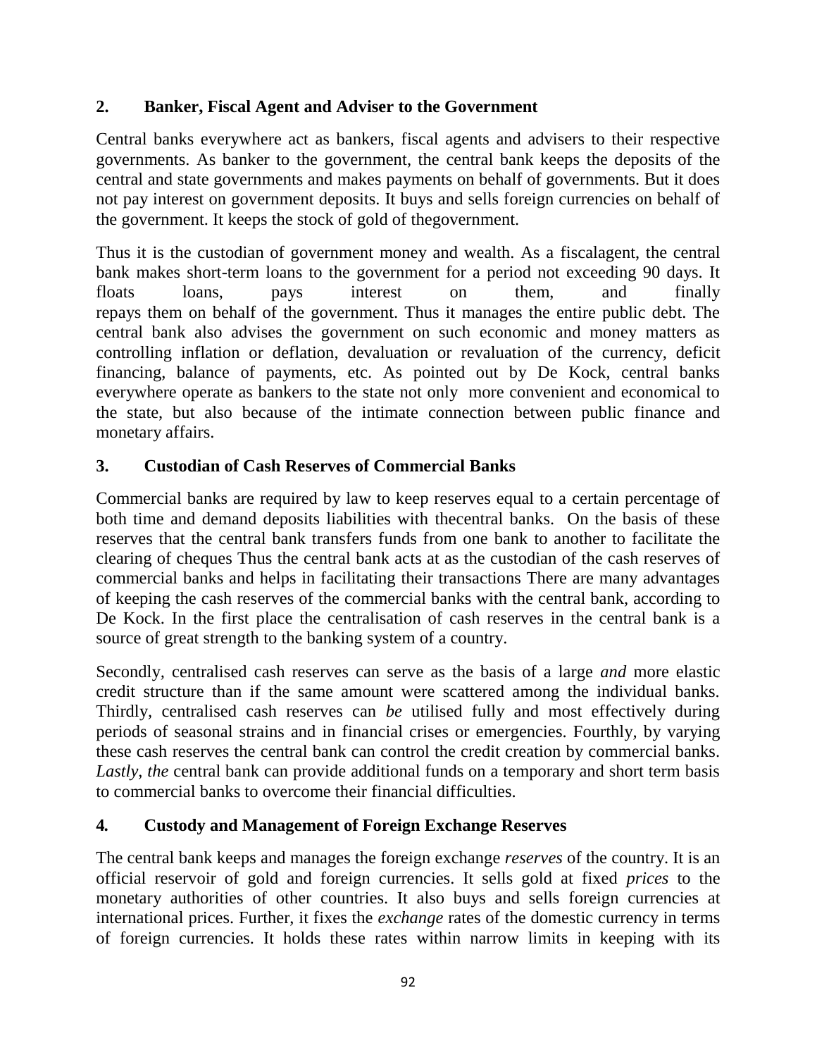## 2. Banker, Fiscal Agent and Adviser to the Government

Central banks everywhere act as bankers, fiscal agents and advisers to their respective governments. As banker to the government, the central bank keeps the deposits of the central and state governments and makes payments on behalf of governments. But it does not pay interest on government deposits. It buys and sells foreign currencies on behalf of the government. It keeps the stock of gold of thegovernment.

Thus it is the custodian of government money and wealth. As a fiscalagent, the central bank makes short-term loans to the government for a period not exceeding 90 days. It floats loans, pays interest on them, and finally repays them on behalf of the government. Thus it manages the entire public debt. The central bank also advises the government on such economic and money matters as controlling inflation or deflation, devaluation or revaluation of the currency, deficit financing, balance of payments, etc. As pointed out by De Kock, central banks everywhere operate as bankers to the state not only more convenient and economical to the state, but also because of the intimate connection between public finance and monetary affairs.

## 3. Custodian of Cash Reserves of Commercial Banks

Commercial banks are required by law to keep reserves equal to a certain percentage of both time and demand deposits liabilities with thecentral banks. On the basis of these reserves that the central bank transfers funds from one bank to another to facilitate the clearing of cheques Thus the central bank acts at as the custodian of the cash reserves of commercial banks and helps in facilitating their transactions There are many advantages of keeping the cash reserves of the commercial banks with the central bank, according to De Kock. In the first place the centralisation of cash reserves in the central bank is a source of great strength to the banking system of a country.

Secondly, centralised cash reserves can serve as the basis of a large *and* more elastic credit structure than if the same amount were scattered among the individual banks. Thirdly, centralised cash reserves can *be* utilised fully and most effectively during periods of seasonal strains and in financial crises or emergencies. Fourthly, by varying these cash reserves the central bank can control the credit creation by commercial banks. *Lastly, the* central bank can provide additional funds on a temporary and short term basis to commercial banks to overcome their financial difficulties.

## 4. Custody and Management of Foreign Exchange Reserves

The central bank keeps and manages the foreign exchange *reserves* of the country. It is an official reservoir of gold and foreign currencies. It sells gold at fixed *prices* to the monetary authorities of other countries. It also buys and sells foreign currencies at international prices. Further, it fixes the *exchange* rates of the domestic currency in terms of foreign currencies. It holds these rates within narrow limits in keeping with its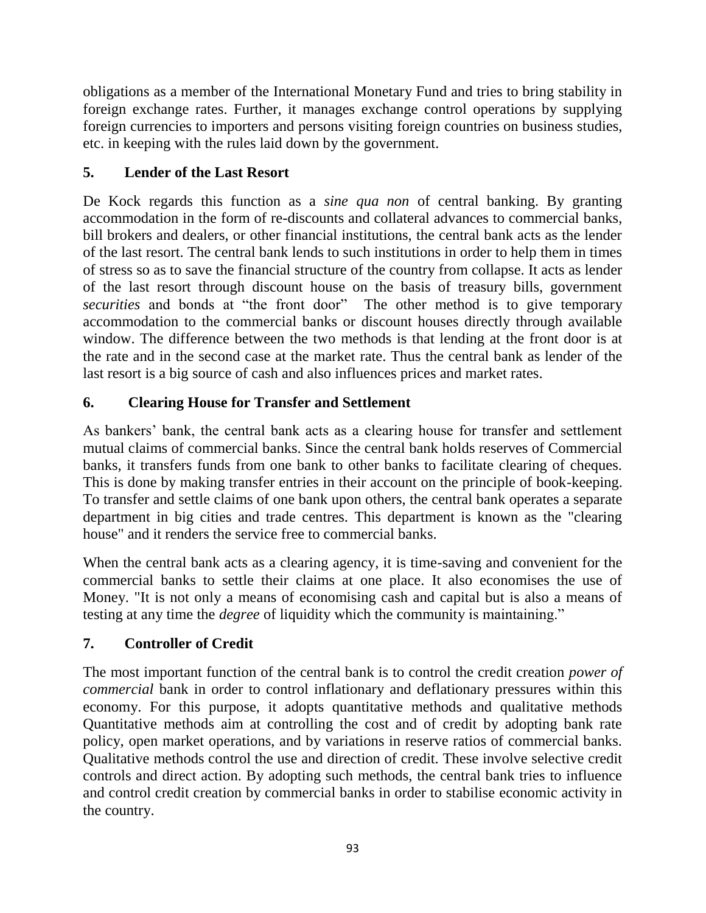obligations as a member of the International Monetary Fund and tries to bring stability in foreign exchange rates. Further, it manages exchange control operations by supplying foreign currencies to importers and persons visiting foreign countries on business studies, etc. in keeping with the rules laid down by the government.

### 5. Lender of the Last Resort

De Kock regards this function as a *sine qua non* of central banking. By granting accommodation in the form of re-discounts and collateral advances to commercial banks, bill brokers and dealers, or other financial institutions, the central bank acts as the lender of the last resort. The central bank lends to such institutions in order to help them in times of stress so as to save the financial structure of the country from collapse. It acts as lender of the last resort through discount house on the basis of treasury bills, government *securities* and bonds at "the front door" The other method is to give temporary accommodation to the commercial banks or discount houses directly through available window. The difference between the two methods is that lending at the front door is at the rate and in the second case at the market rate. Thus the central bank as lender of the last resort is a big source of cash and also influences prices and market rates.

### 6. Clearing House for Transfer and Settlement

As bankers' bank, the central bank acts as a clearing house for transfer and settlement mutual claims of commercial banks. Since the central bank holds reserves of Commercial banks, it transfers funds from one bank to other banks to facilitate clearing of cheques. This is done by making transfer entries in their account on the principle of book-keeping. To transfer and settle claims of one bank upon others, the central bank operates a separate department in big cities and trade centres. This department is known as the "clearing house" and it renders the service free to commercial banks.

When the central bank acts as a clearing agency, it is time-saving and convenient for the commercial banks to settle their claims at one place. It also economises the use of Money. "It is not only a means of economising cash and capital but is also a means of testing at any time the *degree* of liquidity which the community is maintaining."

### 7. Controller of Credit

The most important function of the central bank is to control the credit creation *power of commercial* bank in order to control inflationary and deflationary pressures within this economy. For this purpose, it adopts quantitative methods and qualitative methods Quantitative methods aim at controlling the cost and of credit by adopting bank rate policy, open market operations, and by variations in reserve ratios of commercial banks. Qualitative methods control the use and direction of credit. These involve selective credit controls and direct action. By adopting such methods, the central bank tries to influence and control credit creation by commercial banks in order to stabilise economic activity in the country.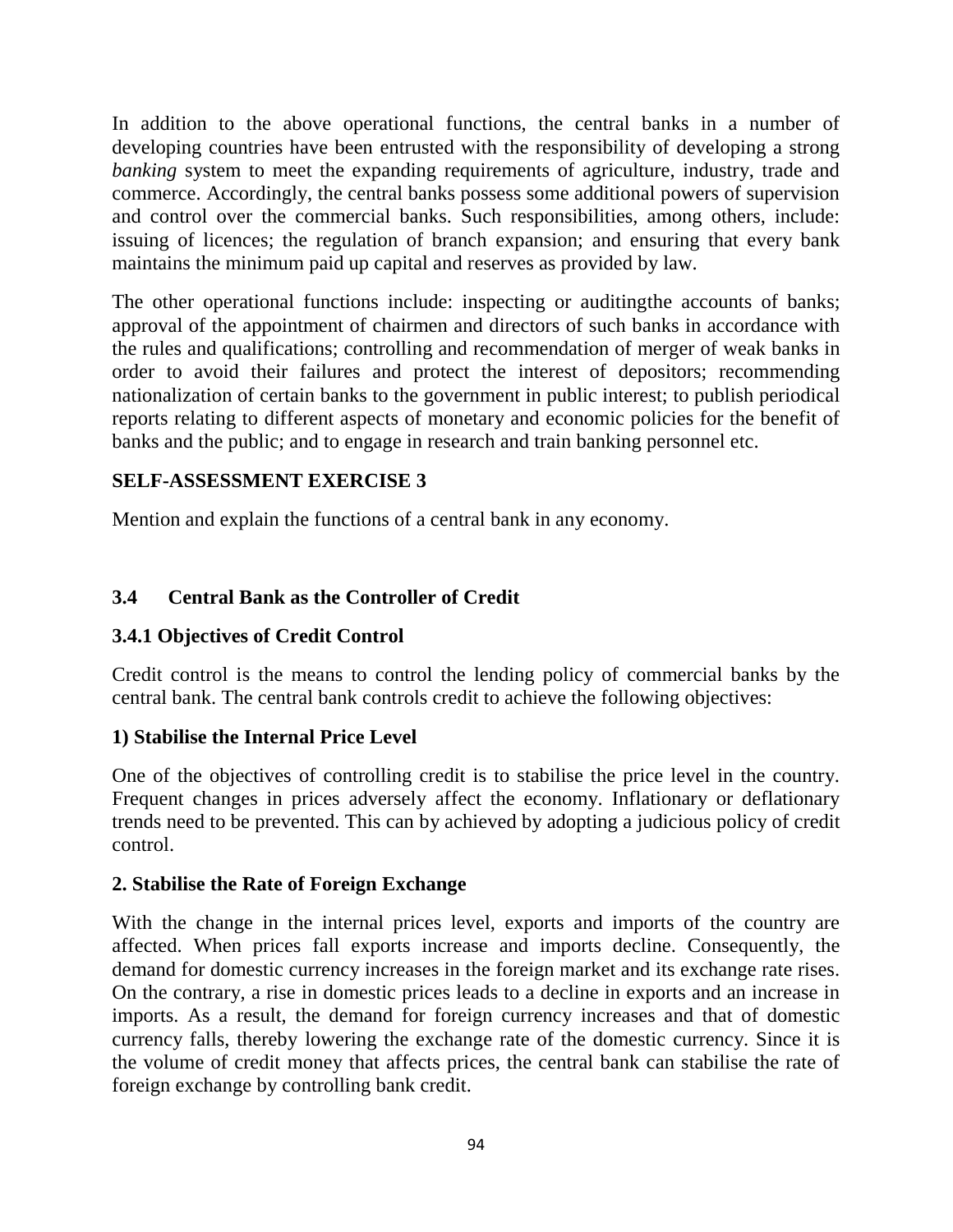In addition to the above operational functions, the central banks in a number of developing countries have been entrusted with the responsibility of developing a strong *banking* system to meet the expanding requirements of agriculture, industry, trade and commerce. Accordingly, the central banks possess some additional powers of supervision and control over the commercial banks. Such responsibilities, among others, include: issuing of licences; the regulation of branch expansion; and ensuring that every bank maintains the minimum paid up capital and reserves as provided by law.

The other operational functions include: inspecting or auditingthe accounts of banks; approval of the appointment of chairmen and directors of such banks in accordance with the rules and qualifications; controlling and recommendation of merger of weak banks in order to avoid their failures and protect the interest of depositors; recommending nationalization of certain banks to the government in public interest; to publish periodical reports relating to different aspects of monetary and economic policies for the benefit of banks and the public; and to engage in research and train banking personnel etc.

**SELF-ASSESSMENT EXERCISE 3**

Mention and explain the functions of a central bank in any economy.

### 3.4 Central Bank as the Controller of Credit

#### 3.4.1 Objectives of Credit Control

Credit control is the means to control the lending policy of commercial banks by the central bank. The central bank controls credit to achieve the following objectives:

**1) Stabilise the Internal Price Level**

One of the objectives of controlling credit is to stabilise the price level in the country. Frequent changes in prices adversely affect the economy. Inflationary or deflationary trends need to be prevented. This can by achieved by adopting a judicious policy of credit control.

**2. Stabilise the Rate of Foreign Exchange**

With the change in the internal prices level, exports and imports of the country are affected. When prices fall exports increase and imports decline. Consequently, the demand for domestic currency increases in the foreign market and its exchange rate rises. On the contrary, a rise in domestic prices leads to a decline in exports and an increase in imports. As a result, the demand for foreign currency increases and that of domestic currency falls, thereby lowering the exchange rate of the domestic currency. Since it is the volume of credit money that affects prices, the central bank can stabilise the rate of foreign exchange by controlling bank credit.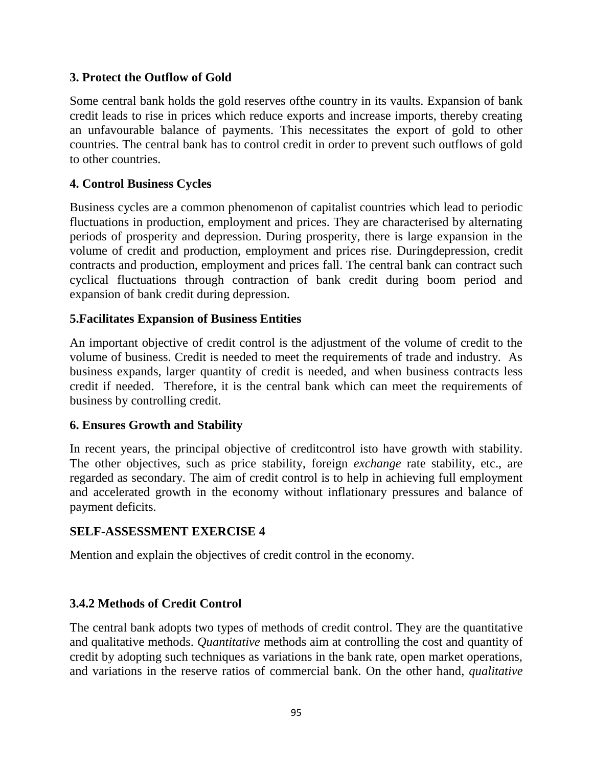### 3. Protect the Outflow of Gold

Some central bank holds the gold reserves ofthe country in its vaults. Expansion of bank credit leads to rise in prices which reduce exports and increase imports, thereby creating an unfavourable balance of payments. This necessitates the export of gold to other countries. The central bank has to control credit in order to prevent such outflows of gold to other countries.

### 4. Control Business Cycles

Business cycles are a common phenomenon of capitalist countries which lead to periodic fluctuations in production, employment and prices. They are characterised by alternating periods of prosperity and depression. During prosperity, there is large expansion in the volume of credit and production, employment and prices rise. Duringdepression, credit contracts and production, employment and prices fall. The central bank can contract such cyclical fluctuations through contraction of bank credit during boom period and expansion of bank credit during depression.

### 5.Facilitates Expansion of Business Entities

An important objective of credit control is the adjustment of the volume of credit to the volume of business. Credit is needed to meet the requirements of trade and industry. As business expands, larger quantity of credit is needed, and when business contracts less credit if needed. Therefore, it is the central bank which can meet the requirements of business by controlling credit.

### 6. Ensures Growth and Stability

In recent years, the principal objective of creditcontrol isto have growth with stability. The other objectives, such as price stability, foreign *exchange* rate stability, etc., are regarded as secondary. The aim of credit control is to help in achieving full employment and accelerated growth in the economy without inflationary pressures and balance of payment deficits.

### SELF-ASSESSMENT EXERCISE 4

Mention and explain the objectives of credit control in the economy.

### 3.4.2 Methods of Credit Control

The central bank adopts two types of methods of credit control. They are the quantitative and qualitative methods. *Quantitative* methods aim at controlling the cost and quantity of credit by adopting such techniques as variations in the bank rate, open market operations, and variations in the reserve ratios of commercial bank. On the other hand, *qualitative*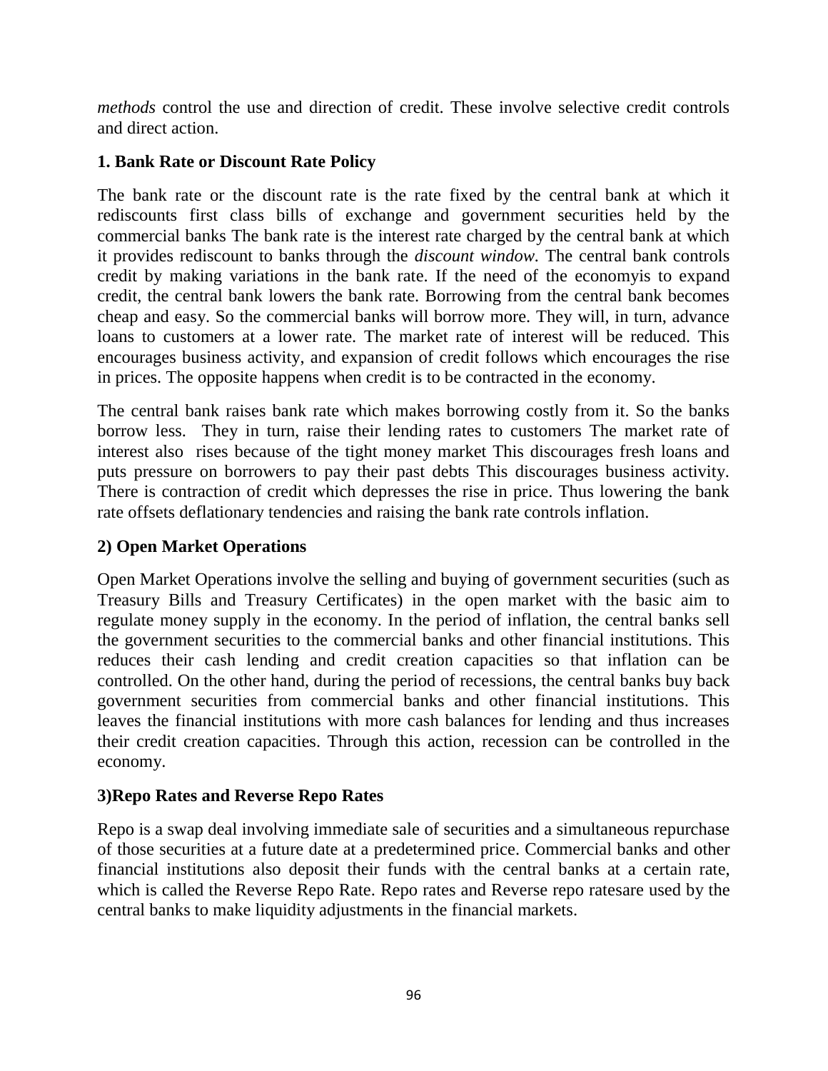*methods* control the use and direction of credit. These involve selective credit controls and direct action.

**1. Bank Rate or Discount Rate Policy**

The bank rate or the discount rate is the rate fixed by the central bank at which it rediscounts first class bills of exchange and government securities held by the commercial banks The bank rate is the interest rate charged by the central bank at which it provides rediscount to banks through the *discount window.* The central bank controls credit by making variations in the bank rate. If the need of the economyis to expand credit, the central bank lowers the bank rate. Borrowing from the central bank becomes cheap and easy. So the commercial banks will borrow more. They will, in turn, advance loans to customers at a lower rate. The market rate of interest will be reduced. This encourages business activity, and expansion of credit follows which encourages the rise in prices. The opposite happens when credit is to be contracted in the economy.

The central bank raises bank rate which makes borrowing costly from it. So the banks borrow less. They in turn, raise their lending rates to customers The market rate of interest also rises because of the tight money market This discourages fresh loans and puts pressure on borrowers to pay their past debts This discourages business activity. There is contraction of credit which depresses the rise in price. Thus lowering the bank rate offsets deflationary tendencies and raising the bank rate controls inflation.

**2) Open Market Operations**

Open Market Operations involve the selling and buying of government securities (such as Treasury Bills and Treasury Certificates) in the open market with the basic aim to regulate money supply in the economy. In the period of inflation, the central banks sell the government securities to the commercial banks and other financial institutions. This reduces their cash lending and credit creation capacities so that inflation can be controlled. On the other hand, during the period of recessions, the central banks buy back government securities from commercial banks and other financial institutions. This leaves the financial institutions with more cash balances for lending and thus increases their credit creation capacities. Through this action, recession can be controlled in the economy.

**3)Repo Rates and Reverse Repo Rates**

Repo is a swap deal involving immediate sale of securities and a simultaneous repurchase of those securities at a future date at a predetermined price. Commercial banks and other financial institutions also deposit their funds with the central banks at a certain rate, which is called the Reverse Repo Rate. Repo rates and Reverse repo ratesare used by the central banks to make liquidity adjustments in the financial markets.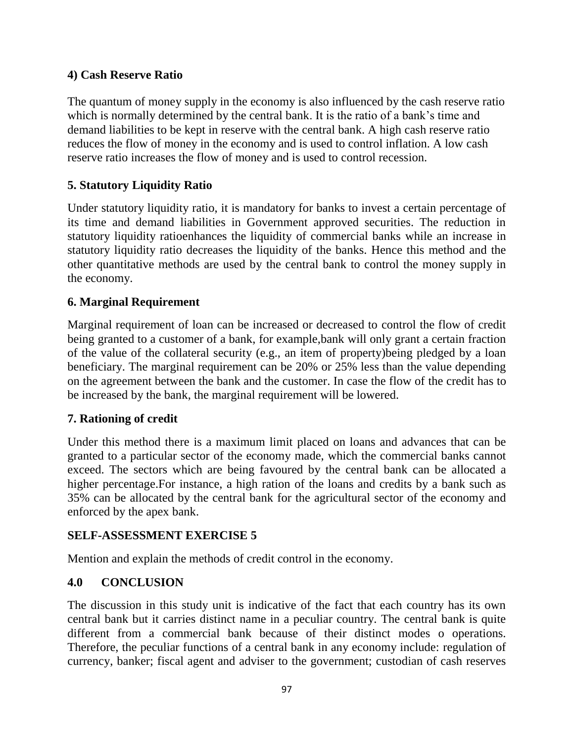**4) Cash Reserve Ratio**

The quantum of money supply in the economy is also influenced by the cash reserve ratio which is normally determined by the central bank. It is the ratio of a bank's time and demand liabilities to be kept in reserve with the central bank. A high cash reserve ratio reduces the flow of money in the economy and is used to control inflation. A low cash reserve ratio increases the flow of money and is used to control recession.

**5. Statutory Liquidity Ratio**

Under statutory liquidity ratio, it is mandatory for banks to invest a certain percentage of its time and demand liabilities in Government approved securities. The reduction in statutory liquidity ratioenhances the liquidity of commercial banks while an increase in statutory liquidity ratio decreases the liquidity of the banks. Hence this method and the other quantitative methods are used by the central bank to control the money supply in the economy.

**6. Marginal Requirement**

Marginal requirement of loan can be increased or decreased to control the flow of credit being granted to a customer of a bank, for example,bank will only grant a certain fraction of the value of the collateral security (e.g., an item of property)being pledged by a loan beneficiary. The marginal requirement can be 20% or 25% less than the value depending on the agreement between the bank and the customer. In case the flow of the credit has to be increased by the bank, the marginal requirement will be lowered.

**7. Rationing of credit**

Under this method there is a maximum limit placed on loans and advances that can be granted to a particular sector of the economy made, which the commercial banks cannot exceed. The sectors which are being favoured by the central bank can be allocated a higher percentage.For instance, a high ration of the loans and credits by a bank such as 35% can be allocated by the central bank for the agricultural sector of the economy and enforced by the apex bank.

**SELF-ASSESSMENT EXERCISE 5**

Mention and explain the methods of credit control in the economy.

## 4.0 CONCLUSION

The discussion in this study unit is indicative of the fact that each country has its own central bank but it carries distinct name in a peculiar country. The central bank is quite different from a commercial bank because of their distinct modes o operations. Therefore, the peculiar functions of a central bank in any economy include: regulation of currency, banker; fiscal agent and adviser to the government; custodian of cash reserves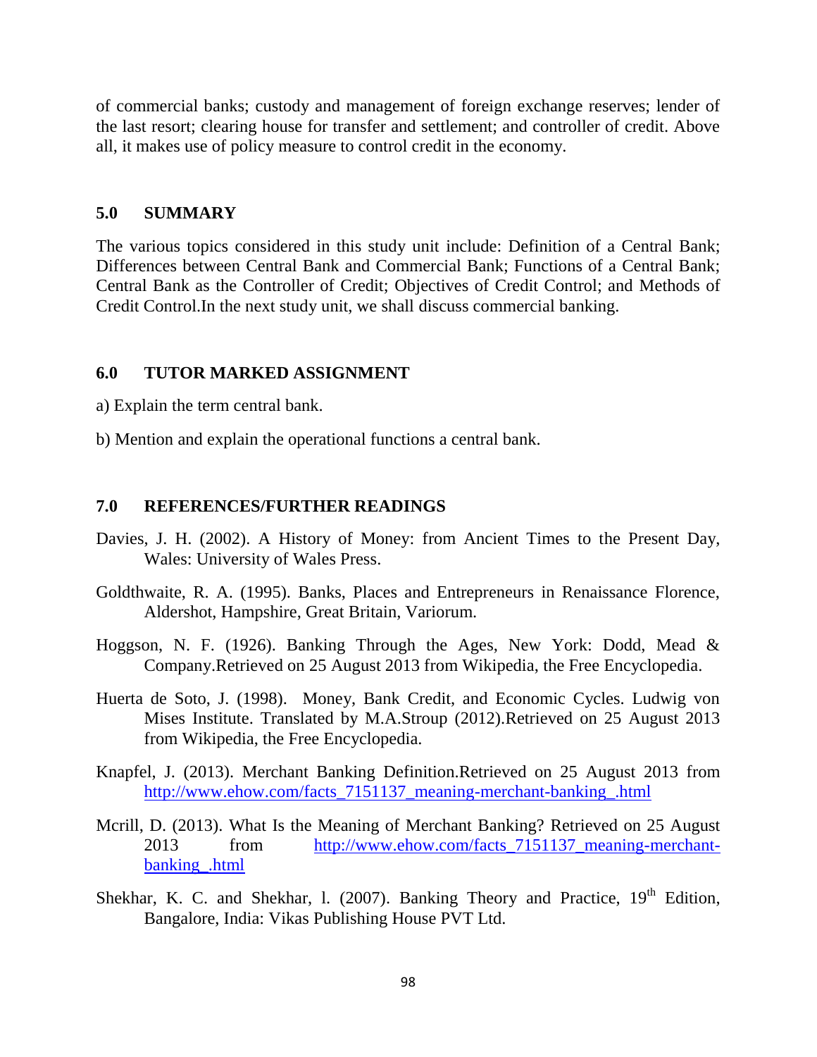of commercial banks; custody and management of foreign exchange reserves; lender of the last resort; clearing house for transfer and settlement; and controller of credit. Above all, it makes use of policy measure to control credit in the economy.

## 5.0 SUMMARY

The various topics considered in this study unit include: Definition of a Central Bank; Differences between Central Bank and Commercial Bank; Functions of a Central Bank; Central Bank as the Controller of Credit; Objectives of Credit Control; and Methods of Credit Control.In the next study unit, we shall discuss commercial banking.

## 6.0 TUTOR MARKED ASSIGNMENT

a) Explain the term central bank.

b) Mention and explain the operational functions a central bank.

## 7.0 REFERENCES/FURTHER READINGS

Davies, J. H. (2002). A History of Money: from Ancient Times to the Present Day, Wales: University of Wales Press.

Goldthwaite, R. A. (1995). Banks, Places and Entrepreneurs in Renaissance Florence, Aldershot, Hampshire, Great Britain, Variorum.

Hoggson, N. F. (1926). Banking Through the Ages, New York: Dodd, Mead & Company.Retrieved on 25 August 2013 from Wikipedia, the Free Encyclopedia.

Huerta de Soto, J. (1998). Money, Bank Credit, and Economic Cycles. Ludwig von Mises Institute. Translated by M.A.Stroup (2012).Retrieved on 25 August 2013 from Wikipedia, the Free Encyclopedia.

Knapfel, J. (2013). Merchant Banking Definition.Retrieved on 25 August 2013 from http://www.ehow.com/facts_7151137_meaning-merchant-banking_.html

Mcrill, D. (2013). What Is the Meaning of Merchant Banking? Retrieved on 25 August 2013 from http://www.ehow.com/facts_7151137_meaning-merchant-banking_.html

Shekhar, K. C. and Shekhar, l. (2007). Banking Theory and Practice, 19th Edition, Bangalore, India: Vikas Publishing House PVT Ltd.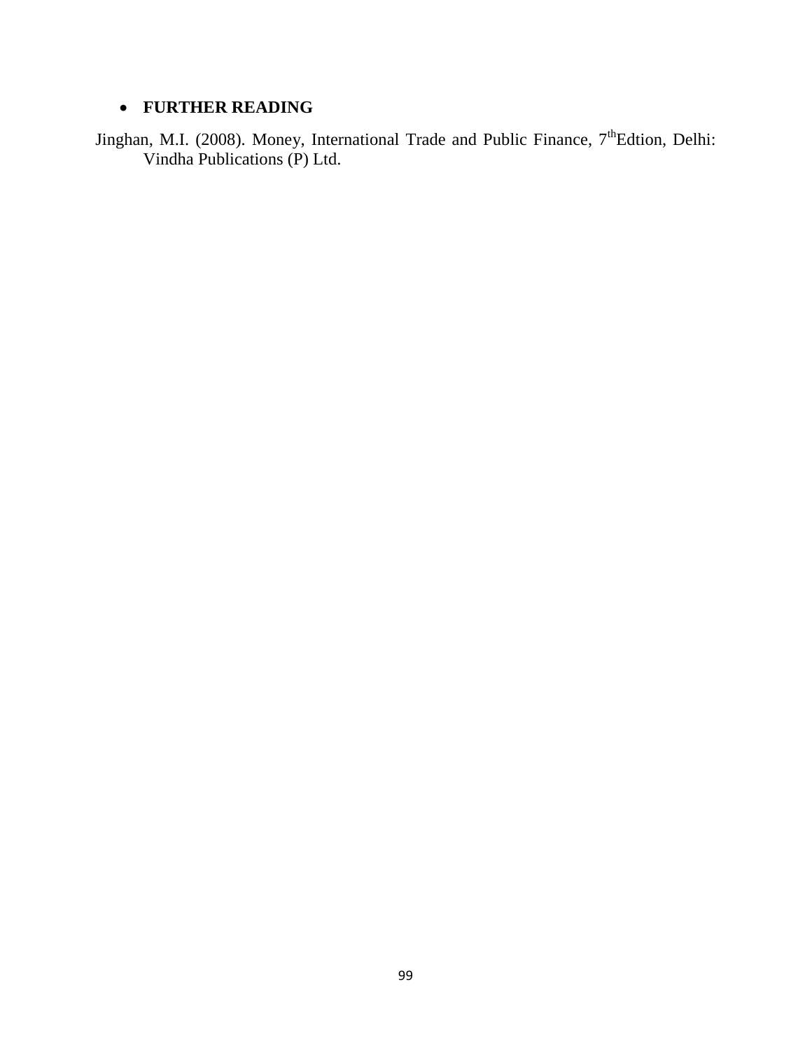- **FURTHER READING**

Jinghan, M.I. (2008). Money, International Trade and Public Finance, 7thEdtion, Delhi: Vindha Publications (P) Ltd.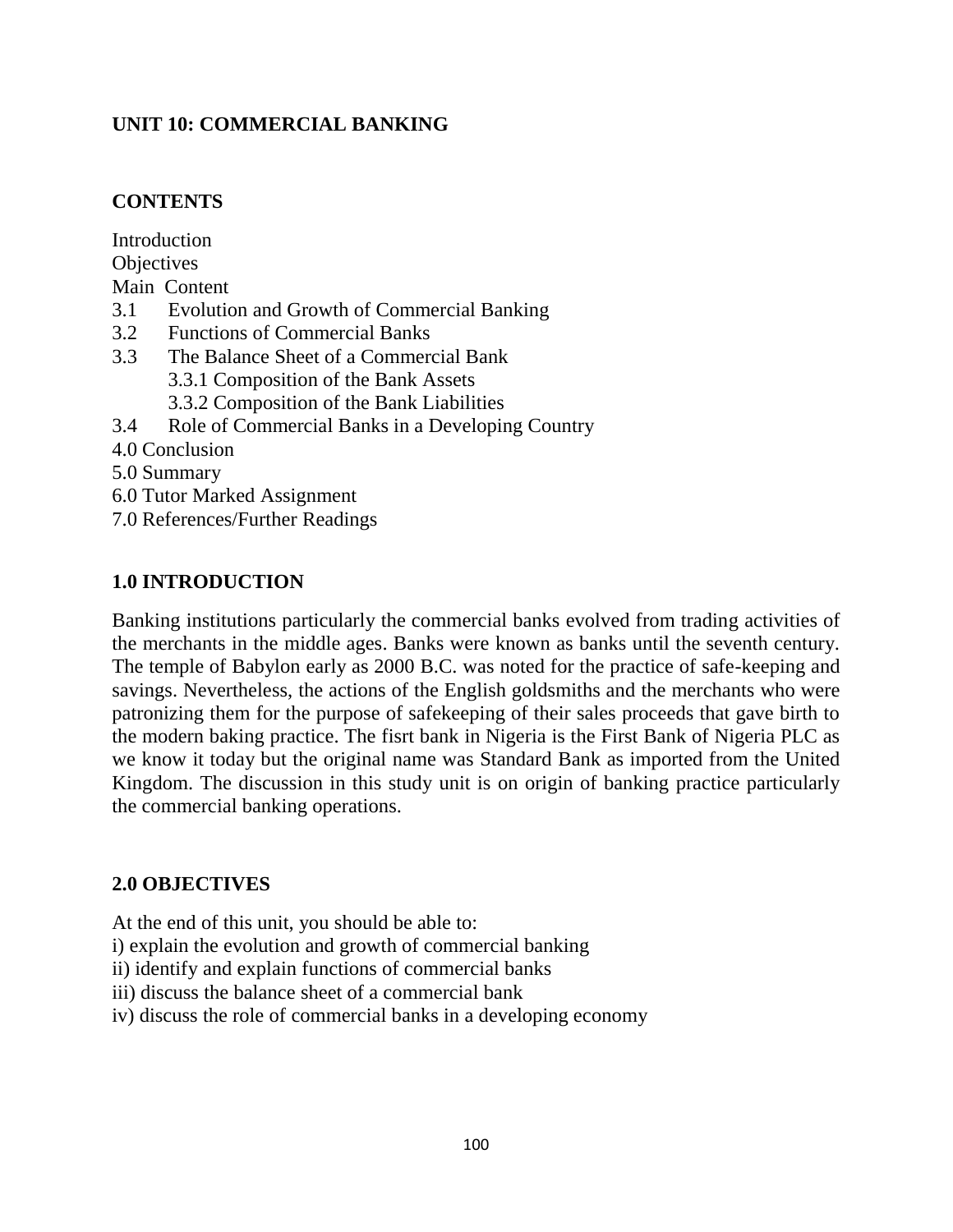## UNIT 10: COMMERCIAL BANKING

### CONTENTS

Introduction
Objectives
Main Content

- 3.1 Evolution and Growth of Commercial Banking
- 3.2 Functions of Commercial Banks
- 3.3 The Balance Sheet of a Commercial Bank
  - 3.3.1 Composition of the Bank Assets
  - 3.3.2 Composition of the Bank Liabilities
- 3.4 Role of Commercial Banks in a Developing Country

4.0 Conclusion
5.0 Summary
6.0 Tutor Marked Assignment
7.0 References/Further Readings

### 1.0 INTRODUCTION

Banking institutions particularly the commercial banks evolved from trading activities of the merchants in the middle ages. Banks were known as banks until the seventh century. The temple of Babylon early as 2000 B.C. was noted for the practice of safe-keeping and savings. Nevertheless, the actions of the English goldsmiths and the merchants who were patronizing them for the purpose of safekeeping of their sales proceeds that gave birth to the modern baking practice. The fisrt bank in Nigeria is the First Bank of Nigeria PLC as we know it today but the original name was Standard Bank as imported from the United Kingdom. The discussion in this study unit is on origin of banking practice particularly the commercial banking operations.

### 2.0 OBJECTIVES

At the end of this unit, you should be able to:

i) explain the evolution and growth of commercial banking
ii) identify and explain functions of commercial banks
iii) discuss the balance sheet of a commercial bank
iv) discuss the role of commercial banks in a developing economy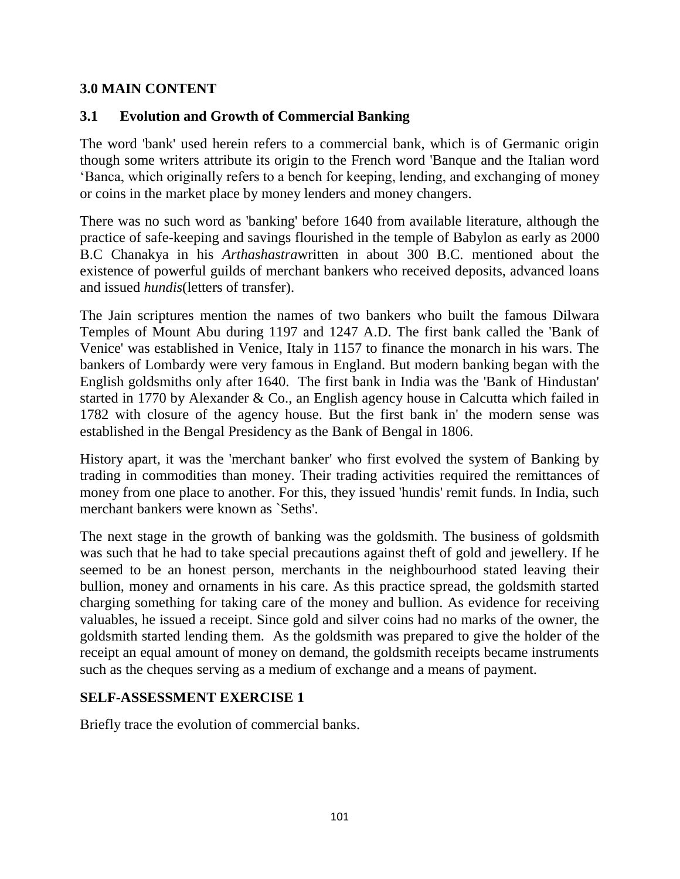## 3.0 MAIN CONTENT

### 3.1 Evolution and Growth of Commercial Banking

The word 'bank' used herein refers to a commercial bank, which is of Germanic origin though some writers attribute its origin to the French word 'Banque and the Italian word 'Banca, which originally refers to a bench for keeping, lending, and exchanging of money or coins in the market place by money lenders and money changers.

There was no such word as 'banking' before 1640 from available literature, although the practice of safe-keeping and savings flourished in the temple of Babylon as early as 2000 B.C Chanakya in his *Arthashastra*written in about 300 B.C. mentioned about the existence of powerful guilds of merchant bankers who received deposits, advanced loans and issued *hundis*(letters of transfer).

The Jain scriptures mention the names of two bankers who built the famous Dilwara Temples of Mount Abu during 1197 and 1247 A.D. The first bank called the 'Bank of Venice' was established in Venice, Italy in 1157 to finance the monarch in his wars. The bankers of Lombardy were very famous in England. But modern banking began with the English goldsmiths only after 1640. The first bank in India was the 'Bank of Hindustan' started in 1770 by Alexander & Co., an English agency house in Calcutta which failed in 1782 with closure of the agency house. But the first bank in' the modern sense was established in the Bengal Presidency as the Bank of Bengal in 1806.

History apart, it was the 'merchant banker' who first evolved the system of Banking by trading in commodities than money. Their trading activities required the remittances of money from one place to another. For this, they issued 'hundis' remit funds. In India, such merchant bankers were known as `Seths'.

The next stage in the growth of banking was the goldsmith. The business of goldsmith was such that he had to take special precautions against theft of gold and jewellery. If he seemed to be an honest person, merchants in the neighbourhood stated leaving their bullion, money and ornaments in his care. As this practice spread, the goldsmith started charging something for taking care of the money and bullion. As evidence for receiving valuables, he issued a receipt. Since gold and silver coins had no marks of the owner, the goldsmith started lending them. As the goldsmith was prepared to give the holder of the receipt an equal amount of money on demand, the goldsmith receipts became instruments such as the cheques serving as a medium of exchange and a means of payment.

### SELF-ASSESSMENT EXERCISE 1

Briefly trace the evolution of commercial banks.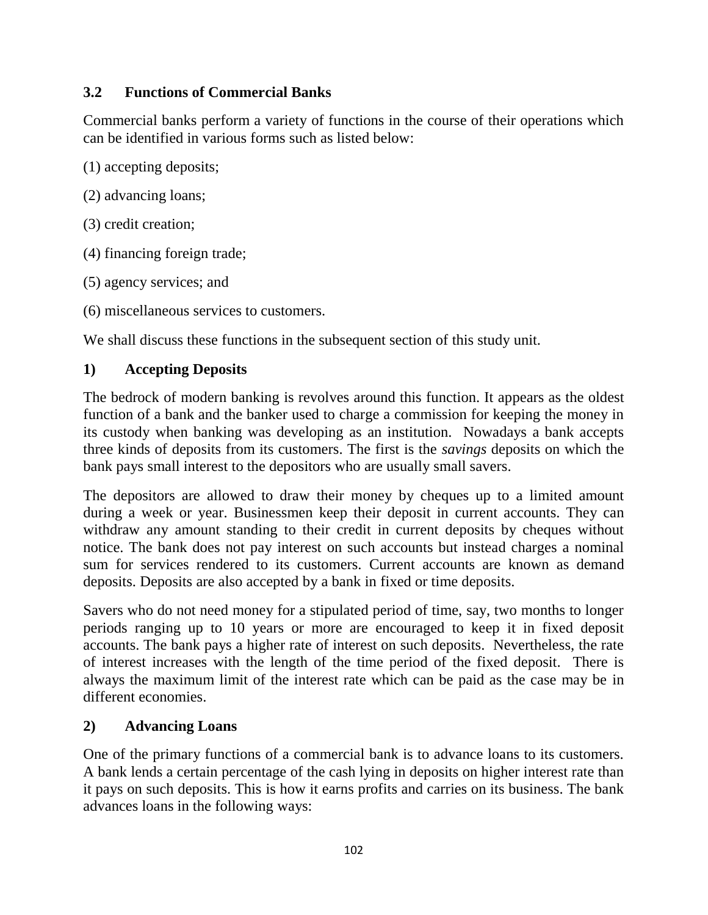### 3.2 Functions of Commercial Banks

Commercial banks perform a variety of functions in the course of their operations which can be identified in various forms such as listed below:

(1) accepting deposits;

(2) advancing loans;

(3) credit creation;

(4) financing foreign trade;

(5) agency services; and

(6) miscellaneous services to customers.

We shall discuss these functions in the subsequent section of this study unit.

**1) Accepting Deposits**

The bedrock of modern banking is revolves around this function. It appears as the oldest function of a bank and the banker used to charge a commission for keeping the money in its custody when banking was developing as an institution. Nowadays a bank accepts three kinds of deposits from its customers. The first is the *savings* deposits on which the bank pays small interest to the depositors who are usually small savers.

The depositors are allowed to draw their money by cheques up to a limited amount during a week or year. Businessmen keep their deposit in current accounts. They can withdraw any amount standing to their credit in current deposits by cheques without notice. The bank does not pay interest on such accounts but instead charges a nominal sum for services rendered to its customers. Current accounts are known as demand deposits. Deposits are also accepted by a bank in fixed or time deposits.

Savers who do not need money for a stipulated period of time, say, two months to longer periods ranging up to 10 years or more are encouraged to keep it in fixed deposit accounts. The bank pays a higher rate of interest on such deposits. Nevertheless, the rate of interest increases with the length of the time period of the fixed deposit. There is always the maximum limit of the interest rate which can be paid as the case may be in different economies.

**2) Advancing Loans**

One of the primary functions of a commercial bank is to advance loans to its customers. A bank lends a certain percentage of the cash lying in deposits on higher interest rate than it pays on such deposits. This is how it earns profits and carries on its business. The bank advances loans in the following ways: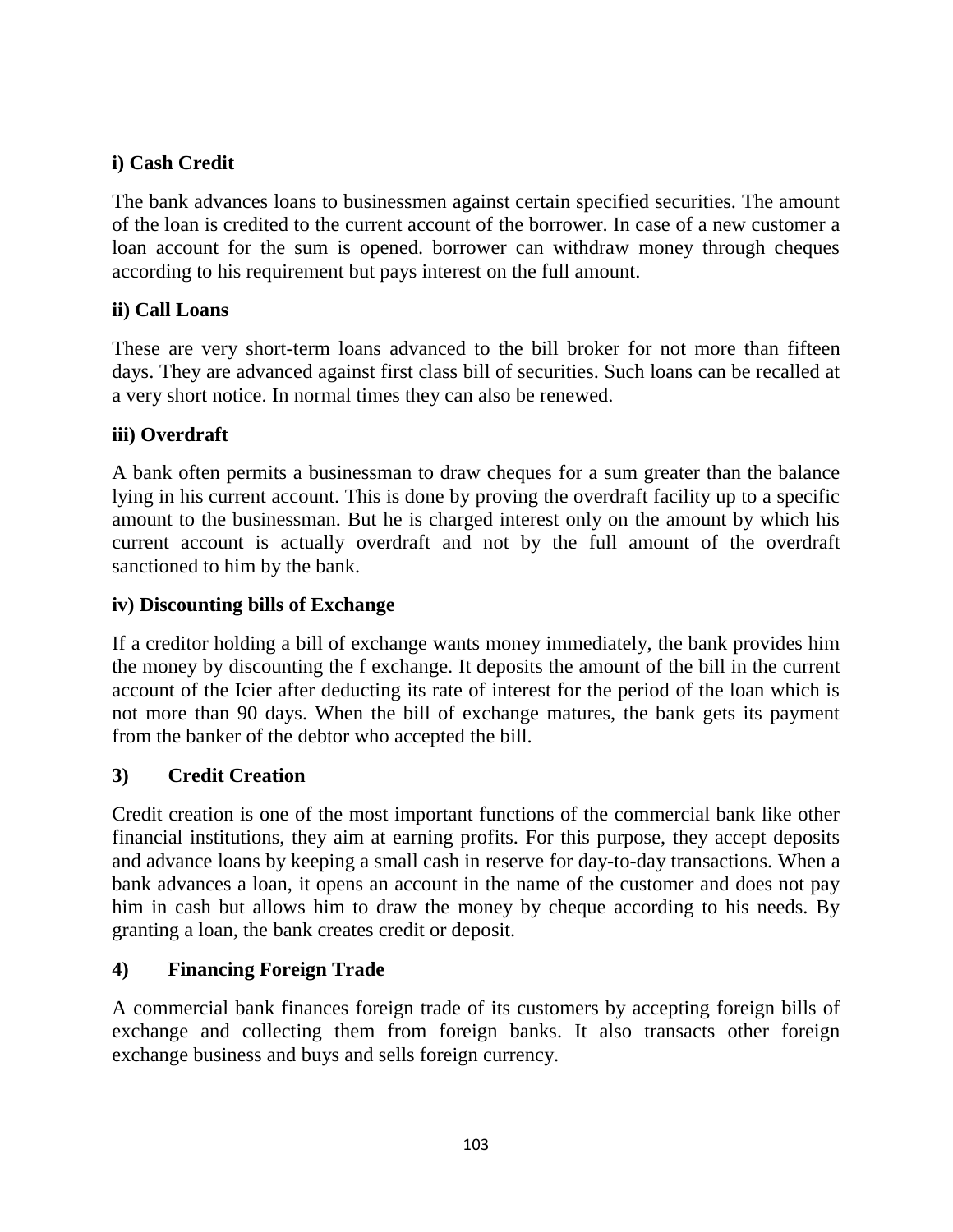**i) Cash Credit**

The bank advances loans to businessmen against certain specified securities. The amount of the loan is credited to the current account of the borrower. In case of a new customer a loan account for the sum is opened. borrower can withdraw money through cheques according to his requirement but pays interest on the full amount.

**ii) Call Loans**

These are very short-term loans advanced to the bill broker for not more than fifteen days. They are advanced against first class bill of securities. Such loans can be recalled at a very short notice. In normal times they can also be renewed.

**iii) Overdraft**

A bank often permits a businessman to draw cheques for a sum greater than the balance lying in his current account. This is done by proving the overdraft facility up to a specific amount to the businessman. But he is charged interest only on the amount by which his current account is actually overdraft and not by the full amount of the overdraft sanctioned to him by the bank.

**iv) Discounting bills of Exchange**

If a creditor holding a bill of exchange wants money immediately, the bank provides him the money by discounting the f exchange. It deposits the amount of the bill in the current account of the Icier after deducting its rate of interest for the period of the loan which is not more than 90 days. When the bill of exchange matures, the bank gets its payment from the banker of the debtor who accepted the bill.

**3) Credit Creation**

Credit creation is one of the most important functions of the commercial bank like other financial institutions, they aim at earning profits. For this purpose, they accept deposits and advance loans by keeping a small cash in reserve for day-to-day transactions. When a bank advances a loan, it opens an account in the name of the customer and does not pay him in cash but allows him to draw the money by cheque according to his needs. By granting a loan, the bank creates credit or deposit.

**4) Financing Foreign Trade**

A commercial bank finances foreign trade of its customers by accepting foreign bills of exchange and collecting them from foreign banks. It also transacts other foreign exchange business and buys and sells foreign currency.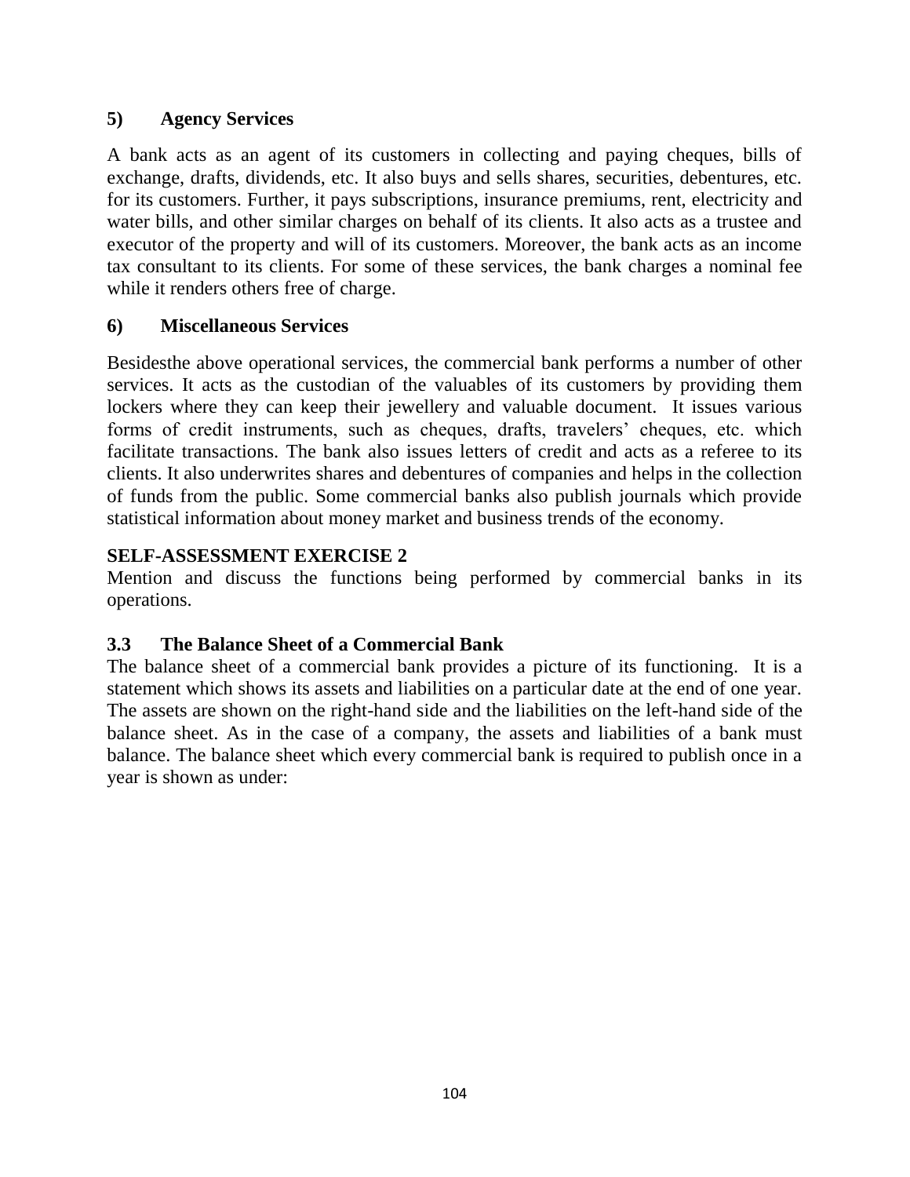### 5) Agency Services

A bank acts as an agent of its customers in collecting and paying cheques, bills of exchange, drafts, dividends, etc. It also buys and sells shares, securities, debentures, etc. for its customers. Further, it pays subscriptions, insurance premiums, rent, electricity and water bills, and other similar charges on behalf of its clients. It also acts as a trustee and executor of the property and will of its customers. Moreover, the bank acts as an income tax consultant to its clients. For some of these services, the bank charges a nominal fee while it renders others free of charge.

### 6) Miscellaneous Services

Besidesthe above operational services, the commercial bank performs a number of other services. It acts as the custodian of the valuables of its customers by providing them lockers where they can keep their jewellery and valuable document. It issues various forms of credit instruments, such as cheques, drafts, travelers' cheques, etc. which facilitate transactions. The bank also issues letters of credit and acts as a referee to its clients. It also underwrites shares and debentures of companies and helps in the collection of funds from the public. Some commercial banks also publish journals which provide statistical information about money market and business trends of the economy.

**SELF-ASSESSMENT EXERCISE 2**

Mention and discuss the functions being performed by commercial banks in its operations.

## 3.3 The Balance Sheet of a Commercial Bank

The balance sheet of a commercial bank provides a picture of its functioning. It is a statement which shows its assets and liabilities on a particular date at the end of one year. The assets are shown on the right-hand side and the liabilities on the left-hand side of the balance sheet. As in the case of a company, the assets and liabilities of a bank must balance. The balance sheet which every commercial bank is required to publish once in a year is shown as under: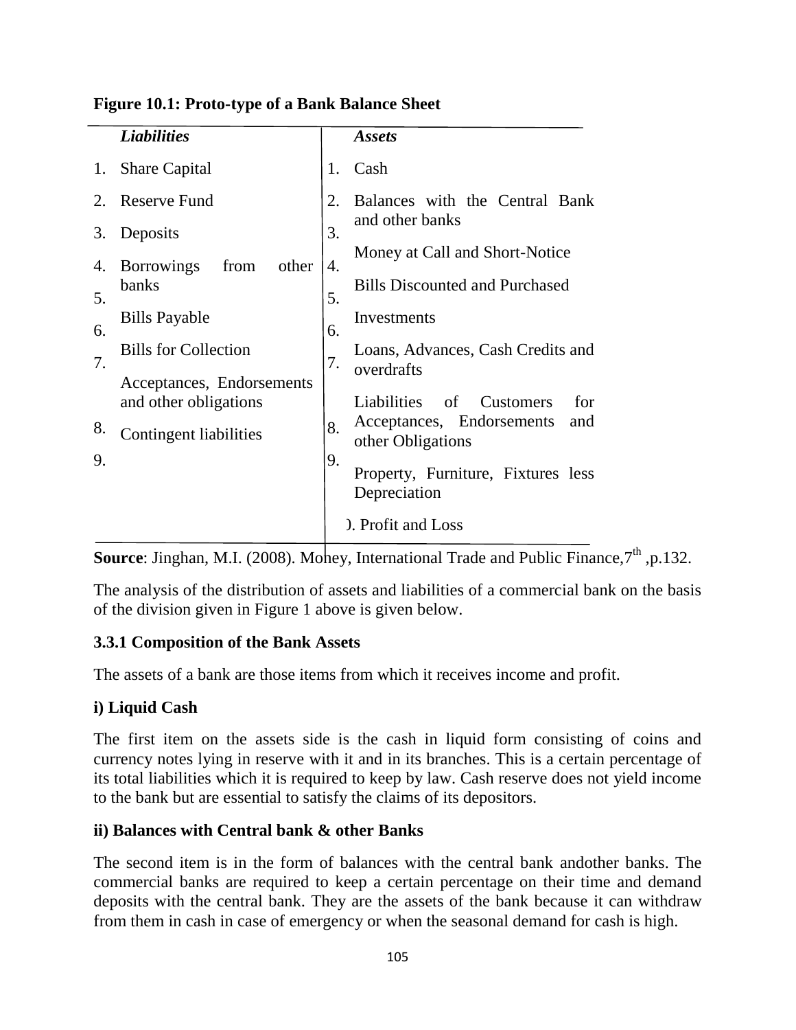**Figure 10.1: Proto-type of a Bank Balance Sheet**

| | *Liabilities* | | *Assets* |
|---|---|---|---|
| 1. | Share Capital | 1. | Cash |
| 2. | Reserve Fund | 2. | Balances with the Central Bank and other banks |
| 3. | Deposits | 3. | Money at Call and Short-Notice |
| 4. | Borrowings from other banks | 4. | Bills Discounted and Purchased |
| 5. | Bills Payable | 5. | Investments |
| 6. | Bills for Collection | 6. | Loans, Advances, Cash Credits and overdrafts |
| 7. | Acceptances, Endorsements and other obligations | 7. | Liabilities of Customers for Acceptances, Endorsements and other Obligations |
| 8. | Contingent liabilities | 8. | Property, Furniture, Fixtures less Depreciation |
| 9. | | 9. | Profit and Loss |

**Source**: Jinghan, M.I. (2008). Money, International Trade and Public Finance,7th ,p.132.

The analysis of the distribution of assets and liabilities of a commercial bank on the basis of the division given in Figure 1 above is given below.

### 3.3.1 Composition of the Bank Assets

The assets of a bank are those items from which it receives income and profit.

**i) Liquid Cash**

The first item on the assets side is the cash in liquid form consisting of coins and currency notes lying in reserve with it and in its branches. This is a certain percentage of its total liabilities which it is required to keep by law. Cash reserve does not yield income to the bank but are essential to satisfy the claims of its depositors.

**ii) Balances with Central bank & other Banks**

The second item is in the form of balances with the central bank andother banks. The commercial banks are required to keep a certain percentage on their time and demand deposits with the central bank. They are the assets of the bank because it can withdraw from them in cash in case of emergency or when the seasonal demand for cash is high.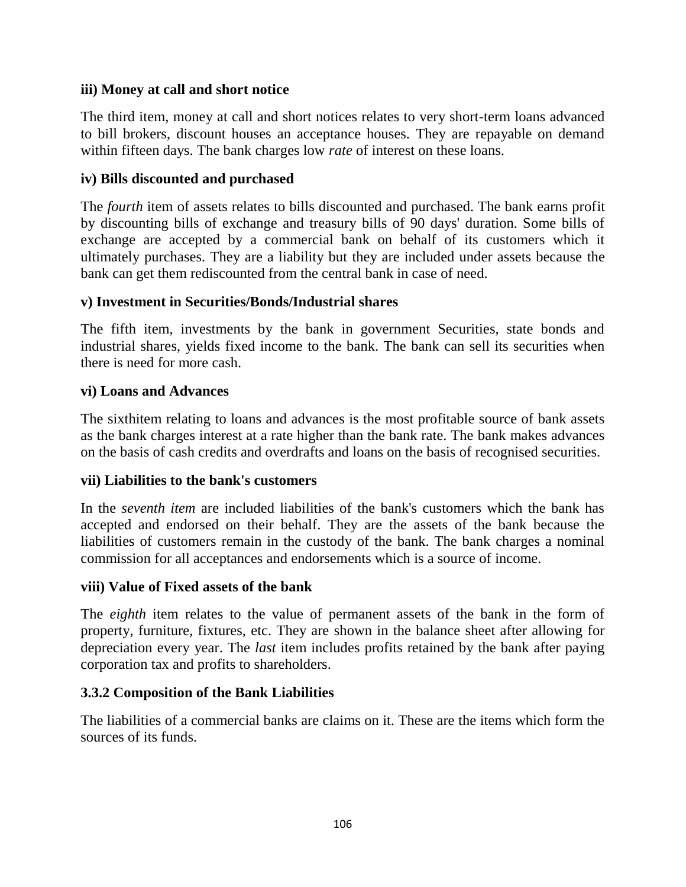**iii) Money at call and short notice**

The third item, money at call and short notices relates to very short-term loans advanced to bill brokers, discount houses an acceptance houses. They are repayable on demand within fifteen days. The bank charges low *rate* of interest on these loans.

**iv) Bills discounted and purchased**

The *fourth* item of assets relates to bills discounted and purchased. The bank earns profit by discounting bills of exchange and treasury bills of 90 days' duration. Some bills of exchange are accepted by a commercial bank on behalf of its customers which it ultimately purchases. They are a liability but they are included under assets because the bank can get them rediscounted from the central bank in case of need.

**v) Investment in Securities/Bonds/Industrial shares**

The fifth item, investments by the bank in government Securities, state bonds and industrial shares, yields fixed income to the bank. The bank can sell its securities when there is need for more cash.

**vi) Loans and Advances**

The sixthitem relating to loans and advances is the most profitable source of bank assets as the bank charges interest at a rate higher than the bank rate. The bank makes advances on the basis of cash credits and overdrafts and loans on the basis of recognised securities.

**vii) Liabilities to the bank's customers**

In the *seventh item* are included liabilities of the bank's customers which the bank has accepted and endorsed on their behalf. They are the assets of the bank because the liabilities of customers remain in the custody of the bank. The bank charges a nominal commission for all acceptances and endorsements which is a source of income.

**viii) Value of Fixed assets of the bank**

The *eighth* item relates to the value of permanent assets of the bank in the form of property, furniture, fixtures, etc. They are shown in the balance sheet after allowing for depreciation every year. The *last* item includes profits retained by the bank after paying corporation tax and profits to shareholders.

### 3.3.2 Composition of the Bank Liabilities

The liabilities of a commercial banks are claims on it. These are the items which form the sources of its funds.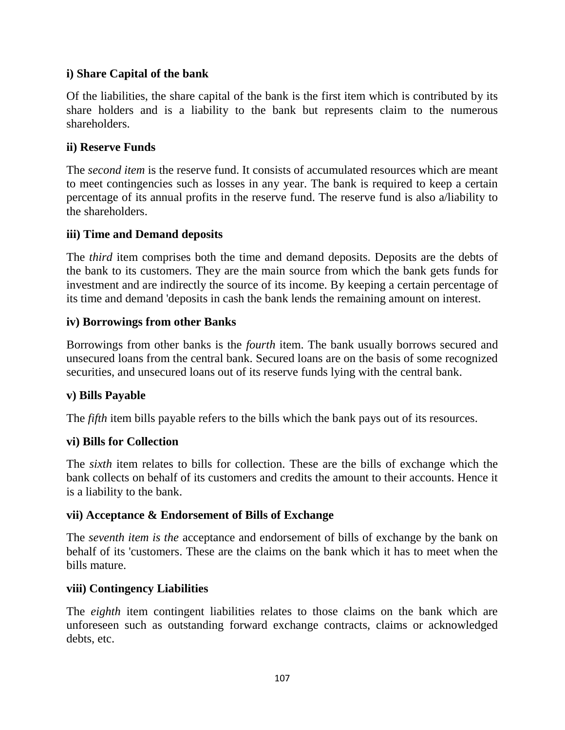**i) Share Capital of the bank**

Of the liabilities, the share capital of the bank is the first item which is contributed by its share holders and is a liability to the bank but represents claim to the numerous shareholders.

**ii) Reserve Funds**

The *second item* is the reserve fund. It consists of accumulated resources which are meant to meet contingencies such as losses in any year. The bank is required to keep a certain percentage of its annual profits in the reserve fund. The reserve fund is also a/liability to the shareholders.

**iii) Time and Demand deposits**

The *third* item comprises both the time and demand deposits. Deposits are the debts of the bank to its customers. They are the main source from which the bank gets funds for investment and are indirectly the source of its income. By keeping a certain percentage of its time and demand 'deposits in cash the bank lends the remaining amount on interest.

**iv) Borrowings from other Banks**

Borrowings from other banks is the *fourth* item. The bank usually borrows secured and unsecured loans from the central bank. Secured loans are on the basis of some recognized securities, and unsecured loans out of its reserve funds lying with the central bank.

**v) Bills Payable**

The *fifth* item bills payable refers to the bills which the bank pays out of its resources.

**vi) Bills for Collection**

The *sixth* item relates to bills for collection. These are the bills of exchange which the bank collects on behalf of its customers and credits the amount to their accounts. Hence it is a liability to the bank.

**vii) Acceptance & Endorsement of Bills of Exchange**

The *seventh item is the* acceptance and endorsement of bills of exchange by the bank on behalf of its 'customers. These are the claims on the bank which it has to meet when the bills mature.

**viii) Contingency Liabilities**

The *eighth* item contingent liabilities relates to those claims on the bank which are unforeseen such as outstanding forward exchange contracts, claims or acknowledged debts, etc.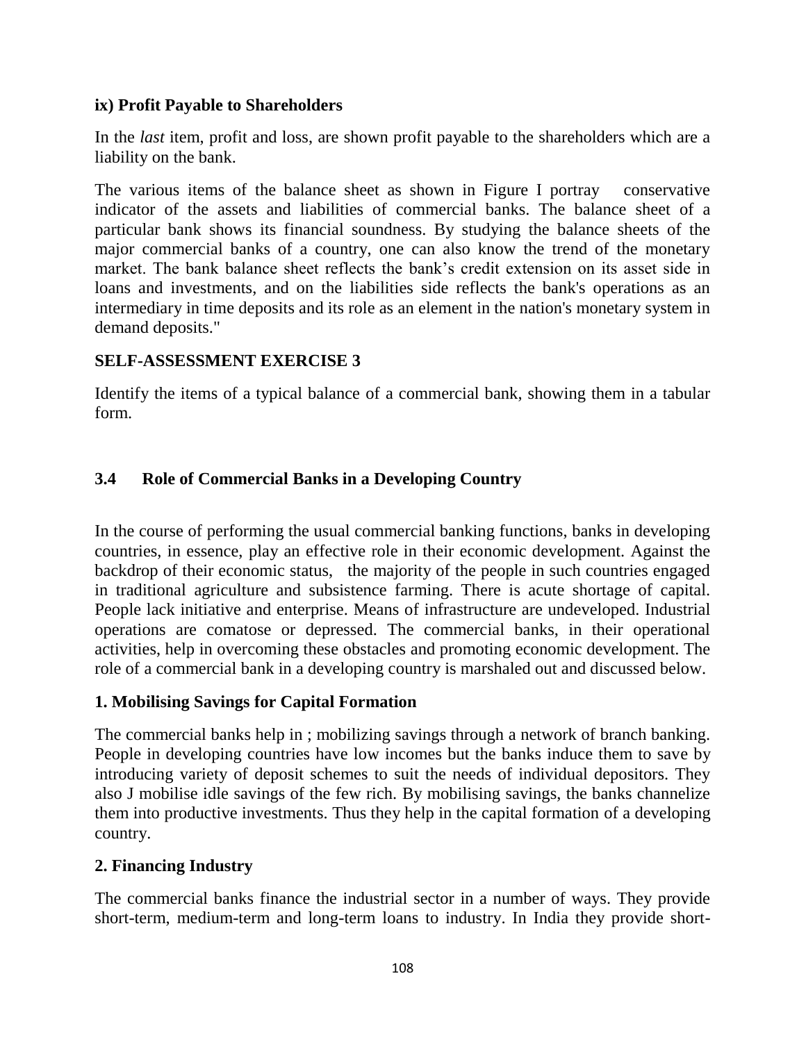**ix) Profit Payable to Shareholders**

In the *last* item, profit and loss, are shown profit payable to the shareholders which are a liability on the bank.

The various items of the balance sheet as shown in Figure I portray conservative indicator of the assets and liabilities of commercial banks. The balance sheet of a particular bank shows its financial soundness. By studying the balance sheets of the major commercial banks of a country, one can also know the trend of the monetary market. The bank balance sheet reflects the bank's credit extension on its asset side in loans and investments, and on the liabilities side reflects the bank's operations as an intermediary in time deposits and its role as an element in the nation's monetary system in demand deposits."

**SELF-ASSESSMENT EXERCISE 3**

Identify the items of a typical balance of a commercial bank, showing them in a tabular form.

### 3.4 Role of Commercial Banks in a Developing Country

In the course of performing the usual commercial banking functions, banks in developing countries, in essence, play an effective role in their economic development. Against the backdrop of their economic status, the majority of the people in such countries engaged in traditional agriculture and subsistence farming. There is acute shortage of capital. People lack initiative and enterprise. Means of infrastructure are undeveloped. Industrial operations are comatose or depressed. The commercial banks, in their operational activities, help in overcoming these obstacles and promoting economic development. The role of a commercial bank in a developing country is marshaled out and discussed below.

**1. Mobilising Savings for Capital Formation**

The commercial banks help in ; mobilizing savings through a network of branch banking. People in developing countries have low incomes but the banks induce them to save by introducing variety of deposit schemes to suit the needs of individual depositors. They also J mobilise idle savings of the few rich. By mobilising savings, the banks channelize them into productive investments. Thus they help in the capital formation of a developing country.

**2. Financing Industry**

The commercial banks finance the industrial sector in a number of ways. They provide short-term, medium-term and long-term loans to industry. In India they provide short-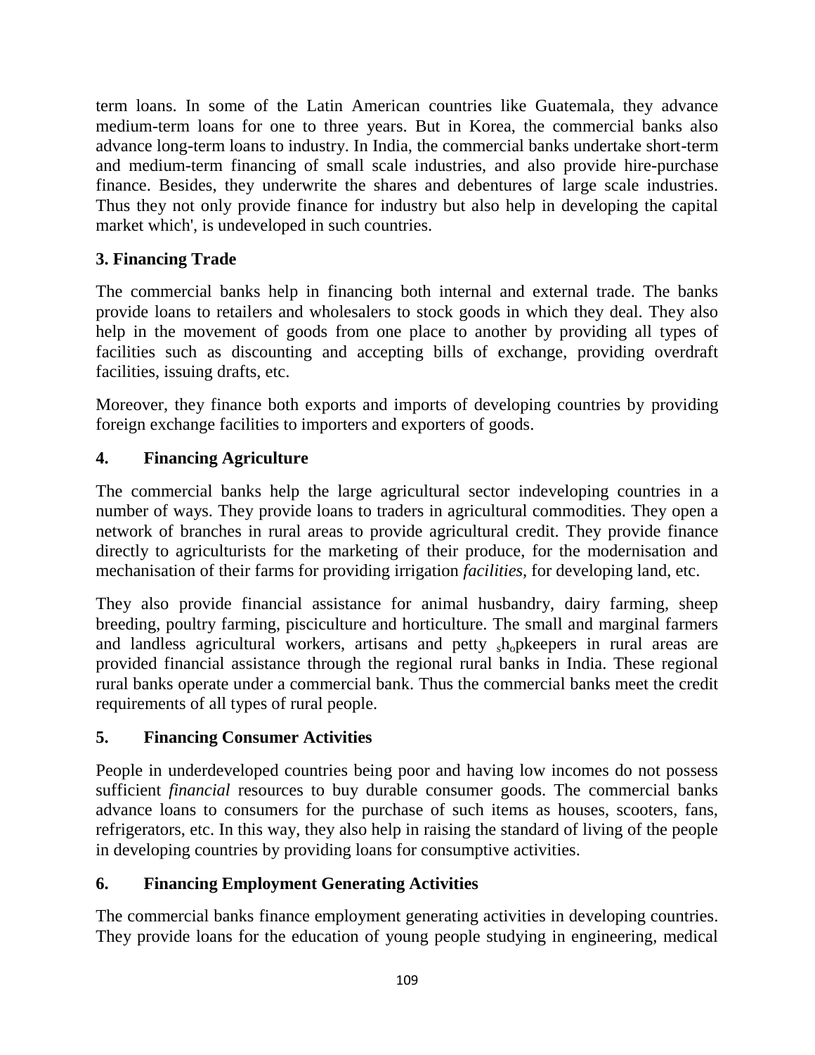term loans. In some of the Latin American countries like Guatemala, they advance medium-term loans for one to three years. But in Korea, the commercial banks also advance long-term loans to industry. In India, the commercial banks undertake short-term and medium-term financing of small scale industries, and also provide hire-purchase finance. Besides, they underwrite the shares and debentures of large scale industries. Thus they not only provide finance for industry but also help in developing the capital market which', is undeveloped in such countries.

### 3. Financing Trade

The commercial banks help in financing both internal and external trade. The banks provide loans to retailers and wholesalers to stock goods in which they deal. They also help in the movement of goods from one place to another by providing all types of facilities such as discounting and accepting bills of exchange, providing overdraft facilities, issuing drafts, etc.

Moreover, they finance both exports and imports of developing countries by providing foreign exchange facilities to importers and exporters of goods.

### 4. Financing Agriculture

The commercial banks help the large agricultural sector indeveloping countries in a number of ways. They provide loans to traders in agricultural commodities. They open a network of branches in rural areas to provide agricultural credit. They provide finance directly to agriculturists for the marketing of their produce, for the modernisation and mechanisation of their farms for providing irrigation *facilities*, for developing land, etc.

They also provide financial assistance for animal husbandry, dairy farming, sheep breeding, poultry farming, pisciculture and horticulture. The small and marginal farmers and landless agricultural workers, artisans and petty shopkeepers in rural areas are provided financial assistance through the regional rural banks in India. These regional rural banks operate under a commercial bank. Thus the commercial banks meet the credit requirements of all types of rural people.

### 5. Financing Consumer Activities

People in underdeveloped countries being poor and having low incomes do not possess sufficient *financial* resources to buy durable consumer goods. The commercial banks advance loans to consumers for the purchase of such items as houses, scooters, fans, refrigerators, etc. In this way, they also help in raising the standard of living of the people in developing countries by providing loans for consumptive activities.

### 6. Financing Employment Generating Activities

The commercial banks finance employment generating activities in developing countries. They provide loans for the education of young people studying in engineering, medical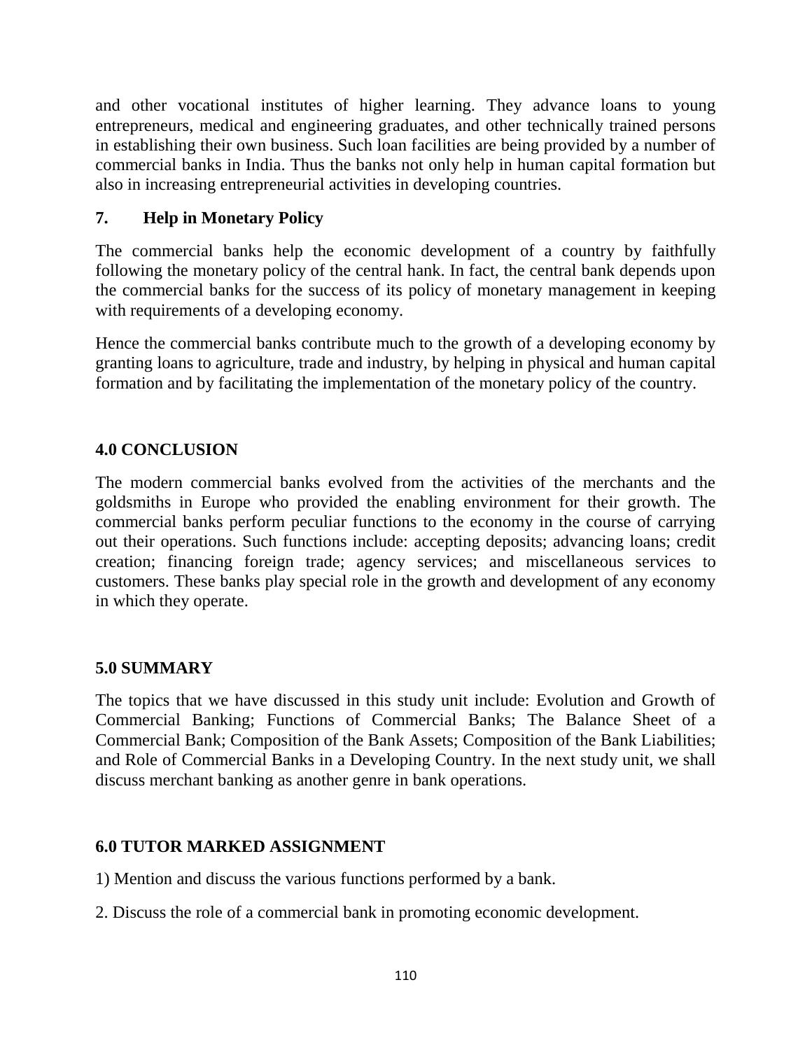and other vocational institutes of higher learning. They advance loans to young entrepreneurs, medical and engineering graduates, and other technically trained persons in establishing their own business. Such loan facilities are being provided by a number of commercial banks in India. Thus the banks not only help in human capital formation but also in increasing entrepreneurial activities in developing countries.

### 7. Help in Monetary Policy

The commercial banks help the economic development of a country by faithfully following the monetary policy of the central hank. In fact, the central bank depends upon the commercial banks for the success of its policy of monetary management in keeping with requirements of a developing economy.

Hence the commercial banks contribute much to the growth of a developing economy by granting loans to agriculture, trade and industry, by helping in physical and human capital formation and by facilitating the implementation of the monetary policy of the country.

## 4.0 CONCLUSION

The modern commercial banks evolved from the activities of the merchants and the goldsmiths in Europe who provided the enabling environment for their growth. The commercial banks perform peculiar functions to the economy in the course of carrying out their operations. Such functions include: accepting deposits; advancing loans; credit creation; financing foreign trade; agency services; and miscellaneous services to customers. These banks play special role in the growth and development of any economy in which they operate.

## 5.0 SUMMARY

The topics that we have discussed in this study unit include: Evolution and Growth of Commercial Banking; Functions of Commercial Banks; The Balance Sheet of a Commercial Bank; Composition of the Bank Assets; Composition of the Bank Liabilities; and Role of Commercial Banks in a Developing Country. In the next study unit, we shall discuss merchant banking as another genre in bank operations.

## 6.0 TUTOR MARKED ASSIGNMENT

1) Mention and discuss the various functions performed by a bank.

2. Discuss the role of a commercial bank in promoting economic development.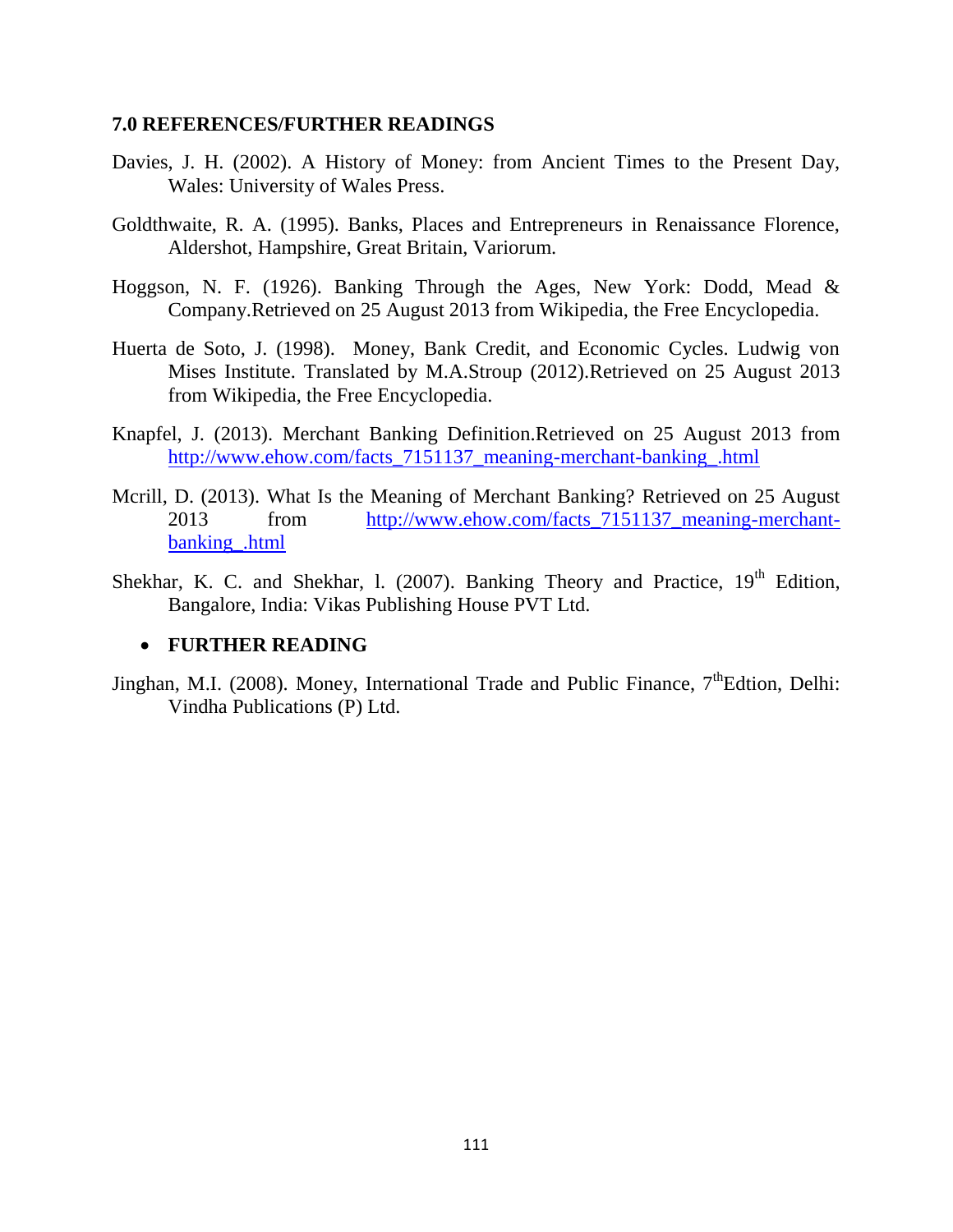## 7.0 REFERENCES/FURTHER READINGS

Davies, J. H. (2002). A History of Money: from Ancient Times to the Present Day, Wales: University of Wales Press.

Goldthwaite, R. A. (1995). Banks, Places and Entrepreneurs in Renaissance Florence, Aldershot, Hampshire, Great Britain, Variorum.

Hoggson, N. F. (1926). Banking Through the Ages, New York: Dodd, Mead & Company.Retrieved on 25 August 2013 from Wikipedia, the Free Encyclopedia.

Huerta de Soto, J. (1998). Money, Bank Credit, and Economic Cycles. Ludwig von Mises Institute. Translated by M.A.Stroup (2012).Retrieved on 25 August 2013 from Wikipedia, the Free Encyclopedia.

Knapfel, J. (2013). Merchant Banking Definition.Retrieved on 25 August 2013 from http://www.ehow.com/facts_7151137_meaning-merchant-banking_.html

Mcrill, D. (2013). What Is the Meaning of Merchant Banking? Retrieved on 25 August 2013 from http://www.ehow.com/facts_7151137_meaning-merchant-banking_.html

Shekhar, K. C. and Shekhar, l. (2007). Banking Theory and Practice, 19th Edition, Bangalore, India: Vikas Publishing House PVT Ltd.

- **FURTHER READING**

Jinghan, M.I. (2008). Money, International Trade and Public Finance, 7thEdtion, Delhi: Vindha Publications (P) Ltd.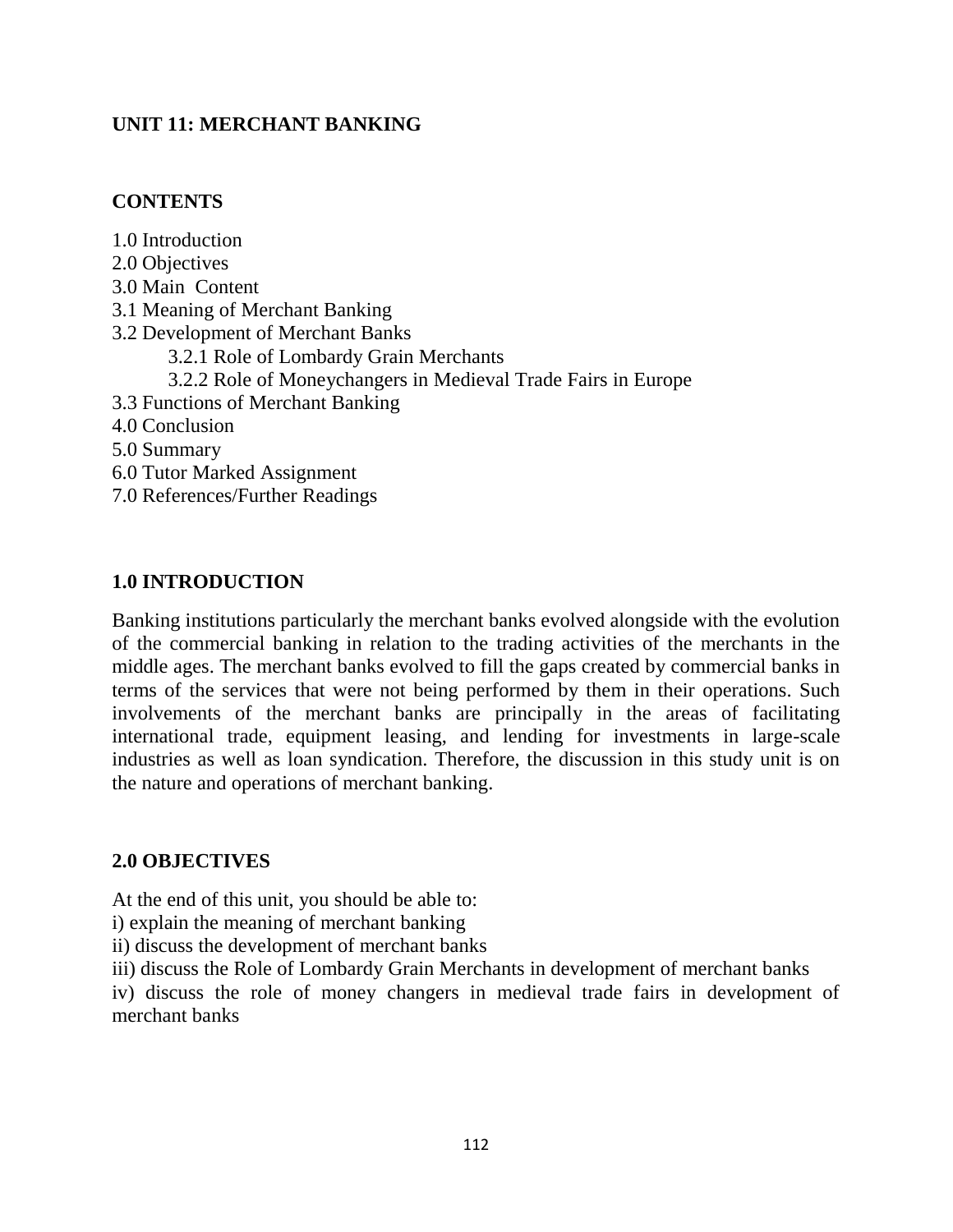## UNIT 11: MERCHANT BANKING

### CONTENTS

1.0 Introduction
2.0 Objectives
3.0 Main Content
3.1 Meaning of Merchant Banking
3.2 Development of Merchant Banks
  3.2.1 Role of Lombardy Grain Merchants
  3.2.2 Role of Moneychangers in Medieval Trade Fairs in Europe
3.3 Functions of Merchant Banking
4.0 Conclusion
5.0 Summary
6.0 Tutor Marked Assignment
7.0 References/Further Readings

### 1.0 INTRODUCTION

Banking institutions particularly the merchant banks evolved alongside with the evolution of the commercial banking in relation to the trading activities of the merchants in the middle ages. The merchant banks evolved to fill the gaps created by commercial banks in terms of the services that were not being performed by them in their operations. Such involvements of the merchant banks are principally in the areas of facilitating international trade, equipment leasing, and lending for investments in large-scale industries as well as loan syndication. Therefore, the discussion in this study unit is on the nature and operations of merchant banking.

### 2.0 OBJECTIVES

At the end of this unit, you should be able to:
i) explain the meaning of merchant banking
ii) discuss the development of merchant banks
iii) discuss the Role of Lombardy Grain Merchants in development of merchant banks
iv) discuss the role of money changers in medieval trade fairs in development of merchant banks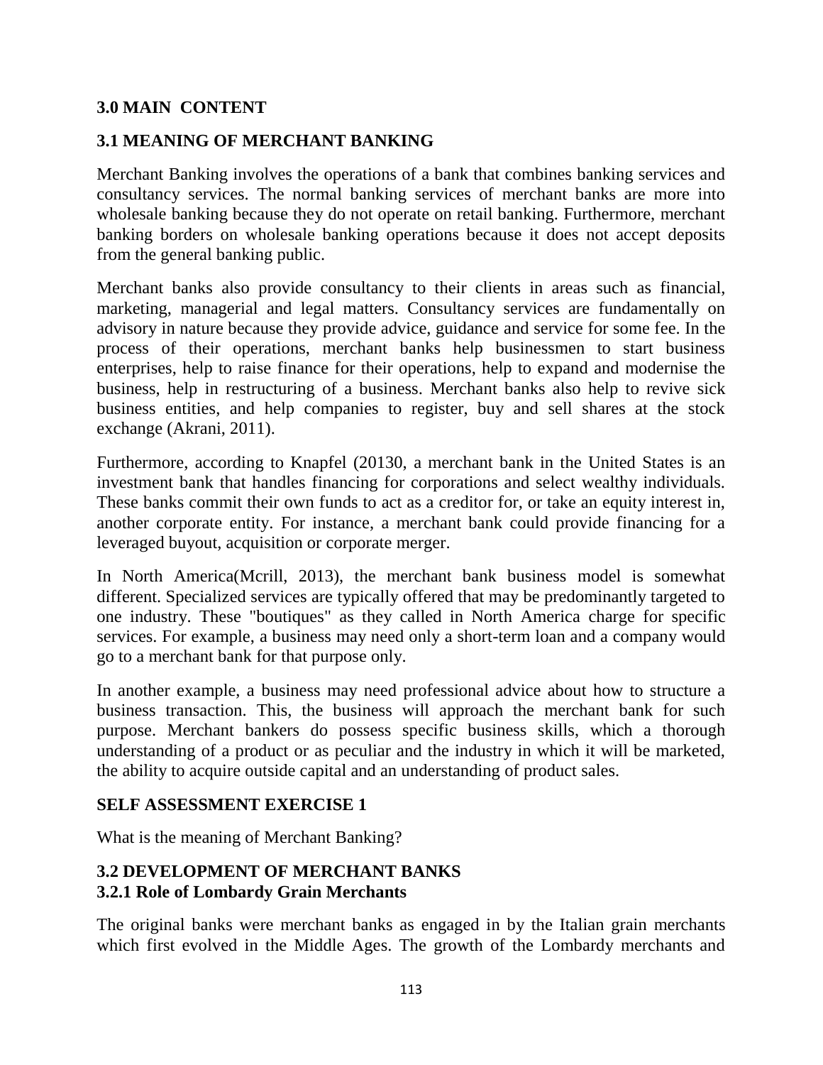## 3.0 MAIN CONTENT

## 3.1 MEANING OF MERCHANT BANKING

Merchant Banking involves the operations of a bank that combines banking services and consultancy services. The normal banking services of merchant banks are more into wholesale banking because they do not operate on retail banking. Furthermore, merchant banking borders on wholesale banking operations because it does not accept deposits from the general banking public.

Merchant banks also provide consultancy to their clients in areas such as financial, marketing, managerial and legal matters. Consultancy services are fundamentally on advisory in nature because they provide advice, guidance and service for some fee. In the process of their operations, merchant banks help businessmen to start business enterprises, help to raise finance for their operations, help to expand and modernise the business, help in restructuring of a business. Merchant banks also help to revive sick business entities, and help companies to register, buy and sell shares at the stock exchange (Akrani, 2011).

Furthermore, according to Knapfel (20130, a merchant bank in the United States is an investment bank that handles financing for corporations and select wealthy individuals. These banks commit their own funds to act as a creditor for, or take an equity interest in, another corporate entity. For instance, a merchant bank could provide financing for a leveraged buyout, acquisition or corporate merger.

In North America(Mcrill, 2013), the merchant bank business model is somewhat different. Specialized services are typically offered that may be predominantly targeted to one industry. These "boutiques" as they called in North America charge for specific services. For example, a business may need only a short-term loan and a company would go to a merchant bank for that purpose only.

In another example, a business may need professional advice about how to structure a business transaction. This, the business will approach the merchant bank for such purpose. Merchant bankers do possess specific business skills, which a thorough understanding of a product or as peculiar and the industry in which it will be marketed, the ability to acquire outside capital and an understanding of product sales.

**SELF ASSESSMENT EXERCISE 1**

What is the meaning of Merchant Banking?

## 3.2 DEVELOPMENT OF MERCHANT BANKS

### 3.2.1 Role of Lombardy Grain Merchants

The original banks were merchant banks as engaged in by the Italian grain merchants which first evolved in the Middle Ages. The growth of the Lombardy merchants and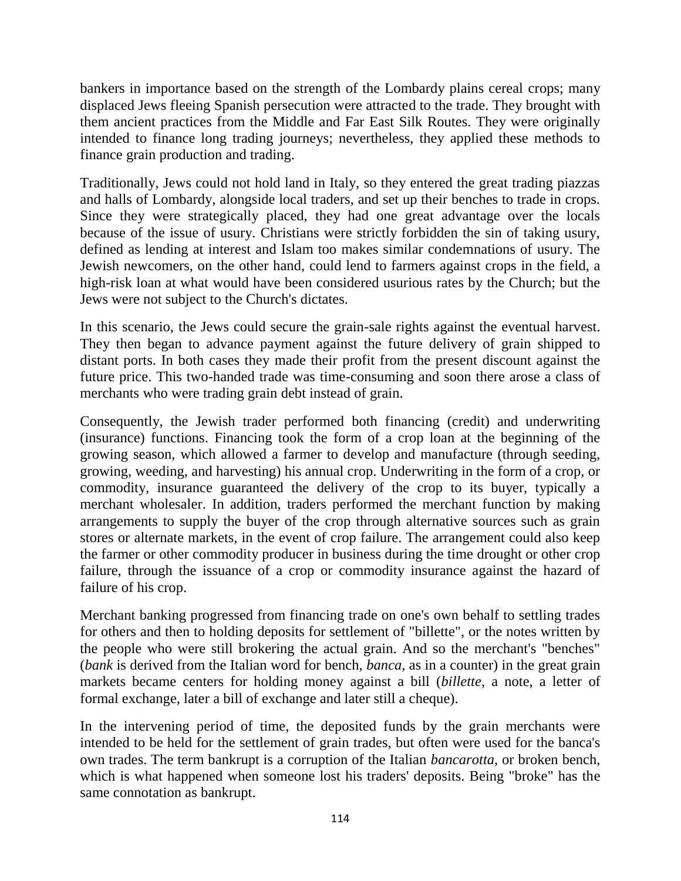bankers in importance based on the strength of the Lombardy plains cereal crops; many displaced Jews fleeing Spanish persecution were attracted to the trade. They brought with them ancient practices from the Middle and Far East Silk Routes. They were originally intended to finance long trading journeys; nevertheless, they applied these methods to finance grain production and trading.

Traditionally, Jews could not hold land in Italy, so they entered the great trading piazzas and halls of Lombardy, alongside local traders, and set up their benches to trade in crops. Since they were strategically placed, they had one great advantage over the locals because of the issue of usury. Christians were strictly forbidden the sin of taking usury, defined as lending at interest and Islam too makes similar condemnations of usury. The Jewish newcomers, on the other hand, could lend to farmers against crops in the field, a high-risk loan at what would have been considered usurious rates by the Church; but the Jews were not subject to the Church's dictates.

In this scenario, the Jews could secure the grain-sale rights against the eventual harvest. They then began to advance payment against the future delivery of grain shipped to distant ports. In both cases they made their profit from the present discount against the future price. This two-handed trade was time-consuming and soon there arose a class of merchants who were trading grain debt instead of grain.

Consequently, the Jewish trader performed both financing (credit) and underwriting (insurance) functions. Financing took the form of a crop loan at the beginning of the growing season, which allowed a farmer to develop and manufacture (through seeding, growing, weeding, and harvesting) his annual crop. Underwriting in the form of a crop, or commodity, insurance guaranteed the delivery of the crop to its buyer, typically a merchant wholesaler. In addition, traders performed the merchant function by making arrangements to supply the buyer of the crop through alternative sources such as grain stores or alternate markets, in the event of crop failure. The arrangement could also keep the farmer or other commodity producer in business during the time drought or other crop failure, through the issuance of a crop or commodity insurance against the hazard of failure of his crop.

Merchant banking progressed from financing trade on one's own behalf to settling trades for others and then to holding deposits for settlement of "billette", or the notes written by the people who were still brokering the actual grain. And so the merchant's "benches" (*bank* is derived from the Italian word for bench, *banca*, as in a counter) in the great grain markets became centers for holding money against a bill (*billette*, a note, a letter of formal exchange, later a bill of exchange and later still a cheque).

In the intervening period of time, the deposited funds by the grain merchants were intended to be held for the settlement of grain trades, but often were used for the banca's own trades. The term bankrupt is a corruption of the Italian *bancarotta*, or broken bench, which is what happened when someone lost his traders' deposits. Being "broke" has the same connotation as bankrupt.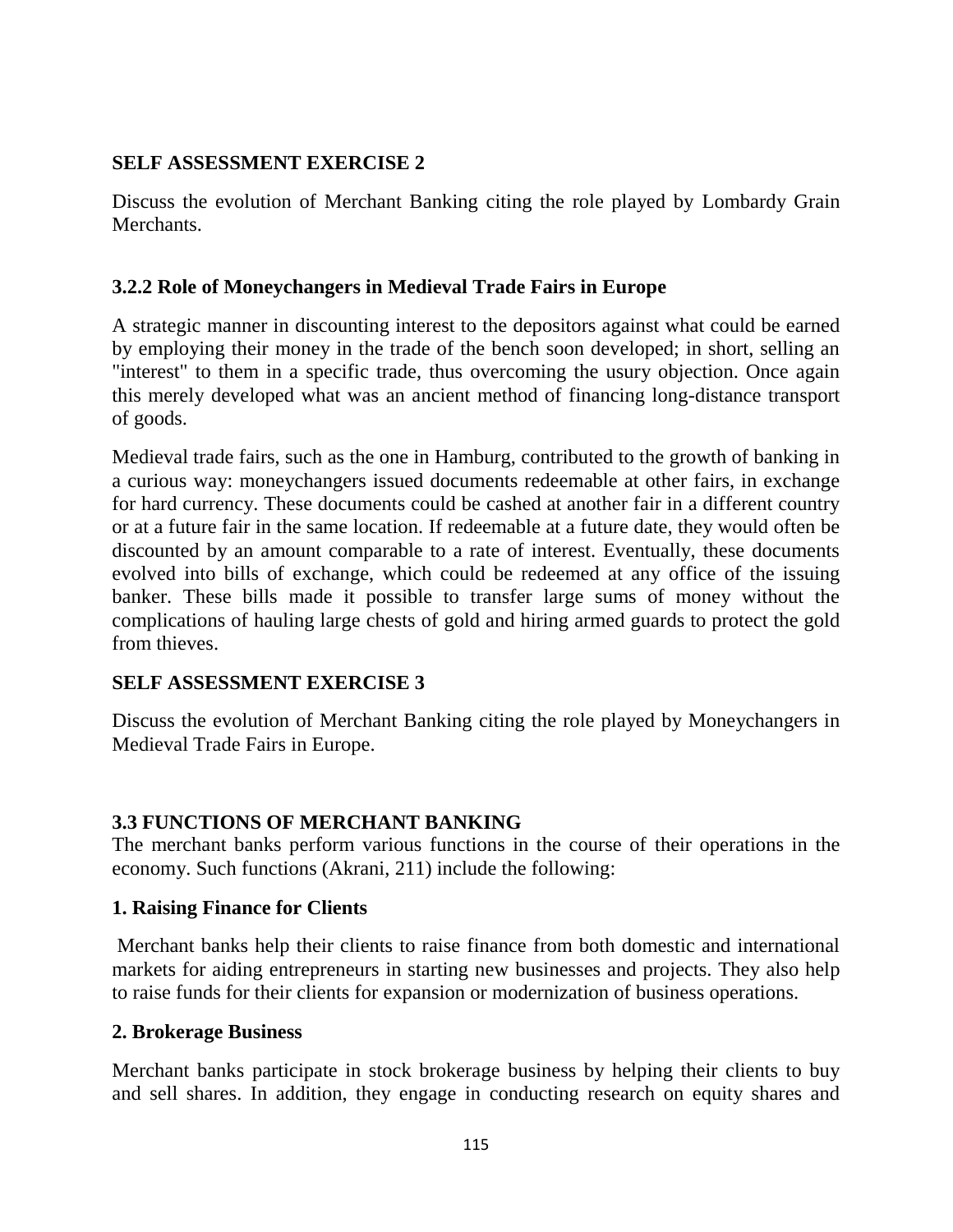**SELF ASSESSMENT EXERCISE 2**

Discuss the evolution of Merchant Banking citing the role played by Lombardy Grain Merchants.

### 3.2.2 Role of Moneychangers in Medieval Trade Fairs in Europe

A strategic manner in discounting interest to the depositors against what could be earned by employing their money in the trade of the bench soon developed; in short, selling an "interest" to them in a specific trade, thus overcoming the usury objection. Once again this merely developed what was an ancient method of financing long-distance transport of goods.

Medieval trade fairs, such as the one in Hamburg, contributed to the growth of banking in a curious way: moneychangers issued documents redeemable at other fairs, in exchange for hard currency. These documents could be cashed at another fair in a different country or at a future fair in the same location. If redeemable at a future date, they would often be discounted by an amount comparable to a rate of interest. Eventually, these documents evolved into bills of exchange, which could be redeemed at any office of the issuing banker. These bills made it possible to transfer large sums of money without the complications of hauling large chests of gold and hiring armed guards to protect the gold from thieves.

**SELF ASSESSMENT EXERCISE 3**

Discuss the evolution of Merchant Banking citing the role played by Moneychangers in Medieval Trade Fairs in Europe.

## 3.3 FUNCTIONS OF MERCHANT BANKING

The merchant banks perform various functions in the course of their operations in the economy. Such functions (Akrani, 211) include the following:

### 1. Raising Finance for Clients

Merchant banks help their clients to raise finance from both domestic and international markets for aiding entrepreneurs in starting new businesses and projects. They also help to raise funds for their clients for expansion or modernization of business operations.

### 2. Brokerage Business

Merchant banks participate in stock brokerage business by helping their clients to buy and sell shares. In addition, they engage in conducting research on equity shares and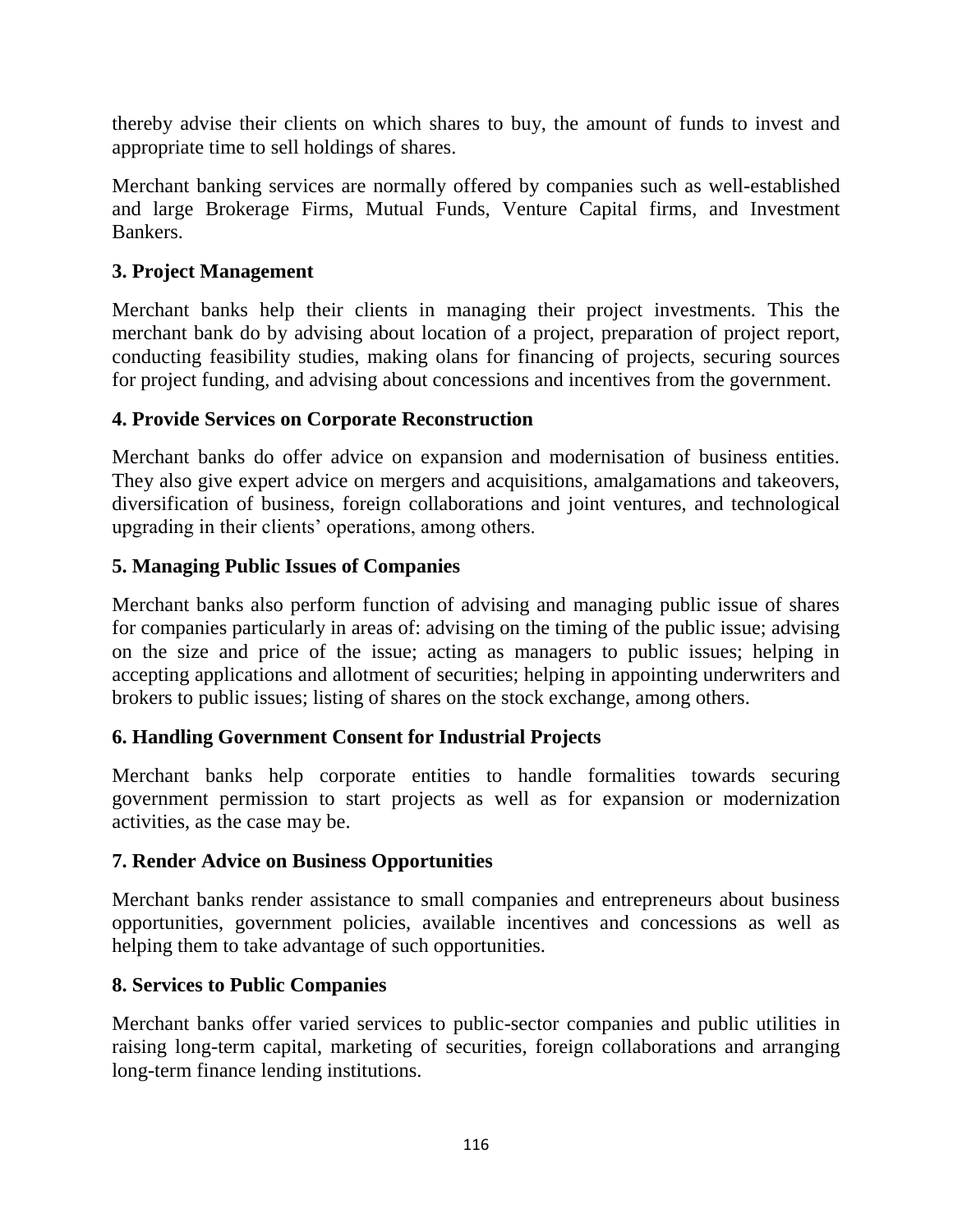thereby advise their clients on which shares to buy, the amount of funds to invest and appropriate time to sell holdings of shares.

Merchant banking services are normally offered by companies such as well-established and large Brokerage Firms, Mutual Funds, Venture Capital firms, and Investment Bankers.

### 3. Project Management

Merchant banks help their clients in managing their project investments. This the merchant bank do by advising about location of a project, preparation of project report, conducting feasibility studies, making olans for financing of projects, securing sources for project funding, and advising about concessions and incentives from the government.

### 4. Provide Services on Corporate Reconstruction

Merchant banks do offer advice on expansion and modernisation of business entities. They also give expert advice on mergers and acquisitions, amalgamations and takeovers, diversification of business, foreign collaborations and joint ventures, and technological upgrading in their clients' operations, among others.

### 5. Managing Public Issues of Companies

Merchant banks also perform function of advising and managing public issue of shares for companies particularly in areas of: advising on the timing of the public issue; advising on the size and price of the issue; acting as managers to public issues; helping in accepting applications and allotment of securities; helping in appointing underwriters and brokers to public issues; listing of shares on the stock exchange, among others.

### 6. Handling Government Consent for Industrial Projects

Merchant banks help corporate entities to handle formalities towards securing government permission to start projects as well as for expansion or modernization activities, as the case may be.

### 7. Render Advice on Business Opportunities

Merchant banks render assistance to small companies and entrepreneurs about business opportunities, government policies, available incentives and concessions as well as helping them to take advantage of such opportunities.

### 8. Services to Public Companies

Merchant banks offer varied services to public-sector companies and public utilities in raising long-term capital, marketing of securities, foreign collaborations and arranging long-term finance lending institutions.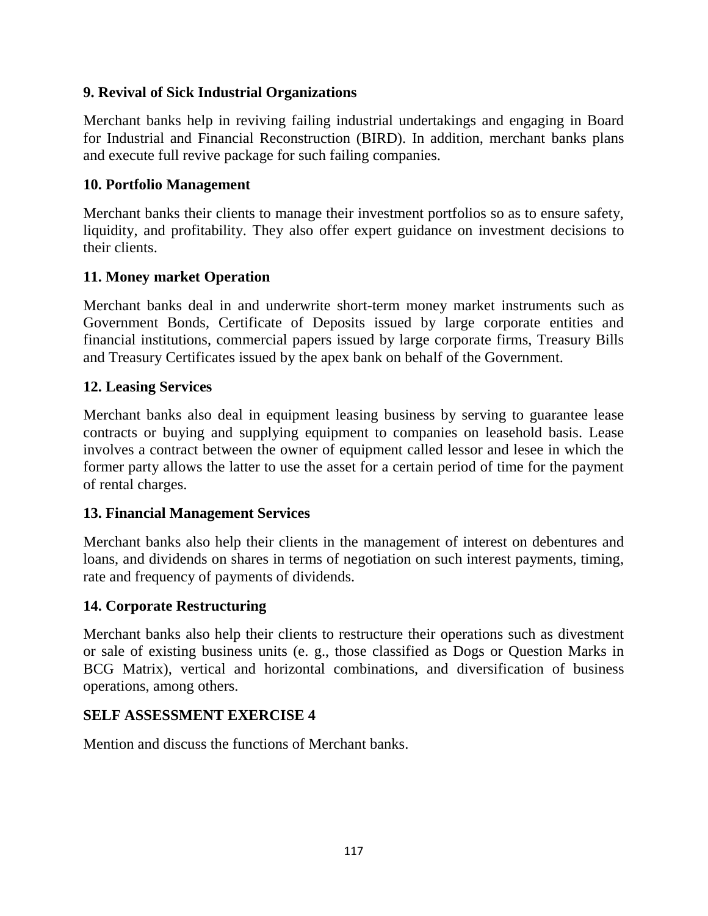**9. Revival of Sick Industrial Organizations**

Merchant banks help in reviving failing industrial undertakings and engaging in Board for Industrial and Financial Reconstruction (BIRD). In addition, merchant banks plans and execute full revive package for such failing companies.

**10. Portfolio Management**

Merchant banks their clients to manage their investment portfolios so as to ensure safety, liquidity, and profitability. They also offer expert guidance on investment decisions to their clients.

**11. Money market Operation**

Merchant banks deal in and underwrite short-term money market instruments such as Government Bonds, Certificate of Deposits issued by large corporate entities and financial institutions, commercial papers issued by large corporate firms, Treasury Bills and Treasury Certificates issued by the apex bank on behalf of the Government.

**12. Leasing Services**

Merchant banks also deal in equipment leasing business by serving to guarantee lease contracts or buying and supplying equipment to companies on leasehold basis. Lease involves a contract between the owner of equipment called lessor and lesee in which the former party allows the latter to use the asset for a certain period of time for the payment of rental charges.

**13. Financial Management Services**

Merchant banks also help their clients in the management of interest on debentures and loans, and dividends on shares in terms of negotiation on such interest payments, timing, rate and frequency of payments of dividends.

**14. Corporate Restructuring**

Merchant banks also help their clients to restructure their operations such as divestment or sale of existing business units (e. g., those classified as Dogs or Question Marks in BCG Matrix), vertical and horizontal combinations, and diversification of business operations, among others.

**SELF ASSESSMENT EXERCISE 4**

Mention and discuss the functions of Merchant banks.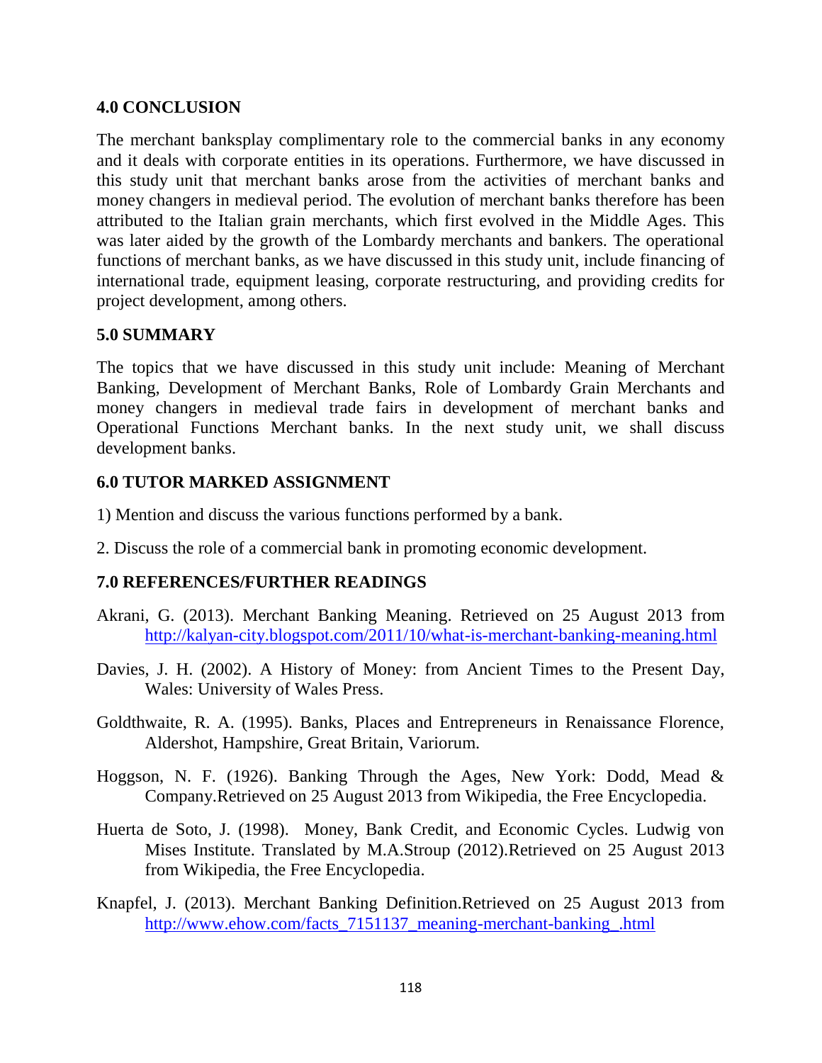## 4.0 CONCLUSION

The merchant banksplay complimentary role to the commercial banks in any economy and it deals with corporate entities in its operations. Furthermore, we have discussed in this study unit that merchant banks arose from the activities of merchant banks and money changers in medieval period. The evolution of merchant banks therefore has been attributed to the Italian grain merchants, which first evolved in the Middle Ages. This was later aided by the growth of the Lombardy merchants and bankers. The operational functions of merchant banks, as we have discussed in this study unit, include financing of international trade, equipment leasing, corporate restructuring, and providing credits for project development, among others.

## 5.0 SUMMARY

The topics that we have discussed in this study unit include: Meaning of Merchant Banking, Development of Merchant Banks, Role of Lombardy Grain Merchants and money changers in medieval trade fairs in development of merchant banks and Operational Functions Merchant banks. In the next study unit, we shall discuss development banks.

## 6.0 TUTOR MARKED ASSIGNMENT

1) Mention and discuss the various functions performed by a bank.

2. Discuss the role of a commercial bank in promoting economic development.

## 7.0 REFERENCES/FURTHER READINGS

Akrani, G. (2013). Merchant Banking Meaning. Retrieved on 25 August 2013 from http://kalyan-city.blogspot.com/2011/10/what-is-merchant-banking-meaning.html

Davies, J. H. (2002). A History of Money: from Ancient Times to the Present Day, Wales: University of Wales Press.

Goldthwaite, R. A. (1995). Banks, Places and Entrepreneurs in Renaissance Florence, Aldershot, Hampshire, Great Britain, Variorum.

Hoggson, N. F. (1926). Banking Through the Ages, New York: Dodd, Mead & Company.Retrieved on 25 August 2013 from Wikipedia, the Free Encyclopedia.

Huerta de Soto, J. (1998). Money, Bank Credit, and Economic Cycles. Ludwig von Mises Institute. Translated by M.A.Stroup (2012).Retrieved on 25 August 2013 from Wikipedia, the Free Encyclopedia.

Knapfel, J. (2013). Merchant Banking Definition.Retrieved on 25 August 2013 from http://www.ehow.com/facts_7151137_meaning-merchant-banking_.html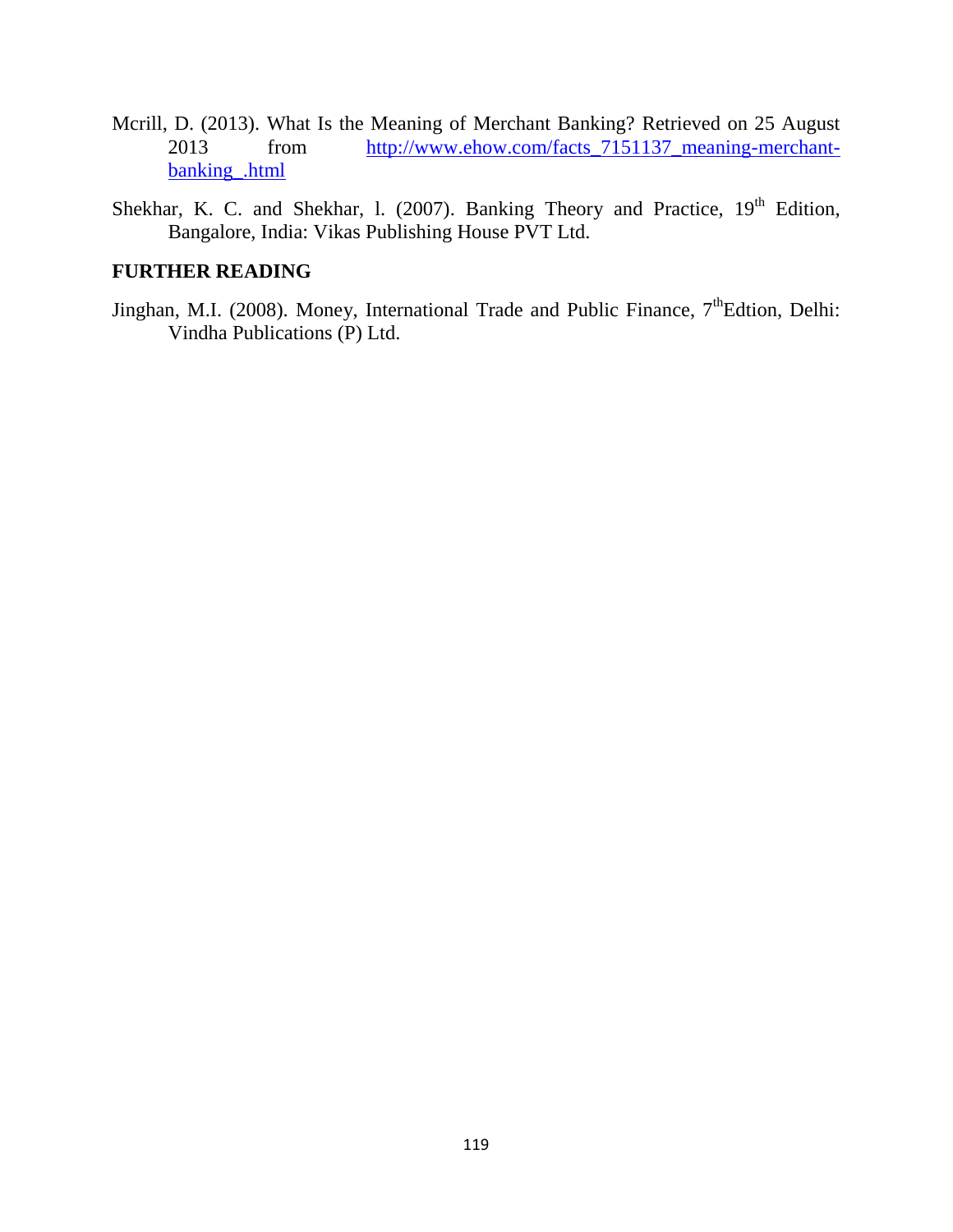Mcrill, D. (2013). What Is the Meaning of Merchant Banking? Retrieved on 25 August 2013 from [http://www.ehow.com/facts_7151137_meaning-merchant-banking_.html](http://www.ehow.com/facts_7151137_meaning-merchant-banking_.html)

Shekhar, K. C. and Shekhar, l. (2007). Banking Theory and Practice, 19th Edition, Bangalore, India: Vikas Publishing House PVT Ltd.

**FURTHER READING**

Jinghan, M.I. (2008). Money, International Trade and Public Finance, 7thEdtion, Delhi: Vindha Publications (P) Ltd.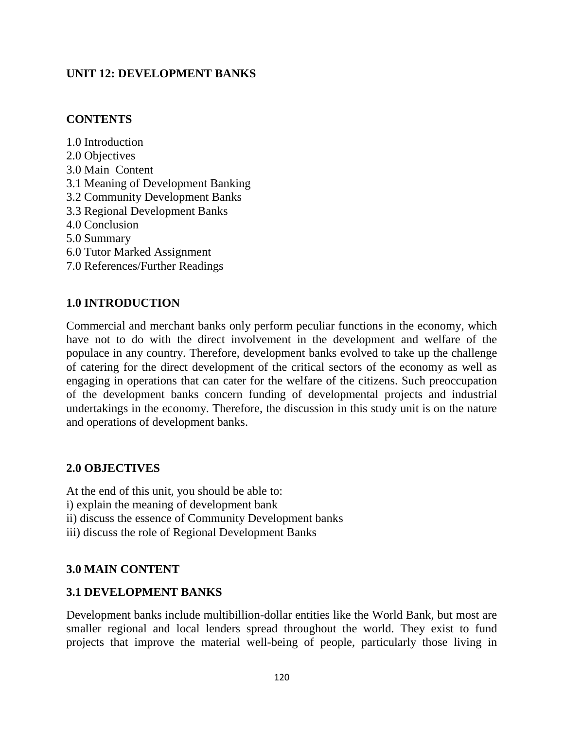## UNIT 12: DEVELOPMENT BANKS

### CONTENTS

1.0 Introduction
2.0 Objectives
3.0 Main Content
3.1 Meaning of Development Banking
3.2 Community Development Banks
3.3 Regional Development Banks
4.0 Conclusion
5.0 Summary
6.0 Tutor Marked Assignment
7.0 References/Further Readings

### 1.0 INTRODUCTION

Commercial and merchant banks only perform peculiar functions in the economy, which have not to do with the direct involvement in the development and welfare of the populace in any country. Therefore, development banks evolved to take up the challenge of catering for the direct development of the critical sectors of the economy as well as engaging in operations that can cater for the welfare of the citizens. Such preoccupation of the development banks concern funding of developmental projects and industrial undertakings in the economy. Therefore, the discussion in this study unit is on the nature and operations of development banks.

### 2.0 OBJECTIVES

At the end of this unit, you should be able to:
i) explain the meaning of development bank
ii) discuss the essence of Community Development banks
iii) discuss the role of Regional Development Banks

### 3.0 MAIN CONTENT

### 3.1 DEVELOPMENT BANKS

Development banks include multibillion-dollar entities like the World Bank, but most are smaller regional and local lenders spread throughout the world. They exist to fund projects that improve the material well-being of people, particularly those living in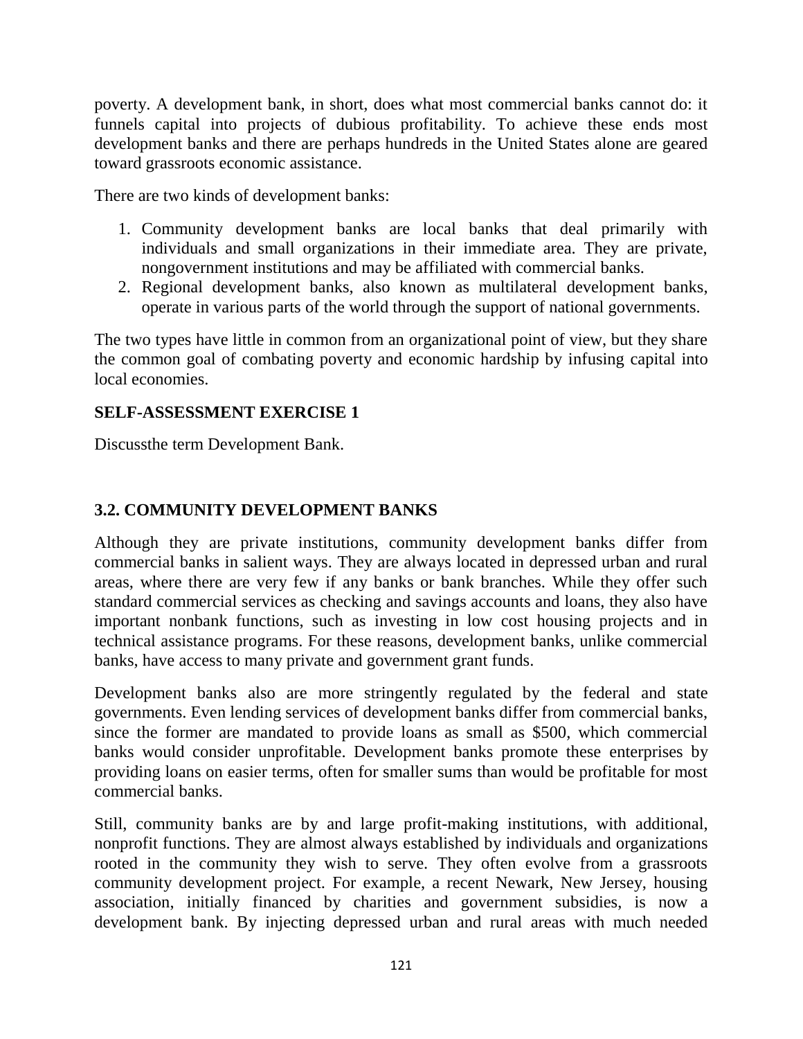poverty. A development bank, in short, does what most commercial banks cannot do: it funnels capital into projects of dubious profitability. To achieve these ends most development banks and there are perhaps hundreds in the United States alone are geared toward grassroots economic assistance.

There are two kinds of development banks:

1. Community development banks are local banks that deal primarily with individuals and small organizations in their immediate area. They are private, nongovernment institutions and may be affiliated with commercial banks.
2. Regional development banks, also known as multilateral development banks, operate in various parts of the world through the support of national governments.

The two types have little in common from an organizational point of view, but they share the common goal of combating poverty and economic hardship by infusing capital into local economies.

**SELF-ASSESSMENT EXERCISE 1**

Discussthe term Development Bank.

### 3.2. COMMUNITY DEVELOPMENT BANKS

Although they are private institutions, community development banks differ from commercial banks in salient ways. They are always located in depressed urban and rural areas, where there are very few if any banks or bank branches. While they offer such standard commercial services as checking and savings accounts and loans, they also have important nonbank functions, such as investing in low cost housing projects and in technical assistance programs. For these reasons, development banks, unlike commercial banks, have access to many private and government grant funds.

Development banks also are more stringently regulated by the federal and state governments. Even lending services of development banks differ from commercial banks, since the former are mandated to provide loans as small as $500, which commercial banks would consider unprofitable. Development banks promote these enterprises by providing loans on easier terms, often for smaller sums than would be profitable for most commercial banks.

Still, community banks are by and large profit-making institutions, with additional, nonprofit functions. They are almost always established by individuals and organizations rooted in the community they wish to serve. They often evolve from a grassroots community development project. For example, a recent Newark, New Jersey, housing association, initially financed by charities and government subsidies, is now a development bank. By injecting depressed urban and rural areas with much needed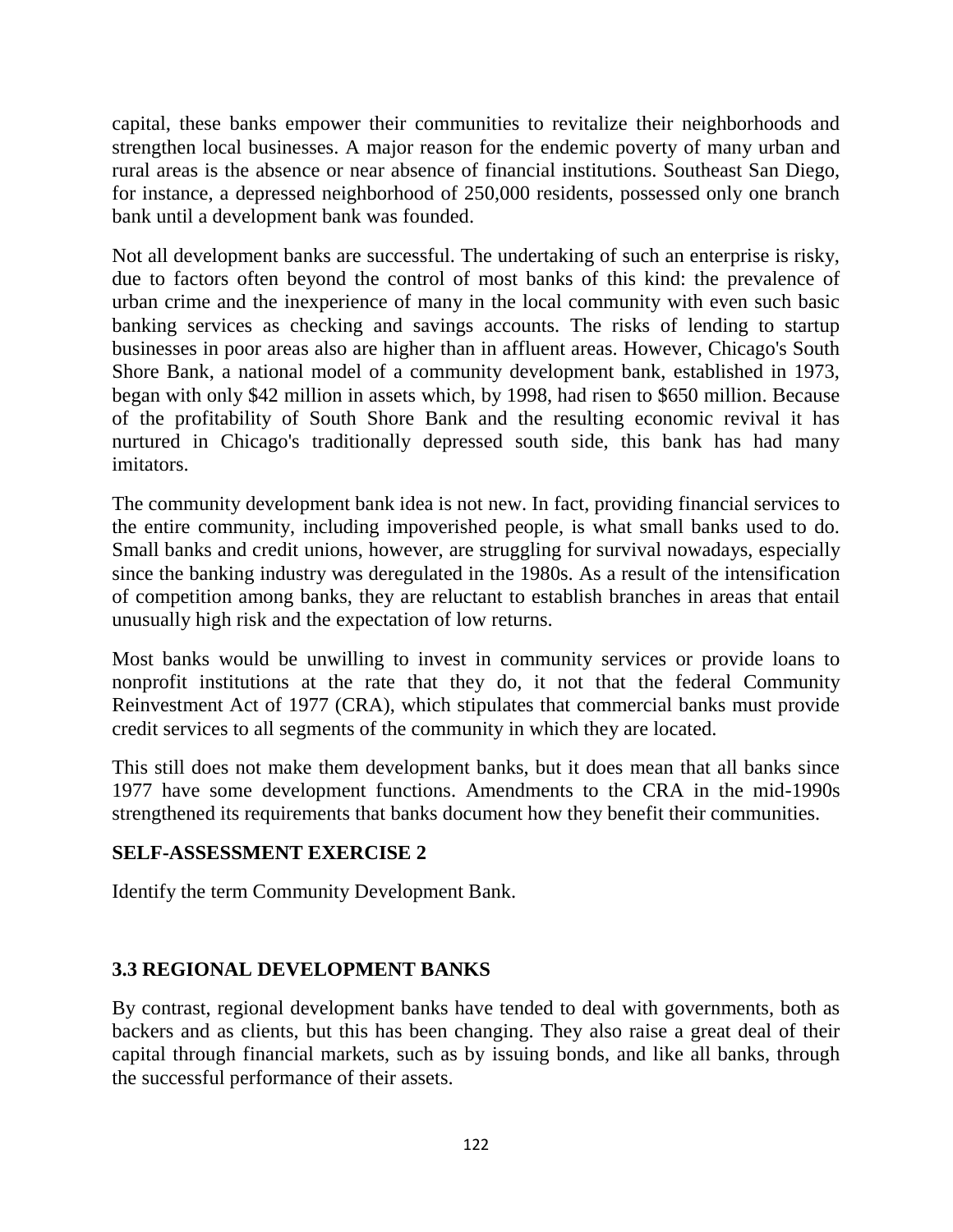capital, these banks empower their communities to revitalize their neighborhoods and strengthen local businesses. A major reason for the endemic poverty of many urban and rural areas is the absence or near absence of financial institutions. Southeast San Diego, for instance, a depressed neighborhood of 250,000 residents, possessed only one branch bank until a development bank was founded.

Not all development banks are successful. The undertaking of such an enterprise is risky, due to factors often beyond the control of most banks of this kind: the prevalence of urban crime and the inexperience of many in the local community with even such basic banking services as checking and savings accounts. The risks of lending to startup businesses in poor areas also are higher than in affluent areas. However, Chicago's South Shore Bank, a national model of a community development bank, established in 1973, began with only $42 million in assets which, by 1998, had risen to $650 million. Because of the profitability of South Shore Bank and the resulting economic revival it has nurtured in Chicago's traditionally depressed south side, this bank has had many imitators.

The community development bank idea is not new. In fact, providing financial services to the entire community, including impoverished people, is what small banks used to do. Small banks and credit unions, however, are struggling for survival nowadays, especially since the banking industry was deregulated in the 1980s. As a result of the intensification of competition among banks, they are reluctant to establish branches in areas that entail unusually high risk and the expectation of low returns.

Most banks would be unwilling to invest in community services or provide loans to nonprofit institutions at the rate that they do, it not that the federal Community Reinvestment Act of 1977 (CRA), which stipulates that commercial banks must provide credit services to all segments of the community in which they are located.

This still does not make them development banks, but it does mean that all banks since 1977 have some development functions. Amendments to the CRA in the mid-1990s strengthened its requirements that banks document how they benefit their communities.

**SELF-ASSESSMENT EXERCISE 2**

Identify the term Community Development Bank.

### 3.3 REGIONAL DEVELOPMENT BANKS

By contrast, regional development banks have tended to deal with governments, both as backers and as clients, but this has been changing. They also raise a great deal of their capital through financial markets, such as by issuing bonds, and like all banks, through the successful performance of their assets.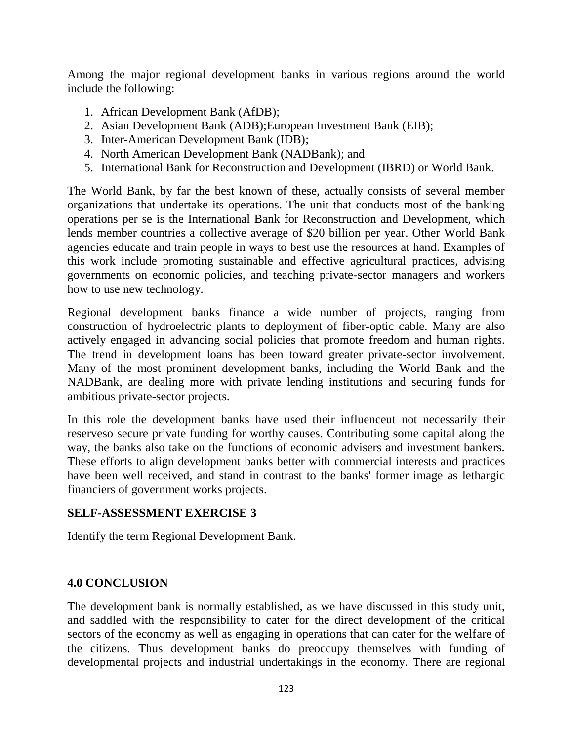Among the major regional development banks in various regions around the world include the following:

1. African Development Bank (AfDB);
2. Asian Development Bank (ADB);European Investment Bank (EIB);
3. Inter-American Development Bank (IDB);
4. North American Development Bank (NADBank); and
5. International Bank for Reconstruction and Development (IBRD) or World Bank.

The World Bank, by far the best known of these, actually consists of several member organizations that undertake its operations. The unit that conducts most of the banking operations per se is the International Bank for Reconstruction and Development, which lends member countries a collective average of $20 billion per year. Other World Bank agencies educate and train people in ways to best use the resources at hand. Examples of this work include promoting sustainable and effective agricultural practices, advising governments on economic policies, and teaching private-sector managers and workers how to use new technology.

Regional development banks finance a wide number of projects, ranging from construction of hydroelectric plants to deployment of fiber-optic cable. Many are also actively engaged in advancing social policies that promote freedom and human rights. The trend in development loans has been toward greater private-sector involvement. Many of the most prominent development banks, including the World Bank and the NADBank, are dealing more with private lending institutions and securing funds for ambitious private-sector projects.

In this role the development banks have used their influenceut not necessarily their reserveso secure private funding for worthy causes. Contributing some capital along the way, the banks also take on the functions of economic advisers and investment bankers. These efforts to align development banks better with commercial interests and practices have been well received, and stand in contrast to the banks' former image as lethargic financiers of government works projects.

**SELF-ASSESSMENT EXERCISE 3**

Identify the term Regional Development Bank.

## 4.0 CONCLUSION

The development bank is normally established, as we have discussed in this study unit, and saddled with the responsibility to cater for the direct development of the critical sectors of the economy as well as engaging in operations that can cater for the welfare of the citizens. Thus development banks do preoccupy themselves with funding of developmental projects and industrial undertakings in the economy. There are regional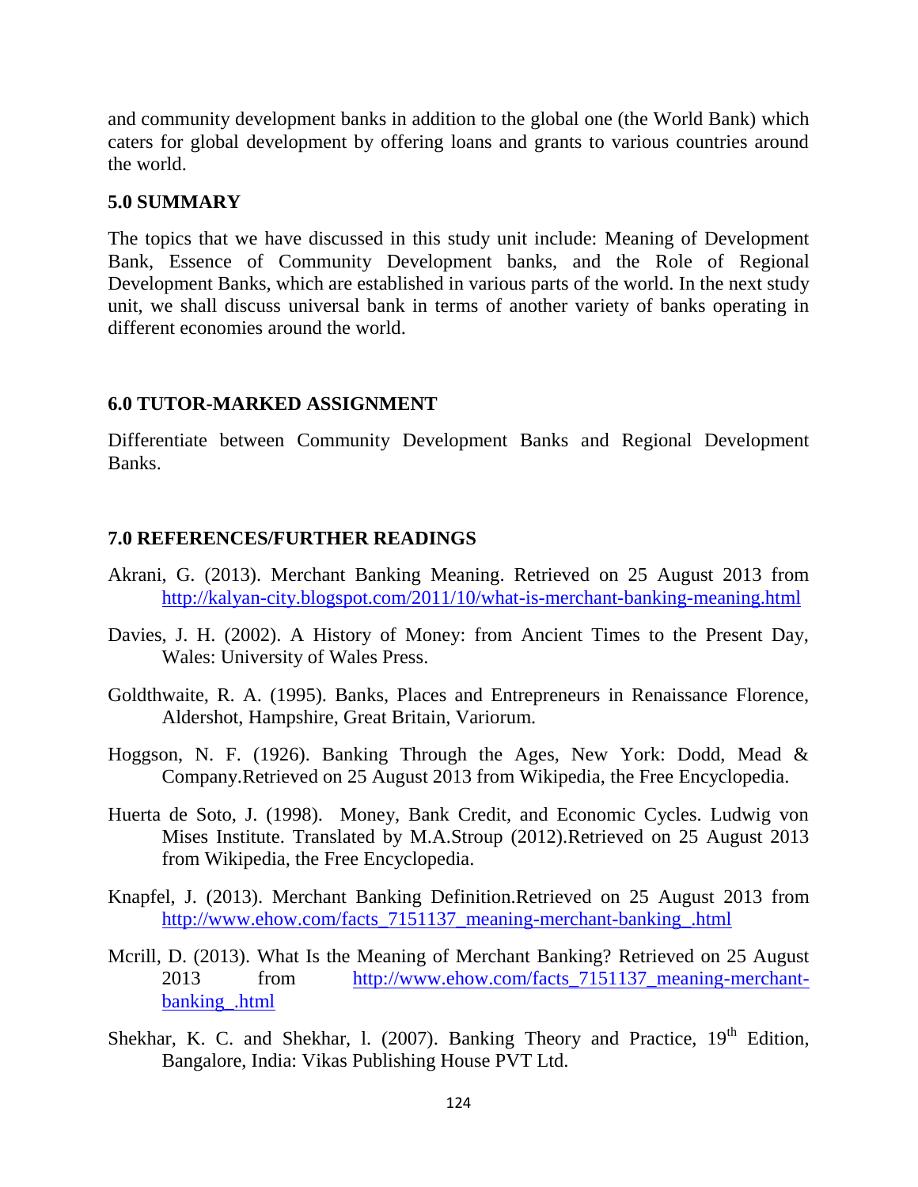and community development banks in addition to the global one (the World Bank) which caters for global development by offering loans and grants to various countries around the world.

## 5.0 SUMMARY

The topics that we have discussed in this study unit include: Meaning of Development Bank, Essence of Community Development banks, and the Role of Regional Development Banks, which are established in various parts of the world. In the next study unit, we shall discuss universal bank in terms of another variety of banks operating in different economies around the world.

## 6.0 TUTOR-MARKED ASSIGNMENT

Differentiate between Community Development Banks and Regional Development Banks.

## 7.0 REFERENCES/FURTHER READINGS

Akrani, G. (2013). Merchant Banking Meaning. Retrieved on 25 August 2013 from http://kalyan-city.blogspot.com/2011/10/what-is-merchant-banking-meaning.html

Davies, J. H. (2002). A History of Money: from Ancient Times to the Present Day, Wales: University of Wales Press.

Goldthwaite, R. A. (1995). Banks, Places and Entrepreneurs in Renaissance Florence, Aldershot, Hampshire, Great Britain, Variorum.

Hoggson, N. F. (1926). Banking Through the Ages, New York: Dodd, Mead & Company.Retrieved on 25 August 2013 from Wikipedia, the Free Encyclopedia.

Huerta de Soto, J. (1998). Money, Bank Credit, and Economic Cycles. Ludwig von Mises Institute. Translated by M.A.Stroup (2012).Retrieved on 25 August 2013 from Wikipedia, the Free Encyclopedia.

Knapfel, J. (2013). Merchant Banking Definition.Retrieved on 25 August 2013 from http://www.ehow.com/facts_7151137_meaning-merchant-banking_.html

Mcrill, D. (2013). What Is the Meaning of Merchant Banking? Retrieved on 25 August 2013 from http://www.ehow.com/facts_7151137_meaning-merchant-banking_.html

Shekhar, K. C. and Shekhar, l. (2007). Banking Theory and Practice, 19th Edition, Bangalore, India: Vikas Publishing House PVT Ltd.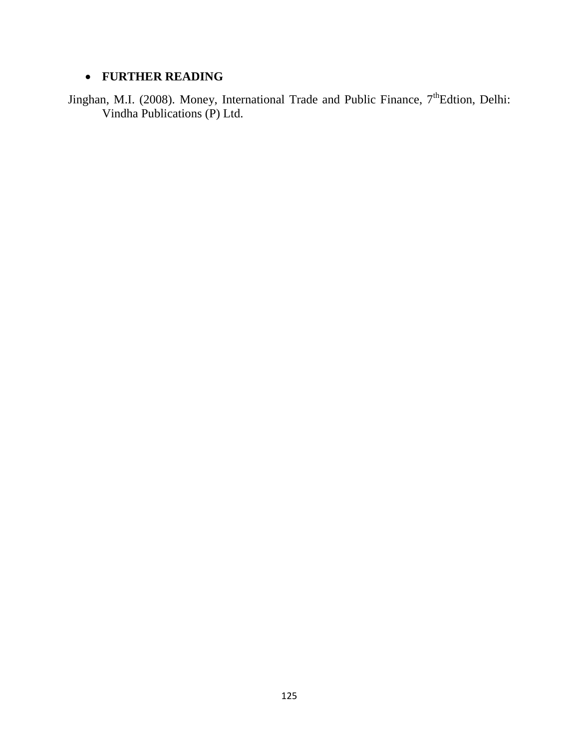- **FURTHER READING**

Jinghan, M.I. (2008). Money, International Trade and Public Finance, 7thEdtion, Delhi: Vindha Publications (P) Ltd.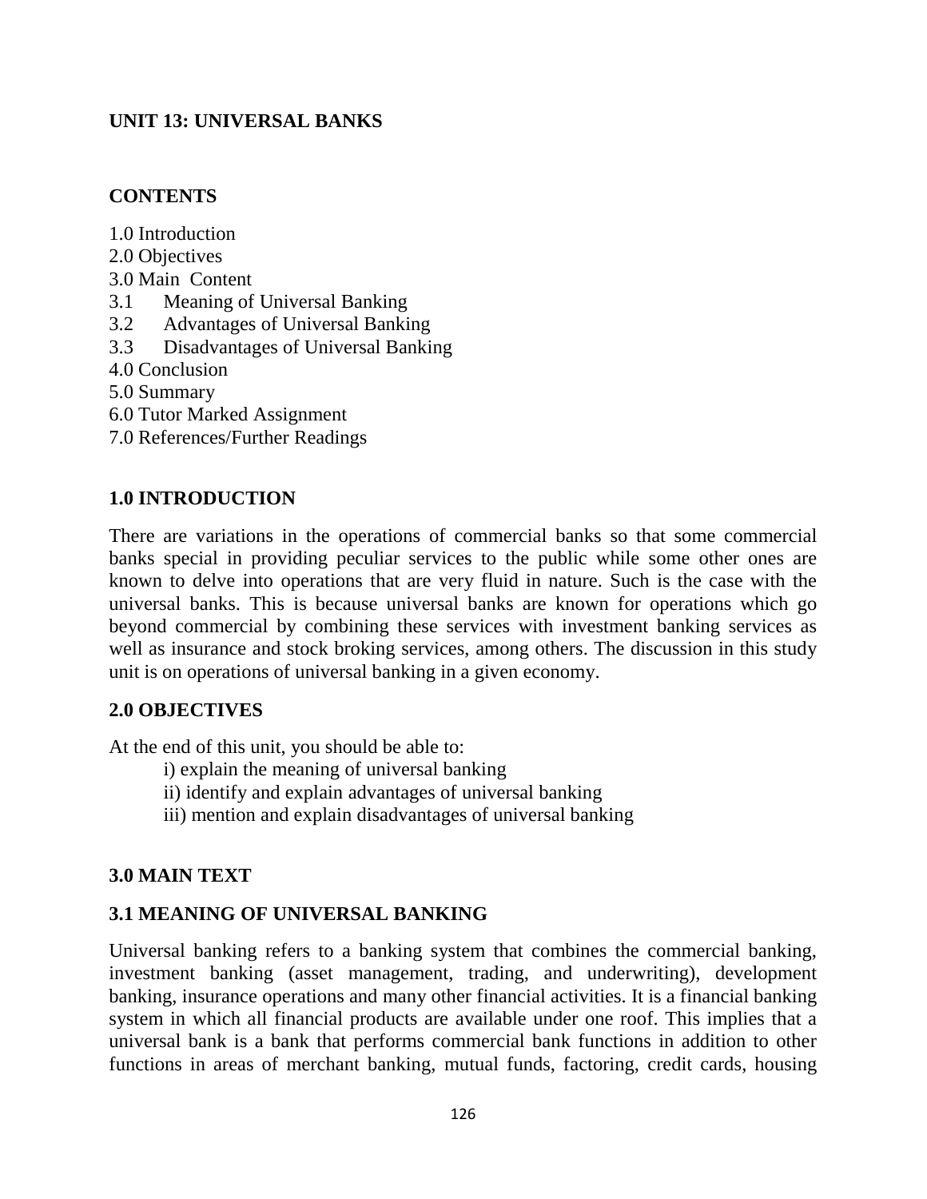## UNIT 13: UNIVERSAL BANKS

### CONTENTS

1.0 Introduction
2.0 Objectives
3.0 Main Content
3.1 Meaning of Universal Banking
3.2 Advantages of Universal Banking
3.3 Disadvantages of Universal Banking
4.0 Conclusion
5.0 Summary
6.0 Tutor Marked Assignment
7.0 References/Further Readings

### 1.0 INTRODUCTION

There are variations in the operations of commercial banks so that some commercial banks special in providing peculiar services to the public while some other ones are known to delve into operations that are very fluid in nature. Such is the case with the universal banks. This is because universal banks are known for operations which go beyond commercial by combining these services with investment banking services as well as insurance and stock broking services, among others. The discussion in this study unit is on operations of universal banking in a given economy.

### 2.0 OBJECTIVES

At the end of this unit, you should be able to:

i) explain the meaning of universal banking
ii) identify and explain advantages of universal banking
iii) mention and explain disadvantages of universal banking

### 3.0 MAIN TEXT

### 3.1 MEANING OF UNIVERSAL BANKING

Universal banking refers to a banking system that combines the commercial banking, investment banking (asset management, trading, and underwriting), development banking, insurance operations and many other financial activities. It is a financial banking system in which all financial products are available under one roof. This implies that a universal bank is a bank that performs commercial bank functions in addition to other functions in areas of merchant banking, mutual funds, factoring, credit cards, housing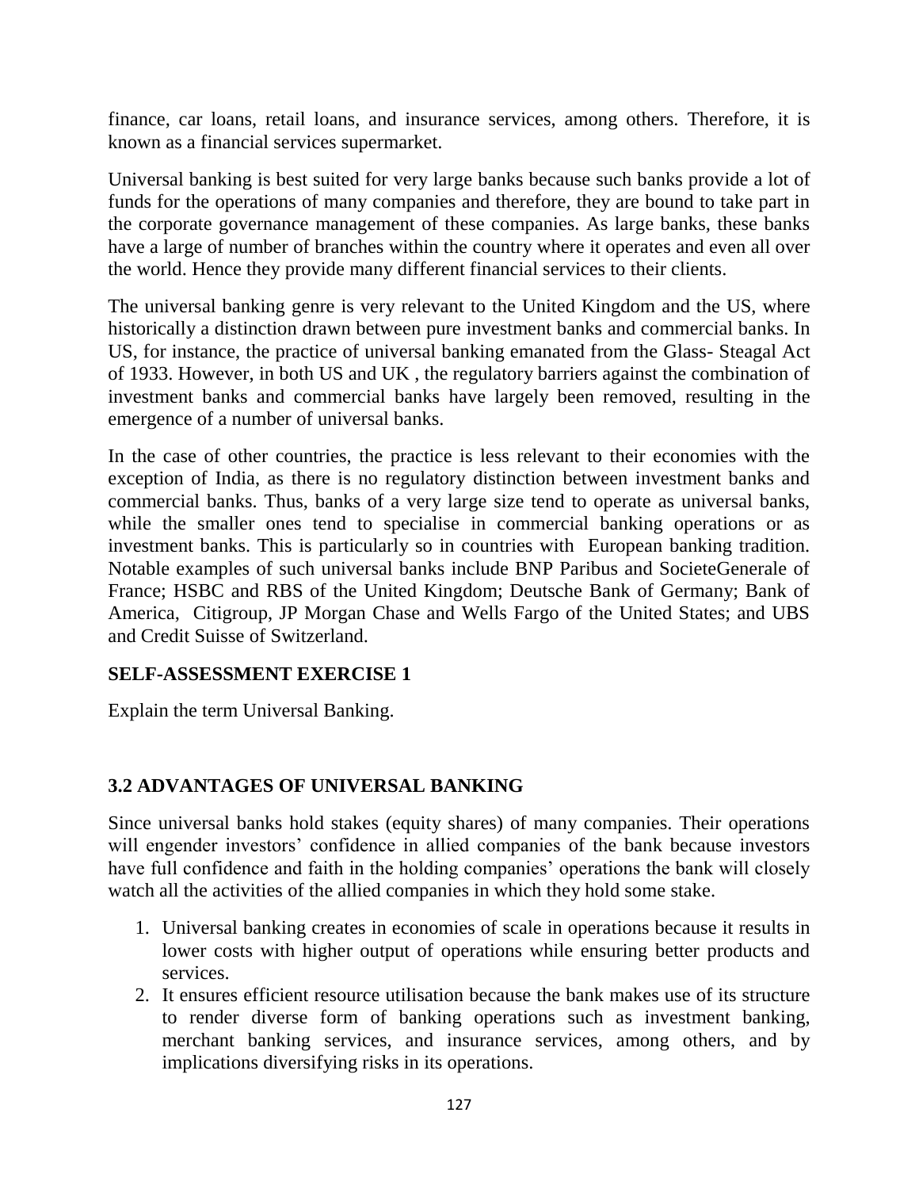finance, car loans, retail loans, and insurance services, among others. Therefore, it is known as a financial services supermarket.

Universal banking is best suited for very large banks because such banks provide a lot of funds for the operations of many companies and therefore, they are bound to take part in the corporate governance management of these companies. As large banks, these banks have a large of number of branches within the country where it operates and even all over the world. Hence they provide many different financial services to their clients.

The universal banking genre is very relevant to the United Kingdom and the US, where historically a distinction drawn between pure investment banks and commercial banks. In US, for instance, the practice of universal banking emanated from the Glass- Steagal Act of 1933. However, in both US and UK , the regulatory barriers against the combination of investment banks and commercial banks have largely been removed, resulting in the emergence of a number of universal banks.

In the case of other countries, the practice is less relevant to their economies with the exception of India, as there is no regulatory distinction between investment banks and commercial banks. Thus, banks of a very large size tend to operate as universal banks, while the smaller ones tend to specialise in commercial banking operations or as investment banks. This is particularly so in countries with European banking tradition. Notable examples of such universal banks include BNP Paribus and SocieteGenerale of France; HSBC and RBS of the United Kingdom; Deutsche Bank of Germany; Bank of America, Citigroup, JP Morgan Chase and Wells Fargo of the United States; and UBS and Credit Suisse of Switzerland.

**SELF-ASSESSMENT EXERCISE 1**

Explain the term Universal Banking.

## 3.2 ADVANTAGES OF UNIVERSAL BANKING

Since universal banks hold stakes (equity shares) of many companies. Their operations will engender investors' confidence in allied companies of the bank because investors have full confidence and faith in the holding companies' operations the bank will closely watch all the activities of the allied companies in which they hold some stake.

1. Universal banking creates in economies of scale in operations because it results in lower costs with higher output of operations while ensuring better products and services.
2. It ensures efficient resource utilisation because the bank makes use of its structure to render diverse form of banking operations such as investment banking, merchant banking services, and insurance services, among others, and by implications diversifying risks in its operations.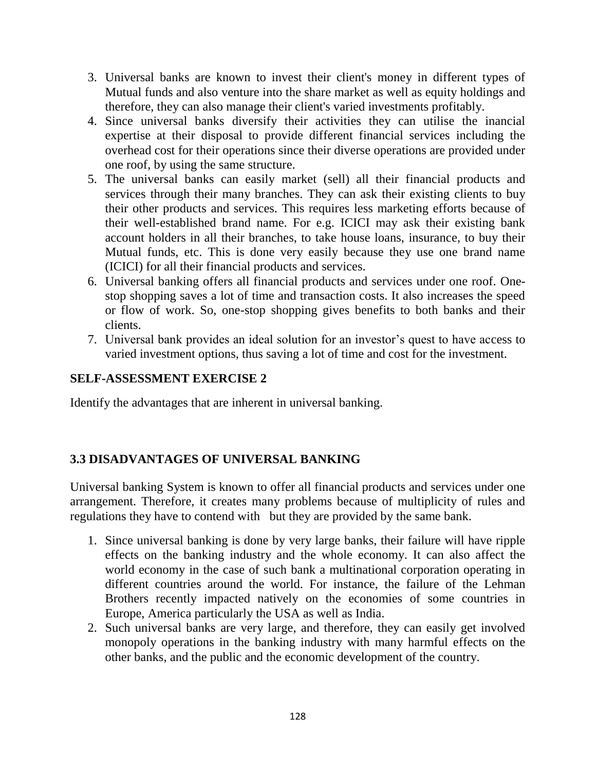3. Universal banks are known to invest their client's money in different types of Mutual funds and also venture into the share market as well as equity holdings and therefore, they can also manage their client's varied investments profitably.
4. Since universal banks diversify their activities they can utilise the inancial expertise at their disposal to provide different financial services including the overhead cost for their operations since their diverse operations are provided under one roof, by using the same structure.
5. The universal banks can easily market (sell) all their financial products and services through their many branches. They can ask their existing clients to buy their other products and services. This requires less marketing efforts because of their well-established brand name. For e.g. ICICI may ask their existing bank account holders in all their branches, to take house loans, insurance, to buy their Mutual funds, etc. This is done very easily because they use one brand name (ICICI) for all their financial products and services.
6. Universal banking offers all financial products and services under one roof. One-stop shopping saves a lot of time and transaction costs. It also increases the speed or flow of work. So, one-stop shopping gives benefits to both banks and their clients.
7. Universal bank provides an ideal solution for an investor's quest to have access to varied investment options, thus saving a lot of time and cost for the investment.

**SELF-ASSESSMENT EXERCISE 2**

Identify the advantages that are inherent in universal banking.

## 3.3 DISADVANTAGES OF UNIVERSAL BANKING

Universal banking System is known to offer all financial products and services under one arrangement. Therefore, it creates many problems because of multiplicity of rules and regulations they have to contend with but they are provided by the same bank.

1. Since universal banking is done by very large banks, their failure will have ripple effects on the banking industry and the whole economy. It can also affect the world economy in the case of such bank a multinational corporation operating in different countries around the world. For instance, the failure of the Lehman Brothers recently impacted natively on the economies of some countries in Europe, America particularly the USA as well as India.
2. Such universal banks are very large, and therefore, they can easily get involved monopoly operations in the banking industry with many harmful effects on the other banks, and the public and the economic development of the country.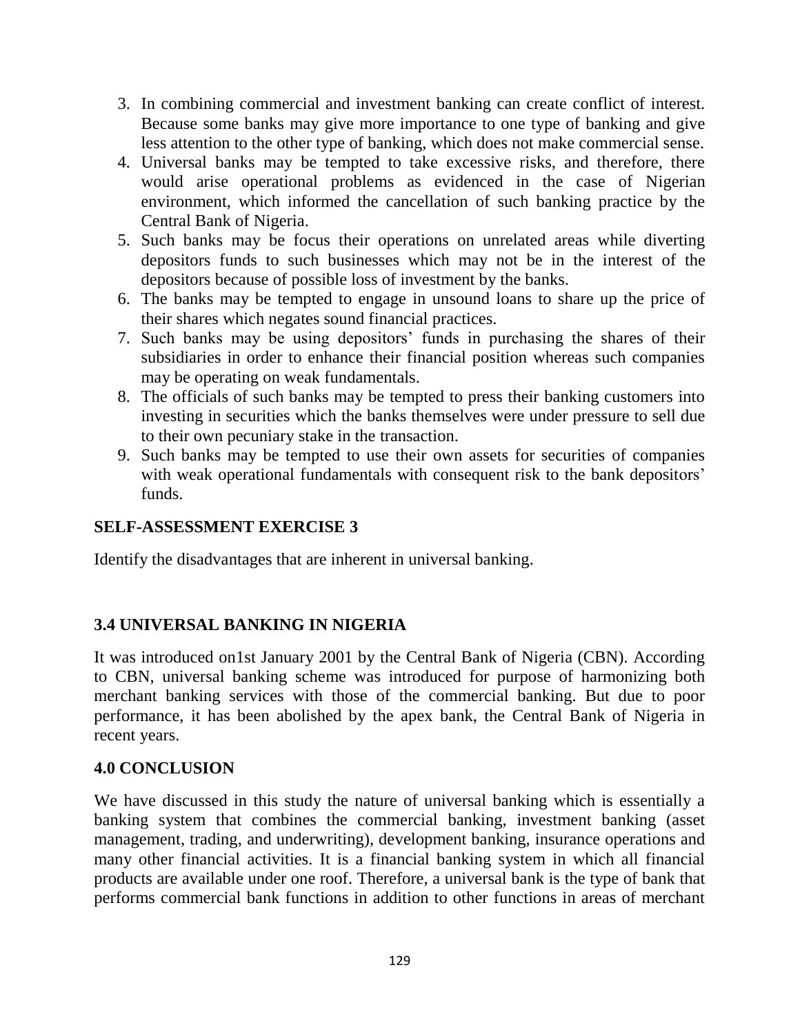3. In combining commercial and investment banking can create conflict of interest. Because some banks may give more importance to one type of banking and give less attention to the other type of banking, which does not make commercial sense.
4. Universal banks may be tempted to take excessive risks, and therefore, there would arise operational problems as evidenced in the case of Nigerian environment, which informed the cancellation of such banking practice by the Central Bank of Nigeria.
5. Such banks may be focus their operations on unrelated areas while diverting depositors funds to such businesses which may not be in the interest of the depositors because of possible loss of investment by the banks.
6. The banks may be tempted to engage in unsound loans to share up the price of their shares which negates sound financial practices.
7. Such banks may be using depositors' funds in purchasing the shares of their subsidiaries in order to enhance their financial position whereas such companies may be operating on weak fundamentals.
8. The officials of such banks may be tempted to press their banking customers into investing in securities which the banks themselves were under pressure to sell due to their own pecuniary stake in the transaction.
9. Such banks may be tempted to use their own assets for securities of companies with weak operational fundamentals with consequent risk to the bank depositors' funds.

**SELF-ASSESSMENT EXERCISE 3**

Identify the disadvantages that are inherent in universal banking.

### 3.4 UNIVERSAL BANKING IN NIGERIA

It was introduced on1st January 2001 by the Central Bank of Nigeria (CBN). According to CBN, universal banking scheme was introduced for purpose of harmonizing both merchant banking services with those of the commercial banking. But due to poor performance, it has been abolished by the apex bank, the Central Bank of Nigeria in recent years.

## 4.0 CONCLUSION

We have discussed in this study the nature of universal banking which is essentially a banking system that combines the commercial banking, investment banking (asset management, trading, and underwriting), development banking, insurance operations and many other financial activities. It is a financial banking system in which all financial products are available under one roof. Therefore, a universal bank is the type of bank that performs commercial bank functions in addition to other functions in areas of merchant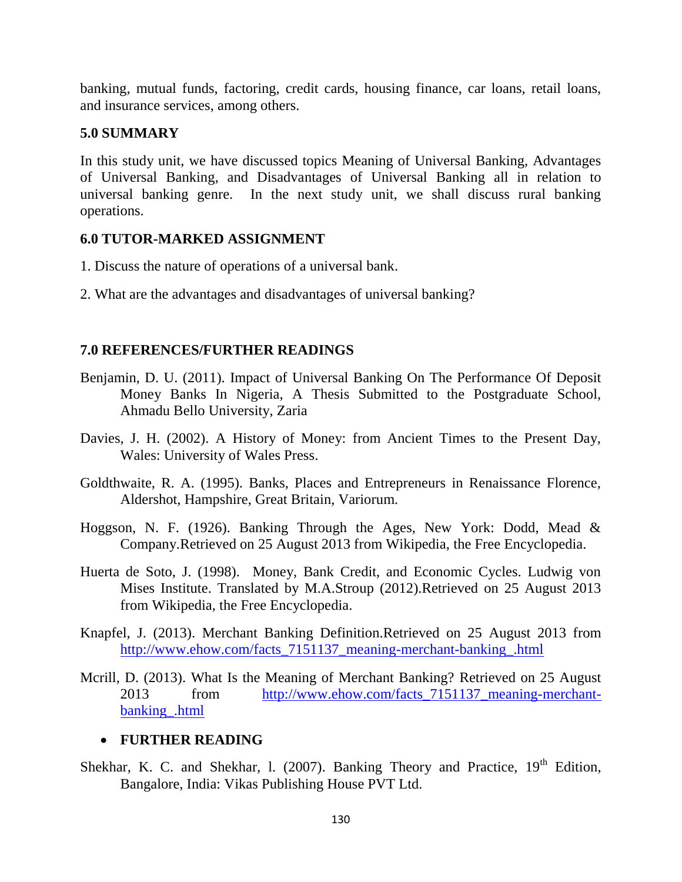banking, mutual funds, factoring, credit cards, housing finance, car loans, retail loans, and insurance services, among others.

## 5.0 SUMMARY

In this study unit, we have discussed topics Meaning of Universal Banking, Advantages of Universal Banking, and Disadvantages of Universal Banking all in relation to universal banking genre. In the next study unit, we shall discuss rural banking operations.

## 6.0 TUTOR-MARKED ASSIGNMENT

1. Discuss the nature of operations of a universal bank.

2. What are the advantages and disadvantages of universal banking?

## 7.0 REFERENCES/FURTHER READINGS

Benjamin, D. U. (2011). Impact of Universal Banking On The Performance Of Deposit Money Banks In Nigeria, A Thesis Submitted to the Postgraduate School, Ahmadu Bello University, Zaria

Davies, J. H. (2002). A History of Money: from Ancient Times to the Present Day, Wales: University of Wales Press.

Goldthwaite, R. A. (1995). Banks, Places and Entrepreneurs in Renaissance Florence, Aldershot, Hampshire, Great Britain, Variorum.

Hoggson, N. F. (1926). Banking Through the Ages, New York: Dodd, Mead & Company.Retrieved on 25 August 2013 from Wikipedia, the Free Encyclopedia.

Huerta de Soto, J. (1998). Money, Bank Credit, and Economic Cycles. Ludwig von Mises Institute. Translated by M.A.Stroup (2012).Retrieved on 25 August 2013 from Wikipedia, the Free Encyclopedia.

Knapfel, J. (2013). Merchant Banking Definition.Retrieved on 25 August 2013 from http://www.ehow.com/facts_7151137_meaning-merchant-banking_.html

Mcrill, D. (2013). What Is the Meaning of Merchant Banking? Retrieved on 25 August 2013 from http://www.ehow.com/facts_7151137_meaning-merchant-banking_.html

- **FURTHER READING**

Shekhar, K. C. and Shekhar, l. (2007). Banking Theory and Practice, 19th Edition, Bangalore, India: Vikas Publishing House PVT Ltd.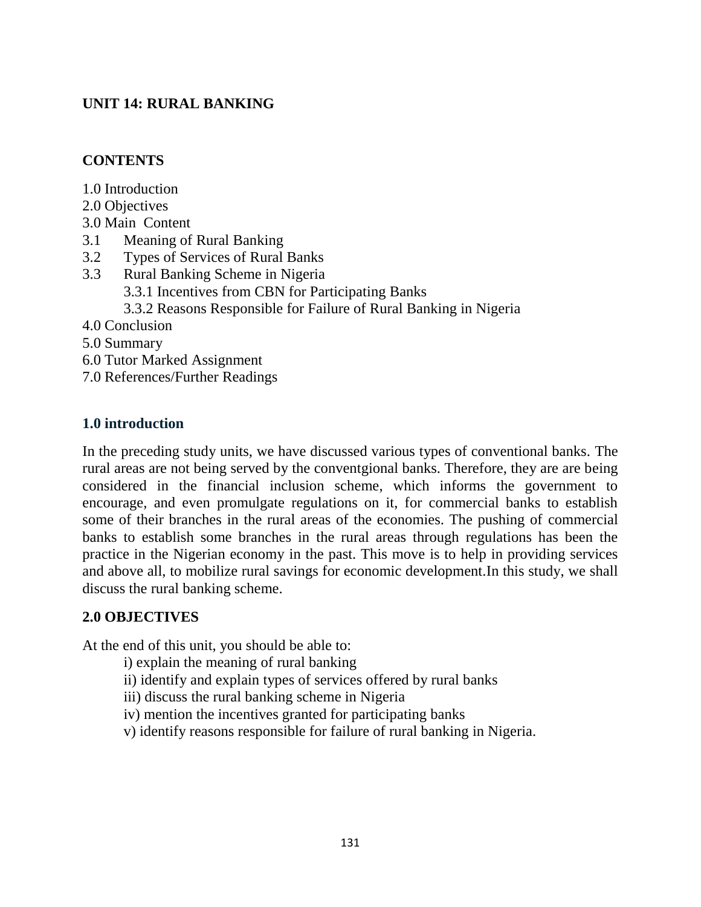## UNIT 14: RURAL BANKING

### CONTENTS

1.0 Introduction
2.0 Objectives
3.0 Main Content
3.1 Meaning of Rural Banking
3.2 Types of Services of Rural Banks
3.3 Rural Banking Scheme in Nigeria
 3.3.1 Incentives from CBN for Participating Banks
 3.3.2 Reasons Responsible for Failure of Rural Banking in Nigeria
4.0 Conclusion
5.0 Summary
6.0 Tutor Marked Assignment
7.0 References/Further Readings

### 1.0 introduction

In the preceding study units, we have discussed various types of conventional banks. The rural areas are not being served by the conventgional banks. Therefore, they are are being considered in the financial inclusion scheme, which informs the government to encourage, and even promulgate regulations on it, for commercial banks to establish some of their branches in the rural areas of the economies. The pushing of commercial banks to establish some branches in the rural areas through regulations has been the practice in the Nigerian economy in the past. This move is to help in providing services and above all, to mobilize rural savings for economic development.In this study, we shall discuss the rural banking scheme.

### 2.0 OBJECTIVES

At the end of this unit, you should be able to:

i) explain the meaning of rural banking
ii) identify and explain types of services offered by rural banks
iii) discuss the rural banking scheme in Nigeria
iv) mention the incentives granted for participating banks
v) identify reasons responsible for failure of rural banking in Nigeria.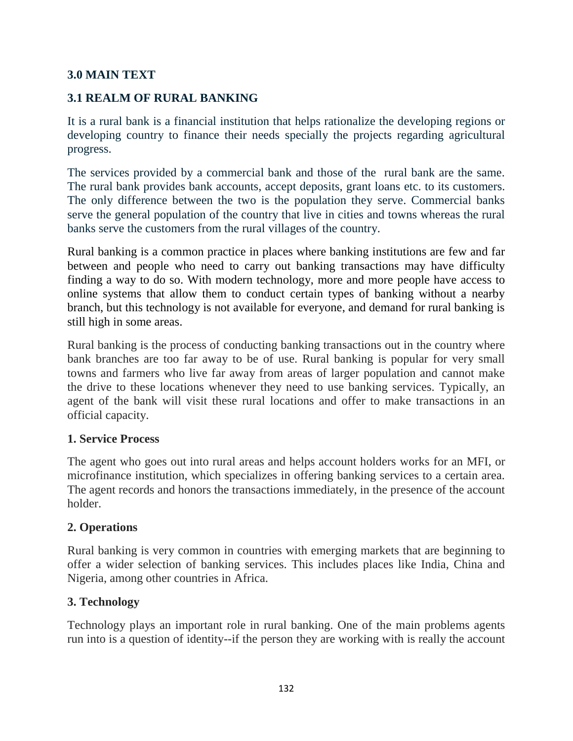## 3.0 MAIN TEXT

## 3.1 REALM OF RURAL BANKING

It is a rural bank is a financial institution that helps rationalize the developing regions or developing country to finance their needs specially the projects regarding agricultural progress.

The services provided by a commercial bank and those of the rural bank are the same. The rural bank provides bank accounts, accept deposits, grant loans etc. to its customers. The only difference between the two is the population they serve. Commercial banks serve the general population of the country that live in cities and towns whereas the rural banks serve the customers from the rural villages of the country.

Rural banking is a common practice in places where banking institutions are few and far between and people who need to carry out banking transactions may have difficulty finding a way to do so. With modern technology, more and more people have access to online systems that allow them to conduct certain types of banking without a nearby branch, but this technology is not available for everyone, and demand for rural banking is still high in some areas.

Rural banking is the process of conducting banking transactions out in the country where bank branches are too far away to be of use. Rural banking is popular for very small towns and farmers who live far away from areas of larger population and cannot make the drive to these locations whenever they need to use banking services. Typically, an agent of the bank will visit these rural locations and offer to make transactions in an official capacity.

### 1. Service Process

The agent who goes out into rural areas and helps account holders works for an MFI, or microfinance institution, which specializes in offering banking services to a certain area. The agent records and honors the transactions immediately, in the presence of the account holder.

### 2. Operations

Rural banking is very common in countries with emerging markets that are beginning to offer a wider selection of banking services. This includes places like India, China and Nigeria, among other countries in Africa.

### 3. Technology

Technology plays an important role in rural banking. One of the main problems agents run into is a question of identity--if the person they are working with is really the account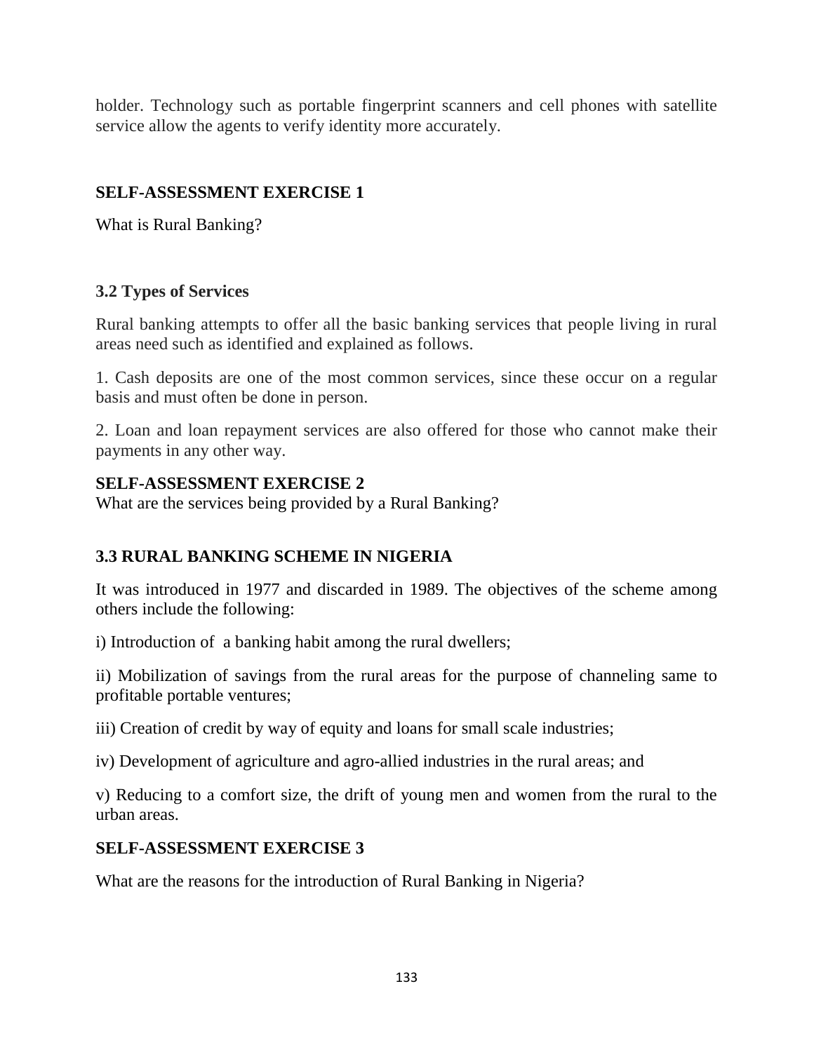holder. Technology such as portable fingerprint scanners and cell phones with satellite service allow the agents to verify identity more accurately.

**SELF-ASSESSMENT EXERCISE 1**

What is Rural Banking?

### 3.2 Types of Services

Rural banking attempts to offer all the basic banking services that people living in rural areas need such as identified and explained as follows.

1. Cash deposits are one of the most common services, since these occur on a regular basis and must often be done in person.

2. Loan and loan repayment services are also offered for those who cannot make their payments in any other way.

**SELF-ASSESSMENT EXERCISE 2**

What are the services being provided by a Rural Banking?

### 3.3 RURAL BANKING SCHEME IN NIGERIA

It was introduced in 1977 and discarded in 1989. The objectives of the scheme among others include the following:

i) Introduction of a banking habit among the rural dwellers;

ii) Mobilization of savings from the rural areas for the purpose of channeling same to profitable portable ventures;

iii) Creation of credit by way of equity and loans for small scale industries;

iv) Development of agriculture and agro-allied industries in the rural areas; and

v) Reducing to a comfort size, the drift of young men and women from the rural to the urban areas.

**SELF-ASSESSMENT EXERCISE 3**

What are the reasons for the introduction of Rural Banking in Nigeria?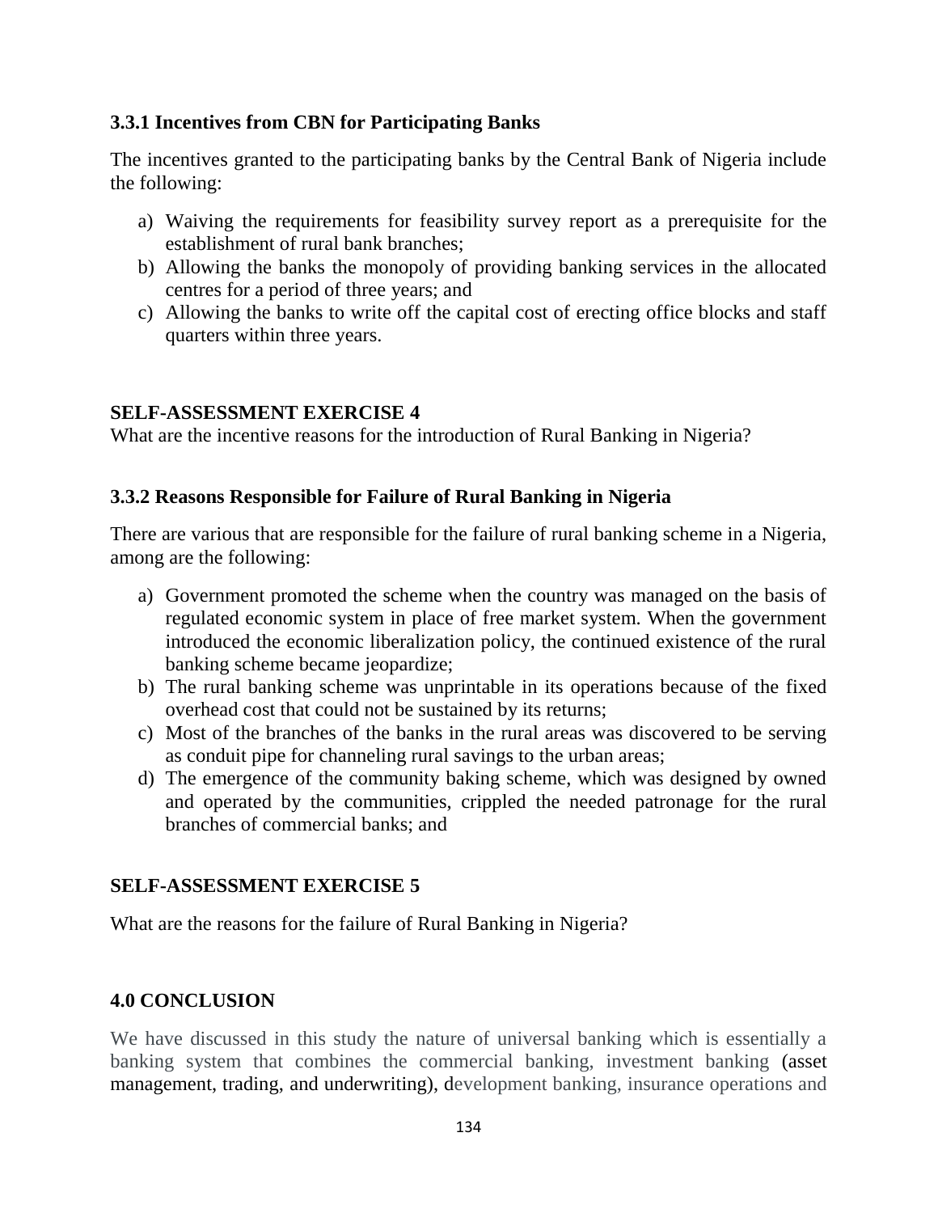### 3.3.1 Incentives from CBN for Participating Banks

The incentives granted to the participating banks by the Central Bank of Nigeria include the following:

a) Waiving the requirements for feasibility survey report as a prerequisite for the establishment of rural bank branches;
b) Allowing the banks the monopoly of providing banking services in the allocated centres for a period of three years; and
c) Allowing the banks to write off the capital cost of erecting office blocks and staff quarters within three years.

**SELF-ASSESSMENT EXERCISE 4**

What are the incentive reasons for the introduction of Rural Banking in Nigeria?

### 3.3.2 Reasons Responsible for Failure of Rural Banking in Nigeria

There are various that are responsible for the failure of rural banking scheme in a Nigeria, among are the following:

a) Government promoted the scheme when the country was managed on the basis of regulated economic system in place of free market system. When the government introduced the economic liberalization policy, the continued existence of the rural banking scheme became jeopardize;
b) The rural banking scheme was unprintable in its operations because of the fixed overhead cost that could not be sustained by its returns;
c) Most of the branches of the banks in the rural areas was discovered to be serving as conduit pipe for channeling rural savings to the urban areas;
d) The emergence of the community baking scheme, which was designed by owned and operated by the communities, crippled the needed patronage for the rural branches of commercial banks; and

**SELF-ASSESSMENT EXERCISE 5**

What are the reasons for the failure of Rural Banking in Nigeria?

## 4.0 CONCLUSION

We have discussed in this study the nature of universal banking which is essentially a banking system that combines the commercial banking, investment banking (asset management, trading, and underwriting), development banking, insurance operations and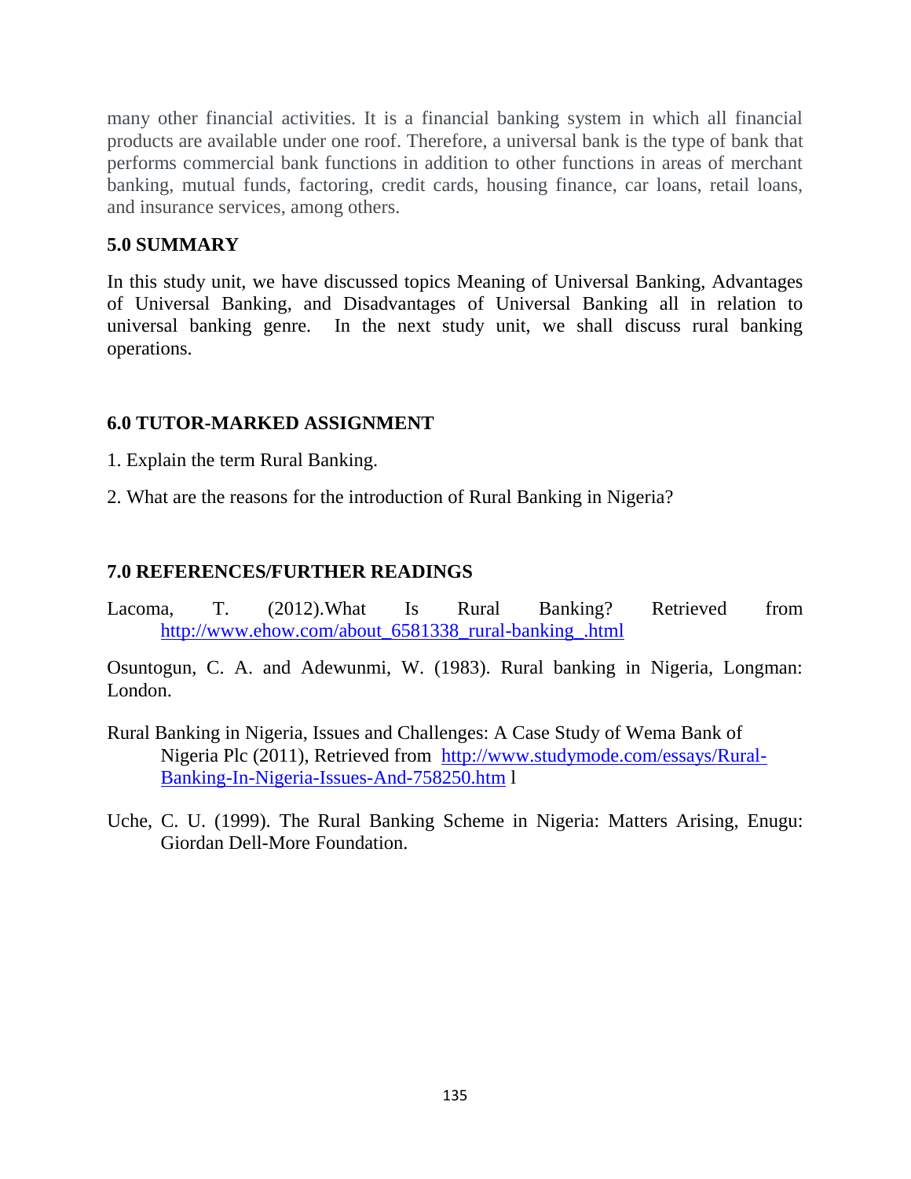many other financial activities. It is a financial banking system in which all financial products are available under one roof. Therefore, a universal bank is the type of bank that performs commercial bank functions in addition to other functions in areas of merchant banking, mutual funds, factoring, credit cards, housing finance, car loans, retail loans, and insurance services, among others.

## 5.0 SUMMARY

In this study unit, we have discussed topics Meaning of Universal Banking, Advantages of Universal Banking, and Disadvantages of Universal Banking all in relation to universal banking genre. In the next study unit, we shall discuss rural banking operations.

## 6.0 TUTOR-MARKED ASSIGNMENT

1. Explain the term Rural Banking.

2. What are the reasons for the introduction of Rural Banking in Nigeria?

## 7.0 REFERENCES/FURTHER READINGS

Lacoma, T. (2012).What Is Rural Banking? Retrieved from http://www.ehow.com/about_6581338_rural-banking_.html

Osuntogun, C. A. and Adewunmi, W. (1983). Rural banking in Nigeria, Longman: London.

Rural Banking in Nigeria, Issues and Challenges: A Case Study of Wema Bank of Nigeria Plc (2011), Retrieved from http://www.studymode.com/essays/Rural-Banking-In-Nigeria-Issues-And-758250.htm l

Uche, C. U. (1999). The Rural Banking Scheme in Nigeria: Matters Arising, Enugu: Giordan Dell-More Foundation.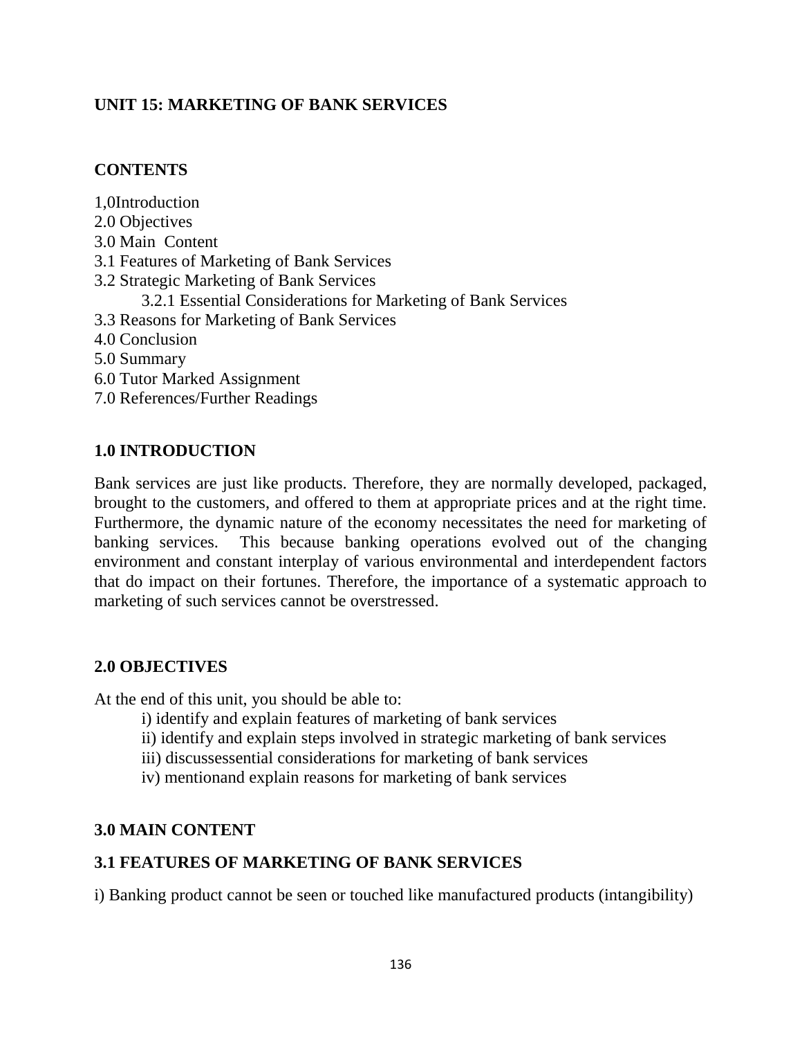## UNIT 15: MARKETING OF BANK SERVICES

### CONTENTS

1,0Introduction
2.0 Objectives
3.0 Main Content
3.1 Features of Marketing of Bank Services
3.2 Strategic Marketing of Bank Services
    3.2.1 Essential Considerations for Marketing of Bank Services
3.3 Reasons for Marketing of Bank Services
4.0 Conclusion
5.0 Summary
6.0 Tutor Marked Assignment
7.0 References/Further Readings

### 1.0 INTRODUCTION

Bank services are just like products. Therefore, they are normally developed, packaged, brought to the customers, and offered to them at appropriate prices and at the right time. Furthermore, the dynamic nature of the economy necessitates the need for marketing of banking services. This because banking operations evolved out of the changing environment and constant interplay of various environmental and interdependent factors that do impact on their fortunes. Therefore, the importance of a systematic approach to marketing of such services cannot be overstressed.

### 2.0 OBJECTIVES

At the end of this unit, you should be able to:

i) identify and explain features of marketing of bank services
ii) identify and explain steps involved in strategic marketing of bank services
iii) discussessential considerations for marketing of bank services
iv) mentionand explain reasons for marketing of bank services

### 3.0 MAIN CONTENT

### 3.1 FEATURES OF MARKETING OF BANK SERVICES

i) Banking product cannot be seen or touched like manufactured products (intangibility)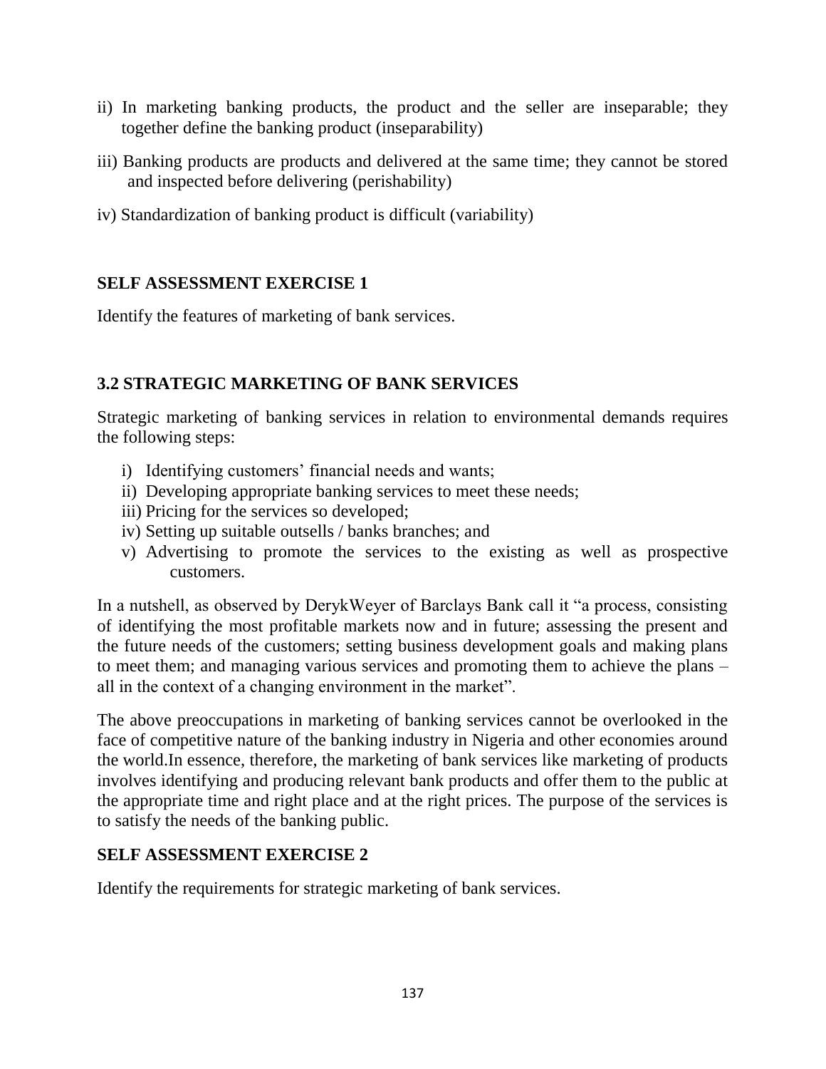ii) In marketing banking products, the product and the seller are inseparable; they together define the banking product (inseparability)

iii) Banking products are products and delivered at the same time; they cannot be stored and inspected before delivering (perishability)

iv) Standardization of banking product is difficult (variability)

**SELF ASSESSMENT EXERCISE 1**

Identify the features of marketing of bank services.

## 3.2 STRATEGIC MARKETING OF BANK SERVICES

Strategic marketing of banking services in relation to environmental demands requires the following steps:

i) Identifying customers' financial needs and wants;
ii) Developing appropriate banking services to meet these needs;
iii) Pricing for the services so developed;
iv) Setting up suitable outsells / banks branches; and
v) Advertising to promote the services to the existing as well as prospective customers.

In a nutshell, as observed by DerykWeyer of Barclays Bank call it "a process, consisting of identifying the most profitable markets now and in future; assessing the present and the future needs of the customers; setting business development goals and making plans to meet them; and managing various services and promoting them to achieve the plans – all in the context of a changing environment in the market".

The above preoccupations in marketing of banking services cannot be overlooked in the face of competitive nature of the banking industry in Nigeria and other economies around the world.In essence, therefore, the marketing of bank services like marketing of products involves identifying and producing relevant bank products and offer them to the public at the appropriate time and right place and at the right prices. The purpose of the services is to satisfy the needs of the banking public.

**SELF ASSESSMENT EXERCISE 2**

Identify the requirements for strategic marketing of bank services.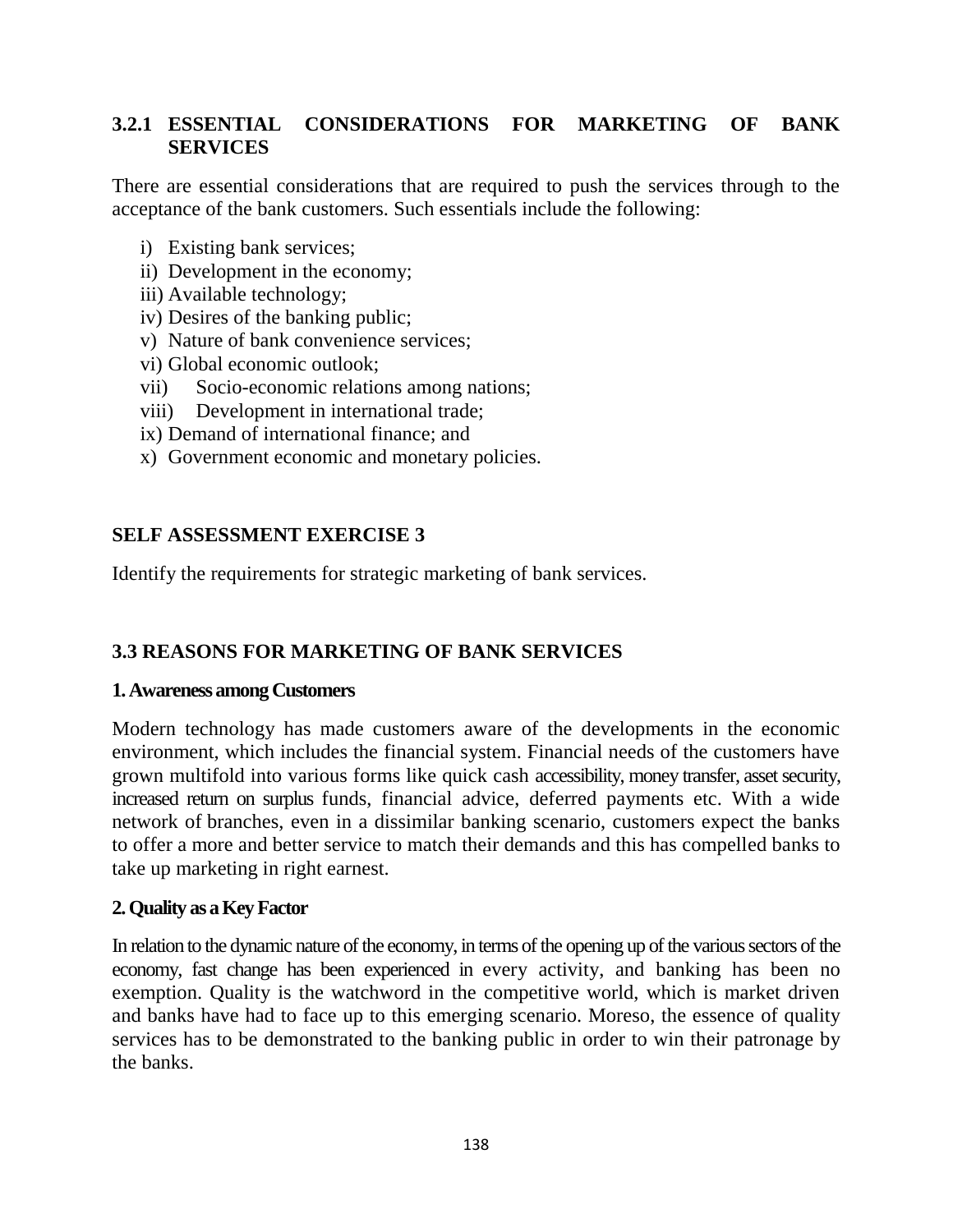### 3.2.1 ESSENTIAL CONSIDERATIONS FOR MARKETING OF BANK SERVICES

There are essential considerations that are required to push the services through to the acceptance of the bank customers. Such essentials include the following:

i) Existing bank services;
ii) Development in the economy;
iii) Available technology;
iv) Desires of the banking public;
v) Nature of bank convenience services;
vi) Global economic outlook;
vii) Socio-economic relations among nations;
viii) Development in international trade;
ix) Demand of international finance; and
x) Government economic and monetary policies.

### SELF ASSESSMENT EXERCISE 3

Identify the requirements for strategic marketing of bank services.

## 3.3 REASONS FOR MARKETING OF BANK SERVICES

**1. Awareness among Customers**

Modern technology has made customers aware of the developments in the economic environment, which includes the financial system. Financial needs of the customers have grown multifold into various forms like quick cash accessibility, money transfer, asset security, increased return on surplus funds, financial advice, deferred payments etc. With a wide network of branches, even in a dissimilar banking scenario, customers expect the banks to offer a more and better service to match their demands and this has compelled banks to take up marketing in right earnest.

**2. Quality as a Key Factor**

In relation to the dynamic nature of the economy, in terms of the opening up of the various sectors of the economy, fast change has been experienced in every activity, and banking has been no exemption. Quality is the watchword in the competitive world, which is market driven and banks have had to face up to this emerging scenario. Moreso, the essence of quality services has to be demonstrated to the banking public in order to win their patronage by the banks.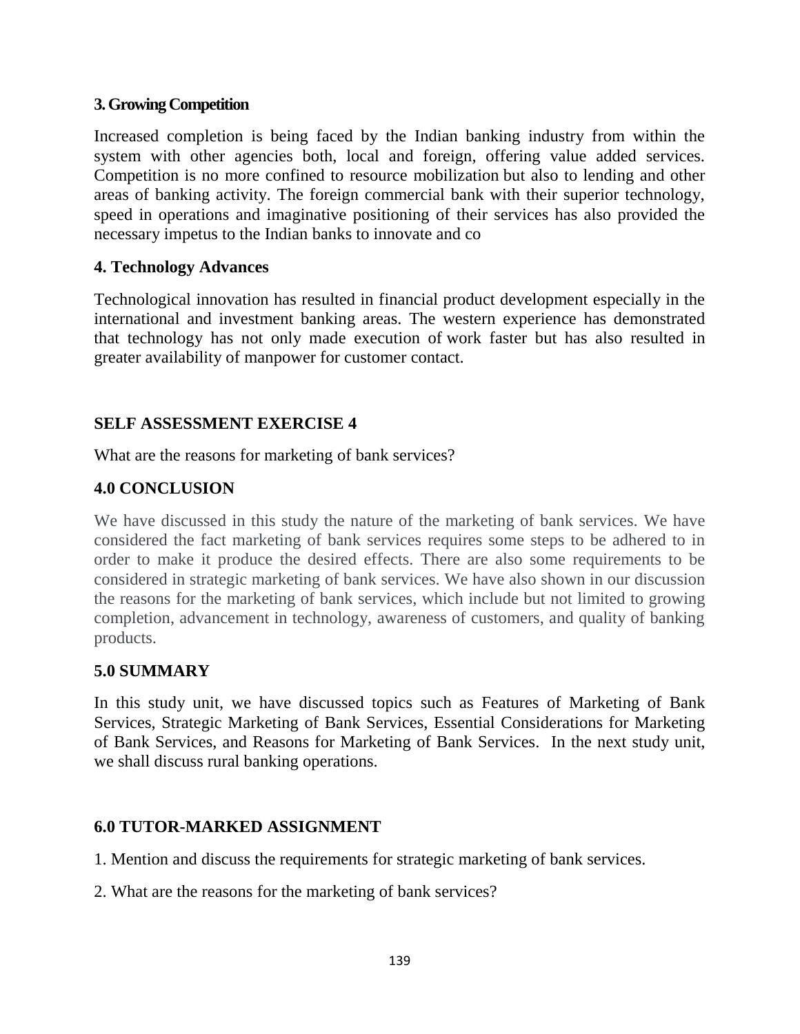### 3. Growing Competition

Increased completion is being faced by the Indian banking industry from within the system with other agencies both, local and foreign, offering value added services. Competition is no more confined to resource mobilization but also to lending and other areas of banking activity. The foreign commercial bank with their superior technology, speed in operations and imaginative positioning of their services has also provided the necessary impetus to the Indian banks to innovate and co

### 4. Technology Advances

Technological innovation has resulted in financial product development especially in the international and investment banking areas. The western experience has demonstrated that technology has not only made execution of work faster but has also resulted in greater availability of manpower for customer contact.

## SELF ASSESSMENT EXERCISE 4

What are the reasons for marketing of bank services?

## 4.0 CONCLUSION

We have discussed in this study the nature of the marketing of bank services. We have considered the fact marketing of bank services requires some steps to be adhered to in order to make it produce the desired effects. There are also some requirements to be considered in strategic marketing of bank services. We have also shown in our discussion the reasons for the marketing of bank services, which include but not limited to growing completion, advancement in technology, awareness of customers, and quality of banking products.

## 5.0 SUMMARY

In this study unit, we have discussed topics such as Features of Marketing of Bank Services, Strategic Marketing of Bank Services, Essential Considerations for Marketing of Bank Services, and Reasons for Marketing of Bank Services. In the next study unit, we shall discuss rural banking operations.

## 6.0 TUTOR-MARKED ASSIGNMENT

1. Mention and discuss the requirements for strategic marketing of bank services.

2. What are the reasons for the marketing of bank services?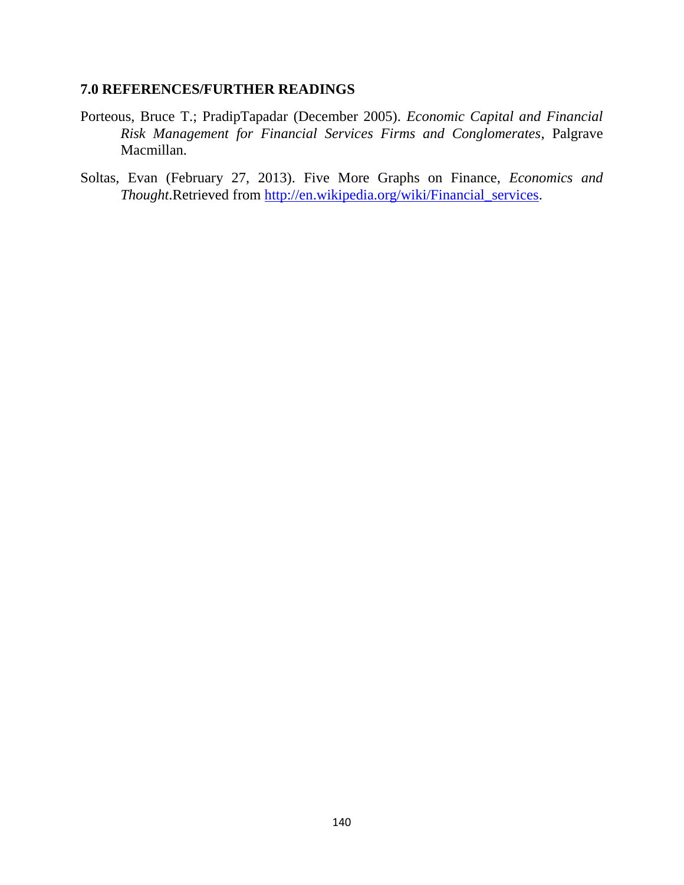## 7.0 REFERENCES/FURTHER READINGS

Porteous, Bruce T.; PradipTapadar (December 2005). *Economic Capital and Financial Risk Management for Financial Services Firms and Conglomerates*, Palgrave Macmillan.

Soltas, Evan (February 27, 2013). Five More Graphs on Finance, *Economics and Thought*.Retrieved from [http://en.wikipedia.org/wiki/Financial_services](http://en.wikipedia.org/wiki/Financial_services).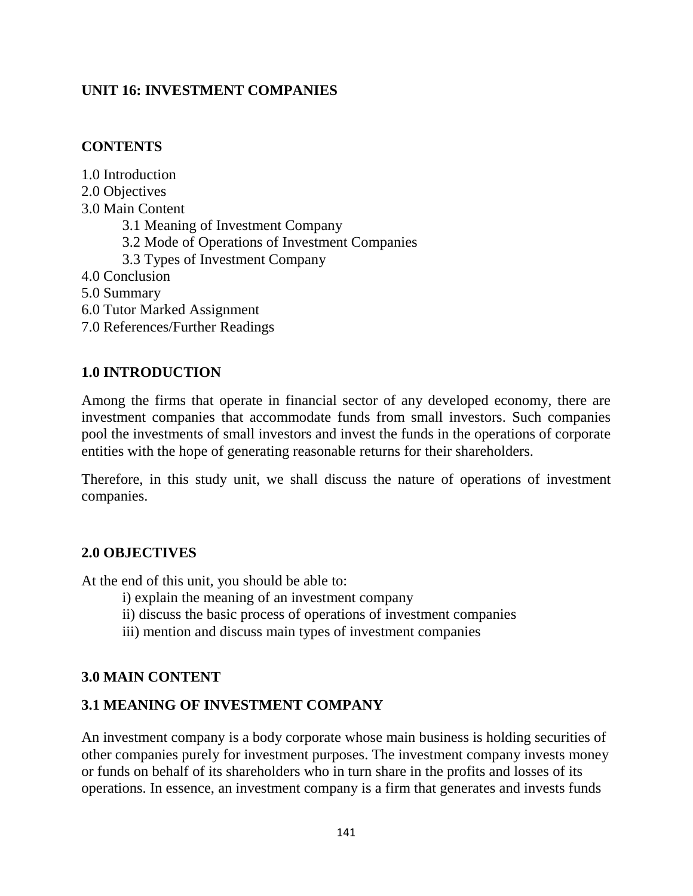## UNIT 16: INVESTMENT COMPANIES

### CONTENTS

1.0 Introduction
2.0 Objectives
3.0 Main Content
    3.1 Meaning of Investment Company
    3.2 Mode of Operations of Investment Companies
    3.3 Types of Investment Company
4.0 Conclusion
5.0 Summary
6.0 Tutor Marked Assignment
7.0 References/Further Readings

### 1.0 INTRODUCTION

Among the firms that operate in financial sector of any developed economy, there are investment companies that accommodate funds from small investors. Such companies pool the investments of small investors and invest the funds in the operations of corporate entities with the hope of generating reasonable returns for their shareholders.

Therefore, in this study unit, we shall discuss the nature of operations of investment companies.

### 2.0 OBJECTIVES

At the end of this unit, you should be able to:

i) explain the meaning of an investment company
ii) discuss the basic process of operations of investment companies
iii) mention and discuss main types of investment companies

### 3.0 MAIN CONTENT

### 3.1 MEANING OF INVESTMENT COMPANY

An investment company is a body corporate whose main business is holding securities of other companies purely for investment purposes. The investment company invests money or funds on behalf of its shareholders who in turn share in the profits and losses of its operations. In essence, an investment company is a firm that generates and invests funds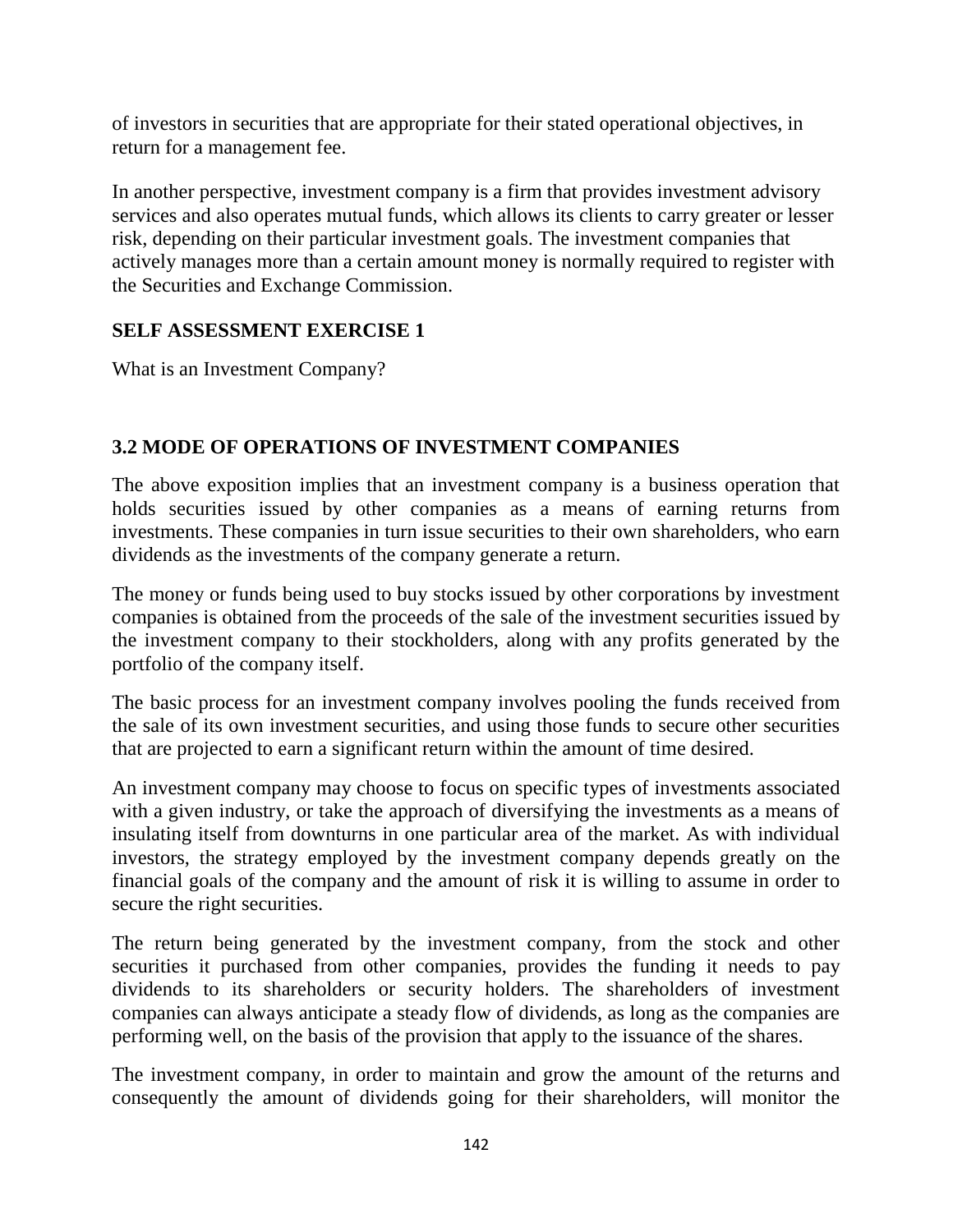of investors in securities that are appropriate for their stated operational objectives, in return for a management fee.

In another perspective, investment company is a firm that provides investment advisory services and also operates mutual funds, which allows its clients to carry greater or lesser risk, depending on their particular investment goals. The investment companies that actively manages more than a certain amount money is normally required to register with the Securities and Exchange Commission.

**SELF ASSESSMENT EXERCISE 1**

What is an Investment Company?

### 3.2 MODE OF OPERATIONS OF INVESTMENT COMPANIES

The above exposition implies that an investment company is a business operation that holds securities issued by other companies as a means of earning returns from investments. These companies in turn issue securities to their own shareholders, who earn dividends as the investments of the company generate a return.

The money or funds being used to buy stocks issued by other corporations by investment companies is obtained from the proceeds of the sale of the investment securities issued by the investment company to their stockholders, along with any profits generated by the portfolio of the company itself.

The basic process for an investment company involves pooling the funds received from the sale of its own investment securities, and using those funds to secure other securities that are projected to earn a significant return within the amount of time desired.

An investment company may choose to focus on specific types of investments associated with a given industry, or take the approach of diversifying the investments as a means of insulating itself from downturns in one particular area of the market. As with individual investors, the strategy employed by the investment company depends greatly on the financial goals of the company and the amount of risk it is willing to assume in order to secure the right securities.

The return being generated by the investment company, from the stock and other securities it purchased from other companies, provides the funding it needs to pay dividends to its shareholders or security holders. The shareholders of investment companies can always anticipate a steady flow of dividends, as long as the companies are performing well, on the basis of the provision that apply to the issuance of the shares.

The investment company, in order to maintain and grow the amount of the returns and consequently the amount of dividends going for their shareholders, will monitor the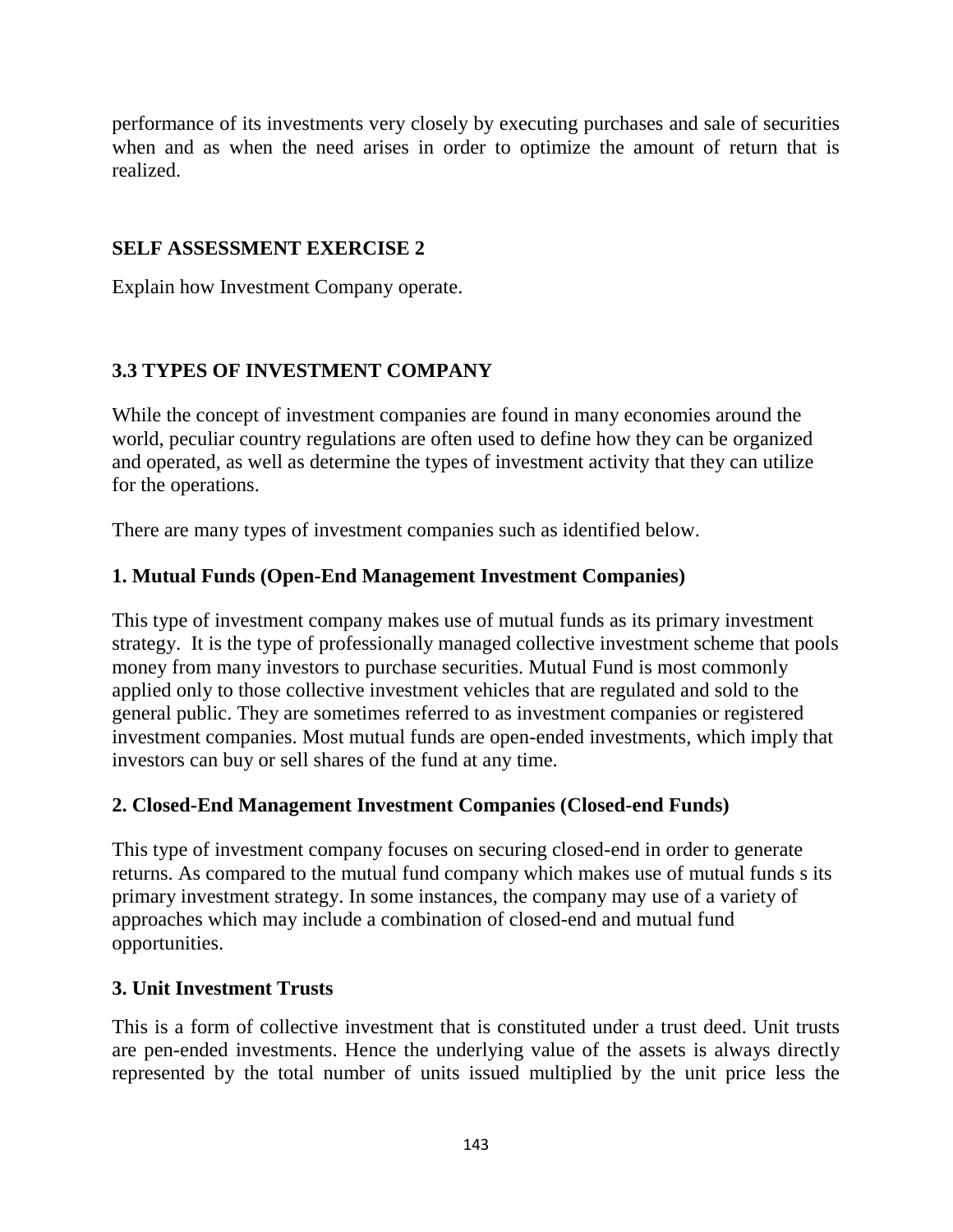performance of its investments very closely by executing purchases and sale of securities when and as when the need arises in order to optimize the amount of return that is realized.

**SELF ASSESSMENT EXERCISE 2**

Explain how Investment Company operate.

## 3.3 TYPES OF INVESTMENT COMPANY

While the concept of investment companies are found in many economies around the world, peculiar country regulations are often used to define how they can be organized and operated, as well as determine the types of investment activity that they can utilize for the operations.

There are many types of investment companies such as identified below.

### 1. Mutual Funds (Open-End Management Investment Companies)

This type of investment company makes use of mutual funds as its primary investment strategy. It is the type of professionally managed collective investment scheme that pools money from many investors to purchase securities. Mutual Fund is most commonly applied only to those collective investment vehicles that are regulated and sold to the general public. They are sometimes referred to as investment companies or registered investment companies. Most mutual funds are open-ended investments, which imply that investors can buy or sell shares of the fund at any time.

### 2. Closed-End Management Investment Companies (Closed-end Funds)

This type of investment company focuses on securing closed-end in order to generate returns. As compared to the mutual fund company which makes use of mutual funds s its primary investment strategy. In some instances, the company may use of a variety of approaches which may include a combination of closed-end and mutual fund opportunities.

### 3. Unit Investment Trusts

This is a form of collective investment that is constituted under a trust deed. Unit trusts are pen-ended investments. Hence the underlying value of the assets is always directly represented by the total number of units issued multiplied by the unit price less the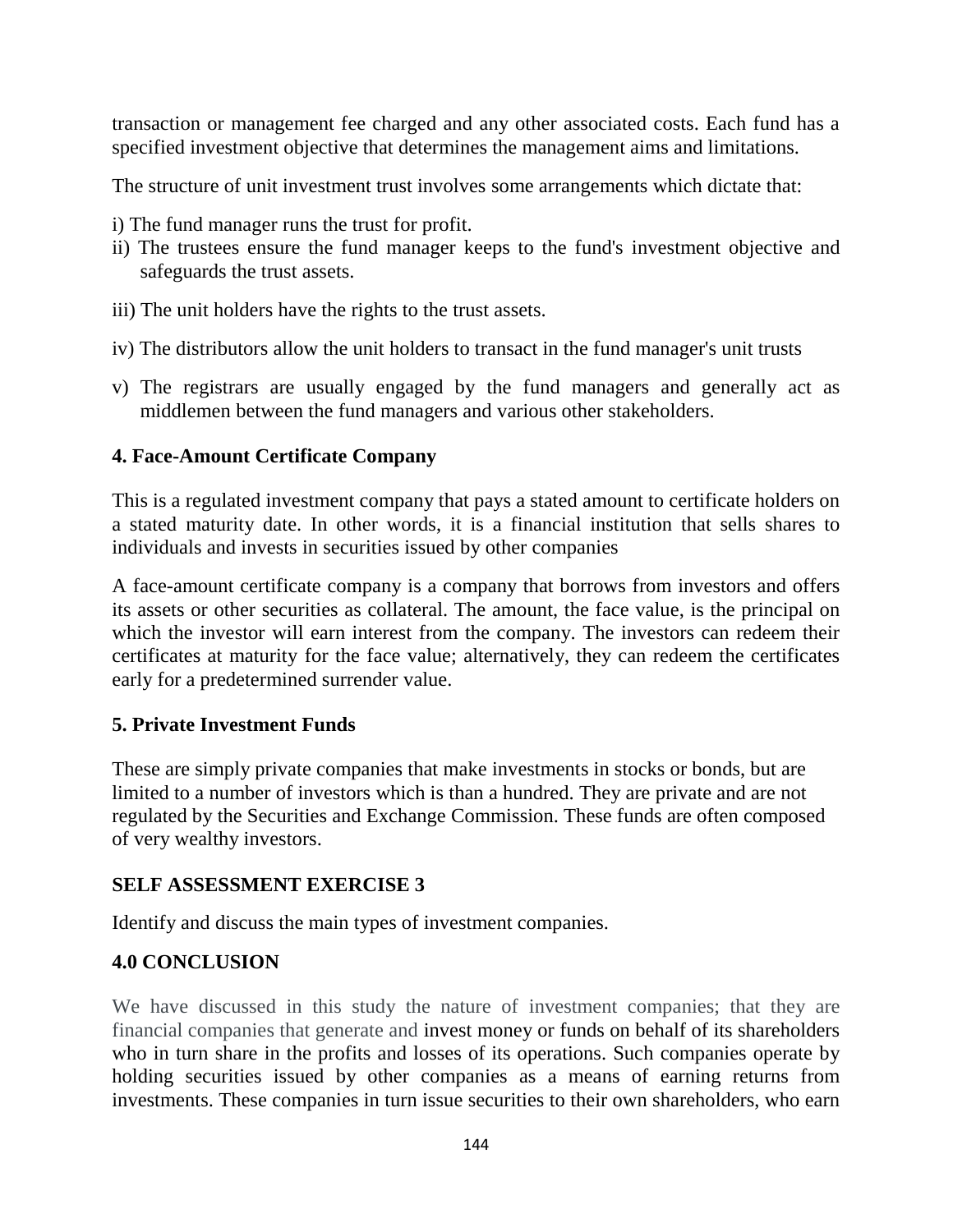transaction or management fee charged and any other associated costs. Each fund has a specified investment objective that determines the management aims and limitations.

The structure of unit investment trust involves some arrangements which dictate that:

i) The fund manager runs the trust for profit.

ii) The trustees ensure the fund manager keeps to the fund's investment objective and safeguards the trust assets.

iii) The unit holders have the rights to the trust assets.

iv) The distributors allow the unit holders to transact in the fund manager's unit trusts

v) The registrars are usually engaged by the fund managers and generally act as middlemen between the fund managers and various other stakeholders.

**4. Face-Amount Certificate Company**

This is a regulated investment company that pays a stated amount to certificate holders on a stated maturity date. In other words, it is a financial institution that sells shares to individuals and invests in securities issued by other companies

A face-amount certificate company is a company that borrows from investors and offers its assets or other securities as collateral. The amount, the face value, is the principal on which the investor will earn interest from the company. The investors can redeem their certificates at maturity for the face value; alternatively, they can redeem the certificates early for a predetermined surrender value.

**5. Private Investment Funds**

These are simply private companies that make investments in stocks or bonds, but are limited to a number of investors which is than a hundred. They are private and are not regulated by the Securities and Exchange Commission. These funds are often composed of very wealthy investors.

**SELF ASSESSMENT EXERCISE 3**

Identify and discuss the main types of investment companies.

**4.0 CONCLUSION**

We have discussed in this study the nature of investment companies; that they are financial companies that generate and invest money or funds on behalf of its shareholders who in turn share in the profits and losses of its operations. Such companies operate by holding securities issued by other companies as a means of earning returns from investments. These companies in turn issue securities to their own shareholders, who earn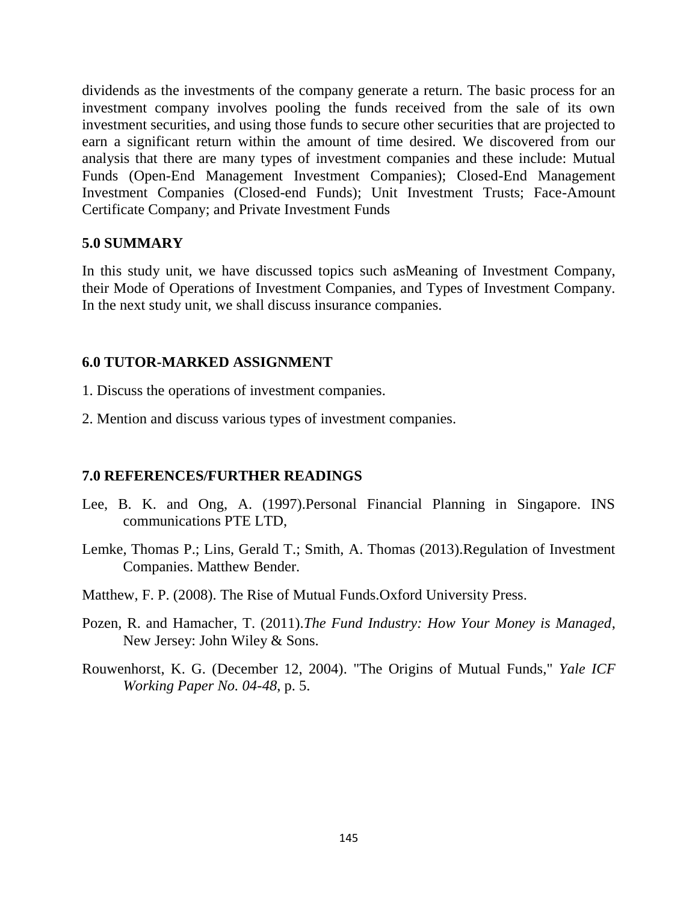dividends as the investments of the company generate a return. The basic process for an investment company involves pooling the funds received from the sale of its own investment securities, and using those funds to secure other securities that are projected to earn a significant return within the amount of time desired. We discovered from our analysis that there are many types of investment companies and these include: Mutual Funds (Open-End Management Investment Companies); Closed-End Management Investment Companies (Closed-end Funds); Unit Investment Trusts; Face-Amount Certificate Company; and Private Investment Funds

## 5.0 SUMMARY

In this study unit, we have discussed topics such asMeaning of Investment Company, their Mode of Operations of Investment Companies, and Types of Investment Company. In the next study unit, we shall discuss insurance companies.

## 6.0 TUTOR-MARKED ASSIGNMENT

1. Discuss the operations of investment companies.

2. Mention and discuss various types of investment companies.

## 7.0 REFERENCES/FURTHER READINGS

Lee, B. K. and Ong, A. (1997).Personal Financial Planning in Singapore. INS communications PTE LTD,

Lemke, Thomas P.; Lins, Gerald T.; Smith, A. Thomas (2013).Regulation of Investment Companies. Matthew Bender.

Matthew, F. P. (2008). The Rise of Mutual Funds.Oxford University Press.

Pozen, R. and Hamacher, T. (2011).*The Fund Industry: How Your Money is Managed*, New Jersey: John Wiley & Sons.

Rouwenhorst, K. G. (December 12, 2004). "The Origins of Mutual Funds," *Yale ICF Working Paper No. 04-48*, p. 5.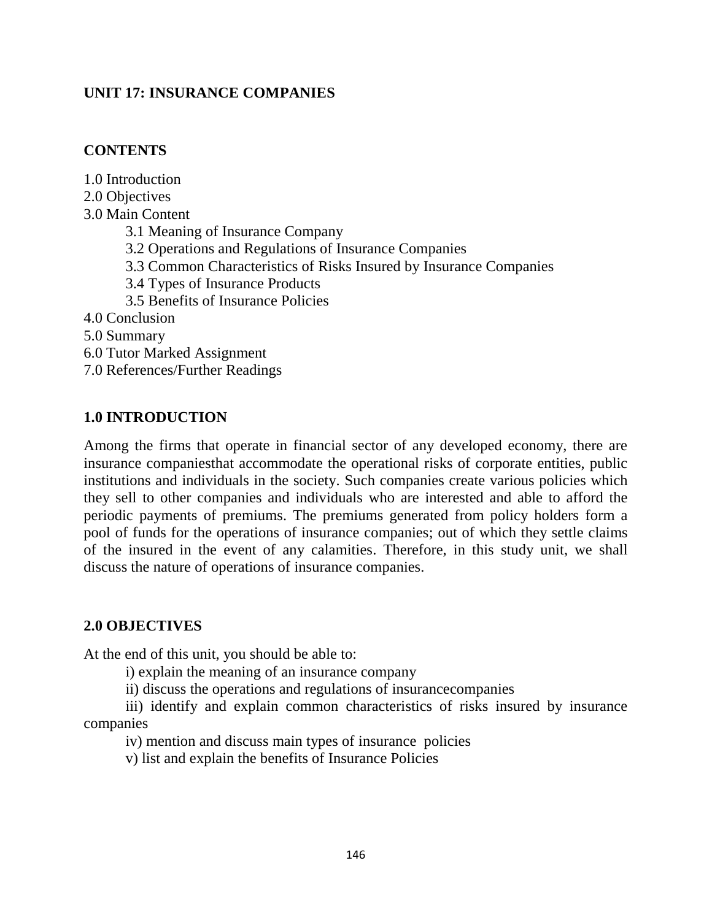## UNIT 17: INSURANCE COMPANIES

### CONTENTS

1.0 Introduction
2.0 Objectives
3.0 Main Content
    3.1 Meaning of Insurance Company
    3.2 Operations and Regulations of Insurance Companies
    3.3 Common Characteristics of Risks Insured by Insurance Companies
    3.4 Types of Insurance Products
    3.5 Benefits of Insurance Policies
4.0 Conclusion
5.0 Summary
6.0 Tutor Marked Assignment
7.0 References/Further Readings

### 1.0 INTRODUCTION

Among the firms that operate in financial sector of any developed economy, there are insurance companiesthat accommodate the operational risks of corporate entities, public institutions and individuals in the society. Such companies create various policies which they sell to other companies and individuals who are interested and able to afford the periodic payments of premiums. The premiums generated from policy holders form a pool of funds for the operations of insurance companies; out of which they settle claims of the insured in the event of any calamities. Therefore, in this study unit, we shall discuss the nature of operations of insurance companies.

### 2.0 OBJECTIVES

At the end of this unit, you should be able to:

i) explain the meaning of an insurance company
ii) discuss the operations and regulations of insurancecompanies
iii) identify and explain common characteristics of risks insured by insurance companies
iv) mention and discuss main types of insurance policies
v) list and explain the benefits of Insurance Policies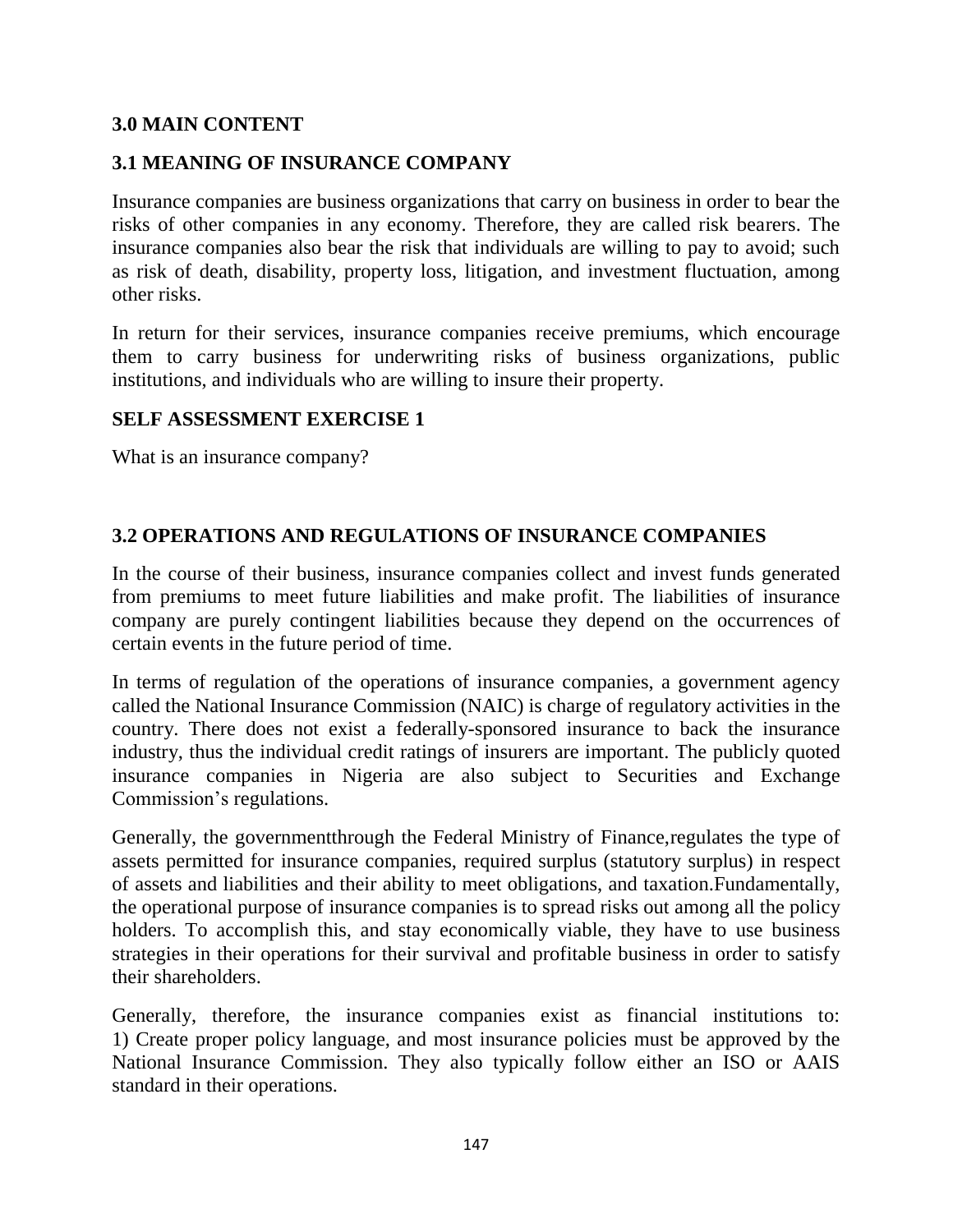## 3.0 MAIN CONTENT

### 3.1 MEANING OF INSURANCE COMPANY

Insurance companies are business organizations that carry on business in order to bear the risks of other companies in any economy. Therefore, they are called risk bearers. The insurance companies also bear the risk that individuals are willing to pay to avoid; such as risk of death, disability, property loss, litigation, and investment fluctuation, among other risks.

In return for their services, insurance companies receive premiums, which encourage them to carry business for underwriting risks of business organizations, public institutions, and individuals who are willing to insure their property.

**SELF ASSESSMENT EXERCISE 1**

What is an insurance company?

### 3.2 OPERATIONS AND REGULATIONS OF INSURANCE COMPANIES

In the course of their business, insurance companies collect and invest funds generated from premiums to meet future liabilities and make profit. The liabilities of insurance company are purely contingent liabilities because they depend on the occurrences of certain events in the future period of time.

In terms of regulation of the operations of insurance companies, a government agency called the National Insurance Commission (NAIC) is charge of regulatory activities in the country. There does not exist a federally-sponsored insurance to back the insurance industry, thus the individual credit ratings of insurers are important. The publicly quoted insurance companies in Nigeria are also subject to Securities and Exchange Commission's regulations.

Generally, the governmentthrough the Federal Ministry of Finance,regulates the type of assets permitted for insurance companies, required surplus (statutory surplus) in respect of assets and liabilities and their ability to meet obligations, and taxation.Fundamentally, the operational purpose of insurance companies is to spread risks out among all the policy holders. To accomplish this, and stay economically viable, they have to use business strategies in their operations for their survival and profitable business in order to satisfy their shareholders.

Generally, therefore, the insurance companies exist as financial institutions to:
1) Create proper policy language, and most insurance policies must be approved by the National Insurance Commission. They also typically follow either an ISO or AAIS standard in their operations.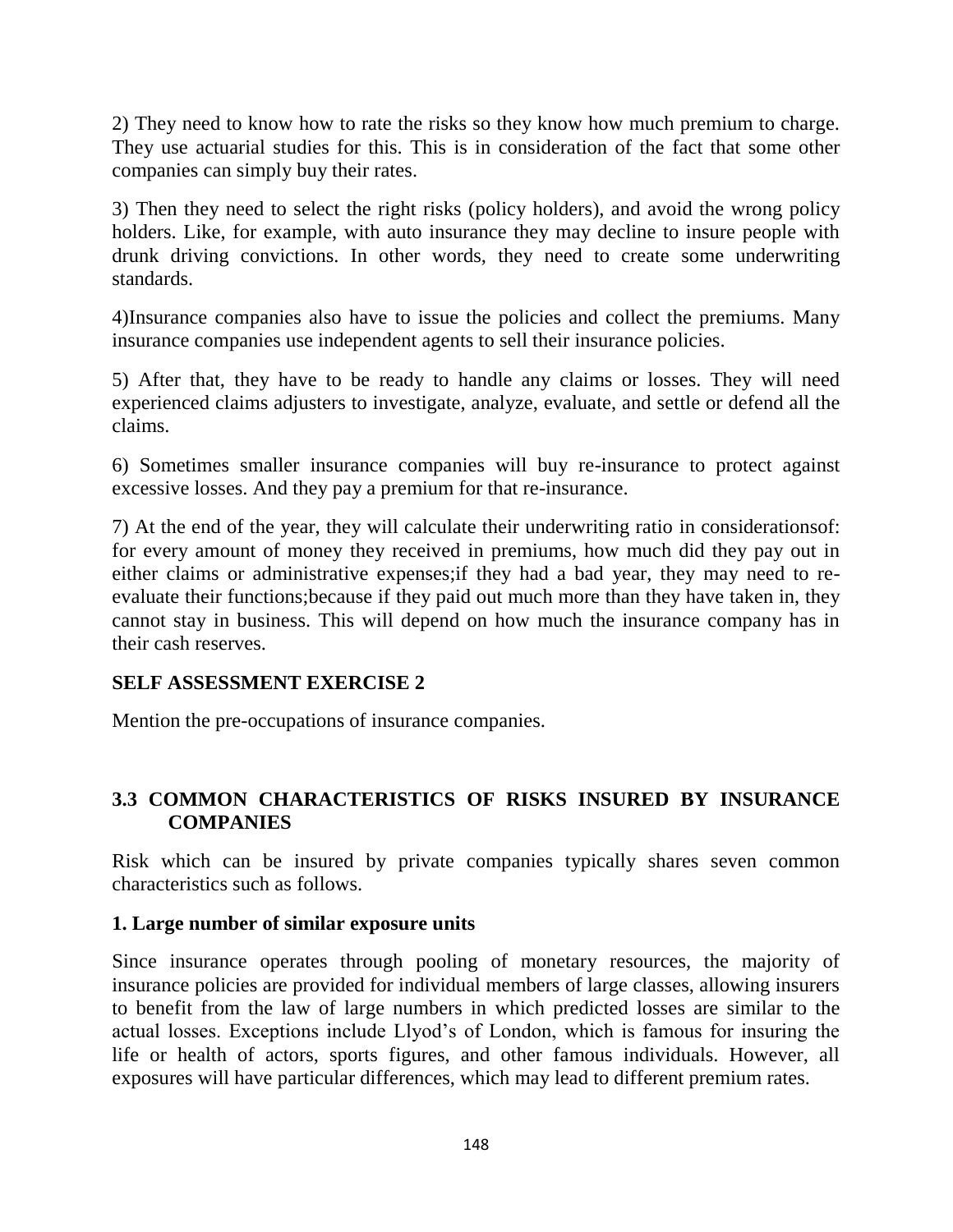2) They need to know how to rate the risks so they know how much premium to charge. They use actuarial studies for this. This is in consideration of the fact that some other companies can simply buy their rates.

3) Then they need to select the right risks (policy holders), and avoid the wrong policy holders. Like, for example, with auto insurance they may decline to insure people with drunk driving convictions. In other words, they need to create some underwriting standards.

4)Insurance companies also have to issue the policies and collect the premiums. Many insurance companies use independent agents to sell their insurance policies.

5) After that, they have to be ready to handle any claims or losses. They will need experienced claims adjusters to investigate, analyze, evaluate, and settle or defend all the claims.

6) Sometimes smaller insurance companies will buy re-insurance to protect against excessive losses. And they pay a premium for that re-insurance.

7) At the end of the year, they will calculate their underwriting ratio in considerationsof: for every amount of money they received in premiums, how much did they pay out in either claims or administrative expenses;if they had a bad year, they may need to re-evaluate their functions;because if they paid out much more than they have taken in, they cannot stay in business. This will depend on how much the insurance company has in their cash reserves.

**SELF ASSESSMENT EXERCISE 2**

Mention the pre-occupations of insurance companies.

## 3.3 COMMON CHARACTERISTICS OF RISKS INSURED BY INSURANCE COMPANIES

Risk which can be insured by private companies typically shares seven common characteristics such as follows.

**1. Large number of similar exposure units**

Since insurance operates through pooling of monetary resources, the majority of insurance policies are provided for individual members of large classes, allowing insurers to benefit from the law of large numbers in which predicted losses are similar to the actual losses. Exceptions include Llyod's of London, which is famous for insuring the life or health of actors, sports figures, and other famous individuals. However, all exposures will have particular differences, which may lead to different premium rates.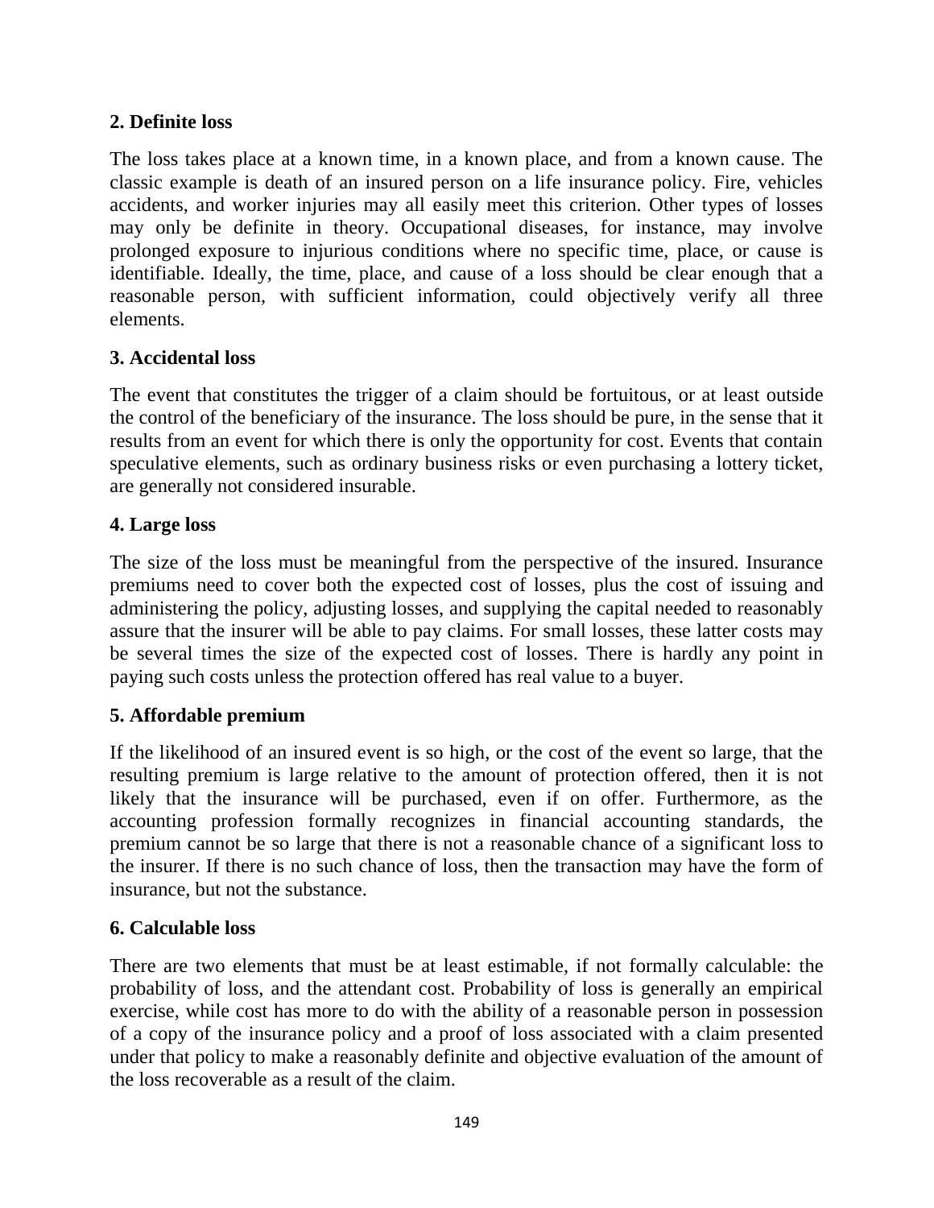**2. Definite loss**

The loss takes place at a known time, in a known place, and from a known cause. The classic example is death of an insured person on a life insurance policy. Fire, vehicles accidents, and worker injuries may all easily meet this criterion. Other types of losses may only be definite in theory. Occupational diseases, for instance, may involve prolonged exposure to injurious conditions where no specific time, place, or cause is identifiable. Ideally, the time, place, and cause of a loss should be clear enough that a reasonable person, with sufficient information, could objectively verify all three elements.

**3. Accidental loss**

The event that constitutes the trigger of a claim should be fortuitous, or at least outside the control of the beneficiary of the insurance. The loss should be pure, in the sense that it results from an event for which there is only the opportunity for cost. Events that contain speculative elements, such as ordinary business risks or even purchasing a lottery ticket, are generally not considered insurable.

**4. Large loss**

The size of the loss must be meaningful from the perspective of the insured. Insurance premiums need to cover both the expected cost of losses, plus the cost of issuing and administering the policy, adjusting losses, and supplying the capital needed to reasonably assure that the insurer will be able to pay claims. For small losses, these latter costs may be several times the size of the expected cost of losses. There is hardly any point in paying such costs unless the protection offered has real value to a buyer.

**5. Affordable premium**

If the likelihood of an insured event is so high, or the cost of the event so large, that the resulting premium is large relative to the amount of protection offered, then it is not likely that the insurance will be purchased, even if on offer. Furthermore, as the accounting profession formally recognizes in financial accounting standards, the premium cannot be so large that there is not a reasonable chance of a significant loss to the insurer. If there is no such chance of loss, then the transaction may have the form of insurance, but not the substance.

**6. Calculable loss**

There are two elements that must be at least estimable, if not formally calculable: the probability of loss, and the attendant cost. Probability of loss is generally an empirical exercise, while cost has more to do with the ability of a reasonable person in possession of a copy of the insurance policy and a proof of loss associated with a claim presented under that policy to make a reasonably definite and objective evaluation of the amount of the loss recoverable as a result of the claim.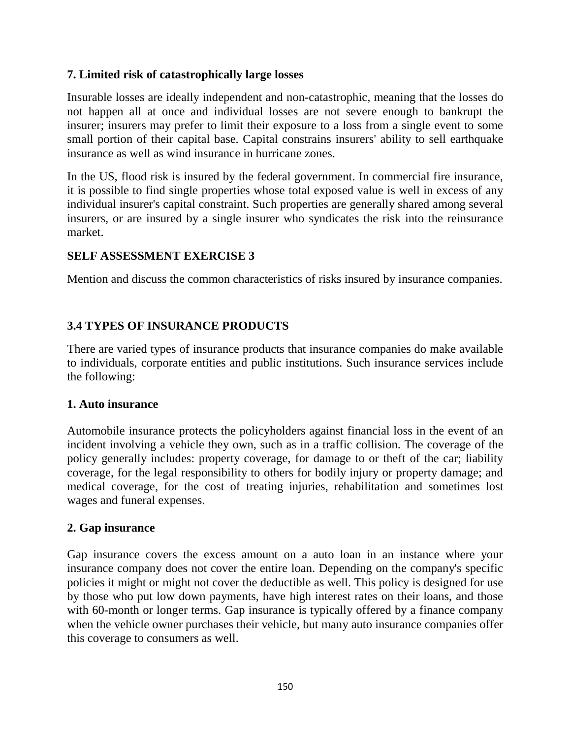**7. Limited risk of catastrophically large losses**

Insurable losses are ideally independent and non-catastrophic, meaning that the losses do not happen all at once and individual losses are not severe enough to bankrupt the insurer; insurers may prefer to limit their exposure to a loss from a single event to some small portion of their capital base. Capital constrains insurers' ability to sell earthquake insurance as well as wind insurance in hurricane zones.

In the US, flood risk is insured by the federal government. In commercial fire insurance, it is possible to find single properties whose total exposed value is well in excess of any individual insurer's capital constraint. Such properties are generally shared among several insurers, or are insured by a single insurer who syndicates the risk into the reinsurance market.

**SELF ASSESSMENT EXERCISE 3**

Mention and discuss the common characteristics of risks insured by insurance companies.

## 3.4 TYPES OF INSURANCE PRODUCTS

There are varied types of insurance products that insurance companies do make available to individuals, corporate entities and public institutions. Such insurance services include the following:

**1. Auto insurance**

Automobile insurance protects the policyholders against financial loss in the event of an incident involving a vehicle they own, such as in a traffic collision. The coverage of the policy generally includes: property coverage, for damage to or theft of the car; liability coverage, for the legal responsibility to others for bodily injury or property damage; and medical coverage, for the cost of treating injuries, rehabilitation and sometimes lost wages and funeral expenses.

**2. Gap insurance**

Gap insurance covers the excess amount on a auto loan in an instance where your insurance company does not cover the entire loan. Depending on the company's specific policies it might or might not cover the deductible as well. This policy is designed for use by those who put low down payments, have high interest rates on their loans, and those with 60-month or longer terms. Gap insurance is typically offered by a finance company when the vehicle owner purchases their vehicle, but many auto insurance companies offer this coverage to consumers as well.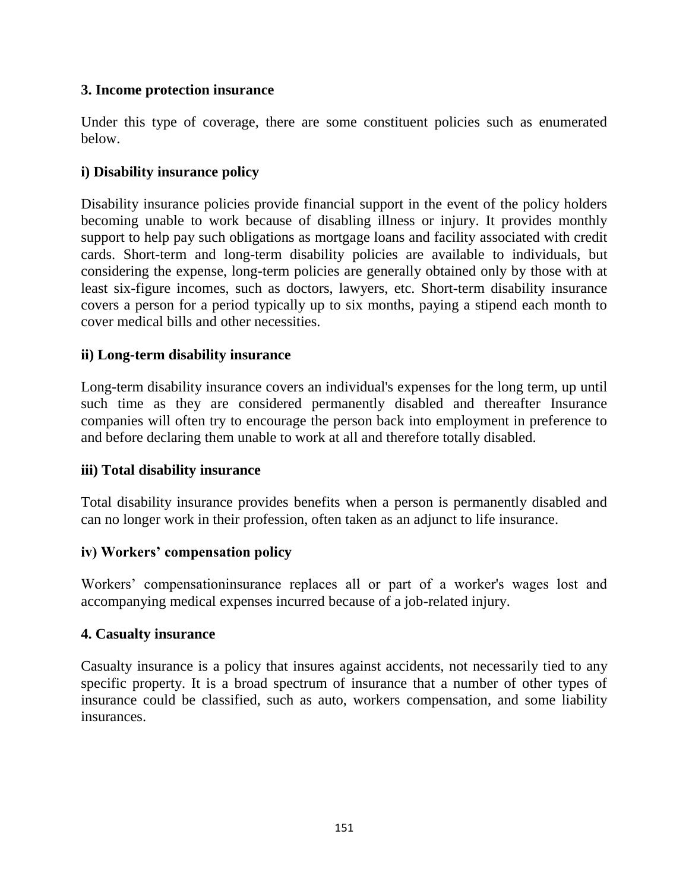### 3. Income protection insurance

Under this type of coverage, there are some constituent policies such as enumerated below.

#### i) Disability insurance policy

Disability insurance policies provide financial support in the event of the policy holders becoming unable to work because of disabling illness or injury. It provides monthly support to help pay such obligations as mortgage loans and facility associated with credit cards. Short-term and long-term disability policies are available to individuals, but considering the expense, long-term policies are generally obtained only by those with at least six-figure incomes, such as doctors, lawyers, etc. Short-term disability insurance covers a person for a period typically up to six months, paying a stipend each month to cover medical bills and other necessities.

#### ii) Long-term disability insurance

Long-term disability insurance covers an individual's expenses for the long term, up until such time as they are considered permanently disabled and thereafter Insurance companies will often try to encourage the person back into employment in preference to and before declaring them unable to work at all and therefore totally disabled.

#### iii) Total disability insurance

Total disability insurance provides benefits when a person is permanently disabled and can no longer work in their profession, often taken as an adjunct to life insurance.

#### iv) Workers' compensation policy

Workers' compensationinsurance replaces all or part of a worker's wages lost and accompanying medical expenses incurred because of a job-related injury.

### 4. Casualty insurance

Casualty insurance is a policy that insures against accidents, not necessarily tied to any specific property. It is a broad spectrum of insurance that a number of other types of insurance could be classified, such as auto, workers compensation, and some liability insurances.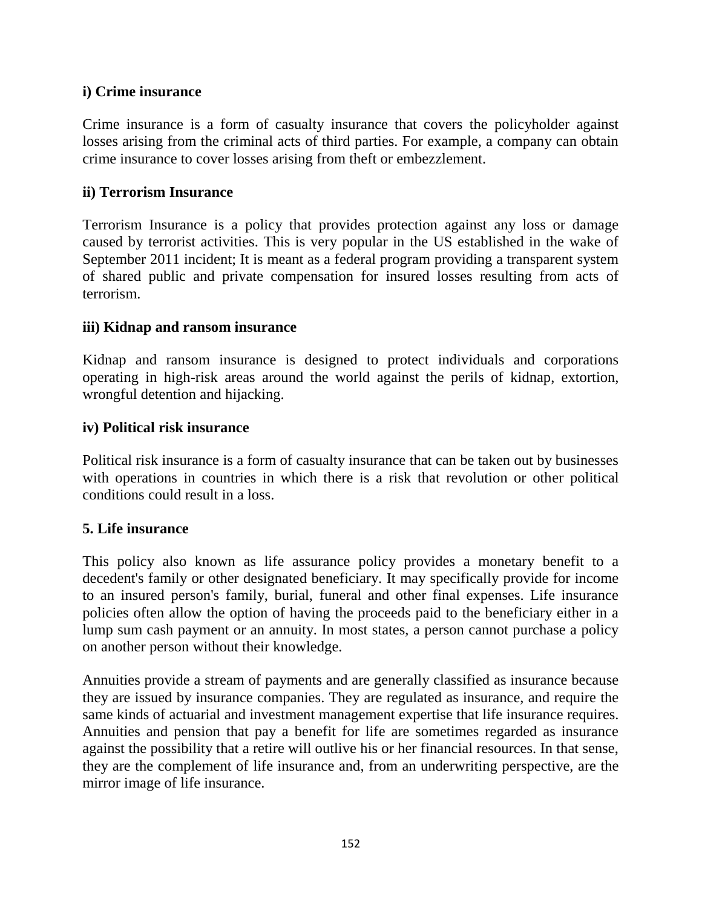**i) Crime insurance**

Crime insurance is a form of casualty insurance that covers the policyholder against losses arising from the criminal acts of third parties. For example, a company can obtain crime insurance to cover losses arising from theft or embezzlement.

**ii) Terrorism Insurance**

Terrorism Insurance is a policy that provides protection against any loss or damage caused by terrorist activities. This is very popular in the US established in the wake of September 2011 incident; It is meant as a federal program providing a transparent system of shared public and private compensation for insured losses resulting from acts of terrorism.

**iii) Kidnap and ransom insurance**

Kidnap and ransom insurance is designed to protect individuals and corporations operating in high-risk areas around the world against the perils of kidnap, extortion, wrongful detention and hijacking.

**iv) Political risk insurance**

Political risk insurance is a form of casualty insurance that can be taken out by businesses with operations in countries in which there is a risk that revolution or other political conditions could result in a loss.

**5. Life insurance**

This policy also known as life assurance policy provides a monetary benefit to a decedent's family or other designated beneficiary. It may specifically provide for income to an insured person's family, burial, funeral and other final expenses. Life insurance policies often allow the option of having the proceeds paid to the beneficiary either in a lump sum cash payment or an annuity. In most states, a person cannot purchase a policy on another person without their knowledge.

Annuities provide a stream of payments and are generally classified as insurance because they are issued by insurance companies. They are regulated as insurance, and require the same kinds of actuarial and investment management expertise that life insurance requires. Annuities and pension that pay a benefit for life are sometimes regarded as insurance against the possibility that a retire will outlive his or her financial resources. In that sense, they are the complement of life insurance and, from an underwriting perspective, are the mirror image of life insurance.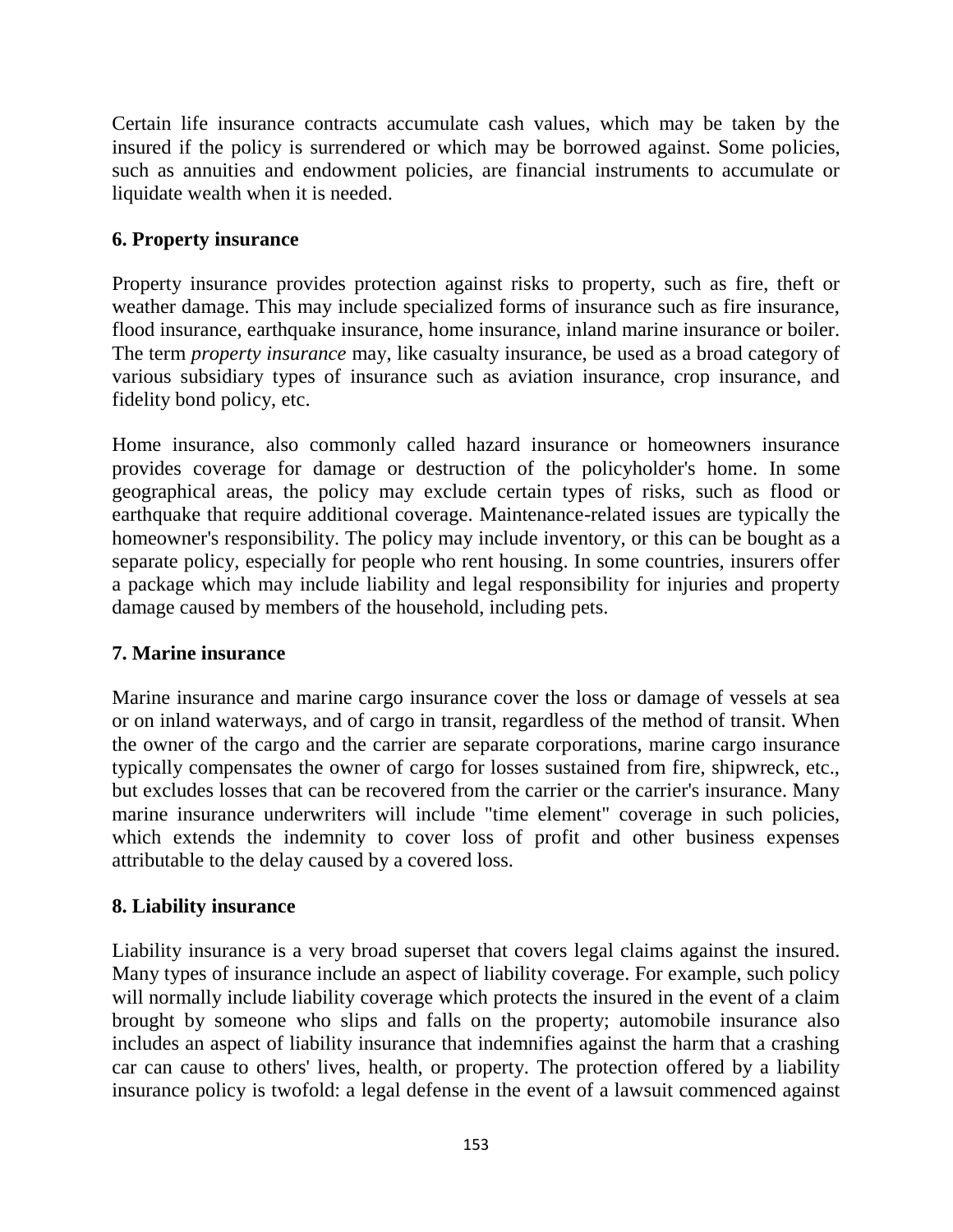Certain life insurance contracts accumulate cash values, which may be taken by the insured if the policy is surrendered or which may be borrowed against. Some policies, such as annuities and endowment policies, are financial instruments to accumulate or liquidate wealth when it is needed.

**6. Property insurance**

Property insurance provides protection against risks to property, such as fire, theft or weather damage. This may include specialized forms of insurance such as fire insurance, flood insurance, earthquake insurance, home insurance, inland marine insurance or boiler. The term *property insurance* may, like casualty insurance, be used as a broad category of various subsidiary types of insurance such as aviation insurance, crop insurance, and fidelity bond policy, etc.

Home insurance, also commonly called hazard insurance or homeowners insurance provides coverage for damage or destruction of the policyholder's home. In some geographical areas, the policy may exclude certain types of risks, such as flood or earthquake that require additional coverage. Maintenance-related issues are typically the homeowner's responsibility. The policy may include inventory, or this can be bought as a separate policy, especially for people who rent housing. In some countries, insurers offer a package which may include liability and legal responsibility for injuries and property damage caused by members of the household, including pets.

**7. Marine insurance**

Marine insurance and marine cargo insurance cover the loss or damage of vessels at sea or on inland waterways, and of cargo in transit, regardless of the method of transit. When the owner of the cargo and the carrier are separate corporations, marine cargo insurance typically compensates the owner of cargo for losses sustained from fire, shipwreck, etc., but excludes losses that can be recovered from the carrier or the carrier's insurance. Many marine insurance underwriters will include "time element" coverage in such policies, which extends the indemnity to cover loss of profit and other business expenses attributable to the delay caused by a covered loss.

**8. Liability insurance**

Liability insurance is a very broad superset that covers legal claims against the insured. Many types of insurance include an aspect of liability coverage. For example, such policy will normally include liability coverage which protects the insured in the event of a claim brought by someone who slips and falls on the property; automobile insurance also includes an aspect of liability insurance that indemnifies against the harm that a crashing car can cause to others' lives, health, or property. The protection offered by a liability insurance policy is twofold: a legal defense in the event of a lawsuit commenced against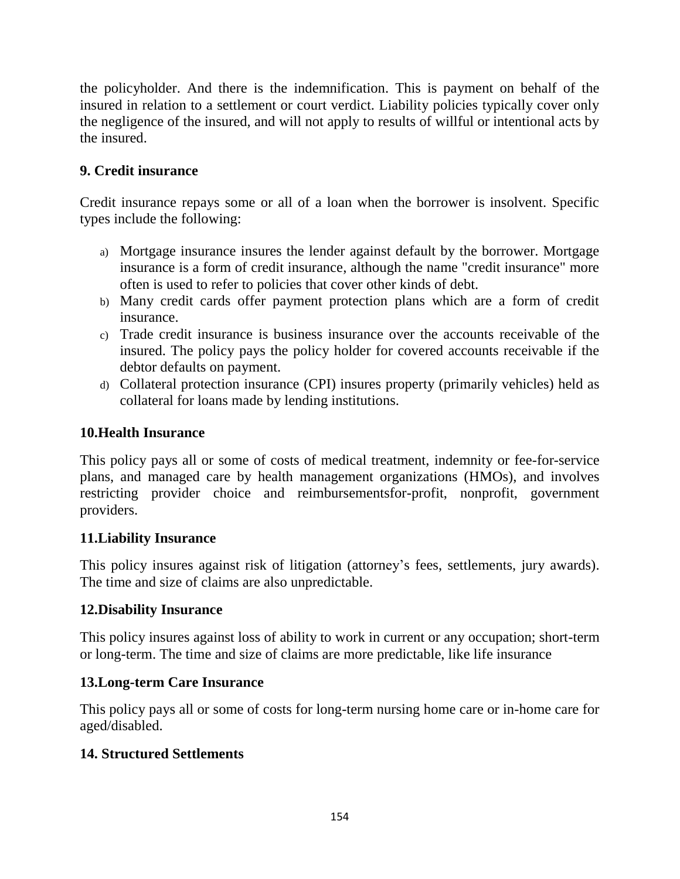the policyholder. And there is the indemnification. This is payment on behalf of the insured in relation to a settlement or court verdict. Liability policies typically cover only the negligence of the insured, and will not apply to results of willful or intentional acts by the insured.

### 9. Credit insurance

Credit insurance repays some or all of a loan when the borrower is insolvent. Specific types include the following:

a) Mortgage insurance insures the lender against default by the borrower. Mortgage insurance is a form of credit insurance, although the name "credit insurance" more often is used to refer to policies that cover other kinds of debt.
b) Many credit cards offer payment protection plans which are a form of credit insurance.
c) Trade credit insurance is business insurance over the accounts receivable of the insured. The policy pays the policy holder for covered accounts receivable if the debtor defaults on payment.
d) Collateral protection insurance (CPI) insures property (primarily vehicles) held as collateral for loans made by lending institutions.

### 10.Health Insurance

This policy pays all or some of costs of medical treatment, indemnity or fee-for-service plans, and managed care by health management organizations (HMOs), and involves restricting provider choice and reimbursementsfor-profit, nonprofit, government providers.

### 11.Liability Insurance

This policy insures against risk of litigation (attorney's fees, settlements, jury awards). The time and size of claims are also unpredictable.

### 12.Disability Insurance

This policy insures against loss of ability to work in current or any occupation; short-term or long-term. The time and size of claims are more predictable, like life insurance

### 13.Long-term Care Insurance

This policy pays all or some of costs for long-term nursing home care or in-home care for aged/disabled.

### 14. Structured Settlements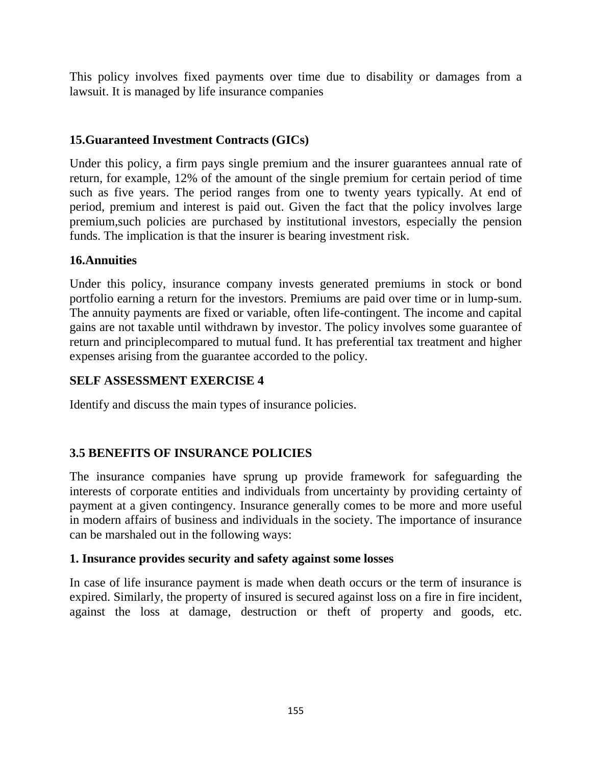This policy involves fixed payments over time due to disability or damages from a lawsuit. It is managed by life insurance companies

**15.Guaranteed Investment Contracts (GICs)**

Under this policy, a firm pays single premium and the insurer guarantees annual rate of return, for example, 12% of the amount of the single premium for certain period of time such as five years. The period ranges from one to twenty years typically. At end of period, premium and interest is paid out. Given the fact that the policy involves large premium,such policies are purchased by institutional investors, especially the pension funds. The implication is that the insurer is bearing investment risk.

**16.Annuities**

Under this policy, insurance company invests generated premiums in stock or bond portfolio earning a return for the investors. Premiums are paid over time or in lump-sum. The annuity payments are fixed or variable, often life-contingent. The income and capital gains are not taxable until withdrawn by investor. The policy involves some guarantee of return and principlecompared to mutual fund. It has preferential tax treatment and higher expenses arising from the guarantee accorded to the policy.

**SELF ASSESSMENT EXERCISE 4**

Identify and discuss the main types of insurance policies.

## 3.5 BENEFITS OF INSURANCE POLICIES

The insurance companies have sprung up provide framework for safeguarding the interests of corporate entities and individuals from uncertainty by providing certainty of payment at a given contingency. Insurance generally comes to be more and more useful in modern affairs of business and individuals in the society. The importance of insurance can be marshaled out in the following ways:

**1. Insurance provides security and safety against some losses**

In case of life insurance payment is made when death occurs or the term of insurance is expired. Similarly, the property of insured is secured against loss on a fire in fire incident, against the loss at damage, destruction or theft of property and goods, etc.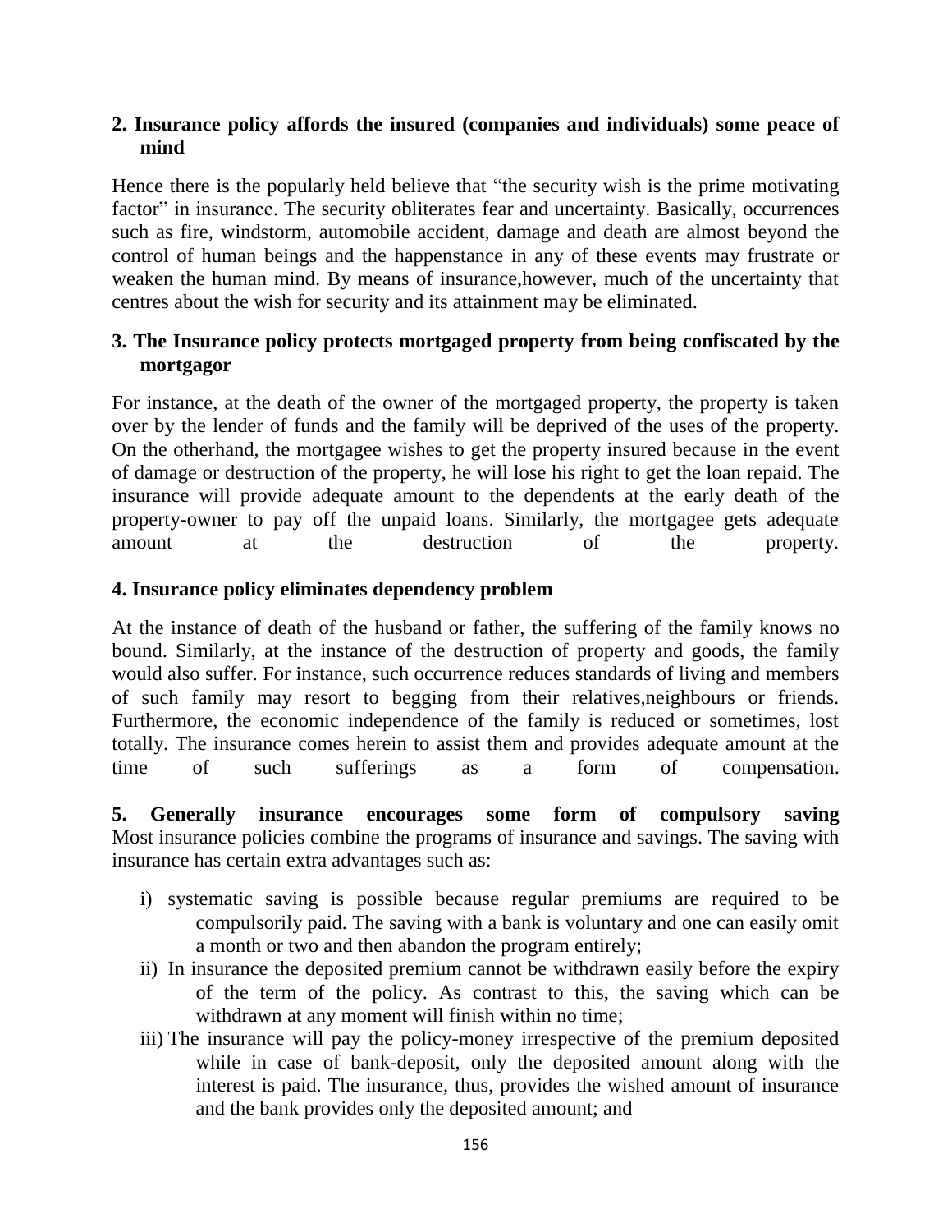**2. Insurance policy affords the insured (companies and individuals) some peace of mind**

Hence there is the popularly held believe that "the security wish is the prime motivating factor" in insurance. The security obliterates fear and uncertainty. Basically, occurrences such as fire, windstorm, automobile accident, damage and death are almost beyond the control of human beings and the happenstance in any of these events may frustrate or weaken the human mind. By means of insurance,however, much of the uncertainty that centres about the wish for security and its attainment may be eliminated.

**3. The Insurance policy protects mortgaged property from being confiscated by the mortgagor**

For instance, at the death of the owner of the mortgaged property, the property is taken over by the lender of funds and the family will be deprived of the uses of the property. On the otherhand, the mortgagee wishes to get the property insured because in the event of damage or destruction of the property, he will lose his right to get the loan repaid. The insurance will provide adequate amount to the dependents at the early death of the property-owner to pay off the unpaid loans. Similarly, the mortgagee gets adequate amount at the destruction of the property.

**4. Insurance policy eliminates dependency problem**

At the instance of death of the husband or father, the suffering of the family knows no bound. Similarly, at the instance of the destruction of property and goods, the family would also suffer. For instance, such occurrence reduces standards of living and members of such family may resort to begging from their relatives,neighbours or friends. Furthermore, the economic independence of the family is reduced or sometimes, lost totally. The insurance comes herein to assist them and provides adequate amount at the time of such sufferings as a form of compensation.

**5. Generally insurance encourages some form of compulsory saving** Most insurance policies combine the programs of insurance and savings. The saving with insurance has certain extra advantages such as:

i) systematic saving is possible because regular premiums are required to be compulsorily paid. The saving with a bank is voluntary and one can easily omit a month or two and then abandon the program entirely;
ii) In insurance the deposited premium cannot be withdrawn easily before the expiry of the term of the policy. As contrast to this, the saving which can be withdrawn at any moment will finish within no time;
iii) The insurance will pay the policy-money irrespective of the premium deposited while in case of bank-deposit, only the deposited amount along with the interest is paid. The insurance, thus, provides the wished amount of insurance and the bank provides only the deposited amount; and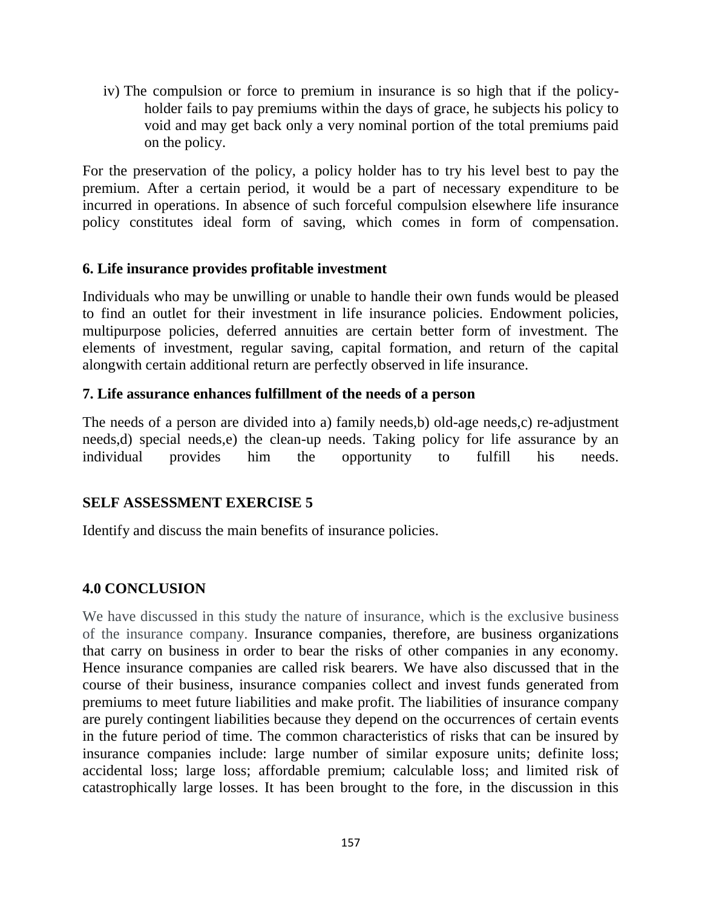iv) The compulsion or force to premium in insurance is so high that if the policy-holder fails to pay premiums within the days of grace, he subjects his policy to void and may get back only a very nominal portion of the total premiums paid on the policy.

For the preservation of the policy, a policy holder has to try his level best to pay the premium. After a certain period, it would be a part of necessary expenditure to be incurred in operations. In absence of such forceful compulsion elsewhere life insurance policy constitutes ideal form of saving, which comes in form of compensation.

**6. Life insurance provides profitable investment**

Individuals who may be unwilling or unable to handle their own funds would be pleased to find an outlet for their investment in life insurance policies. Endowment policies, multipurpose policies, deferred annuities are certain better form of investment. The elements of investment, regular saving, capital formation, and return of the capital alongwith certain additional return are perfectly observed in life insurance.

**7. Life assurance enhances fulfillment of the needs of a person**

The needs of a person are divided into a) family needs,b) old-age needs,c) re-adjustment needs,d) special needs,e) the clean-up needs. Taking policy for life assurance by an individual provides him the opportunity to fulfill his needs.

**SELF ASSESSMENT EXERCISE 5**

Identify and discuss the main benefits of insurance policies.

**4.0 CONCLUSION**

We have discussed in this study the nature of insurance, which is the exclusive business of the insurance company. Insurance companies, therefore, are business organizations that carry on business in order to bear the risks of other companies in any economy. Hence insurance companies are called risk bearers. We have also discussed that in the course of their business, insurance companies collect and invest funds generated from premiums to meet future liabilities and make profit. The liabilities of insurance company are purely contingent liabilities because they depend on the occurrences of certain events in the future period of time. The common characteristics of risks that can be insured by insurance companies include: large number of similar exposure units; definite loss; accidental loss; large loss; affordable premium; calculable loss; and limited risk of catastrophically large losses. It has been brought to the fore, in the discussion in this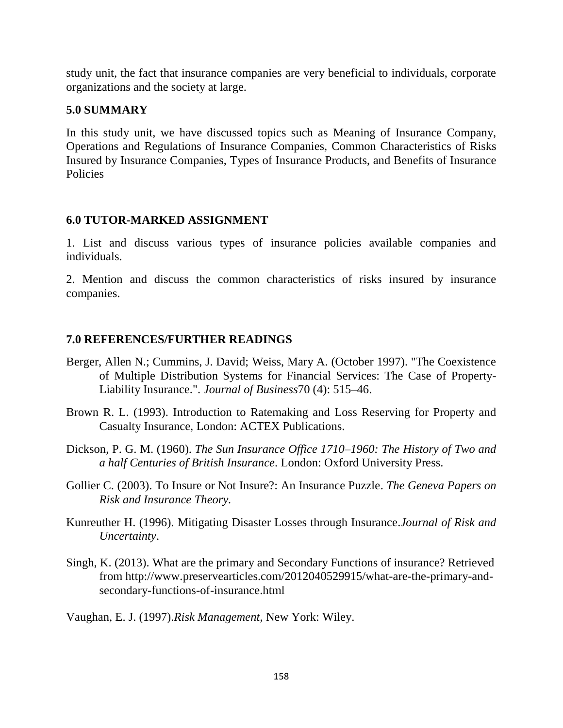study unit, the fact that insurance companies are very beneficial to individuals, corporate organizations and the society at large.

## 5.0 SUMMARY

In this study unit, we have discussed topics such as Meaning of Insurance Company, Operations and Regulations of Insurance Companies, Common Characteristics of Risks Insured by Insurance Companies, Types of Insurance Products, and Benefits of Insurance Policies

## 6.0 TUTOR-MARKED ASSIGNMENT

1. List and discuss various types of insurance policies available companies and individuals.

2. Mention and discuss the common characteristics of risks insured by insurance companies.

## 7.0 REFERENCES/FURTHER READINGS

Berger, Allen N.; Cummins, J. David; Weiss, Mary A. (October 1997). "The Coexistence of Multiple Distribution Systems for Financial Services: The Case of Property-Liability Insurance.". *Journal of Business*70 (4): 515–46.

Brown R. L. (1993). Introduction to Ratemaking and Loss Reserving for Property and Casualty Insurance, London: ACTEX Publications.

Dickson, P. G. M. (1960). *The Sun Insurance Office 1710–1960: The History of Two and a half Centuries of British Insurance*. London: Oxford University Press.

Gollier C. (2003). To Insure or Not Insure?: An Insurance Puzzle. *The Geneva Papers on Risk and Insurance Theory*.

Kunreuther H. (1996). Mitigating Disaster Losses through Insurance.*Journal of Risk and Uncertainty*.

Singh, K. (2013). What are the primary and Secondary Functions of insurance? Retrieved from http://www.preservearticles.com/2012040529915/what-are-the-primary-and-secondary-functions-of-insurance.html

Vaughan, E. J. (1997).*Risk Management*, New York: Wiley.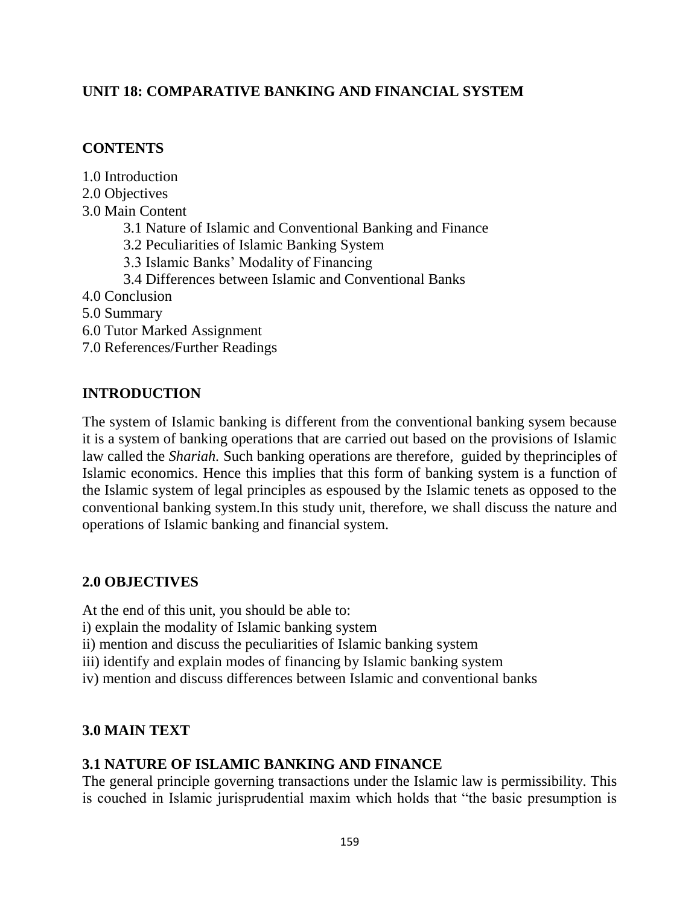## UNIT 18: COMPARATIVE BANKING AND FINANCIAL SYSTEM

### CONTENTS

1.0 Introduction
2.0 Objectives
3.0 Main Content
    3.1 Nature of Islamic and Conventional Banking and Finance
    3.2 Peculiarities of Islamic Banking System
    3.3 Islamic Banks' Modality of Financing
    3.4 Differences between Islamic and Conventional Banks
4.0 Conclusion
5.0 Summary
6.0 Tutor Marked Assignment
7.0 References/Further Readings

### INTRODUCTION

The system of Islamic banking is different from the conventional banking sysem because it is a system of banking operations that are carried out based on the provisions of Islamic law called the *Shariah.* Such banking operations are therefore, guided by theprinciples of Islamic economics. Hence this implies that this form of banking system is a function of the Islamic system of legal principles as espoused by the Islamic tenets as opposed to the conventional banking system.In this study unit, therefore, we shall discuss the nature and operations of Islamic banking and financial system.

### 2.0 OBJECTIVES

At the end of this unit, you should be able to:
i) explain the modality of Islamic banking system
ii) mention and discuss the peculiarities of Islamic banking system
iii) identify and explain modes of financing by Islamic banking system
iv) mention and discuss differences between Islamic and conventional banks

### 3.0 MAIN TEXT

### 3.1 NATURE OF ISLAMIC BANKING AND FINANCE

The general principle governing transactions under the Islamic law is permissibility. This is couched in Islamic jurisprudential maxim which holds that "the basic presumption is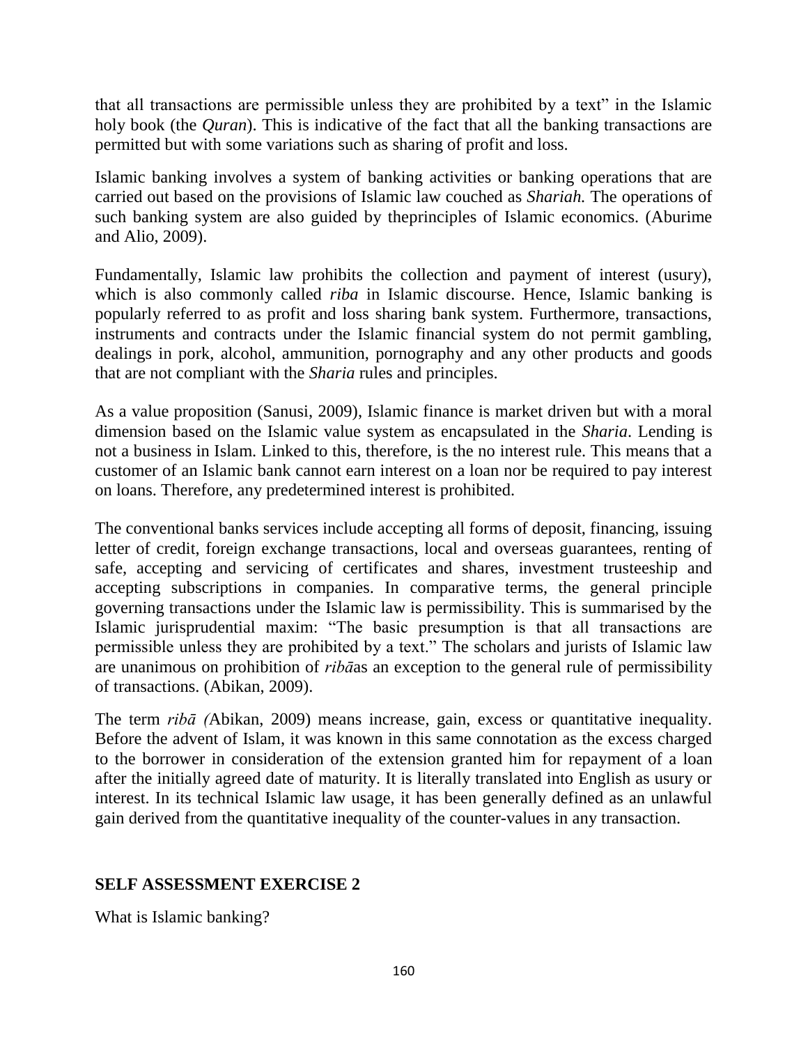that all transactions are permissible unless they are prohibited by a text" in the Islamic holy book (the *Quran*). This is indicative of the fact that all the banking transactions are permitted but with some variations such as sharing of profit and loss.

Islamic banking involves a system of banking activities or banking operations that are carried out based on the provisions of Islamic law couched as *Shariah.* The operations of such banking system are also guided by theprinciples of Islamic economics. (Aburime and Alio, 2009).

Fundamentally, Islamic law prohibits the collection and payment of interest (usury), which is also commonly called *riba* in Islamic discourse. Hence, Islamic banking is popularly referred to as profit and loss sharing bank system. Furthermore, transactions, instruments and contracts under the Islamic financial system do not permit gambling, dealings in pork, alcohol, ammunition, pornography and any other products and goods that are not compliant with the *Sharia* rules and principles.

As a value proposition (Sanusi, 2009), Islamic finance is market driven but with a moral dimension based on the Islamic value system as encapsulated in the *Sharia*. Lending is not a business in Islam. Linked to this, therefore, is the no interest rule. This means that a customer of an Islamic bank cannot earn interest on a loan nor be required to pay interest on loans. Therefore, any predetermined interest is prohibited.

The conventional banks services include accepting all forms of deposit, financing, issuing letter of credit, foreign exchange transactions, local and overseas guarantees, renting of safe, accepting and servicing of certificates and shares, investment trusteeship and accepting subscriptions in companies. In comparative terms, the general principle governing transactions under the Islamic law is permissibility. This is summarised by the Islamic jurisprudential maxim: "The basic presumption is that all transactions are permissible unless they are prohibited by a text." The scholars and jurists of Islamic law are unanimous on prohibition of *ribā*as an exception to the general rule of permissibility of transactions. (Abikan, 2009).

The term *ribā (*Abikan, 2009) means increase, gain, excess or quantitative inequality. Before the advent of Islam, it was known in this same connotation as the excess charged to the borrower in consideration of the extension granted him for repayment of a loan after the initially agreed date of maturity. It is literally translated into English as usury or interest. In its technical Islamic law usage, it has been generally defined as an unlawful gain derived from the quantitative inequality of the counter-values in any transaction.

**SELF ASSESSMENT EXERCISE 2**

What is Islamic banking?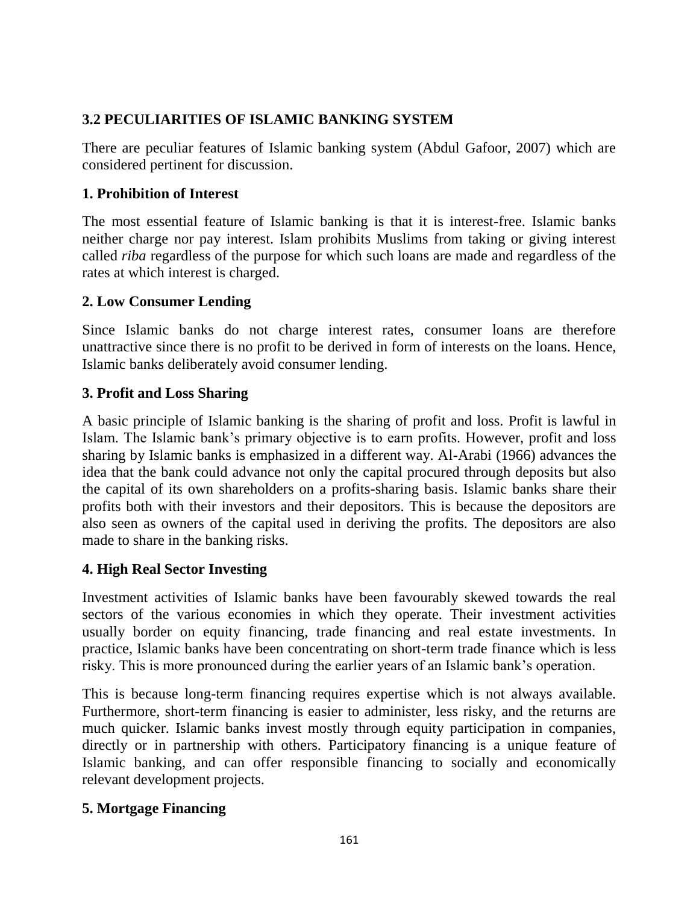## 3.2 PECULIARITIES OF ISLAMIC BANKING SYSTEM

There are peculiar features of Islamic banking system (Abdul Gafoor, 2007) which are considered pertinent for discussion.

### 1. Prohibition of Interest

The most essential feature of Islamic banking is that it is interest-free. Islamic banks neither charge nor pay interest. Islam prohibits Muslims from taking or giving interest called *riba* regardless of the purpose for which such loans are made and regardless of the rates at which interest is charged.

### 2. Low Consumer Lending

Since Islamic banks do not charge interest rates, consumer loans are therefore unattractive since there is no profit to be derived in form of interests on the loans. Hence, Islamic banks deliberately avoid consumer lending.

### 3. Profit and Loss Sharing

A basic principle of Islamic banking is the sharing of profit and loss. Profit is lawful in Islam. The Islamic bank's primary objective is to earn profits. However, profit and loss sharing by Islamic banks is emphasized in a different way. Al-Arabi (1966) advances the idea that the bank could advance not only the capital procured through deposits but also the capital of its own shareholders on a profits-sharing basis. Islamic banks share their profits both with their investors and their depositors. This is because the depositors are also seen as owners of the capital used in deriving the profits. The depositors are also made to share in the banking risks.

### 4. High Real Sector Investing

Investment activities of Islamic banks have been favourably skewed towards the real sectors of the various economies in which they operate. Their investment activities usually border on equity financing, trade financing and real estate investments. In practice, Islamic banks have been concentrating on short-term trade finance which is less risky. This is more pronounced during the earlier years of an Islamic bank's operation.

This is because long-term financing requires expertise which is not always available. Furthermore, short-term financing is easier to administer, less risky, and the returns are much quicker. Islamic banks invest mostly through equity participation in companies, directly or in partnership with others. Participatory financing is a unique feature of Islamic banking, and can offer responsible financing to socially and economically relevant development projects.

### 5. Mortgage Financing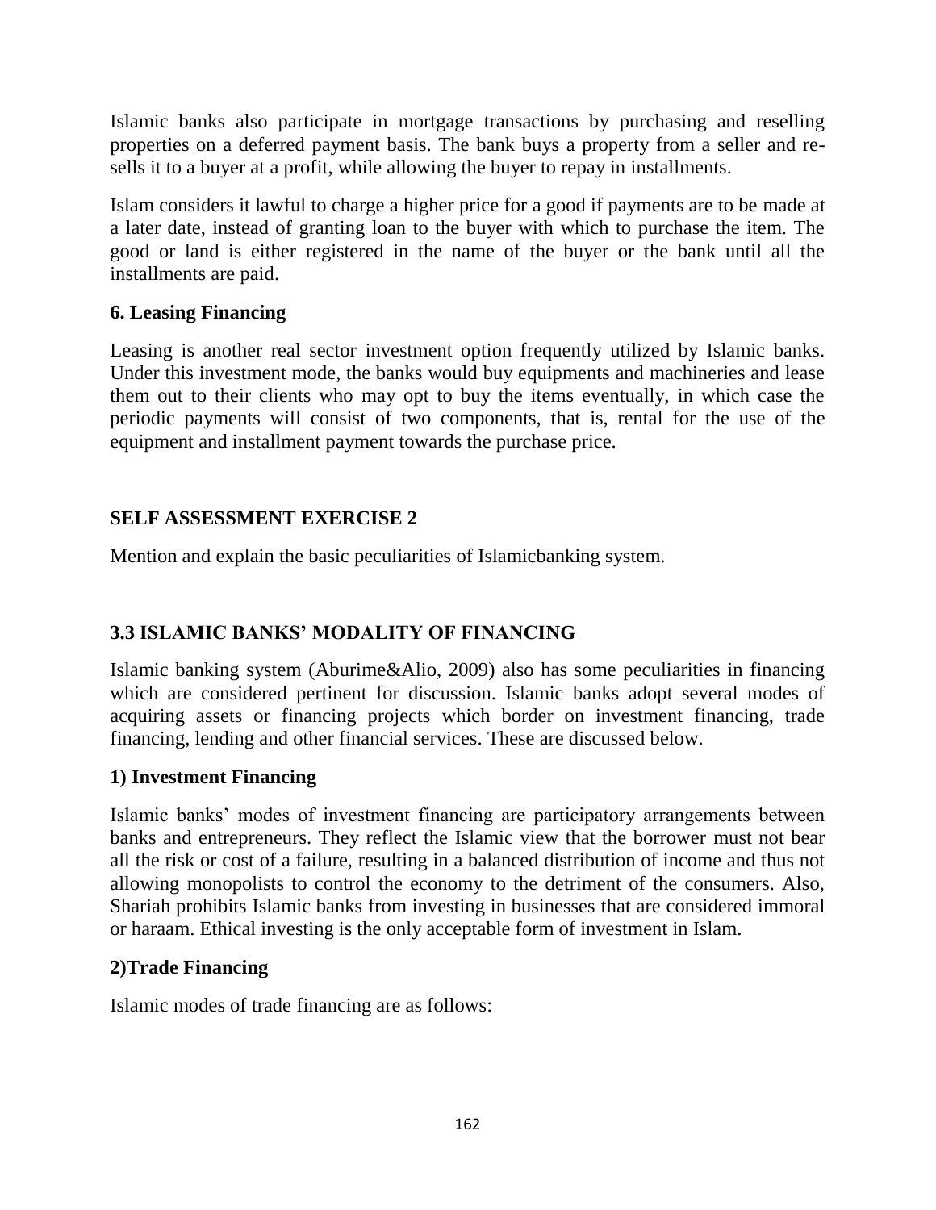Islamic banks also participate in mortgage transactions by purchasing and reselling properties on a deferred payment basis. The bank buys a property from a seller and re-sells it to a buyer at a profit, while allowing the buyer to repay in installments.

Islam considers it lawful to charge a higher price for a good if payments are to be made at a later date, instead of granting loan to the buyer with which to purchase the item. The good or land is either registered in the name of the buyer or the bank until all the installments are paid.

**6. Leasing Financing**

Leasing is another real sector investment option frequently utilized by Islamic banks. Under this investment mode, the banks would buy equipments and machineries and lease them out to their clients who may opt to buy the items eventually, in which case the periodic payments will consist of two components, that is, rental for the use of the equipment and installment payment towards the purchase price.

**SELF ASSESSMENT EXERCISE 2**

Mention and explain the basic peculiarities of Islamicbanking system.

## 3.3 ISLAMIC BANKS' MODALITY OF FINANCING

Islamic banking system (Aburime&Alio, 2009) also has some peculiarities in financing which are considered pertinent for discussion. Islamic banks adopt several modes of acquiring assets or financing projects which border on investment financing, trade financing, lending and other financial services. These are discussed below.

**1) Investment Financing**

Islamic banks' modes of investment financing are participatory arrangements between banks and entrepreneurs. They reflect the Islamic view that the borrower must not bear all the risk or cost of a failure, resulting in a balanced distribution of income and thus not allowing monopolists to control the economy to the detriment of the consumers. Also, Shariah prohibits Islamic banks from investing in businesses that are considered immoral or haraam. Ethical investing is the only acceptable form of investment in Islam.

**2)Trade Financing**

Islamic modes of trade financing are as follows: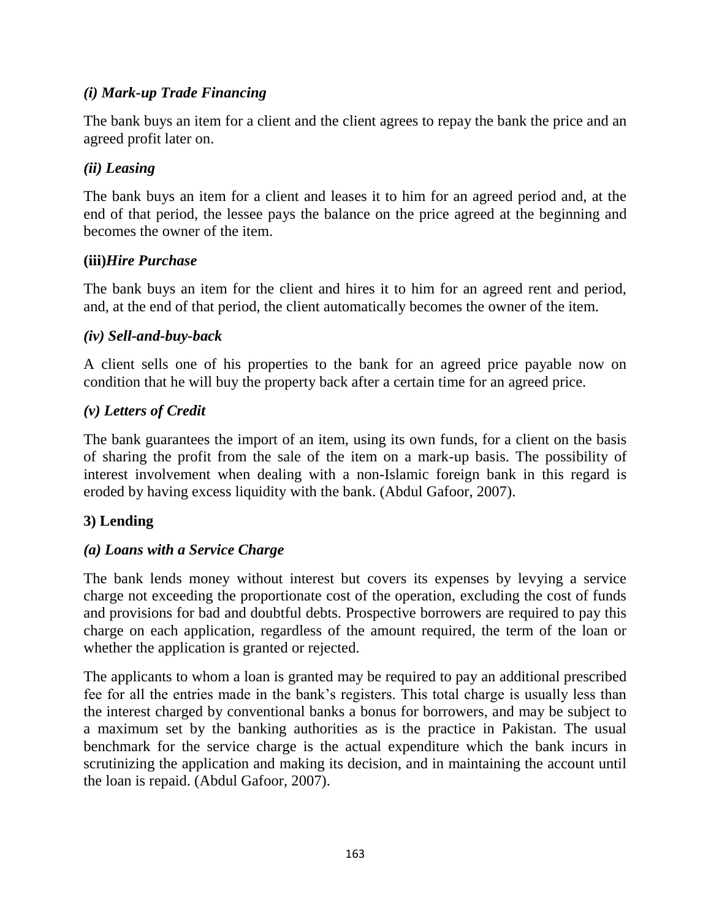#### *(i) Mark-up Trade Financing*

The bank buys an item for a client and the client agrees to repay the bank the price and an agreed profit later on.

#### *(ii) Leasing*

The bank buys an item for a client and leases it to him for an agreed period and, at the end of that period, the lessee pays the balance on the price agreed at the beginning and becomes the owner of the item.

#### **(iii)***Hire Purchase*

The bank buys an item for the client and hires it to him for an agreed rent and period, and, at the end of that period, the client automatically becomes the owner of the item.

#### *(iv) Sell-and-buy-back*

A client sells one of his properties to the bank for an agreed price payable now on condition that he will buy the property back after a certain time for an agreed price.

#### *(v) Letters of Credit*

The bank guarantees the import of an item, using its own funds, for a client on the basis of sharing the profit from the sale of the item on a mark-up basis. The possibility of interest involvement when dealing with a non-Islamic foreign bank in this regard is eroded by having excess liquidity with the bank. (Abdul Gafoor, 2007).

### 3) Lending

#### *(a) Loans with a Service Charge*

The bank lends money without interest but covers its expenses by levying a service charge not exceeding the proportionate cost of the operation, excluding the cost of funds and provisions for bad and doubtful debts. Prospective borrowers are required to pay this charge on each application, regardless of the amount required, the term of the loan or whether the application is granted or rejected.

The applicants to whom a loan is granted may be required to pay an additional prescribed fee for all the entries made in the bank's registers. This total charge is usually less than the interest charged by conventional banks a bonus for borrowers, and may be subject to a maximum set by the banking authorities as is the practice in Pakistan. The usual benchmark for the service charge is the actual expenditure which the bank incurs in scrutinizing the application and making its decision, and in maintaining the account until the loan is repaid. (Abdul Gafoor, 2007).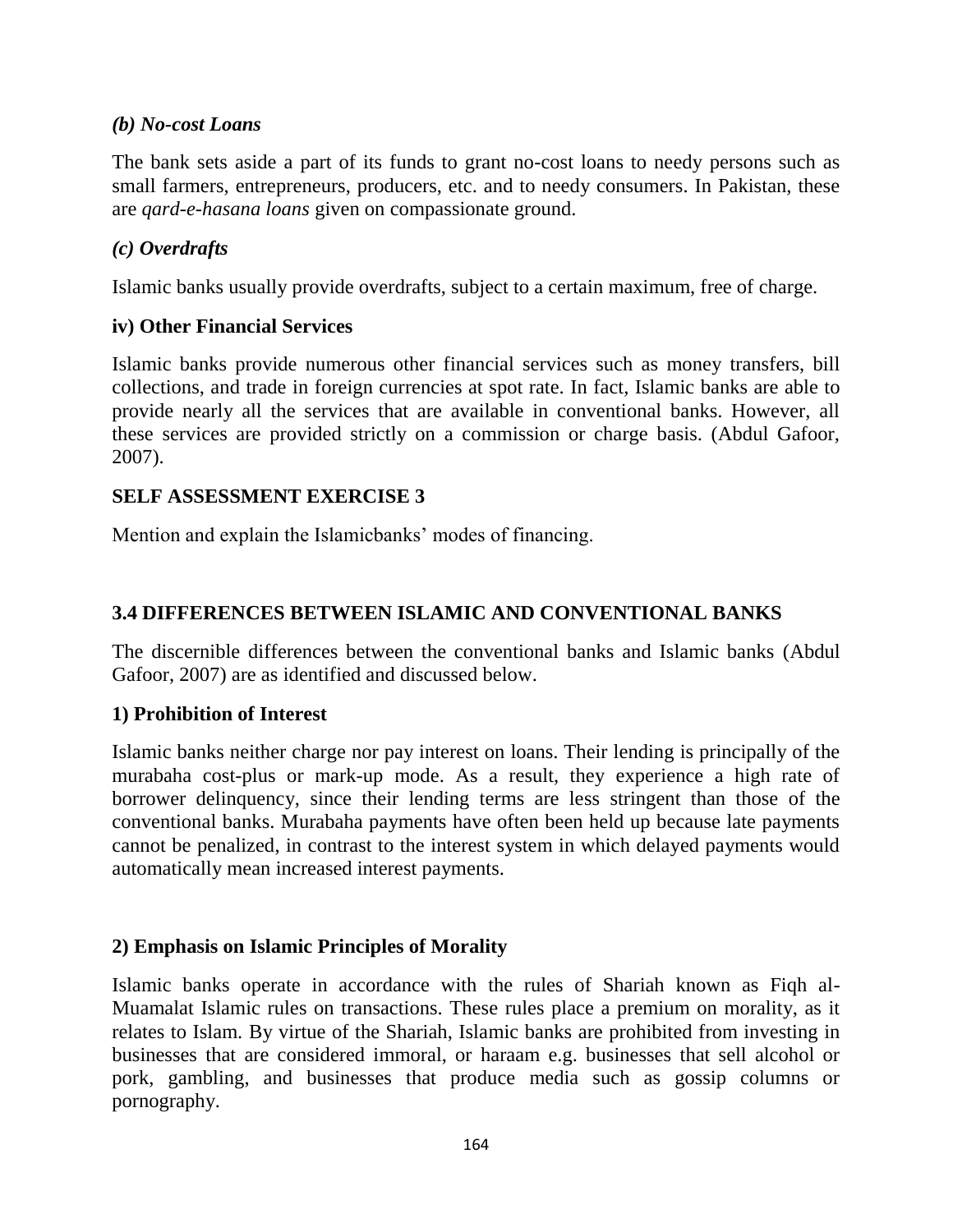### *(b) No-cost Loans*

The bank sets aside a part of its funds to grant no-cost loans to needy persons such as small farmers, entrepreneurs, producers, etc. and to needy consumers. In Pakistan, these are *qard-e-hasana loans* given on compassionate ground.

### *(c) Overdrafts*

Islamic banks usually provide overdrafts, subject to a certain maximum, free of charge.

### iv) Other Financial Services

Islamic banks provide numerous other financial services such as money transfers, bill collections, and trade in foreign currencies at spot rate. In fact, Islamic banks are able to provide nearly all the services that are available in conventional banks. However, all these services are provided strictly on a commission or charge basis. (Abdul Gafoor, 2007).

### SELF ASSESSMENT EXERCISE 3

Mention and explain the Islamicbanks' modes of financing.

## 3.4 DIFFERENCES BETWEEN ISLAMIC AND CONVENTIONAL BANKS

The discernible differences between the conventional banks and Islamic banks (Abdul Gafoor, 2007) are as identified and discussed below.

### 1) Prohibition of Interest

Islamic banks neither charge nor pay interest on loans. Their lending is principally of the murabaha cost-plus or mark-up mode. As a result, they experience a high rate of borrower delinquency, since their lending terms are less stringent than those of the conventional banks. Murabaha payments have often been held up because late payments cannot be penalized, in contrast to the interest system in which delayed payments would automatically mean increased interest payments.

### 2) Emphasis on Islamic Principles of Morality

Islamic banks operate in accordance with the rules of Shariah known as Fiqh al-Muamalat Islamic rules on transactions. These rules place a premium on morality, as it relates to Islam. By virtue of the Shariah, Islamic banks are prohibited from investing in businesses that are considered immoral, or haraam e.g. businesses that sell alcohol or pork, gambling, and businesses that produce media such as gossip columns or pornography.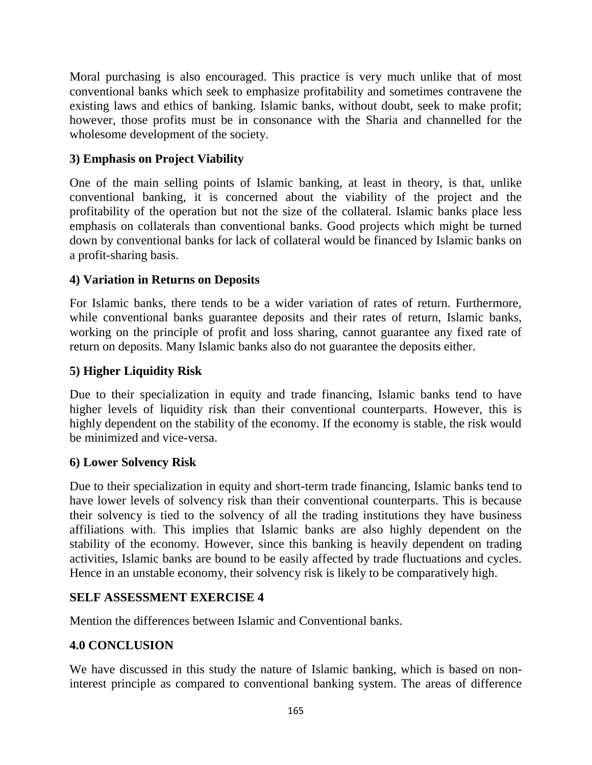Moral purchasing is also encouraged. This practice is very much unlike that of most conventional banks which seek to emphasize profitability and sometimes contravene the existing laws and ethics of banking. Islamic banks, without doubt, seek to make profit; however, those profits must be in consonance with the Sharia and channelled for the wholesome development of the society.

**3) Emphasis on Project Viability**

One of the main selling points of Islamic banking, at least in theory, is that, unlike conventional banking, it is concerned about the viability of the project and the profitability of the operation but not the size of the collateral. Islamic banks place less emphasis on collaterals than conventional banks. Good projects which might be turned down by conventional banks for lack of collateral would be financed by Islamic banks on a profit-sharing basis.

**4) Variation in Returns on Deposits**

For Islamic banks, there tends to be a wider variation of rates of return. Furthermore, while conventional banks guarantee deposits and their rates of return, Islamic banks, working on the principle of profit and loss sharing, cannot guarantee any fixed rate of return on deposits. Many Islamic banks also do not guarantee the deposits either.

**5) Higher Liquidity Risk**

Due to their specialization in equity and trade financing, Islamic banks tend to have higher levels of liquidity risk than their conventional counterparts. However, this is highly dependent on the stability of the economy. If the economy is stable, the risk would be minimized and vice-versa.

**6) Lower Solvency Risk**

Due to their specialization in equity and short-term trade financing, Islamic banks tend to have lower levels of solvency risk than their conventional counterparts. This is because their solvency is tied to the solvency of all the trading institutions they have business affiliations with. This implies that Islamic banks are also highly dependent on the stability of the economy. However, since this banking is heavily dependent on trading activities, Islamic banks are bound to be easily affected by trade fluctuations and cycles. Hence in an unstable economy, their solvency risk is likely to be comparatively high.

**SELF ASSESSMENT EXERCISE 4**

Mention the differences between Islamic and Conventional banks.

## 4.0 CONCLUSION

We have discussed in this study the nature of Islamic banking, which is based on non-interest principle as compared to conventional banking system. The areas of difference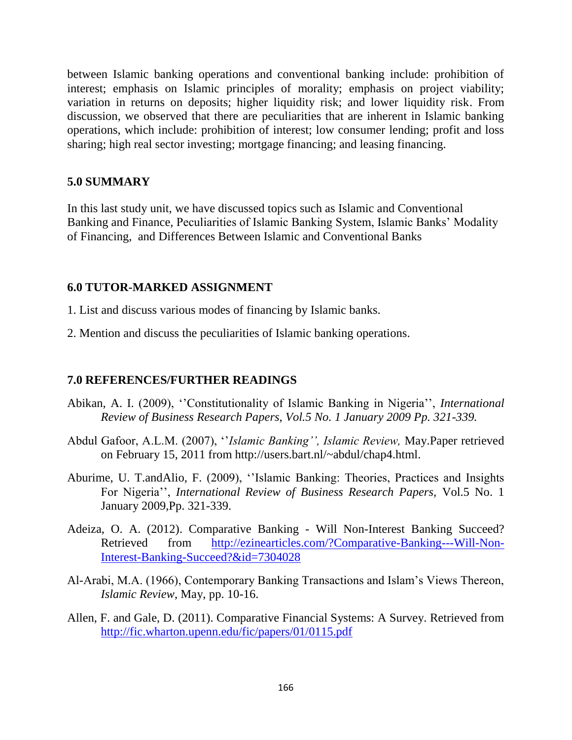between Islamic banking operations and conventional banking include: prohibition of interest; emphasis on Islamic principles of morality; emphasis on project viability; variation in returns on deposits; higher liquidity risk; and lower liquidity risk. From discussion, we observed that there are peculiarities that are inherent in Islamic banking operations, which include: prohibition of interest; low consumer lending; profit and loss sharing; high real sector investing; mortgage financing; and leasing financing.

## 5.0 SUMMARY

In this last study unit, we have discussed topics such as Islamic and Conventional Banking and Finance, Peculiarities of Islamic Banking System, Islamic Banks' Modality of Financing, and Differences Between Islamic and Conventional Banks

## 6.0 TUTOR-MARKED ASSIGNMENT

1. List and discuss various modes of financing by Islamic banks.

2. Mention and discuss the peculiarities of Islamic banking operations.

## 7.0 REFERENCES/FURTHER READINGS

Abikan, A. I. (2009), ''Constitutionality of Islamic Banking in Nigeria'', *International Review of Business Research Papers, Vol.5 No. 1 January 2009 Pp. 321-339.*

Abdul Gafoor, A.L.M. (2007), ''*Islamic Banking'', Islamic Review,* May.Paper retrieved on February 15, 2011 from http://users.bart.nl/~abdul/chap4.html.

Aburime, U. T.andAlio, F. (2009), ''Islamic Banking: Theories, Practices and Insights For Nigeria'', *International Review of Business Research Papers,* Vol.5 No. 1 January 2009,Pp. 321-339.

Adeiza, O. A. (2012). Comparative Banking - Will Non-Interest Banking Succeed? Retrieved from http://ezinearticles.com/?Comparative-Banking---Will-Non-Interest-Banking-Succeed?&id=7304028

Al-Arabi, M.A. (1966), Contemporary Banking Transactions and Islam's Views Thereon, *Islamic Review*, May, pp. 10-16.

Allen, F. and Gale, D. (2011). Comparative Financial Systems: A Survey. Retrieved from http://fic.wharton.upenn.edu/fic/papers/01/0115.pdf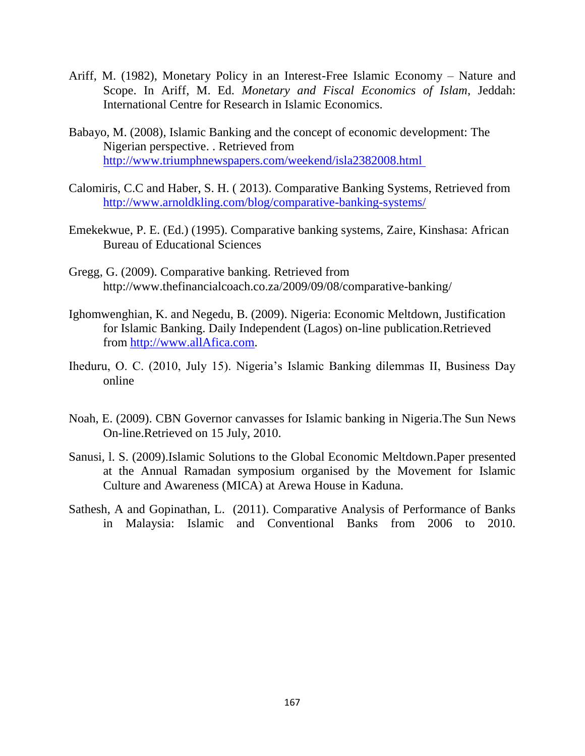Ariff, M. (1982), Monetary Policy in an Interest-Free Islamic Economy – Nature and Scope. In Ariff, M. Ed. *Monetary and Fiscal Economics of Islam*, Jeddah: International Centre for Research in Islamic Economics.

Babayo, M. (2008), Islamic Banking and the concept of economic development: The Nigerian perspective. . Retrieved from http://www.triumphnewspapers.com/weekend/isla2382008.html

Calomiris, C.C and Haber, S. H. ( 2013). Comparative Banking Systems, Retrieved from http://www.arnoldkling.com/blog/comparative-banking-systems/

Emekekwue, P. E. (Ed.) (1995). Comparative banking systems, Zaire, Kinshasa: African Bureau of Educational Sciences

Gregg, G. (2009). Comparative banking. Retrieved from http://www.thefinancialcoach.co.za/2009/09/08/comparative-banking/

Ighomwenghian, K. and Negedu, B. (2009). Nigeria: Economic Meltdown, Justification for Islamic Banking. Daily Independent (Lagos) on-line publication.Retrieved from http://www.allAfica.com.

Iheduru, O. C. (2010, July 15). Nigeria's Islamic Banking dilemmas II, Business Day online

Noah, E. (2009). CBN Governor canvasses for Islamic banking in Nigeria.The Sun News On-line.Retrieved on 15 July, 2010.

Sanusi, l. S. (2009).Islamic Solutions to the Global Economic Meltdown.Paper presented at the Annual Ramadan symposium organised by the Movement for Islamic Culture and Awareness (MICA) at Arewa House in Kaduna.

Sathesh, A and Gopinathan, L. (2011). Comparative Analysis of Performance of Banks in Malaysia: Islamic and Conventional Banks from 2006 to 2010.